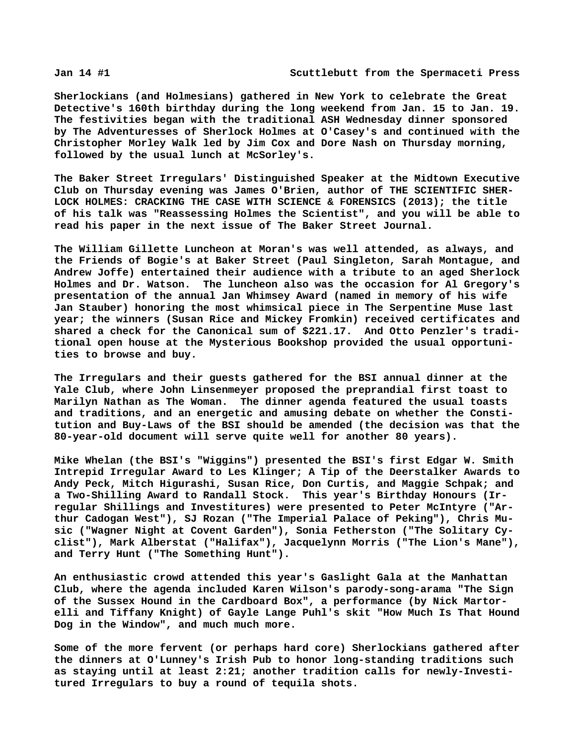Sherlockians (and Holmesians) gathered in New York to celebrate the Great Detective's 160th birthday during the long weekend from Jan. 15 to Jan. 19. The festivities began with the traditional ASH Wednesday dinner sponsored by The Adventuresses of Sherlock Holmes at O'Casey's and continued with the Christopher Morley Walk led by Jim Cox and Dore Nash on Thursday morning, followed by the usual lunch at McSorley's.

The Baker Street Irregulars' Distinguished Speaker at the Midtown Executive Club on Thursday evening was James O'Brien, author of THE SCIENTIFIC SHERLOCK HOLMES: CRACKING THE CASE WITH SCIENCE & FORENSICS (2013); the title of his talk was "Reassessing Holmes the Scientist", and you will be able to read his paper in the next issue of The Baker Street Journal.

The William Gillette Luncheon at Moran's was well attended, as always, and the Friends of Bogie's at Baker Street (Paul Singleton, Sarah Montague, and Andrew Joffe) entertained their audience with a tribute to an aged Sherlock Holmes and Dr. Watson. The luncheon also was the occasion for Al Gregory's presentation of the annual Jan Whimsey Award (named in memory of his wife Jan Stauber) honoring the most whimsical piece in The Serpentine Muse last year; the winners (Susan Rice and Mickey Fromkin) received certificates and shared a check for the Canonical sum of $221.17. And Otto Penzler's traditional open house at the Mysterious Bookshop provided the usual opportunities to browse and buy.

The Irregulars and their guests gathered for the BSI annual dinner at the Yale Club, where John Linsenmeyer proposed the preprandial first toast to Marilyn Nathan as The Woman. The dinner agenda featured the usual toasts and traditions, and an energetic and amusing debate on whether the Constitution and Buy-Laws of the BSI should be amended (the decision was that the 80-year-old document will serve quite well for another 80 years).

Mike Whelan (the BSI's "Wiggins") presented the BSI's first Edgar W. Smith Intrepid Irregular Award to Les Klinger; A Tip of the Deerstalker Awards to Andy Peck, Mitch Higurashi, Susan Rice, Don Curtis, and Maggie Schpak; and a Two-Shilling Award to Randall Stock. This year's Birthday Honours (Irregular Shillings and Investitures) were presented to Peter McIntyre ("Arthur Cadogan West"), SJ Rozan ("The Imperial Palace of Peking"), Chris Music ("Wagner Night at Covent Garden"), Sonia Fetherston ("The Solitary Cyclist"), Mark Alberstat ("Halifax"), Jacquelynn Morris ("The Lion's Mane"), and Terry Hunt ("The Something Hunt").

An enthusiastic crowd attended this year's Gaslight Gala at the Manhattan Club, where the agenda included Karen Wilson's parody-song-arama "The Sign of the Sussex Hound in the Cardboard Box", a performance (by Nick Martorelli and Tiffany Knight) of Gayle Lange Puhl's skit "How Much Is That Hound Dog in the Window", and much much more.

Some of the more fervent (or perhaps hard core) Sherlockians gathered after the dinners at O'Lunney's Irish Pub to honor long-standing traditions such as staying until at least 2:21; another tradition calls for newly-Investitured Irregulars to buy a round of tequila shots.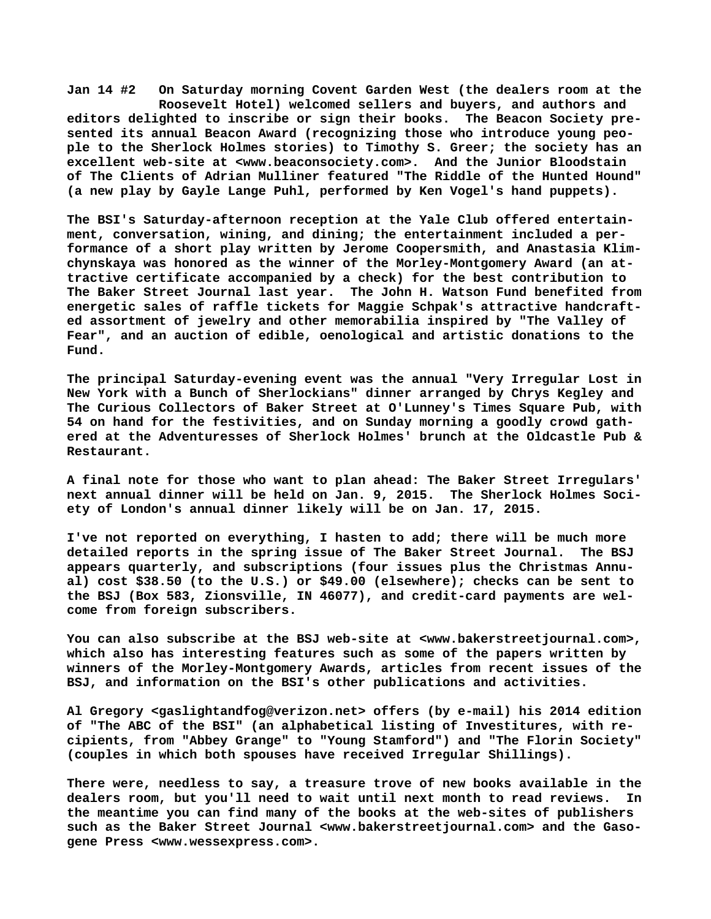**Jan 14 #2** On Saturday morning Covent Garden West (the dealers room at the Roosevelt Hotel) welcomed sellers and buyers, and authors and editors delighted to inscribe or sign their books. The Beacon Society presented its annual Beacon Award (recognizing those who introduce young people to the Sherlock Holmes stories) to Timothy S. Greer; the society has an excellent web-site at <www.beaconsociety.com>. And the Junior Bloodstain of The Clients of Adrian Mulliner featured "The Riddle of the Hunted Hound" (a new play by Gayle Lange Puhl, performed by Ken Vogel's hand puppets).

The BSI's Saturday-afternoon reception at the Yale Club offered entertainment, conversation, wining, and dining; the entertainment included a performance of a short play written by Jerome Coopersmith, and Anastasia Klimchynskaya was honored as the winner of the Morley-Montgomery Award (an attractive certificate accompanied by a check) for the best contribution to The Baker Street Journal last year. The John H. Watson Fund benefited from energetic sales of raffle tickets for Maggie Schpak's attractive handcrafted assortment of jewelry and other memorabilia inspired by "The Valley of Fear", and an auction of edible, oenological and artistic donations to the Fund.

The principal Saturday-evening event was the annual "Very Irregular Lost in New York with a Bunch of Sherlockians" dinner arranged by Chrys Kegley and The Curious Collectors of Baker Street at O'Lunney's Times Square Pub, with 54 on hand for the festivities, and on Sunday morning a goodly crowd gathered at the Adventuresses of Sherlock Holmes' brunch at the Oldcastle Pub & Restaurant.

A final note for those who want to plan ahead: The Baker Street Irregulars' next annual dinner will be held on Jan. 9, 2015. The Sherlock Holmes Society of London's annual dinner likely will be on Jan. 17, 2015.

I've not reported on everything, I hasten to add; there will be much more detailed reports in the spring issue of The Baker Street Journal. The BSJ appears quarterly, and subscriptions (four issues plus the Christmas Annual) cost $38.50 (to the U.S.) or $49.00 (elsewhere); checks can be sent to the BSJ (Box 583, Zionsville, IN 46077), and credit-card payments are welcome from foreign subscribers.

You can also subscribe at the BSJ web-site at <www.bakerstreetjournal.com>, which also has interesting features such as some of the papers written by winners of the Morley-Montgomery Awards, articles from recent issues of the BSJ, and information on the BSI's other publications and activities.

Al Gregory <gaslightandfog@verizon.net> offers (by e-mail) his 2014 edition of "The ABC of the BSI" (an alphabetical listing of Investitures, with recipients, from "Abbey Grange" to "Young Stamford") and "The Florin Society" (couples in which both spouses have received Irregular Shillings).

There were, needless to say, a treasure trove of new books available in the dealers room, but you'll need to wait until next month to read reviews. In the meantime you can find many of the books at the web-sites of publishers such as the Baker Street Journal <www.bakerstreetjournal.com> and the Gasogene Press <www.wessexpress.com>.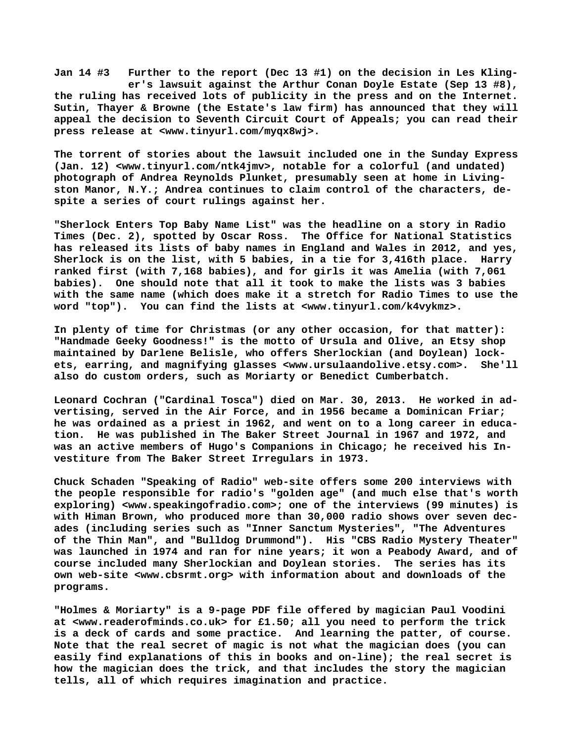**Jan 14 #3 Further to the report (Dec 13 #1) on the decision in Les Klinger's lawsuit against the Arthur Conan Doyle Estate (Sep 13 #8), the ruling has received lots of publicity in the press and on the Internet. Sutin, Thayer & Browne (the Estate's law firm) has announced that they will appeal the decision to Seventh Circuit Court of Appeals; you can read their press release at <www.tinyurl.com/myqx8wj>.**

**The torrent of stories about the lawsuit included one in the Sunday Express (Jan. 12) <www.tinyurl.com/ntk4jmv>, notable for a colorful (and undated) photograph of Andrea Reynolds Plunket, presumably seen at home in Livingston Manor, N.Y.; Andrea continues to claim control of the characters, despite a series of court rulings against her.**

**"Sherlock Enters Top Baby Name List" was the headline on a story in Radio Times (Dec. 2), spotted by Oscar Ross. The Office for National Statistics has released its lists of baby names in England and Wales in 2012, and yes, Sherlock is on the list, with 5 babies, in a tie for 3,416th place. Harry ranked first (with 7,168 babies), and for girls it was Amelia (with 7,061 babies). One should note that all it took to make the lists was 3 babies with the same name (which does make it a stretch for Radio Times to use the word "top"). You can find the lists at <www.tinyurl.com/k4vykmz>.**

**In plenty of time for Christmas (or any other occasion, for that matter): "Handmade Geeky Goodness!" is the motto of Ursula and Olive, an Etsy shop maintained by Darlene Belisle, who offers Sherlockian (and Doylean) lockets, earring, and magnifying glasses <www.ursulaandolive.etsy.com>. She'll also do custom orders, such as Moriarty or Benedict Cumberbatch.**

**Leonard Cochran ("Cardinal Tosca") died on Mar. 30, 2013. He worked in advertising, served in the Air Force, and in 1956 became a Dominican Friar; he was ordained as a priest in 1962, and went on to a long career in education. He was published in The Baker Street Journal in 1967 and 1972, and was an active members of Hugo's Companions in Chicago; he received his Investiture from The Baker Street Irregulars in 1973.**

**Chuck Schaden "Speaking of Radio" web-site offers some 200 interviews with the people responsible for radio's "golden age" (and much else that's worth exploring) <www.speakingofradio.com>; one of the interviews (99 minutes) is with Himan Brown, who produced more than 30,000 radio shows over seven decades (including series such as "Inner Sanctum Mysteries", "The Adventures of the Thin Man", and "Bulldog Drummond"). His "CBS Radio Mystery Theater" was launched in 1974 and ran for nine years; it won a Peabody Award, and of course included many Sherlockian and Doylean stories. The series has its own web-site <www.cbsrmt.org> with information about and downloads of the programs.**

**"Holmes & Moriarty" is a 9-page PDF file offered by magician Paul Voodini at <www.readerofminds.co.uk> for £1.50; all you need to perform the trick is a deck of cards and some practice. And learning the patter, of course. Note that the real secret of magic is not what the magician does (you can easily find explanations of this in books and on-line); the real secret is how the magician does the trick, and that includes the story the magician tells, all of which requires imagination and practice.**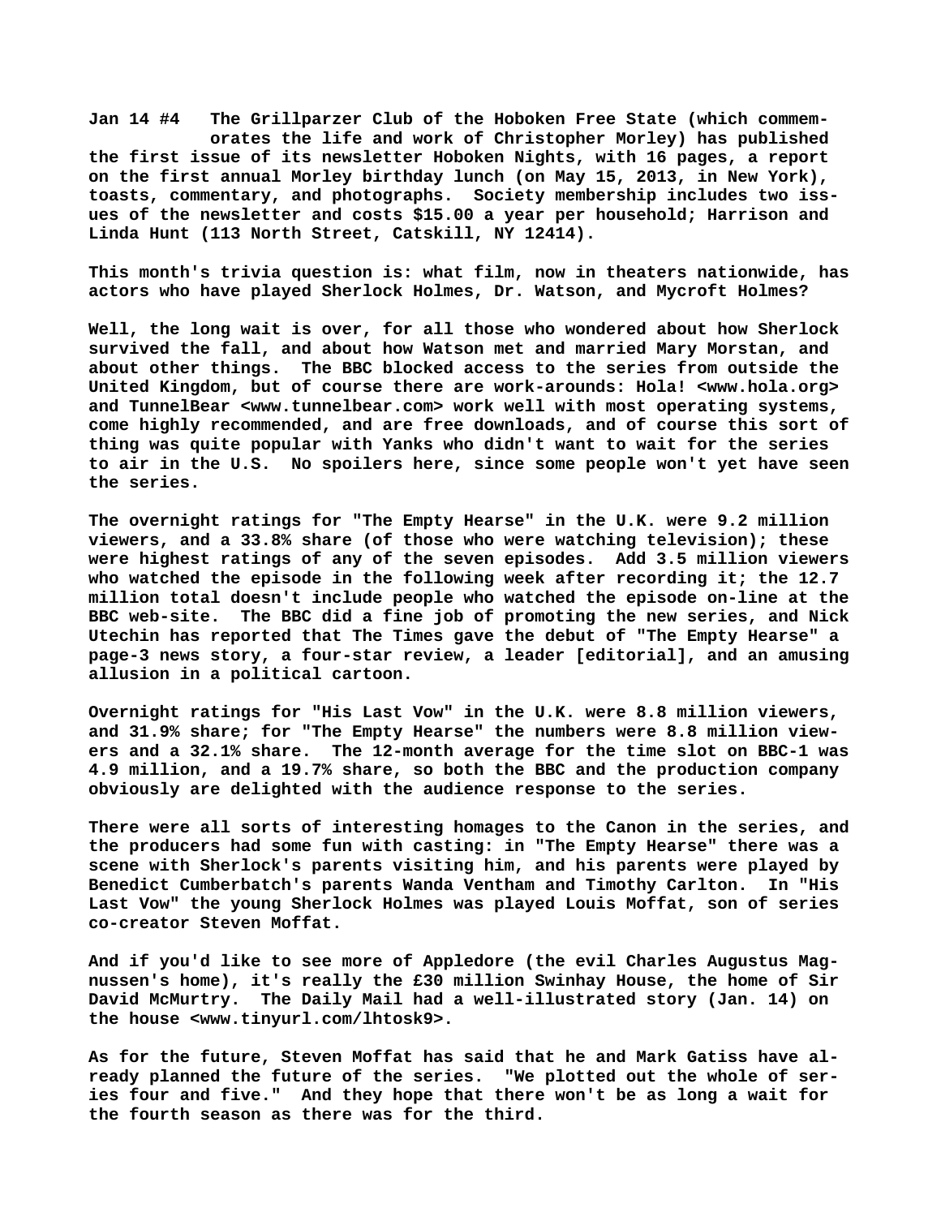**Jan 14 #4** The Grillparzer Club of the Hoboken Free State (which commemorates the life and work of Christopher Morley) has published the first issue of its newsletter Hoboken Nights, with 16 pages, a report on the first annual Morley birthday lunch (on May 15, 2013, in New York), toasts, commentary, and photographs. Society membership includes two issues of the newsletter and costs $15.00 a year per household; Harrison and Linda Hunt (113 North Street, Catskill, NY 12414).

This month's trivia question is: what film, now in theaters nationwide, has actors who have played Sherlock Holmes, Dr. Watson, and Mycroft Holmes?

Well, the long wait is over, for all those who wondered about how Sherlock survived the fall, and about how Watson met and married Mary Morstan, and about other things. The BBC blocked access to the series from outside the United Kingdom, but of course there are work-arounds: Hola! <www.hola.org> and TunnelBear <www.tunnelbear.com> work well with most operating systems, come highly recommended, and are free downloads, and of course this sort of thing was quite popular with Yanks who didn't want to wait for the series to air in the U.S. No spoilers here, since some people won't yet have seen the series.

The overnight ratings for "The Empty Hearse" in the U.K. were 9.2 million viewers, and a 33.8% share (of those who were watching television); these were highest ratings of any of the seven episodes. Add 3.5 million viewers who watched the episode in the following week after recording it; the 12.7 million total doesn't include people who watched the episode on-line at the BBC web-site. The BBC did a fine job of promoting the new series, and Nick Utechin has reported that The Times gave the debut of "The Empty Hearse" a page-3 news story, a four-star review, a leader [editorial], and an amusing allusion in a political cartoon.

Overnight ratings for "His Last Vow" in the U.K. were 8.8 million viewers, and 31.9% share; for "The Empty Hearse" the numbers were 8.8 million viewers and a 32.1% share. The 12-month average for the time slot on BBC-1 was 4.9 million, and a 19.7% share, so both the BBC and the production company obviously are delighted with the audience response to the series.

There were all sorts of interesting homages to the Canon in the series, and the producers had some fun with casting: in "The Empty Hearse" there was a scene with Sherlock's parents visiting him, and his parents were played by Benedict Cumberbatch's parents Wanda Ventham and Timothy Carlton. In "His Last Vow" the young Sherlock Holmes was played Louis Moffat, son of series co-creator Steven Moffat.

And if you'd like to see more of Appledore (the evil Charles Augustus Magnussen's home), it's really the £30 million Swinhay House, the home of Sir David McMurtry. The Daily Mail had a well-illustrated story (Jan. 14) on the house <www.tinyurl.com/lhtosk9>.

As for the future, Steven Moffat has said that he and Mark Gatiss have already planned the future of the series. "We plotted out the whole of series four and five." And they hope that there won't be as long a wait for the fourth season as there was for the third.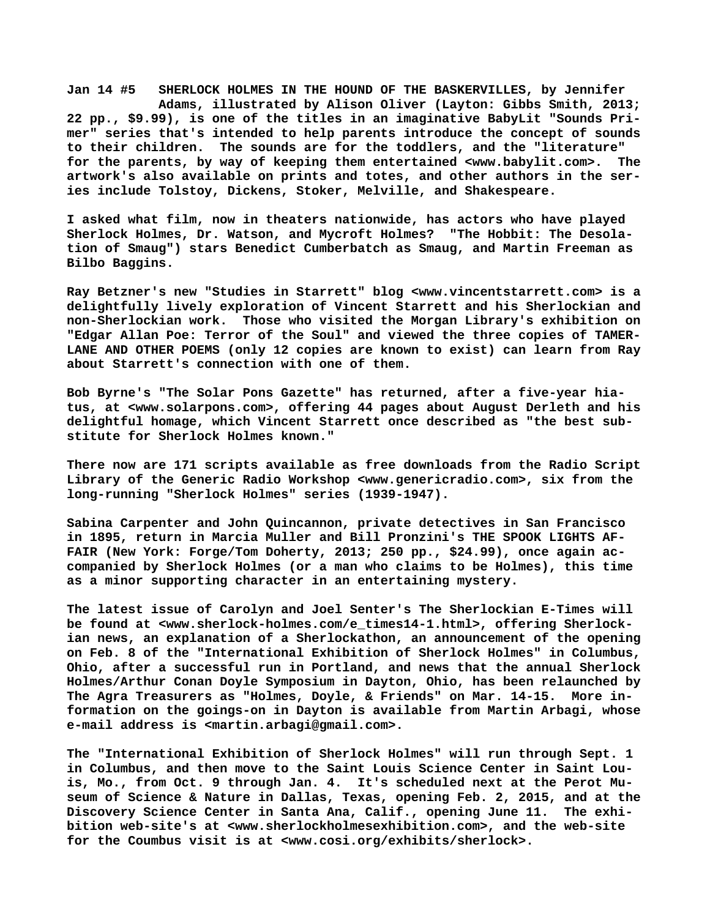**Jan 14 #5 SHERLOCK HOLMES IN THE HOUND OF THE BASKERVILLES, by Jennifer Adams, illustrated by Alison Oliver (Layton: Gibbs Smith, 2013; 22 pp., $9.99), is one of the titles in an imaginative BabyLit "Sounds Primer" series that's intended to help parents introduce the concept of sounds to their children. The sounds are for the toddlers, and the "literature" for the parents, by way of keeping them entertained <www.babylit.com>. The artwork's also available on prints and totes, and other authors in the series include Tolstoy, Dickens, Stoker, Melville, and Shakespeare.**

**I asked what film, now in theaters nationwide, has actors who have played Sherlock Holmes, Dr. Watson, and Mycroft Holmes? "The Hobbit: The Desolation of Smaug") stars Benedict Cumberbatch as Smaug, and Martin Freeman as Bilbo Baggins.**

**Ray Betzner's new "Studies in Starrett" blog <www.vincentstarrett.com> is a delightfully lively exploration of Vincent Starrett and his Sherlockian and non-Sherlockian work. Those who visited the Morgan Library's exhibition on "Edgar Allan Poe: Terror of the Soul" and viewed the three copies of TAMERLANE AND OTHER POEMS (only 12 copies are known to exist) can learn from Ray about Starrett's connection with one of them.**

**Bob Byrne's "The Solar Pons Gazette" has returned, after a five-year hiatus, at <www.solarpons.com>, offering 44 pages about August Derleth and his delightful homage, which Vincent Starrett once described as "the best substitute for Sherlock Holmes known."**

**There now are 171 scripts available as free downloads from the Radio Script Library of the Generic Radio Workshop <www.genericradio.com>, six from the long-running "Sherlock Holmes" series (1939-1947).**

**Sabina Carpenter and John Quincannon, private detectives in San Francisco in 1895, return in Marcia Muller and Bill Pronzini's THE SPOOK LIGHTS AFFAIR (New York: Forge/Tom Doherty, 2013; 250 pp., $24.99), once again accompanied by Sherlock Holmes (or a man who claims to be Holmes), this time as a minor supporting character in an entertaining mystery.**

**The latest issue of Carolyn and Joel Senter's The Sherlockian E-Times will be found at <www.sherlock-holmes.com/e_times14-1.html>, offering Sherlockian news, an explanation of a Sherlockathon, an announcement of the opening on Feb. 8 of the "International Exhibition of Sherlock Holmes" in Columbus, Ohio, after a successful run in Portland, and news that the annual Sherlock Holmes/Arthur Conan Doyle Symposium in Dayton, Ohio, has been relaunched by The Agra Treasurers as "Holmes, Doyle, & Friends" on Mar. 14-15. More information on the goings-on in Dayton is available from Martin Arbagi, whose e-mail address is <martin.arbagi@gmail.com>.**

**The "International Exhibition of Sherlock Holmes" will run through Sept. 1 in Columbus, and then move to the Saint Louis Science Center in Saint Louis, Mo., from Oct. 9 through Jan. 4. It's scheduled next at the Perot Museum of Science & Nature in Dallas, Texas, opening Feb. 2, 2015, and at the Discovery Science Center in Santa Ana, Calif., opening June 11. The exhibition web-site's at <www.sherlockholmesexhibition.com>, and the web-site for the Coumbus visit is at <www.cosi.org/exhibits/sherlock>.**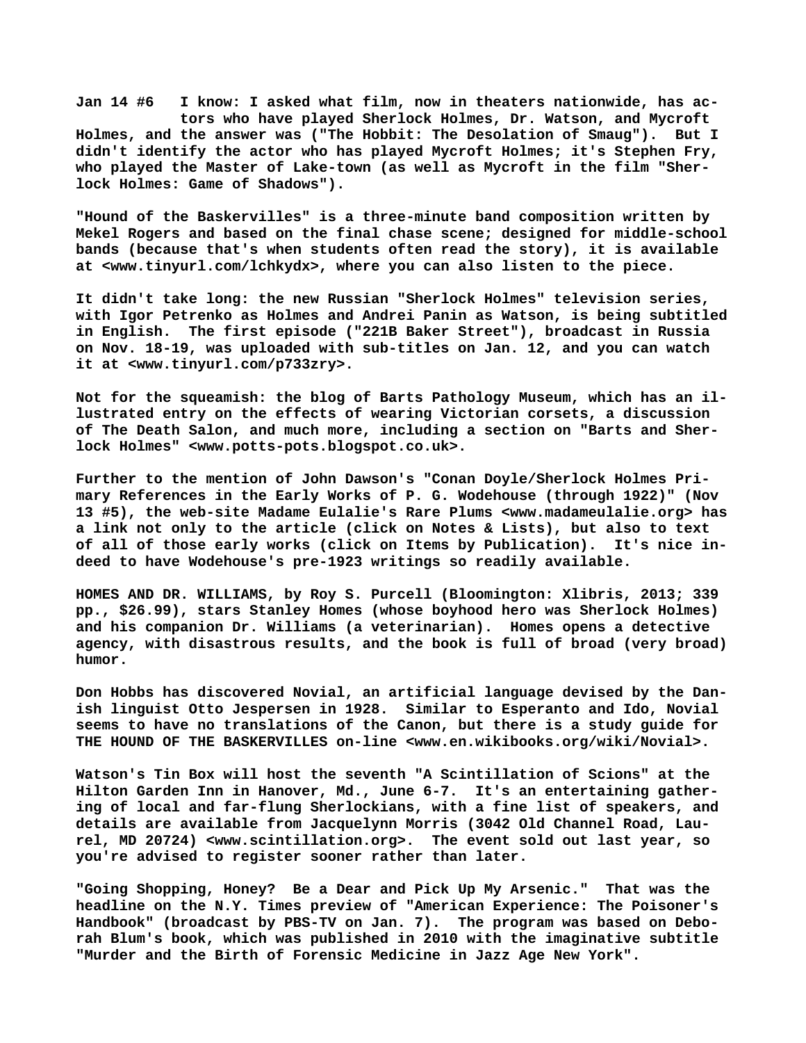**Jan 14 #6** I know: I asked what film, now in theaters nationwide, has actors who have played Sherlock Holmes, Dr. Watson, and Mycroft Holmes, and the answer was ("The Hobbit: The Desolation of Smaug"). But I didn't identify the actor who has played Mycroft Holmes; it's Stephen Fry, who played the Master of Lake-town (as well as Mycroft in the film "Sherlock Holmes: Game of Shadows").

"Hound of the Baskervilles" is a three-minute band composition written by Mekel Rogers and based on the final chase scene; designed for middle-school bands (because that's when students often read the story), it is available at <www.tinyurl.com/lchkydx>, where you can also listen to the piece.

It didn't take long: the new Russian "Sherlock Holmes" television series, with Igor Petrenko as Holmes and Andrei Panin as Watson, is being subtitled in English. The first episode ("221B Baker Street"), broadcast in Russia on Nov. 18-19, was uploaded with sub-titles on Jan. 12, and you can watch it at <www.tinyurl.com/p733zry>.

Not for the squeamish: the blog of Barts Pathology Museum, which has an illustrated entry on the effects of wearing Victorian corsets, a discussion of The Death Salon, and much more, including a section on "Barts and Sherlock Holmes" <www.potts-pots.blogspot.co.uk>.

Further to the mention of John Dawson's "Conan Doyle/Sherlock Holmes Primary References in the Early Works of P. G. Wodehouse (through 1922)" (Nov 13 #5), the web-site Madame Eulalie's Rare Plums <www.madameulalie.org> has a link not only to the article (click on Notes & Lists), but also to text of all of those early works (click on Items by Publication). It's nice indeed to have Wodehouse's pre-1923 writings so readily available.

HOMES AND DR. WILLIAMS, by Roy S. Purcell (Bloomington: Xlibris, 2013; 339 pp., $26.99), stars Stanley Homes (whose boyhood hero was Sherlock Holmes) and his companion Dr. Williams (a veterinarian). Homes opens a detective agency, with disastrous results, and the book is full of broad (very broad) humor.

Don Hobbs has discovered Novial, an artificial language devised by the Danish linguist Otto Jespersen in 1928. Similar to Esperanto and Ido, Novial seems to have no translations of the Canon, but there is a study guide for THE HOUND OF THE BASKERVILLES on-line <www.en.wikibooks.org/wiki/Novial>.

Watson's Tin Box will host the seventh "A Scintillation of Scions" at the Hilton Garden Inn in Hanover, Md., June 6-7. It's an entertaining gathering of local and far-flung Sherlockians, with a fine list of speakers, and details are available from Jacquelynn Morris (3042 Old Channel Road, Laurel, MD 20724) <www.scintillation.org>. The event sold out last year, so you're advised to register sooner rather than later.

"Going Shopping, Honey? Be a Dear and Pick Up My Arsenic." That was the headline on the N.Y. Times preview of "American Experience: The Poisoner's Handbook" (broadcast by PBS-TV on Jan. 7). The program was based on Deborah Blum's book, which was published in 2010 with the imaginative subtitle "Murder and the Birth of Forensic Medicine in Jazz Age New York".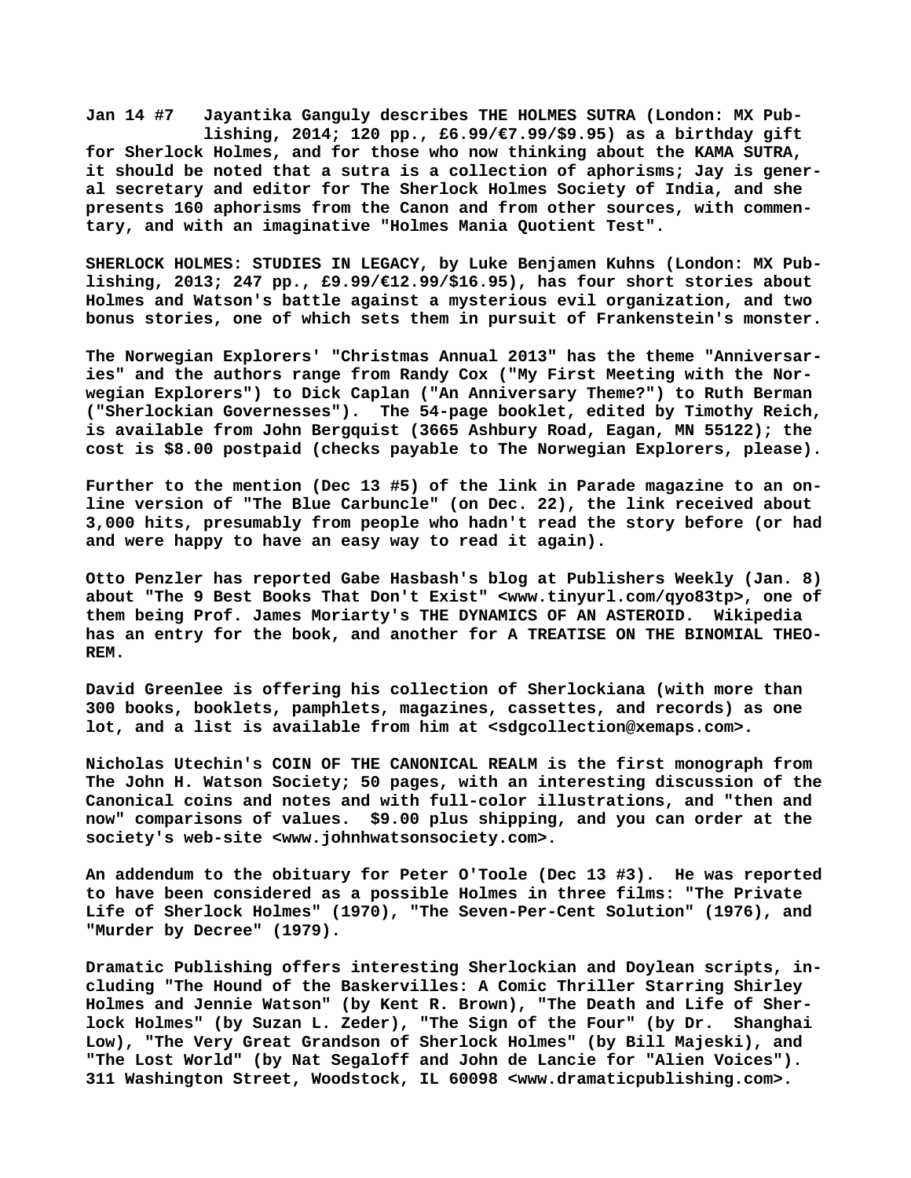**Jan 14 #7 Jayantika Ganguly describes THE HOLMES SUTRA (London: MX Publishing, 2014; 120 pp., £6.99/€7.99/$9.95) as a birthday gift for Sherlock Holmes, and for those who now thinking about the KAMA SUTRA, it should be noted that a sutra is a collection of aphorisms; Jay is general secretary and editor for The Sherlock Holmes Society of India, and she presents 160 aphorisms from the Canon and from other sources, with commentary, and with an imaginative "Holmes Mania Quotient Test".**

**SHERLOCK HOLMES: STUDIES IN LEGACY, by Luke Benjamen Kuhns (London: MX Publishing, 2013; 247 pp., £9.99/€12.99/$16.95), has four short stories about Holmes and Watson's battle against a mysterious evil organization, and two bonus stories, one of which sets them in pursuit of Frankenstein's monster.**

**The Norwegian Explorers' "Christmas Annual 2013" has the theme "Anniversaries" and the authors range from Randy Cox ("My First Meeting with the Norwegian Explorers") to Dick Caplan ("An Anniversary Theme?") to Ruth Berman ("Sherlockian Governesses"). The 54-page booklet, edited by Timothy Reich, is available from John Bergquist (3665 Ashbury Road, Eagan, MN 55122); the cost is $8.00 postpaid (checks payable to The Norwegian Explorers, please).**

**Further to the mention (Dec 13 #5) of the link in Parade magazine to an online version of "The Blue Carbuncle" (on Dec. 22), the link received about 3,000 hits, presumably from people who hadn't read the story before (or had and were happy to have an easy way to read it again).**

**Otto Penzler has reported Gabe Hasbash's blog at Publishers Weekly (Jan. 8) about "The 9 Best Books That Don't Exist" <www.tinyurl.com/qyo83tp>, one of them being Prof. James Moriarty's THE DYNAMICS OF AN ASTEROID. Wikipedia has an entry for the book, and another for A TREATISE ON THE BINOMIAL THEOREM.**

**David Greenlee is offering his collection of Sherlockiana (with more than 300 books, booklets, pamphlets, magazines, cassettes, and records) as one lot, and a list is available from him at <sdgcollection@xemaps.com>.**

**Nicholas Utechin's COIN OF THE CANONICAL REALM is the first monograph from The John H. Watson Society; 50 pages, with an interesting discussion of the Canonical coins and notes and with full-color illustrations, and "then and now" comparisons of values. $9.00 plus shipping, and you can order at the society's web-site <www.johnhwatsonsociety.com>.**

**An addendum to the obituary for Peter O'Toole (Dec 13 #3). He was reported to have been considered as a possible Holmes in three films: "The Private Life of Sherlock Holmes" (1970), "The Seven-Per-Cent Solution" (1976), and "Murder by Decree" (1979).**

**Dramatic Publishing offers interesting Sherlockian and Doylean scripts, including "The Hound of the Baskervilles: A Comic Thriller Starring Shirley Holmes and Jennie Watson" (by Kent R. Brown), "The Death and Life of Sherlock Holmes" (by Suzan L. Zeder), "The Sign of the Four" (by Dr. Shanghai Low), "The Very Great Grandson of Sherlock Holmes" (by Bill Majeski), and "The Lost World" (by Nat Segaloff and John de Lancie for "Alien Voices"). 311 Washington Street, Woodstock, IL 60098 <www.dramaticpublishing.com>.**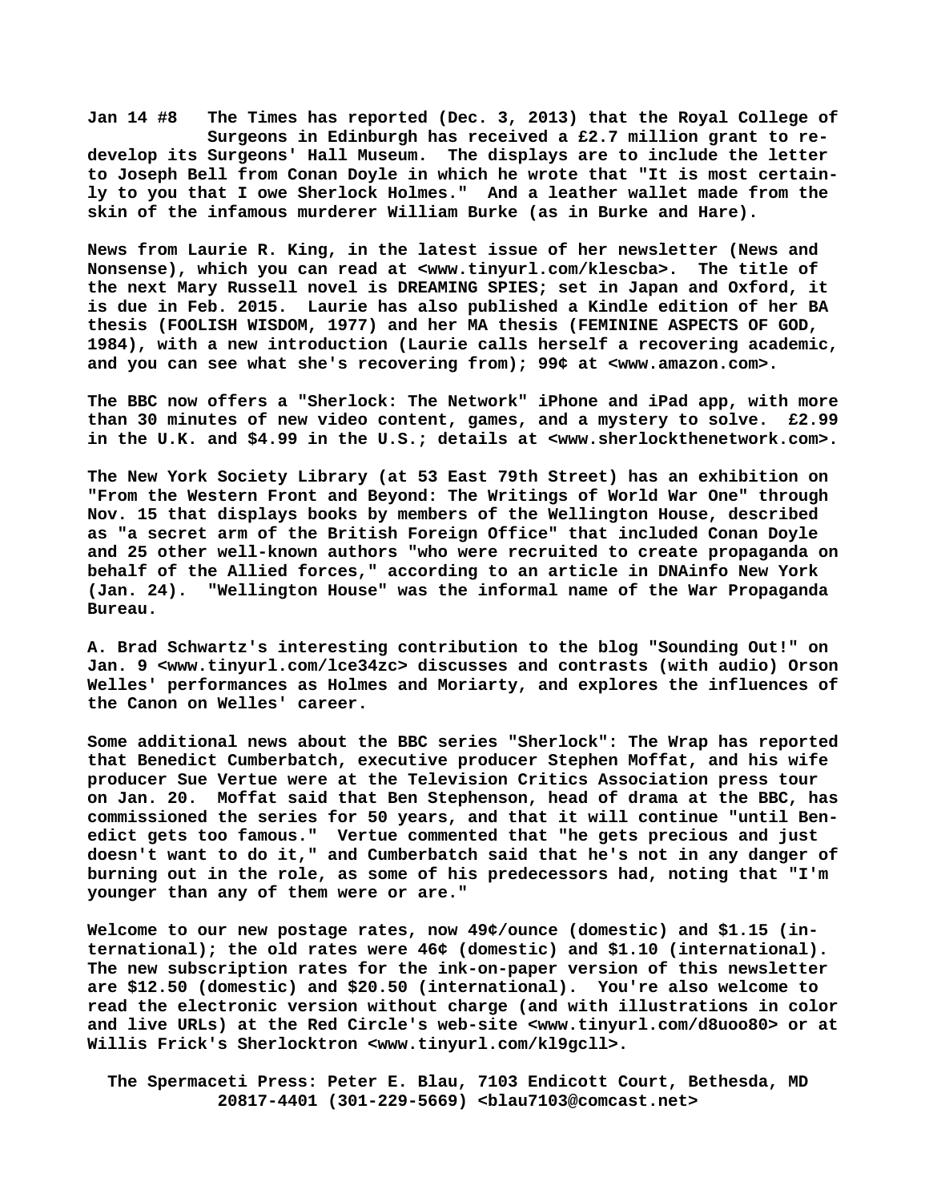Jan 14 #8 The Times has reported (Dec. 3, 2013) that the Royal College of Surgeons in Edinburgh has received a £2.7 million grant to re-develop its Surgeons' Hall Museum. The displays are to include the letter to Joseph Bell from Conan Doyle in which he wrote that "It is most certainly to you that I owe Sherlock Holmes." And a leather wallet made from the skin of the infamous murderer William Burke (as in Burke and Hare).

News from Laurie R. King, in the latest issue of her newsletter (News and Nonsense), which you can read at <www.tinyurl.com/klescba>. The title of the next Mary Russell novel is DREAMING SPIES; set in Japan and Oxford, it is due in Feb. 2015. Laurie has also published a Kindle edition of her BA thesis (FOOLISH WISDOM, 1977) and her MA thesis (FEMININE ASPECTS OF GOD, 1984), with a new introduction (Laurie calls herself a recovering academic, and you can see what she's recovering from); 99¢ at <www.amazon.com>.

The BBC now offers a "Sherlock: The Network" iPhone and iPad app, with more than 30 minutes of new video content, games, and a mystery to solve. £2.99 in the U.K. and $4.99 in the U.S.; details at <www.sherlockthenetwork.com>.

The New York Society Library (at 53 East 79th Street) has an exhibition on "From the Western Front and Beyond: The Writings of World War One" through Nov. 15 that displays books by members of the Wellington House, described as "a secret arm of the British Foreign Office" that included Conan Doyle and 25 other well-known authors "who were recruited to create propaganda on behalf of the Allied forces," according to an article in DNAinfo New York (Jan. 24). "Wellington House" was the informal name of the War Propaganda Bureau.

A. Brad Schwartz's interesting contribution to the blog "Sounding Out!" on Jan. 9 <www.tinyurl.com/lce34zc> discusses and contrasts (with audio) Orson Welles' performances as Holmes and Moriarty, and explores the influences of the Canon on Welles' career.

Some additional news about the BBC series "Sherlock": The Wrap has reported that Benedict Cumberbatch, executive producer Stephen Moffat, and his wife producer Sue Vertue were at the Television Critics Association press tour on Jan. 20. Moffat said that Ben Stephenson, head of drama at the BBC, has commissioned the series for 50 years, and that it will continue "until Benedict gets too famous." Vertue commented that "he gets precious and just doesn't want to do it," and Cumberbatch said that he's not in any danger of burning out in the role, as some of his predecessors had, noting that "I'm younger than any of them were or are."

Welcome to our new postage rates, now 49¢/ounce (domestic) and $1.15 (international); the old rates were 46¢ (domestic) and $1.10 (international). The new subscription rates for the ink-on-paper version of this newsletter are $12.50 (domestic) and $20.50 (international). You're also welcome to read the electronic version without charge (and with illustrations in color and live URLs) at the Red Circle's web-site <www.tinyurl.com/d8uoo80> or at Willis Frick's Sherlocktron <www.tinyurl.com/kl9gcll>.

The Spermaceti Press: Peter E. Blau, 7103 Endicott Court, Bethesda, MD 20817-4401 (301-229-5669) <blau7103@comcast.net>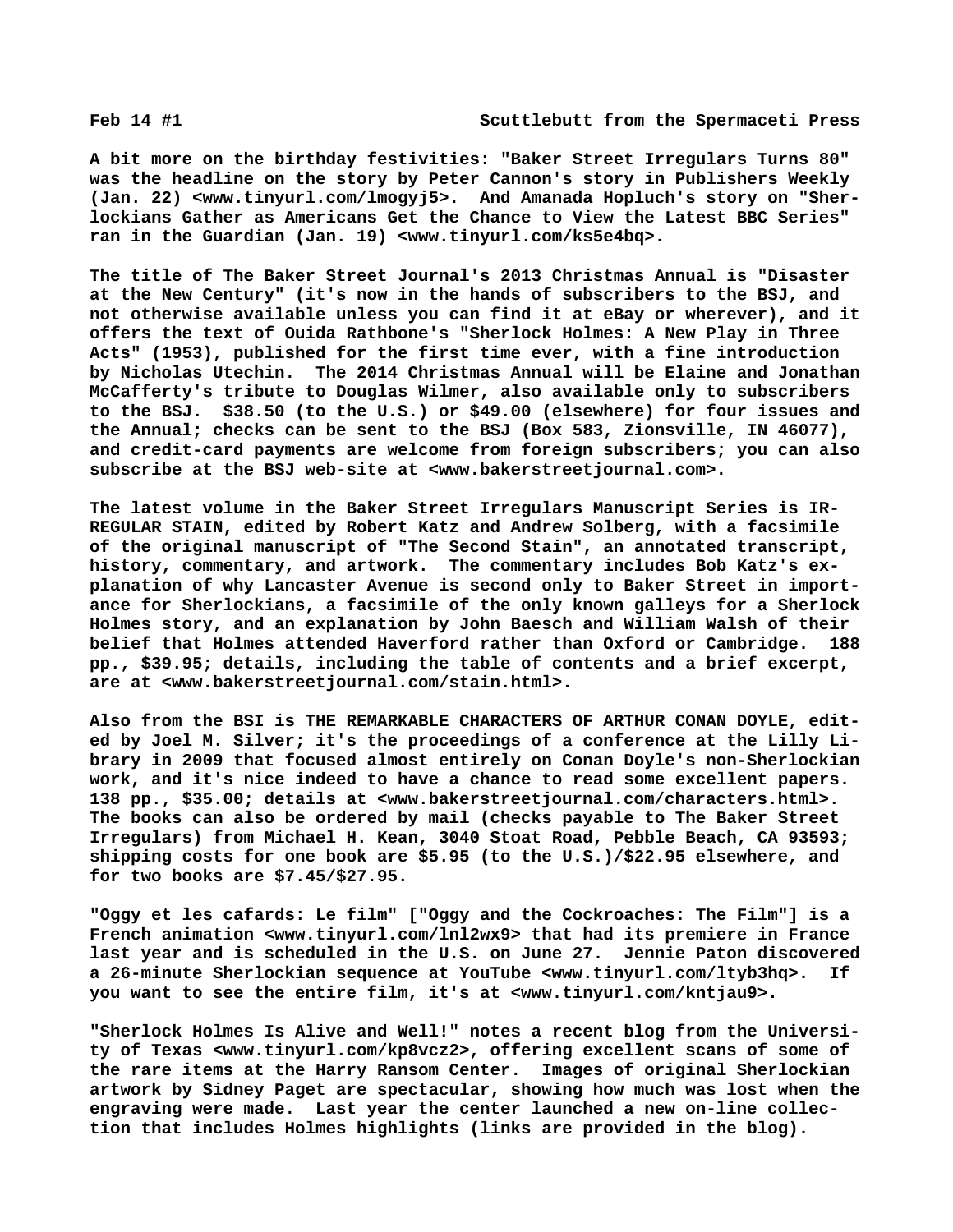A bit more on the birthday festivities: "Baker Street Irregulars Turns 80" was the headline on the story by Peter Cannon's story in Publishers Weekly (Jan. 22) <www.tinyurl.com/lmogyj5>. And Amanada Hopluch's story on "Sherlockians Gather as Americans Get the Chance to View the Latest BBC Series" ran in the Guardian (Jan. 19) <www.tinyurl.com/ks5e4bq>.

The title of The Baker Street Journal's 2013 Christmas Annual is "Disaster at the New Century" (it's now in the hands of subscribers to the BSJ, and not otherwise available unless you can find it at eBay or wherever), and it offers the text of Ouida Rathbone's "Sherlock Holmes: A New Play in Three Acts" (1953), published for the first time ever, with a fine introduction by Nicholas Utechin. The 2014 Christmas Annual will be Elaine and Jonathan McCafferty's tribute to Douglas Wilmer, also available only to subscribers to the BSJ. $38.50 (to the U.S.) or $49.00 (elsewhere) for four issues and the Annual; checks can be sent to the BSJ (Box 583, Zionsville, IN 46077), and credit-card payments are welcome from foreign subscribers; you can also subscribe at the BSJ web-site at <www.bakerstreetjournal.com>.

The latest volume in the Baker Street Irregulars Manuscript Series is IRREGULAR STAIN, edited by Robert Katz and Andrew Solberg, with a facsimile of the original manuscript of "The Second Stain", an annotated transcript, history, commentary, and artwork. The commentary includes Bob Katz's explanation of why Lancaster Avenue is second only to Baker Street in importance for Sherlockians, a facsimile of the only known galleys for a Sherlock Holmes story, and an explanation by John Baesch and William Walsh of their belief that Holmes attended Haverford rather than Oxford or Cambridge. 188 pp., $39.95; details, including the table of contents and a brief excerpt, are at <www.bakerstreetjournal.com/stain.html>.

Also from the BSI is THE REMARKABLE CHARACTERS OF ARTHUR CONAN DOYLE, edited by Joel M. Silver; it's the proceedings of a conference at the Lilly Library in 2009 that focused almost entirely on Conan Doyle's non-Sherlockian work, and it's nice indeed to have a chance to read some excellent papers. 138 pp., $35.00; details at <www.bakerstreetjournal.com/characters.html>. The books can also be ordered by mail (checks payable to The Baker Street Irregulars) from Michael H. Kean, 3040 Stoat Road, Pebble Beach, CA 93593; shipping costs for one book are $5.95 (to the U.S.)/$22.95 elsewhere, and for two books are $7.45/$27.95.

"Oggy et les cafards: Le film" ["Oggy and the Cockroaches: The Film"] is a French animation <www.tinyurl.com/lnl2wx9> that had its premiere in France last year and is scheduled in the U.S. on June 27. Jennie Paton discovered a 26-minute Sherlockian sequence at YouTube <www.tinyurl.com/ltyb3hq>. If you want to see the entire film, it's at <www.tinyurl.com/kntjau9>.

"Sherlock Holmes Is Alive and Well!" notes a recent blog from the University of Texas <www.tinyurl.com/kp8vcz2>, offering excellent scans of some of the rare items at the Harry Ransom Center. Images of original Sherlockian artwork by Sidney Paget are spectacular, showing how much was lost when the engraving were made. Last year the center launched a new on-line collection that includes Holmes highlights (links are provided in the blog).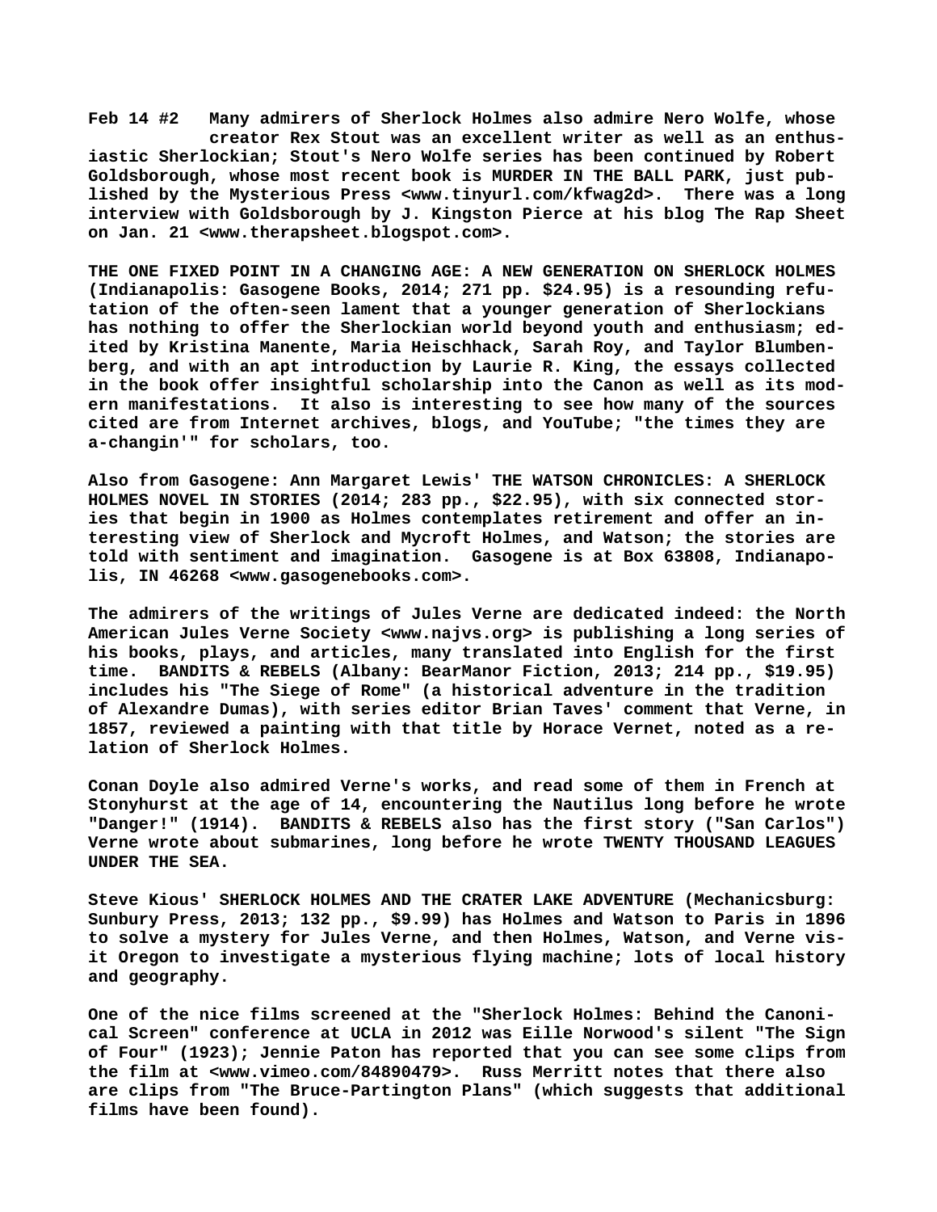Feb 14 #2 Many admirers of Sherlock Holmes also admire Nero Wolfe, whose creator Rex Stout was an excellent writer as well as an enthusiastic Sherlockian; Stout's Nero Wolfe series has been continued by Robert Goldsborough, whose most recent book is MURDER IN THE BALL PARK, just published by the Mysterious Press <www.tinyurl.com/kfwag2d>. There was a long interview with Goldsborough by J. Kingston Pierce at his blog The Rap Sheet on Jan. 21 <www.therapsheet.blogspot.com>.

THE ONE FIXED POINT IN A CHANGING AGE: A NEW GENERATION ON SHERLOCK HOLMES (Indianapolis: Gasogene Books, 2014; 271 pp. $24.95) is a resounding refutation of the often-seen lament that a younger generation of Sherlockians has nothing to offer the Sherlockian world beyond youth and enthusiasm; edited by Kristina Manente, Maria Heischhack, Sarah Roy, and Taylor Blumbenberg, and with an apt introduction by Laurie R. King, the essays collected in the book offer insightful scholarship into the Canon as well as its modern manifestations. It also is interesting to see how many of the sources cited are from Internet archives, blogs, and YouTube; "the times they are a-changin'" for scholars, too.

Also from Gasogene: Ann Margaret Lewis' THE WATSON CHRONICLES: A SHERLOCK HOLMES NOVEL IN STORIES (2014; 283 pp., $22.95), with six connected stories that begin in 1900 as Holmes contemplates retirement and offer an interesting view of Sherlock and Mycroft Holmes, and Watson; the stories are told with sentiment and imagination. Gasogene is at Box 63808, Indianapolis, IN 46268 <www.gasogenebooks.com>.

The admirers of the writings of Jules Verne are dedicated indeed: the North American Jules Verne Society <www.najvs.org> is publishing a long series of his books, plays, and articles, many translated into English for the first time. BANDITS & REBELS (Albany: BearManor Fiction, 2013; 214 pp., $19.95) includes his "The Siege of Rome" (a historical adventure in the tradition of Alexandre Dumas), with series editor Brian Taves' comment that Verne, in 1857, reviewed a painting with that title by Horace Vernet, noted as a relation of Sherlock Holmes.

Conan Doyle also admired Verne's works, and read some of them in French at Stonyhurst at the age of 14, encountering the Nautilus long before he wrote "Danger!" (1914). BANDITS & REBELS also has the first story ("San Carlos") Verne wrote about submarines, long before he wrote TWENTY THOUSAND LEAGUES UNDER THE SEA.

Steve Kious' SHERLOCK HOLMES AND THE CRATER LAKE ADVENTURE (Mechanicsburg: Sunbury Press, 2013; 132 pp., $9.99) has Holmes and Watson to Paris in 1896 to solve a mystery for Jules Verne, and then Holmes, Watson, and Verne visit Oregon to investigate a mysterious flying machine; lots of local history and geography.

One of the nice films screened at the "Sherlock Holmes: Behind the Canonical Screen" conference at UCLA in 2012 was Eille Norwood's silent "The Sign of Four" (1923); Jennie Paton has reported that you can see some clips from the film at <www.vimeo.com/84890479>. Russ Merritt notes that there also are clips from "The Bruce-Partington Plans" (which suggests that additional films have been found).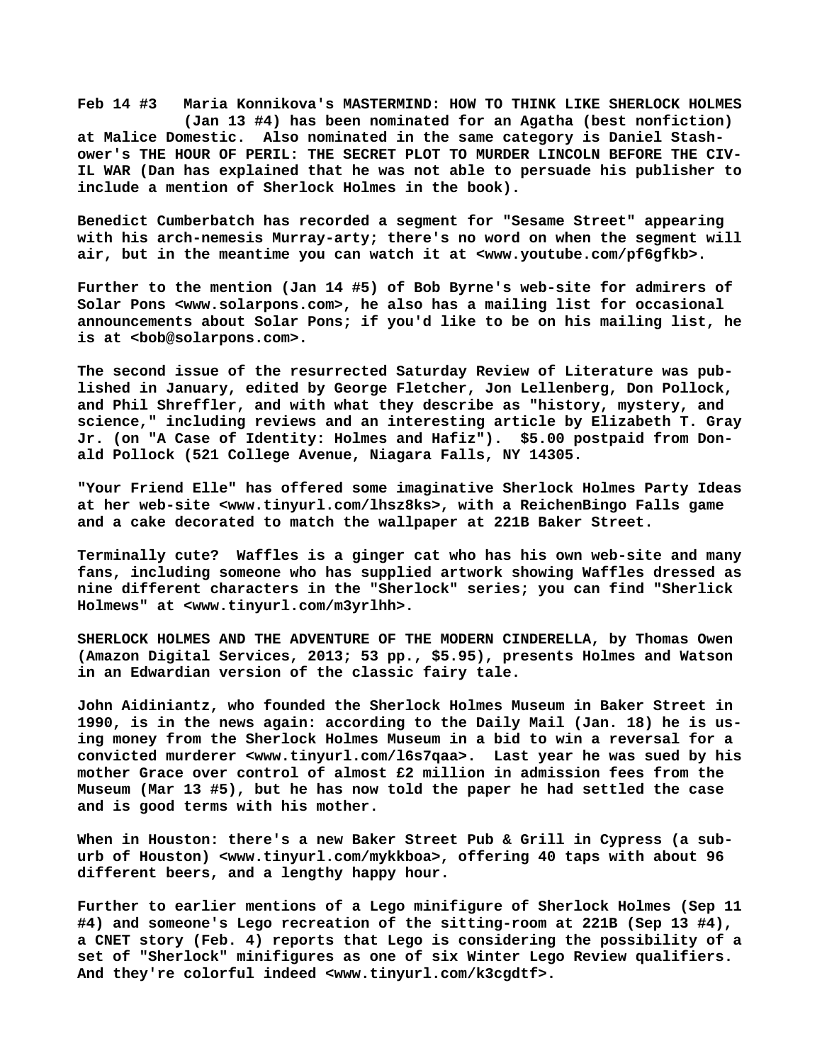**Feb 14 #3 Maria Konnikova's MASTERMIND: HOW TO THINK LIKE SHERLOCK HOLMES (Jan 13 #4) has been nominated for an Agatha (best nonfiction) at Malice Domestic. Also nominated in the same category is Daniel Stashower's THE HOUR OF PERIL: THE SECRET PLOT TO MURDER LINCOLN BEFORE THE CIVIL WAR (Dan has explained that he was not able to persuade his publisher to include a mention of Sherlock Holmes in the book).**

**Benedict Cumberbatch has recorded a segment for "Sesame Street" appearing with his arch-nemesis Murray-arty; there's no word on when the segment will air, but in the meantime you can watch it at <www.youtube.com/pf6gfkb>.**

**Further to the mention (Jan 14 #5) of Bob Byrne's web-site for admirers of Solar Pons <www.solarpons.com>, he also has a mailing list for occasional announcements about Solar Pons; if you'd like to be on his mailing list, he is at <bob@solarpons.com>.**

**The second issue of the resurrected Saturday Review of Literature was published in January, edited by George Fletcher, Jon Lellenberg, Don Pollock, and Phil Shreffler, and with what they describe as "history, mystery, and science," including reviews and an interesting article by Elizabeth T. Gray Jr. (on "A Case of Identity: Holmes and Hafiz"). $5.00 postpaid from Donald Pollock (521 College Avenue, Niagara Falls, NY 14305.**

**"Your Friend Elle" has offered some imaginative Sherlock Holmes Party Ideas at her web-site <www.tinyurl.com/lhsz8ks>, with a ReichenBingo Falls game and a cake decorated to match the wallpaper at 221B Baker Street.**

**Terminally cute? Waffles is a ginger cat who has his own web-site and many fans, including someone who has supplied artwork showing Waffles dressed as nine different characters in the "Sherlock" series; you can find "Sherlick Holmews" at <www.tinyurl.com/m3yrlhh>.**

**SHERLOCK HOLMES AND THE ADVENTURE OF THE MODERN CINDERELLA, by Thomas Owen (Amazon Digital Services, 2013; 53 pp., $5.95), presents Holmes and Watson in an Edwardian version of the classic fairy tale.**

**John Aidiniantz, who founded the Sherlock Holmes Museum in Baker Street in 1990, is in the news again: according to the Daily Mail (Jan. 18) he is using money from the Sherlock Holmes Museum in a bid to win a reversal for a convicted murderer <www.tinyurl.com/l6s7qaa>. Last year he was sued by his mother Grace over control of almost £2 million in admission fees from the Museum (Mar 13 #5), but he has now told the paper he had settled the case and is good terms with his mother.**

**When in Houston: there's a new Baker Street Pub & Grill in Cypress (a suburb of Houston) <www.tinyurl.com/mykkboa>, offering 40 taps with about 96 different beers, and a lengthy happy hour.**

**Further to earlier mentions of a Lego minifigure of Sherlock Holmes (Sep 11 #4) and someone's Lego recreation of the sitting-room at 221B (Sep 13 #4), a CNET story (Feb. 4) reports that Lego is considering the possibility of a set of "Sherlock" minifigures as one of six Winter Lego Review qualifiers. And they're colorful indeed <www.tinyurl.com/k3cgdtf>.**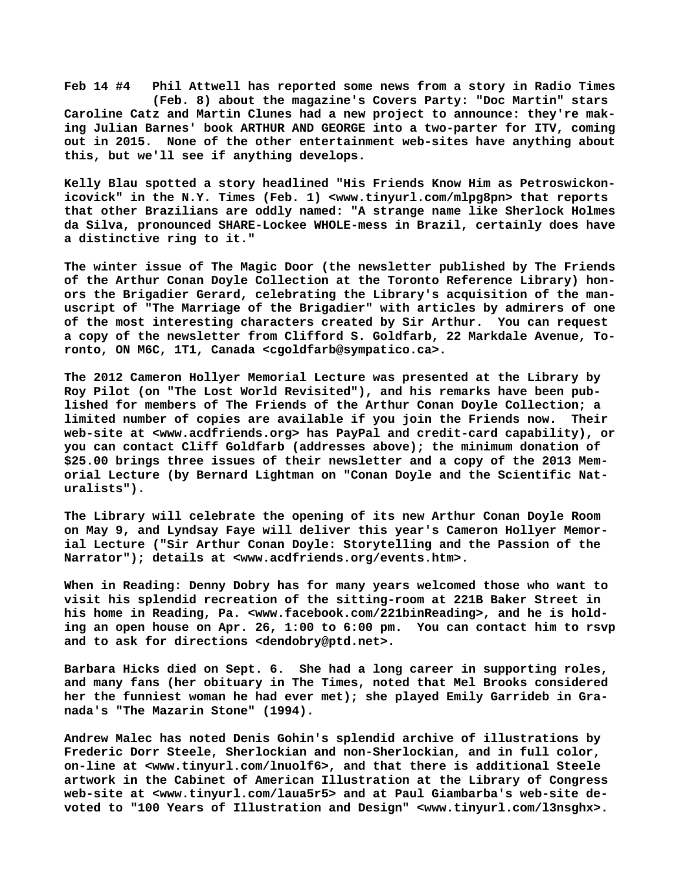**Feb 14 #4 Phil Attwell has reported some news from a story in Radio Times (Feb. 8) about the magazine's Covers Party: "Doc Martin" stars Caroline Catz and Martin Clunes had a new project to announce: they're making Julian Barnes' book ARTHUR AND GEORGE into a two-parter for ITV, coming out in 2015. None of the other entertainment web-sites have anything about this, but we'll see if anything develops.**

**Kelly Blau spotted a story headlined "His Friends Know Him as Petroswickonicovick" in the N.Y. Times (Feb. 1) <www.tinyurl.com/mlpg8pn> that reports that other Brazilians are oddly named: "A strange name like Sherlock Holmes da Silva, pronounced SHARE-Lockee WHOLE-mess in Brazil, certainly does have a distinctive ring to it."**

**The winter issue of The Magic Door (the newsletter published by The Friends of the Arthur Conan Doyle Collection at the Toronto Reference Library) honors the Brigadier Gerard, celebrating the Library's acquisition of the manuscript of "The Marriage of the Brigadier" with articles by admirers of one of the most interesting characters created by Sir Arthur. You can request a copy of the newsletter from Clifford S. Goldfarb, 22 Markdale Avenue, Toronto, ON M6C, 1T1, Canada <cgoldfarb@sympatico.ca>.**

**The 2012 Cameron Hollyer Memorial Lecture was presented at the Library by Roy Pilot (on "The Lost World Revisited"), and his remarks have been published for members of The Friends of the Arthur Conan Doyle Collection; a limited number of copies are available if you join the Friends now. Their web-site at <www.acdfriends.org> has PayPal and credit-card capability), or you can contact Cliff Goldfarb (addresses above); the minimum donation of $25.00 brings three issues of their newsletter and a copy of the 2013 Memorial Lecture (by Bernard Lightman on "Conan Doyle and the Scientific Naturalists").**

**The Library will celebrate the opening of its new Arthur Conan Doyle Room on May 9, and Lyndsay Faye will deliver this year's Cameron Hollyer Memorial Lecture ("Sir Arthur Conan Doyle: Storytelling and the Passion of the Narrator"); details at <www.acdfriends.org/events.htm>.**

**When in Reading: Denny Dobry has for many years welcomed those who want to visit his splendid recreation of the sitting-room at 221B Baker Street in his home in Reading, Pa. <www.facebook.com/221binReading>, and he is holding an open house on Apr. 26, 1:00 to 6:00 pm. You can contact him to rsvp and to ask for directions <dendobry@ptd.net>.**

**Barbara Hicks died on Sept. 6. She had a long career in supporting roles, and many fans (her obituary in The Times, noted that Mel Brooks considered her the funniest woman he had ever met); she played Emily Garrideb in Granada's "The Mazarin Stone" (1994).**

**Andrew Malec has noted Denis Gohin's splendid archive of illustrations by Frederic Dorr Steele, Sherlockian and non-Sherlockian, and in full color, on-line at <www.tinyurl.com/lnuolf6>, and that there is additional Steele artwork in the Cabinet of American Illustration at the Library of Congress web-site at <www.tinyurl.com/laua5r5> and at Paul Giambarba's web-site devoted to "100 Years of Illustration and Design" <www.tinyurl.com/l3nsghx>.**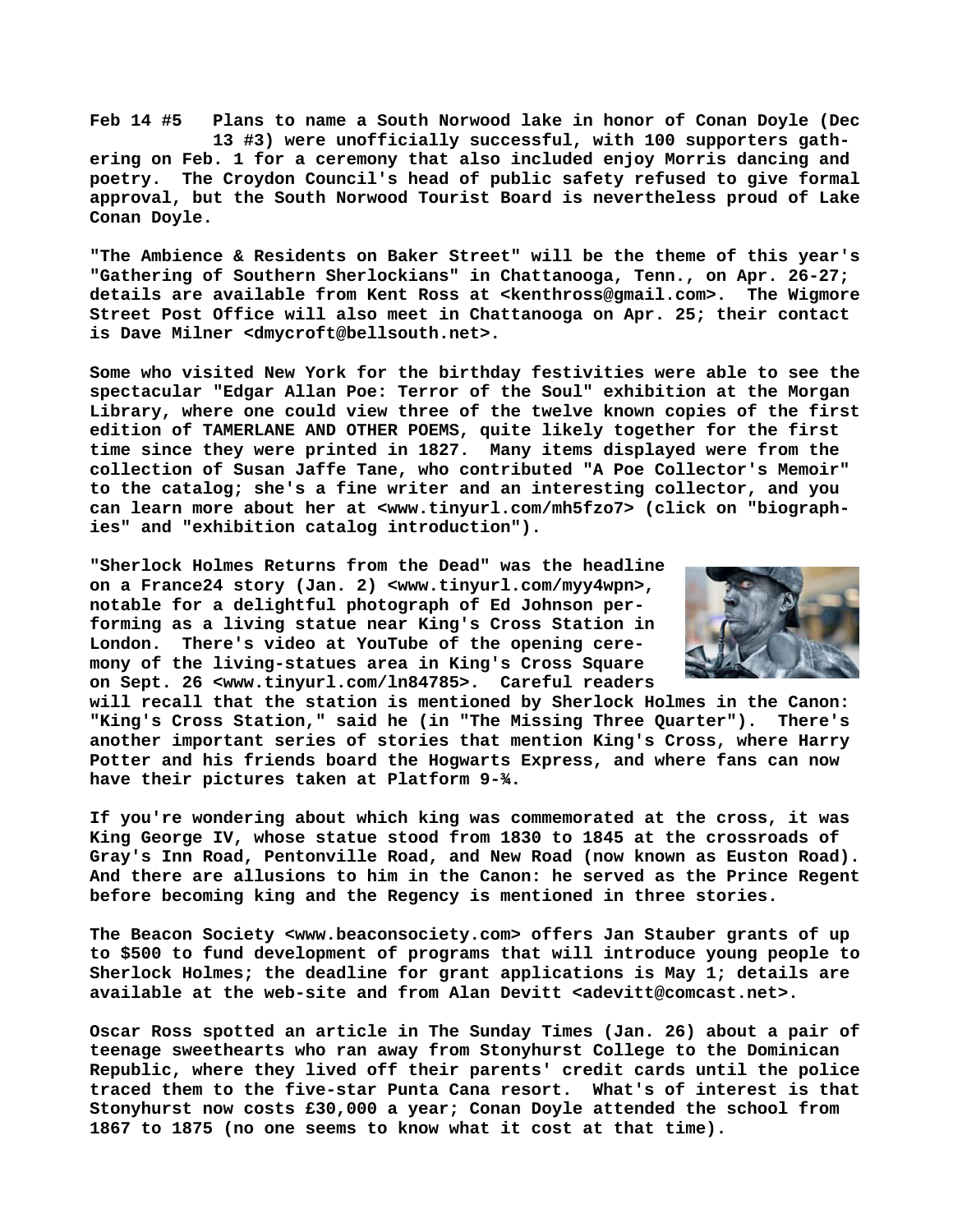**Feb 14 #5 Plans to name a South Norwood lake in honor of Conan Doyle (Dec 13 #3) were unofficially successful, with 100 supporters gathering on Feb. 1 for a ceremony that also included enjoy Morris dancing and poetry. The Croydon Council's head of public safety refused to give formal approval, but the South Norwood Tourist Board is nevertheless proud of Lake Conan Doyle.**

**"The Ambience & Residents on Baker Street" will be the theme of this year's "Gathering of Southern Sherlockians" in Chattanooga, Tenn., on Apr. 26-27; details are available from Kent Ross at <kenthross@gmail.com>. The Wigmore Street Post Office will also meet in Chattanooga on Apr. 25; their contact is Dave Milner <dmycroft@bellsouth.net>.**

**Some who visited New York for the birthday festivities were able to see the spectacular "Edgar Allan Poe: Terror of the Soul" exhibition at the Morgan Library, where one could view three of the twelve known copies of the first edition of TAMERLANE AND OTHER POEMS, quite likely together for the first time since they were printed in 1827. Many items displayed were from the collection of Susan Jaffe Tane, who contributed "A Poe Collector's Memoir" to the catalog; she's a fine writer and an interesting collector, and you can learn more about her at <www.tinyurl.com/mh5fzo7> (click on "biographies" and "exhibition catalog introduction").**

**"Sherlock Holmes Returns from the Dead" was the headline on a France24 story (Jan. 2) <www.tinyurl.com/myy4wpn>, notable for a delightful photograph of Ed Johnson performing as a living statue near King's Cross Station in London. There's video at YouTube of the opening ceremony of the living-statues area in King's Cross Square on Sept. 26 <www.tinyurl.com/ln84785>. Careful readers will recall that the station is mentioned by Sherlock Holmes in the Canon: "King's Cross Station," said he (in "The Missing Three Quarter"). There's another important series of stories that mention King's Cross, where Harry Potter and his friends board the Hogwarts Express, and where fans can now have their pictures taken at Platform 9-¾.**

**If you're wondering about which king was commemorated at the cross, it was King George IV, whose statue stood from 1830 to 1845 at the crossroads of Gray's Inn Road, Pentonville Road, and New Road (now known as Euston Road). And there are allusions to him in the Canon: he served as the Prince Regent before becoming king and the Regency is mentioned in three stories.**

**The Beacon Society <www.beaconsociety.com> offers Jan Stauber grants of up to $500 to fund development of programs that will introduce young people to Sherlock Holmes; the deadline for grant applications is May 1; details are available at the web-site and from Alan Devitt <adevitt@comcast.net>.**

**Oscar Ross spotted an article in The Sunday Times (Jan. 26) about a pair of teenage sweethearts who ran away from Stonyhurst College to the Dominican Republic, where they lived off their parents' credit cards until the police traced them to the five-star Punta Cana resort. What's of interest is that Stonyhurst now costs £30,000 a year; Conan Doyle attended the school from 1867 to 1875 (no one seems to know what it cost at that time).**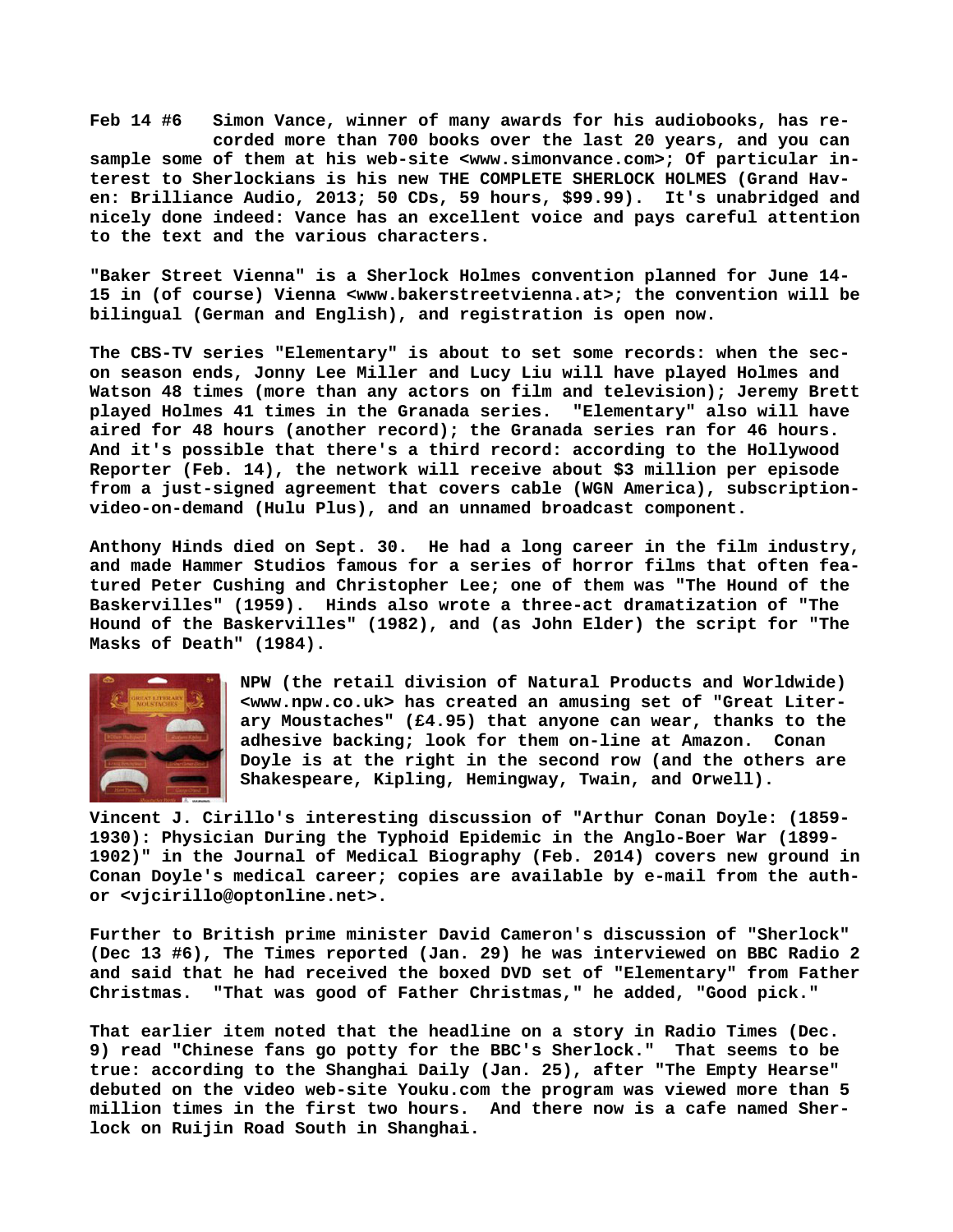**Feb 14 #6** Simon Vance, winner of many awards for his audiobooks, has recorded more than 700 books over the last 20 years, and you can sample some of them at his web-site <www.simonvance.com>; Of particular interest to Sherlockians is his new THE COMPLETE SHERLOCK HOLMES (Grand Haven: Brilliance Audio, 2013; 50 CDs, 59 hours, $99.99). It's unabridged and nicely done indeed: Vance has an excellent voice and pays careful attention to the text and the various characters.

"Baker Street Vienna" is a Sherlock Holmes convention planned for June 14-15 in (of course) Vienna <www.bakerstreetvienna.at>; the convention will be bilingual (German and English), and registration is open now.

The CBS-TV series "Elementary" is about to set some records: when the secon season ends, Jonny Lee Miller and Lucy Liu will have played Holmes and Watson 48 times (more than any actors on film and television); Jeremy Brett played Holmes 41 times in the Granada series. "Elementary" also will have aired for 48 hours (another record); the Granada series ran for 46 hours. And it's possible that there's a third record: according to the Hollywood Reporter (Feb. 14), the network will receive about $3 million per episode from a just-signed agreement that covers cable (WGN America), subscription-video-on-demand (Hulu Plus), and an unnamed broadcast component.

Anthony Hinds died on Sept. 30. He had a long career in the film industry, and made Hammer Studios famous for a series of horror films that often featured Peter Cushing and Christopher Lee; one of them was "The Hound of the Baskervilles" (1959). Hinds also wrote a three-act dramatization of "The Hound of the Baskervilles" (1982), and (as John Elder) the script for "The Masks of Death" (1984).

NPW (the retail division of Natural Products and Worldwide) <www.npw.co.uk> has created an amusing set of "Great Literary Moustaches" (£4.95) that anyone can wear, thanks to the adhesive backing; look for them on-line at Amazon. Conan Doyle is at the right in the second row (and the others are Shakespeare, Kipling, Hemingway, Twain, and Orwell).

Vincent J. Cirillo's interesting discussion of "Arthur Conan Doyle: (1859-1930): Physician During the Typhoid Epidemic in the Anglo-Boer War (1899-1902)" in the Journal of Medical Biography (Feb. 2014) covers new ground in Conan Doyle's medical career; copies are available by e-mail from the author <vjcirillo@optonline.net>.

Further to British prime minister David Cameron's discussion of "Sherlock" (Dec 13 #6), The Times reported (Jan. 29) he was interviewed on BBC Radio 2 and said that he had received the boxed DVD set of "Elementary" from Father Christmas. "That was good of Father Christmas," he added, "Good pick."

That earlier item noted that the headline on a story in Radio Times (Dec. 9) read "Chinese fans go potty for the BBC's Sherlock." That seems to be true: according to the Shanghai Daily (Jan. 25), after "The Empty Hearse" debuted on the video web-site Youku.com the program was viewed more than 5 million times in the first two hours. And there now is a cafe named Sherlock on Ruijin Road South in Shanghai.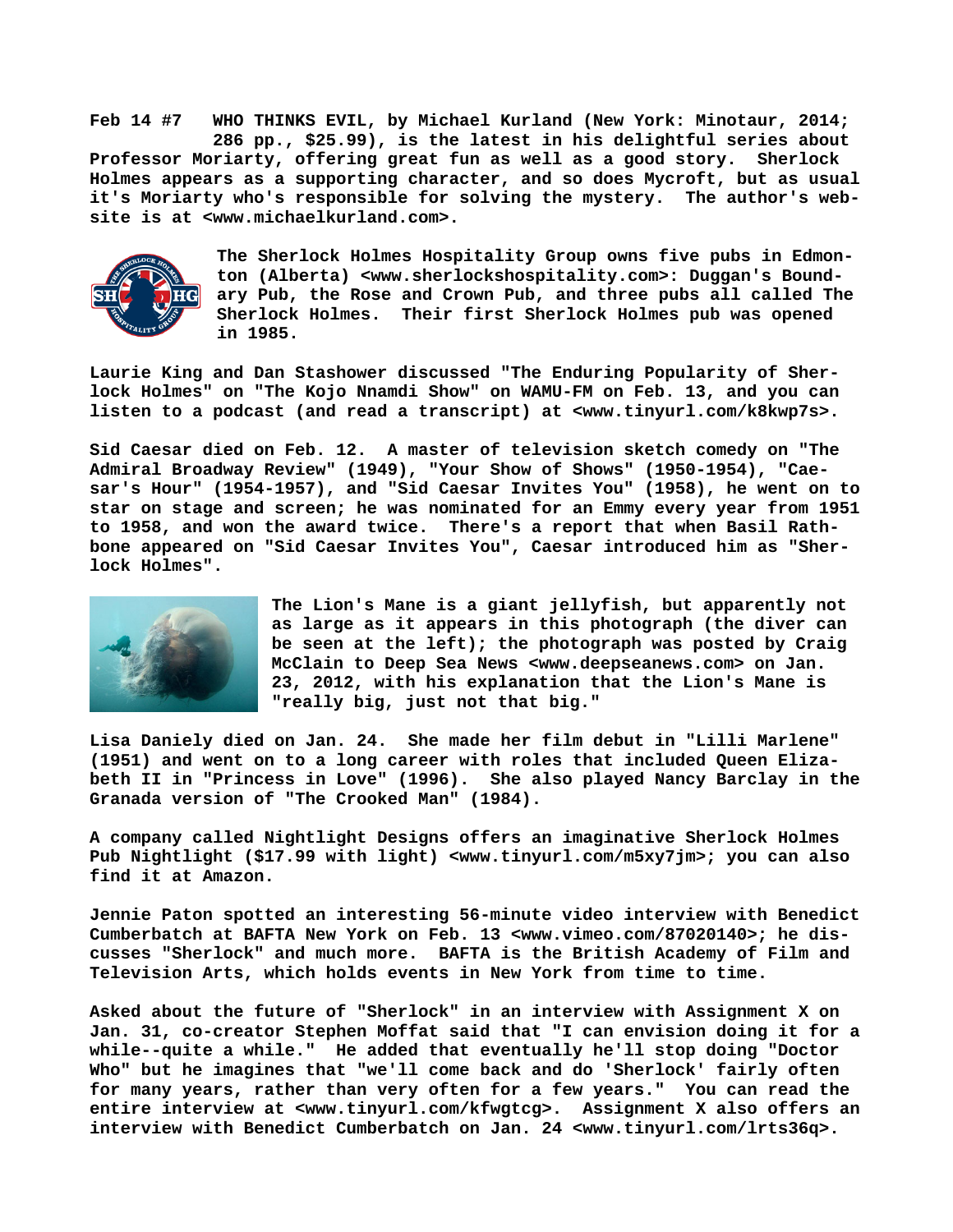**Feb 14 #7 WHO THINKS EVIL, by Michael Kurland (New York: Minotaur, 2014; 286 pp., $25.99), is the latest in his delightful series about Professor Moriarty, offering great fun as well as a good story. Sherlock Holmes appears as a supporting character, and so does Mycroft, but as usual it's Moriarty who's responsible for solving the mystery. The author's web-site is at <www.michaelkurland.com>.**

**The Sherlock Holmes Hospitality Group owns five pubs in Edmonton (Alberta) <www.sherlockshospitality.com>: Duggan's Boundary Pub, the Rose and Crown Pub, and three pubs all called The Sherlock Holmes. Their first Sherlock Holmes pub was opened in 1985.**

**Laurie King and Dan Stashower discussed "The Enduring Popularity of Sherlock Holmes" on "The Kojo Nnamdi Show" on WAMU-FM on Feb. 13, and you can listen to a podcast (and read a transcript) at <www.tinyurl.com/k8kwp7s>.**

**Sid Caesar died on Feb. 12. A master of television sketch comedy on "The Admiral Broadway Review" (1949), "Your Show of Shows" (1950-1954), "Caesar's Hour" (1954-1957), and "Sid Caesar Invites You" (1958), he went on to star on stage and screen; he was nominated for an Emmy every year from 1951 to 1958, and won the award twice. There's a report that when Basil Rathbone appeared on "Sid Caesar Invites You", Caesar introduced him as "Sherlock Holmes".**

**The Lion's Mane is a giant jellyfish, but apparently not as large as it appears in this photograph (the diver can be seen at the left); the photograph was posted by Craig McClain to Deep Sea News <www.deepseanews.com> on Jan. 23, 2012, with his explanation that the Lion's Mane is "really big, just not that big."**

**Lisa Daniely died on Jan. 24. She made her film debut in "Lilli Marlene" (1951) and went on to a long career with roles that included Queen Elizabeth II in "Princess in Love" (1996). She also played Nancy Barclay in the Granada version of "The Crooked Man" (1984).**

**A company called Nightlight Designs offers an imaginative Sherlock Holmes Pub Nightlight ($17.99 with light) <www.tinyurl.com/m5xy7jm>; you can also find it at Amazon.**

**Jennie Paton spotted an interesting 56-minute video interview with Benedict Cumberbatch at BAFTA New York on Feb. 13 <www.vimeo.com/87020140>; he discusses "Sherlock" and much more. BAFTA is the British Academy of Film and Television Arts, which holds events in New York from time to time.**

**Asked about the future of "Sherlock" in an interview with Assignment X on Jan. 31, co-creator Stephen Moffat said that "I can envision doing it for a while--quite a while." He added that eventually he'll stop doing "Doctor Who" but he imagines that "we'll come back and do 'Sherlock' fairly often for many years, rather than very often for a few years." You can read the entire interview at <www.tinyurl.com/kfwgtcg>. Assignment X also offers an interview with Benedict Cumberbatch on Jan. 24 <www.tinyurl.com/lrts36q>.**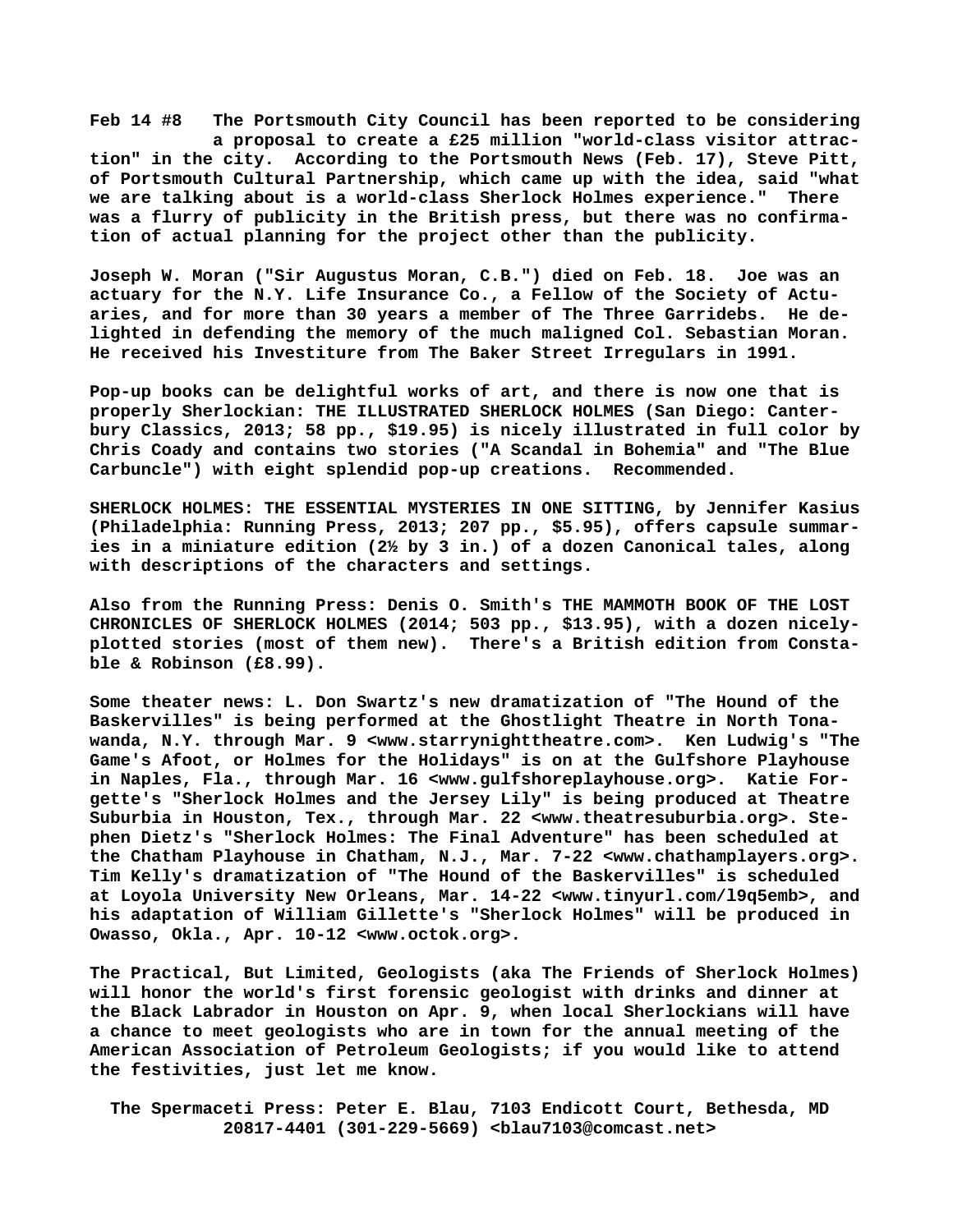**Feb 14 #8 The Portsmouth City Council has been reported to be considering a proposal to create a £25 million "world-class visitor attraction" in the city. According to the Portsmouth News (Feb. 17), Steve Pitt, of Portsmouth Cultural Partnership, which came up with the idea, said "what we are talking about is a world-class Sherlock Holmes experience." There was a flurry of publicity in the British press, but there was no confirmation of actual planning for the project other than the publicity.**

**Joseph W. Moran ("Sir Augustus Moran, C.B.") died on Feb. 18. Joe was an actuary for the N.Y. Life Insurance Co., a Fellow of the Society of Actuaries, and for more than 30 years a member of The Three Garridebs. He delighted in defending the memory of the much maligned Col. Sebastian Moran. He received his Investiture from The Baker Street Irregulars in 1991.**

**Pop-up books can be delightful works of art, and there is now one that is properly Sherlockian: THE ILLUSTRATED SHERLOCK HOLMES (San Diego: Canterbury Classics, 2013; 58 pp., $19.95) is nicely illustrated in full color by Chris Coady and contains two stories ("A Scandal in Bohemia" and "The Blue Carbuncle") with eight splendid pop-up creations. Recommended.**

**SHERLOCK HOLMES: THE ESSENTIAL MYSTERIES IN ONE SITTING, by Jennifer Kasius (Philadelphia: Running Press, 2013; 207 pp., $5.95), offers capsule summaries in a miniature edition (2½ by 3 in.) of a dozen Canonical tales, along with descriptions of the characters and settings.**

**Also from the Running Press: Denis O. Smith's THE MAMMOTH BOOK OF THE LOST CHRONICLES OF SHERLOCK HOLMES (2014; 503 pp., $13.95), with a dozen nicely-plotted stories (most of them new). There's a British edition from Constable & Robinson (£8.99).**

**Some theater news: L. Don Swartz's new dramatization of "The Hound of the Baskervilles" is being performed at the Ghostlight Theatre in North Tonawanda, N.Y. through Mar. 9 <www.starrynighttheatre.com>. Ken Ludwig's "The Game's Afoot, or Holmes for the Holidays" is on at the Gulfshore Playhouse in Naples, Fla., through Mar. 16 <www.gulfshoreplayhouse.org>. Katie Forgette's "Sherlock Holmes and the Jersey Lily" is being produced at Theatre Suburbia in Houston, Tex., through Mar. 22 <www.theatresuburbia.org>. Stephen Dietz's "Sherlock Holmes: The Final Adventure" has been scheduled at the Chatham Playhouse in Chatham, N.J., Mar. 7-22 <www.chathamplayers.org>. Tim Kelly's dramatization of "The Hound of the Baskervilles" is scheduled at Loyola University New Orleans, Mar. 14-22 <www.tinyurl.com/l9q5emb>, and his adaptation of William Gillette's "Sherlock Holmes" will be produced in Owasso, Okla., Apr. 10-12 <www.octok.org>.**

**The Practical, But Limited, Geologists (aka The Friends of Sherlock Holmes) will honor the world's first forensic geologist with drinks and dinner at the Black Labrador in Houston on Apr. 9, when local Sherlockians will have a chance to meet geologists who are in town for the annual meeting of the American Association of Petroleum Geologists; if you would like to attend the festivities, just let me know.**

**The Spermaceti Press: Peter E. Blau, 7103 Endicott Court, Bethesda, MD 20817-4401 (301-229-5669) <blau7103@comcast.net>**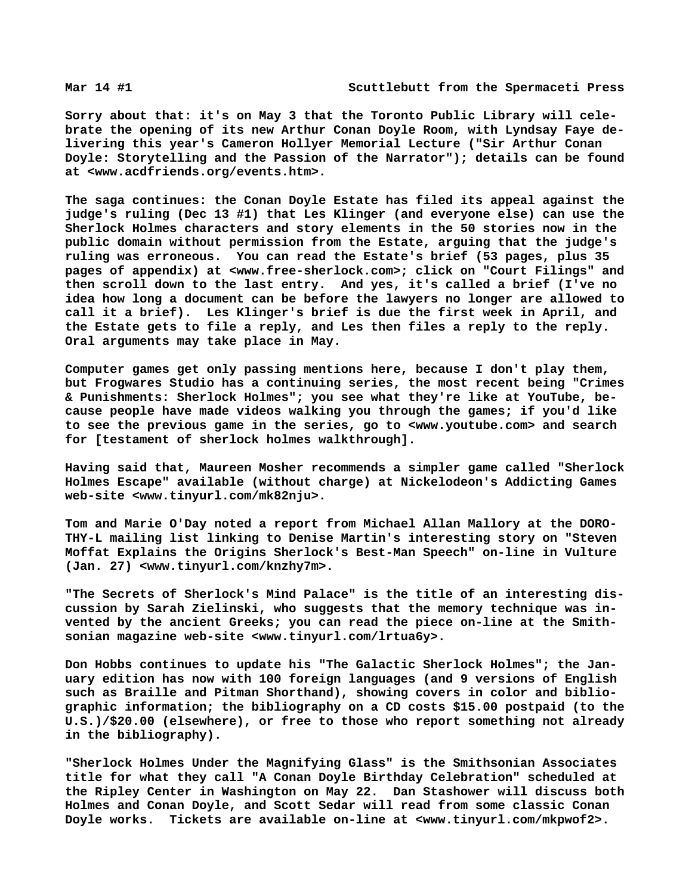Mar 14 #1 Scuttlebutt from the Spermaceti Press

Sorry about that: it's on May 3 that the Toronto Public Library will celebrate the opening of its new Arthur Conan Doyle Room, with Lyndsay Faye delivering this year's Cameron Hollyer Memorial Lecture ("Sir Arthur Conan Doyle: Storytelling and the Passion of the Narrator"); details can be found at <www.acdfriends.org/events.htm>.

The saga continues: the Conan Doyle Estate has filed its appeal against the judge's ruling (Dec 13 #1) that Les Klinger (and everyone else) can use the Sherlock Holmes characters and story elements in the 50 stories now in the public domain without permission from the Estate, arguing that the judge's ruling was erroneous. You can read the Estate's brief (53 pages, plus 35 pages of appendix) at <www.free-sherlock.com>; click on "Court Filings" and then scroll down to the last entry. And yes, it's called a brief (I've no idea how long a document can be before the lawyers no longer are allowed to call it a brief). Les Klinger's brief is due the first week in April, and the Estate gets to file a reply, and Les then files a reply to the reply. Oral arguments may take place in May.

Computer games get only passing mentions here, because I don't play them, but Frogwares Studio has a continuing series, the most recent being "Crimes & Punishments: Sherlock Holmes"; you see what they're like at YouTube, because people have made videos walking you through the games; if you'd like to see the previous game in the series, go to <www.youtube.com> and search for [testament of sherlock holmes walkthrough].

Having said that, Maureen Mosher recommends a simpler game called "Sherlock Holmes Escape" available (without charge) at Nickelodeon's Addicting Games web-site <www.tinyurl.com/mk82nju>.

Tom and Marie O'Day noted a report from Michael Allan Mallory at the DOROTHY-L mailing list linking to Denise Martin's interesting story on "Steven Moffat Explains the Origins Sherlock's Best-Man Speech" on-line in Vulture (Jan. 27) <www.tinyurl.com/knzhy7m>.

"The Secrets of Sherlock's Mind Palace" is the title of an interesting discussion by Sarah Zielinski, who suggests that the memory technique was invented by the ancient Greeks; you can read the piece on-line at the Smithsonian magazine web-site <www.tinyurl.com/lrtua6y>.

Don Hobbs continues to update his "The Galactic Sherlock Holmes"; the January edition has now with 100 foreign languages (and 9 versions of English such as Braille and Pitman Shorthand), showing covers in color and bibliographic information; the bibliography on a CD costs $15.00 postpaid (to the U.S.)/$20.00 (elsewhere), or free to those who report something not already in the bibliography).

"Sherlock Holmes Under the Magnifying Glass" is the Smithsonian Associates title for what they call "A Conan Doyle Birthday Celebration" scheduled at the Ripley Center in Washington on May 22. Dan Stashower will discuss both Holmes and Conan Doyle, and Scott Sedar will read from some classic Conan Doyle works. Tickets are available on-line at <www.tinyurl.com/mkpwof2>.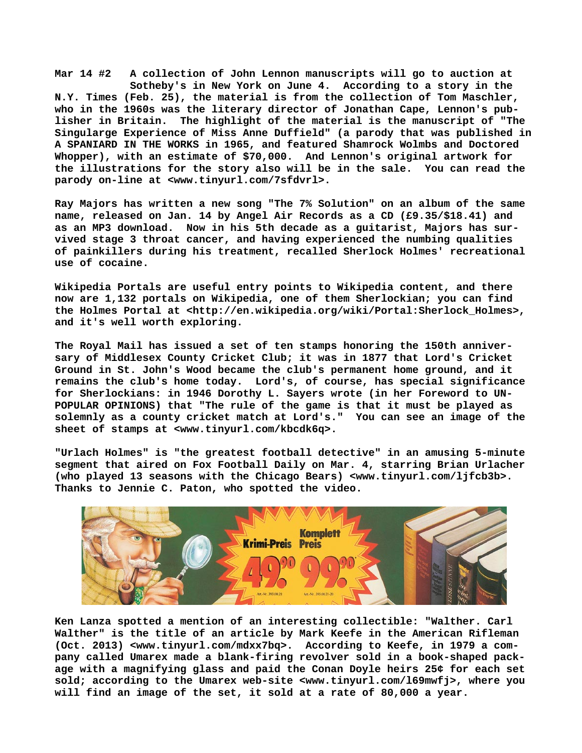**Mar 14 #2 A collection of John Lennon manuscripts will go to auction at Sotheby's in New York on June 4. According to a story in the N.Y. Times (Feb. 25), the material is from the collection of Tom Maschler, who in the 1960s was the literary director of Jonathan Cape, Lennon's publisher in Britain. The highlight of the material is the manuscript of "The Singularge Experience of Miss Anne Duffield" (a parody that was published in A SPANIARD IN THE WORKS in 1965, and featured Shamrock Wolmbs and Doctored Whopper), with an estimate of $70,000. And Lennon's original artwork for the illustrations for the story also will be in the sale. You can read the parody on-line at <www.tinyurl.com/7sfdvrl>.**

**Ray Majors has written a new song "The 7% Solution" on an album of the same name, released on Jan. 14 by Angel Air Records as a CD (£9.35/$18.41) and as an MP3 download. Now in his 5th decade as a guitarist, Majors has survived stage 3 throat cancer, and having experienced the numbing qualities of painkillers during his treatment, recalled Sherlock Holmes' recreational use of cocaine.**

**Wikipedia Portals are useful entry points to Wikipedia content, and there now are 1,132 portals on Wikipedia, one of them Sherlockian; you can find the Holmes Portal at <http://en.wikipedia.org/wiki/Portal:Sherlock_Holmes>, and it's well worth exploring.**

**The Royal Mail has issued a set of ten stamps honoring the 150th anniversary of Middlesex County Cricket Club; it was in 1877 that Lord's Cricket Ground in St. John's Wood became the club's permanent home ground, and it remains the club's home today. Lord's, of course, has special significance for Sherlockians: in 1946 Dorothy L. Sayers wrote (in her Foreword to UNPOPULAR OPINIONS) that "The rule of the game is that it must be played as solemnly as a county cricket match at Lord's." You can see an image of the sheet of stamps at <www.tinyurl.com/kbcdk6q>.**

**"Urlach Holmes" is "the greatest football detective" in an amusing 5-minute segment that aired on Fox Football Daily on Mar. 4, starring Brian Urlacher (who played 13 seasons with the Chicago Bears) <www.tinyurl.com/ljfcb3b>. Thanks to Jennie C. Paton, who spotted the video.**

**Ken Lanza spotted a mention of an interesting collectible: "Walther. Carl Walther" is the title of an article by Mark Keefe in the American Rifleman (Oct. 2013) <www.tinyurl.com/mdxx7bq>. According to Keefe, in 1979 a company called Umarex made a blank-firing revolver sold in a book-shaped package with a magnifying glass and paid the Conan Doyle heirs 25¢ for each set sold; according to the Umarex web-site <www.tinyurl.com/l69mwfj>, where you will find an image of the set, it sold at a rate of 80,000 a year.**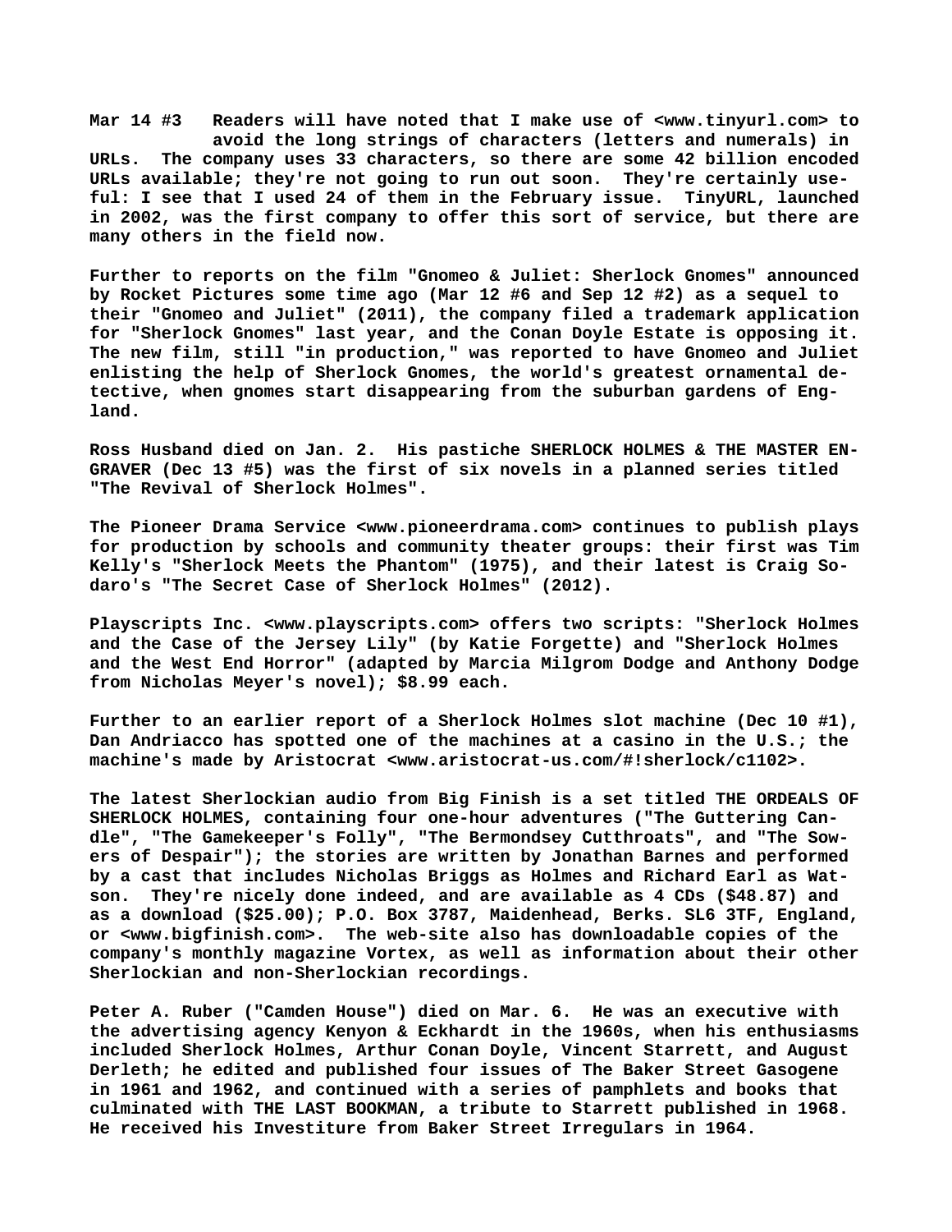**Mar 14 #3 Readers will have noted that I make use of <www.tinyurl.com> to avoid the long strings of characters (letters and numerals) in URLs. The company uses 33 characters, so there are some 42 billion encoded URLs available; they're not going to run out soon. They're certainly useful: I see that I used 24 of them in the February issue. TinyURL, launched in 2002, was the first company to offer this sort of service, but there are many others in the field now.**

**Further to reports on the film "Gnomeo & Juliet: Sherlock Gnomes" announced by Rocket Pictures some time ago (Mar 12 #6 and Sep 12 #2) as a sequel to their "Gnomeo and Juliet" (2011), the company filed a trademark application for "Sherlock Gnomes" last year, and the Conan Doyle Estate is opposing it. The new film, still "in production," was reported to have Gnomeo and Juliet enlisting the help of Sherlock Gnomes, the world's greatest ornamental detective, when gnomes start disappearing from the suburban gardens of England.**

**Ross Husband died on Jan. 2. His pastiche SHERLOCK HOLMES & THE MASTER ENGRAVER (Dec 13 #5) was the first of six novels in a planned series titled "The Revival of Sherlock Holmes".**

**The Pioneer Drama Service <www.pioneerdrama.com> continues to publish plays for production by schools and community theater groups: their first was Tim Kelly's "Sherlock Meets the Phantom" (1975), and their latest is Craig Sodaro's "The Secret Case of Sherlock Holmes" (2012).**

**Playscripts Inc. <www.playscripts.com> offers two scripts: "Sherlock Holmes and the Case of the Jersey Lily" (by Katie Forgette) and "Sherlock Holmes and the West End Horror" (adapted by Marcia Milgrom Dodge and Anthony Dodge from Nicholas Meyer's novel); $8.99 each.**

**Further to an earlier report of a Sherlock Holmes slot machine (Dec 10 #1), Dan Andriacco has spotted one of the machines at a casino in the U.S.; the machine's made by Aristocrat <www.aristocrat-us.com/#!sherlock/c1102>.**

**The latest Sherlockian audio from Big Finish is a set titled THE ORDEALS OF SHERLOCK HOLMES, containing four one-hour adventures ("The Guttering Candle", "The Gamekeeper's Folly", "The Bermondsey Cutthroats", and "The Sowers of Despair"); the stories are written by Jonathan Barnes and performed by a cast that includes Nicholas Briggs as Holmes and Richard Earl as Watson. They're nicely done indeed, and are available as 4 CDs ($48.87) and as a download ($25.00); P.O. Box 3787, Maidenhead, Berks. SL6 3TF, England, or <www.bigfinish.com>. The web-site also has downloadable copies of the company's monthly magazine Vortex, as well as information about their other Sherlockian and non-Sherlockian recordings.**

**Peter A. Ruber ("Camden House") died on Mar. 6. He was an executive with the advertising agency Kenyon & Eckhardt in the 1960s, when his enthusiasms included Sherlock Holmes, Arthur Conan Doyle, Vincent Starrett, and August Derleth; he edited and published four issues of The Baker Street Gasogene in 1961 and 1962, and continued with a series of pamphlets and books that culminated with THE LAST BOOKMAN, a tribute to Starrett published in 1968. He received his Investiture from Baker Street Irregulars in 1964.**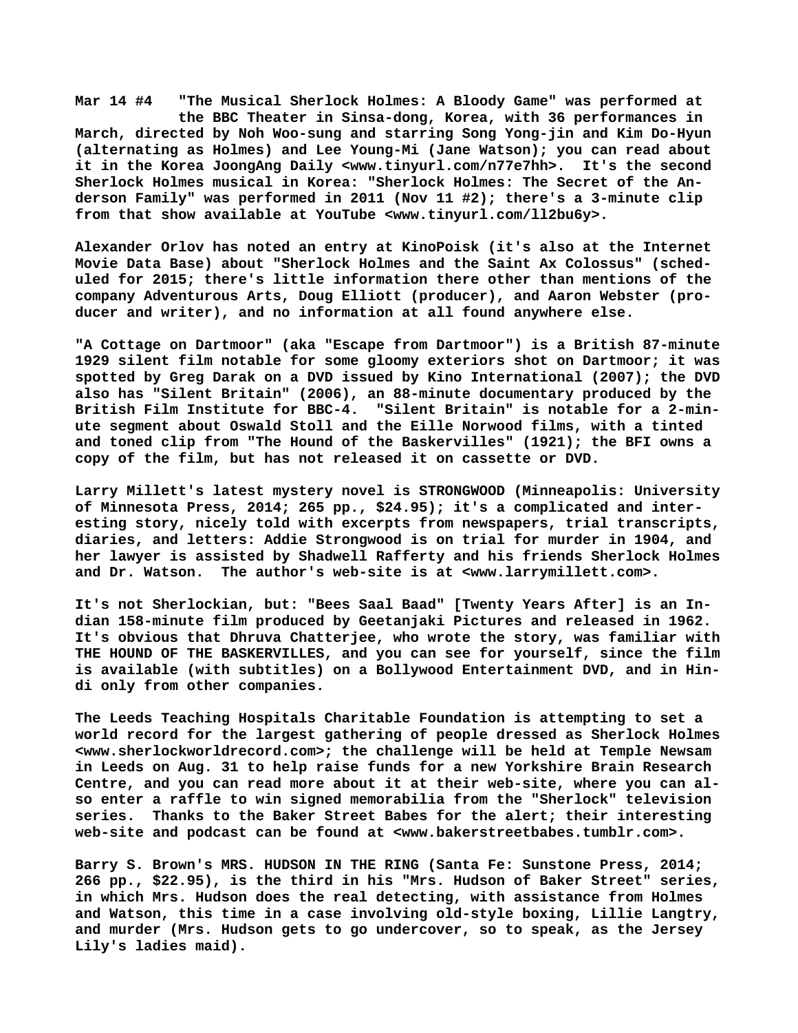Mar 14 #4 "The Musical Sherlock Holmes: A Bloody Game" was performed at the BBC Theater in Sinsa-dong, Korea, with 36 performances in March, directed by Noh Woo-sung and starring Song Yong-jin and Kim Do-Hyun (alternating as Holmes) and Lee Young-Mi (Jane Watson); you can read about it in the Korea JoongAng Daily <www.tinyurl.com/n77e7hh>. It's the second Sherlock Holmes musical in Korea: "Sherlock Holmes: The Secret of the Anderson Family" was performed in 2011 (Nov 11 #2); there's a 3-minute clip from that show available at YouTube <www.tinyurl.com/ll2bu6y>.

Alexander Orlov has noted an entry at KinoPoisk (it's also at the Internet Movie Data Base) about "Sherlock Holmes and the Saint Ax Colossus" (scheduled for 2015; there's little information there other than mentions of the company Adventurous Arts, Doug Elliott (producer), and Aaron Webster (producer and writer), and no information at all found anywhere else.

"A Cottage on Dartmoor" (aka "Escape from Dartmoor") is a British 87-minute 1929 silent film notable for some gloomy exteriors shot on Dartmoor; it was spotted by Greg Darak on a DVD issued by Kino International (2007); the DVD also has "Silent Britain" (2006), an 88-minute documentary produced by the British Film Institute for BBC-4. "Silent Britain" is notable for a 2-minute segment about Oswald Stoll and the Eille Norwood films, with a tinted and toned clip from "The Hound of the Baskervilles" (1921); the BFI owns a copy of the film, but has not released it on cassette or DVD.

Larry Millett's latest mystery novel is STRONGWOOD (Minneapolis: University of Minnesota Press, 2014; 265 pp., $24.95); it's a complicated and interesting story, nicely told with excerpts from newspapers, trial transcripts, diaries, and letters: Addie Strongwood is on trial for murder in 1904, and her lawyer is assisted by Shadwell Rafferty and his friends Sherlock Holmes and Dr. Watson. The author's web-site is at <www.larrymillett.com>.

It's not Sherlockian, but: "Bees Saal Baad" [Twenty Years After] is an Indian 158-minute film produced by Geetanjaki Pictures and released in 1962. It's obvious that Dhruva Chatterjee, who wrote the story, was familiar with THE HOUND OF THE BASKERVILLES, and you can see for yourself, since the film is available (with subtitles) on a Bollywood Entertainment DVD, and in Hindi only from other companies.

The Leeds Teaching Hospitals Charitable Foundation is attempting to set a world record for the largest gathering of people dressed as Sherlock Holmes <www.sherlockworldrecord.com>; the challenge will be held at Temple Newsam in Leeds on Aug. 31 to help raise funds for a new Yorkshire Brain Research Centre, and you can read more about it at their web-site, where you can also enter a raffle to win signed memorabilia from the "Sherlock" television series. Thanks to the Baker Street Babes for the alert; their interesting web-site and podcast can be found at <www.bakerstreetbabes.tumblr.com>.

Barry S. Brown's MRS. HUDSON IN THE RING (Santa Fe: Sunstone Press, 2014; 266 pp., $22.95), is the third in his "Mrs. Hudson of Baker Street" series, in which Mrs. Hudson does the real detecting, with assistance from Holmes and Watson, this time in a case involving old-style boxing, Lillie Langtry, and murder (Mrs. Hudson gets to go undercover, so to speak, as the Jersey Lily's ladies maid).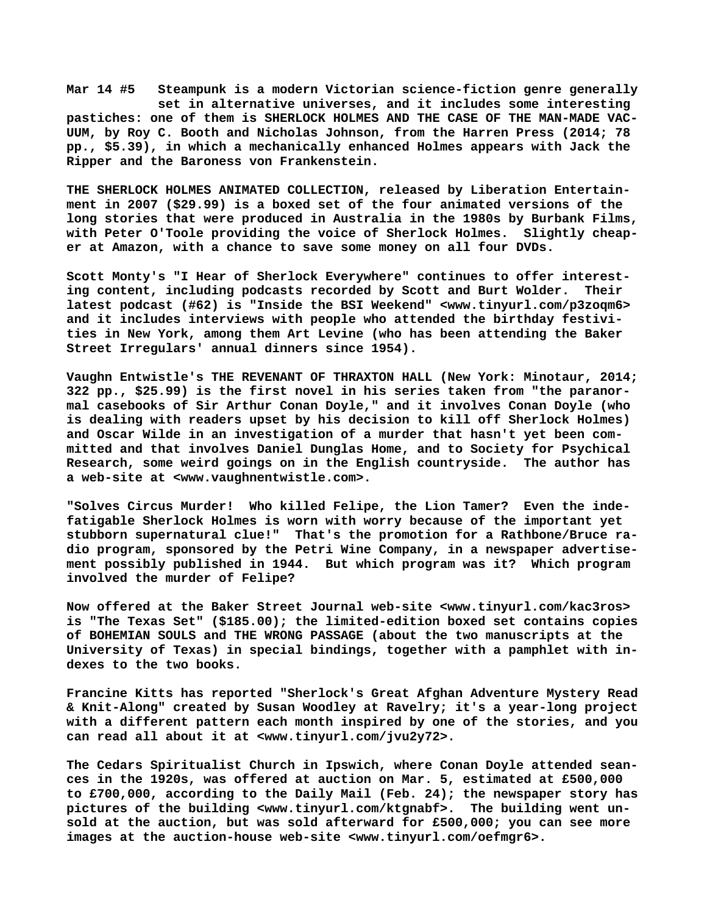**Mar 14 #5 Steampunk is a modern Victorian science-fiction genre generally set in alternative universes, and it includes some interesting pastiches: one of them is SHERLOCK HOLMES AND THE CASE OF THE MAN-MADE VACUUM, by Roy C. Booth and Nicholas Johnson, from the Harren Press (2014; 78 pp., $5.39), in which a mechanically enhanced Holmes appears with Jack the Ripper and the Baroness von Frankenstein.**

**THE SHERLOCK HOLMES ANIMATED COLLECTION, released by Liberation Entertainment in 2007 ($29.99) is a boxed set of the four animated versions of the long stories that were produced in Australia in the 1980s by Burbank Films, with Peter O'Toole providing the voice of Sherlock Holmes. Slightly cheaper at Amazon, with a chance to save some money on all four DVDs.**

**Scott Monty's "I Hear of Sherlock Everywhere" continues to offer interesting content, including podcasts recorded by Scott and Burt Wolder. Their latest podcast (#62) is "Inside the BSI Weekend" <www.tinyurl.com/p3zoqm6> and it includes interviews with people who attended the birthday festivities in New York, among them Art Levine (who has been attending the Baker Street Irregulars' annual dinners since 1954).**

**Vaughn Entwistle's THE REVENANT OF THRAXTON HALL (New York: Minotaur, 2014; 322 pp., $25.99) is the first novel in his series taken from "the paranormal casebooks of Sir Arthur Conan Doyle," and it involves Conan Doyle (who is dealing with readers upset by his decision to kill off Sherlock Holmes) and Oscar Wilde in an investigation of a murder that hasn't yet been committed and that involves Daniel Dunglas Home, and to Society for Psychical Research, some weird goings on in the English countryside. The author has a web-site at <www.vaughnentwistle.com>.**

**"Solves Circus Murder! Who killed Felipe, the Lion Tamer? Even the indefatigable Sherlock Holmes is worn with worry because of the important yet stubborn supernatural clue!" That's the promotion for a Rathbone/Bruce radio program, sponsored by the Petri Wine Company, in a newspaper advertisement possibly published in 1944. But which program was it? Which program involved the murder of Felipe?**

**Now offered at the Baker Street Journal web-site <www.tinyurl.com/kac3ros> is "The Texas Set" ($185.00); the limited-edition boxed set contains copies of BOHEMIAN SOULS and THE WRONG PASSAGE (about the two manuscripts at the University of Texas) in special bindings, together with a pamphlet with indexes to the two books.**

**Francine Kitts has reported "Sherlock's Great Afghan Adventure Mystery Read & Knit-Along" created by Susan Woodley at Ravelry; it's a year-long project with a different pattern each month inspired by one of the stories, and you can read all about it at <www.tinyurl.com/jvu2y72>.**

**The Cedars Spiritualist Church in Ipswich, where Conan Doyle attended seances in the 1920s, was offered at auction on Mar. 5, estimated at £500,000 to £700,000, according to the Daily Mail (Feb. 24); the newspaper story has pictures of the building <www.tinyurl.com/ktgnabf>. The building went unsold at the auction, but was sold afterward for £500,000; you can see more images at the auction-house web-site <www.tinyurl.com/oefmgr6>.**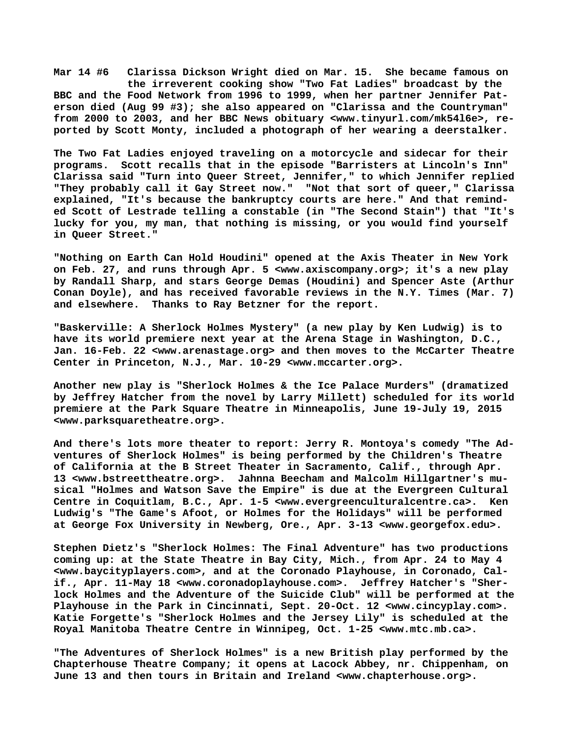**Mar 14 #6 Clarissa Dickson Wright died on Mar. 15. She became famous on the irreverent cooking show "Two Fat Ladies" broadcast by the BBC and the Food Network from 1996 to 1999, when her partner Jennifer Paterson died (Aug 99 #3); she also appeared on "Clarissa and the Countryman" from 2000 to 2003, and her BBC News obituary <www.tinyurl.com/mk54l6e>, reported by Scott Monty, included a photograph of her wearing a deerstalker.**

**The Two Fat Ladies enjoyed traveling on a motorcycle and sidecar for their programs. Scott recalls that in the episode "Barristers at Lincoln's Inn" Clarissa said "Turn into Queer Street, Jennifer," to which Jennifer replied "They probably call it Gay Street now." "Not that sort of queer," Clarissa explained, "It's because the bankruptcy courts are here." And that reminded Scott of Lestrade telling a constable (in "The Second Stain") that "It's lucky for you, my man, that nothing is missing, or you would find yourself in Queer Street."**

**"Nothing on Earth Can Hold Houdini" opened at the Axis Theater in New York on Feb. 27, and runs through Apr. 5 <www.axiscompany.org>; it's a new play by Randall Sharp, and stars George Demas (Houdini) and Spencer Aste (Arthur Conan Doyle), and has received favorable reviews in the N.Y. Times (Mar. 7) and elsewhere. Thanks to Ray Betzner for the report.**

**"Baskerville: A Sherlock Holmes Mystery" (a new play by Ken Ludwig) is to have its world premiere next year at the Arena Stage in Washington, D.C., Jan. 16-Feb. 22 <www.arenastage.org> and then moves to the McCarter Theatre Center in Princeton, N.J., Mar. 10-29 <www.mccarter.org>.**

**Another new play is "Sherlock Holmes & the Ice Palace Murders" (dramatized by Jeffrey Hatcher from the novel by Larry Millett) scheduled for its world premiere at the Park Square Theatre in Minneapolis, June 19-July 19, 2015 <www.parksquaretheatre.org>.**

**And there's lots more theater to report: Jerry R. Montoya's comedy "The Adventures of Sherlock Holmes" is being performed by the Children's Theatre of California at the B Street Theater in Sacramento, Calif., through Apr. 13 <www.bstreettheatre.org>. Jahnna Beecham and Malcolm Hillgartner's musical "Holmes and Watson Save the Empire" is due at the Evergreen Cultural Centre in Coquitlam, B.C., Apr. 1-5 <www.evergreenculturalcentre.ca>. Ken Ludwig's "The Game's Afoot, or Holmes for the Holidays" will be performed at George Fox University in Newberg, Ore., Apr. 3-13 <www.georgefox.edu>.**

**Stephen Dietz's "Sherlock Holmes: The Final Adventure" has two productions coming up: at the State Theatre in Bay City, Mich., from Apr. 24 to May 4 <www.baycityplayers.com>, and at the Coronado Playhouse, in Coronado, Calif., Apr. 11-May 18 <www.coronadoplayhouse.com>. Jeffrey Hatcher's "Sherlock Holmes and the Adventure of the Suicide Club" will be performed at the Playhouse in the Park in Cincinnati, Sept. 20-Oct. 12 <www.cincyplay.com>. Katie Forgette's "Sherlock Holmes and the Jersey Lily" is scheduled at the Royal Manitoba Theatre Centre in Winnipeg, Oct. 1-25 <www.mtc.mb.ca>.**

**"The Adventures of Sherlock Holmes" is a new British play performed by the Chapterhouse Theatre Company; it opens at Lacock Abbey, nr. Chippenham, on June 13 and then tours in Britain and Ireland <www.chapterhouse.org>.**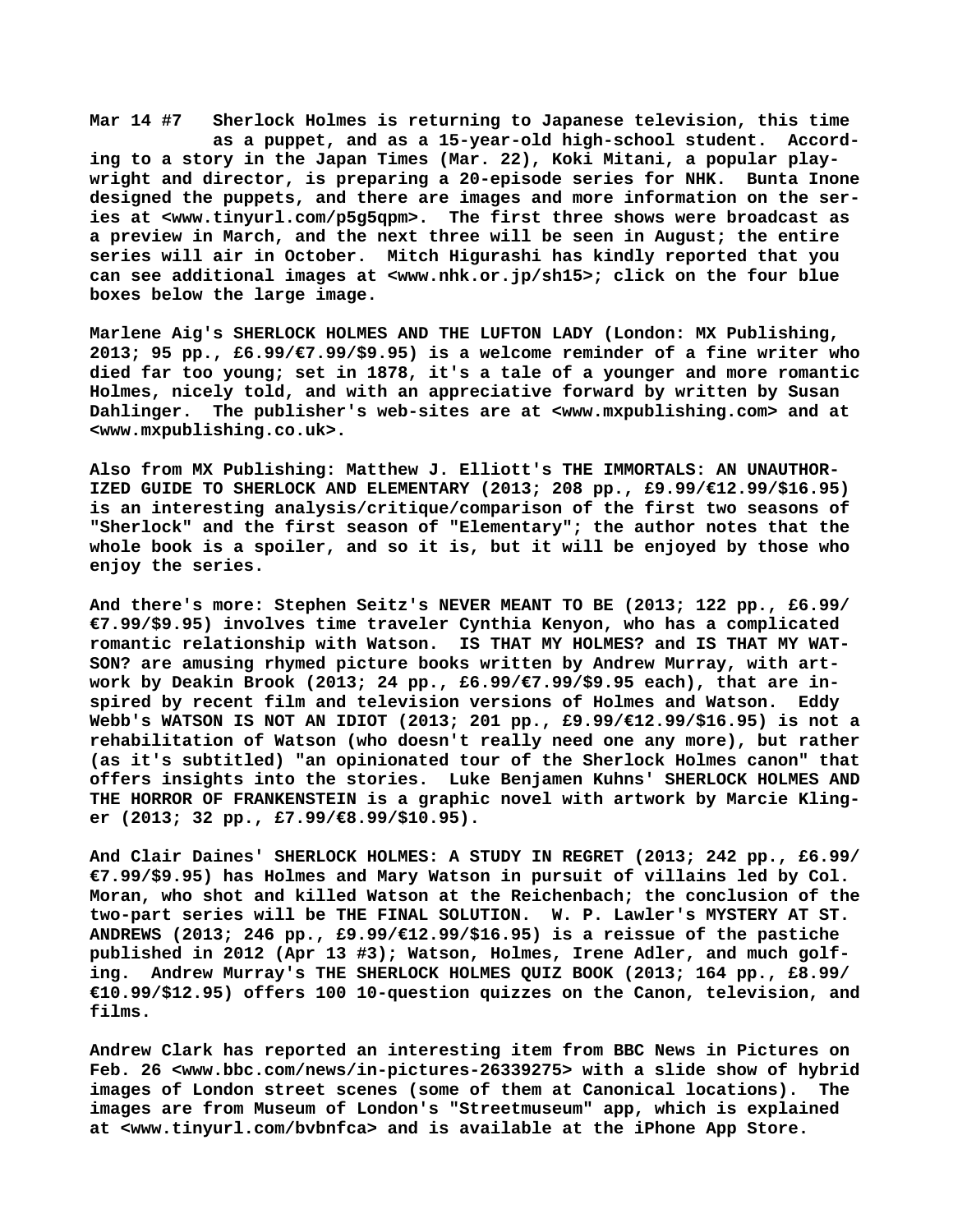**Mar 14 #7 Sherlock Holmes is returning to Japanese television, this time as a puppet, and as a 15-year-old high-school student. According to a story in the Japan Times (Mar. 22), Koki Mitani, a popular playwright and director, is preparing a 20-episode series for NHK. Bunta Inone designed the puppets, and there are images and more information on the series at <www.tinyurl.com/p5g5qpm>. The first three shows were broadcast as a preview in March, and the next three will be seen in August; the entire series will air in October. Mitch Higurashi has kindly reported that you can see additional images at <www.nhk.or.jp/sh15>; click on the four blue boxes below the large image.**

**Marlene Aig's SHERLOCK HOLMES AND THE LUFTON LADY (London: MX Publishing, 2013; 95 pp., £6.99/€7.99/$9.95) is a welcome reminder of a fine writer who died far too young; set in 1878, it's a tale of a younger and more romantic Holmes, nicely told, and with an appreciative forward by written by Susan Dahlinger. The publisher's web-sites are at <www.mxpublishing.com> and at <www.mxpublishing.co.uk>.**

**Also from MX Publishing: Matthew J. Elliott's THE IMMORTALS: AN UNAUTHORIZED GUIDE TO SHERLOCK AND ELEMENTARY (2013; 208 pp., £9.99/€12.99/$16.95) is an interesting analysis/critique/comparison of the first two seasons of "Sherlock" and the first season of "Elementary"; the author notes that the whole book is a spoiler, and so it is, but it will be enjoyed by those who enjoy the series.**

**And there's more: Stephen Seitz's NEVER MEANT TO BE (2013; 122 pp., £6.99/€7.99/$9.95) involves time traveler Cynthia Kenyon, who has a complicated romantic relationship with Watson. IS THAT MY HOLMES? and IS THAT MY WATSON? are amusing rhymed picture books written by Andrew Murray, with artwork by Deakin Brook (2013; 24 pp., £6.99/€7.99/$9.95 each), that are inspired by recent film and television versions of Holmes and Watson. Eddy Webb's WATSON IS NOT AN IDIOT (2013; 201 pp., £9.99/€12.99/$16.95) is not a rehabilitation of Watson (who doesn't really need one any more), but rather (as it's subtitled) "an opinionated tour of the Sherlock Holmes canon" that offers insights into the stories. Luke Benjamen Kuhns' SHERLOCK HOLMES AND THE HORROR OF FRANKENSTEIN is a graphic novel with artwork by Marcie Klinger (2013; 32 pp., £7.99/€8.99/$10.95).**

**And Clair Daines' SHERLOCK HOLMES: A STUDY IN REGRET (2013; 242 pp., £6.99/€7.99/$9.95) has Holmes and Mary Watson in pursuit of villains led by Col. Moran, who shot and killed Watson at the Reichenbach; the conclusion of the two-part series will be THE FINAL SOLUTION. W. P. Lawler's MYSTERY AT ST. ANDREWS (2013; 246 pp., £9.99/€12.99/$16.95) is a reissue of the pastiche published in 2012 (Apr 13 #3); Watson, Holmes, Irene Adler, and much golfing. Andrew Murray's THE SHERLOCK HOLMES QUIZ BOOK (2013; 164 pp., £8.99/€10.99/$12.95) offers 100 10-question quizzes on the Canon, television, and films.**

**Andrew Clark has reported an interesting item from BBC News in Pictures on Feb. 26 <www.bbc.com/news/in-pictures-26339275> with a slide show of hybrid images of London street scenes (some of them at Canonical locations). The images are from Museum of London's "Streetmuseum" app, which is explained at <www.tinyurl.com/bvbnfca> and is available at the iPhone App Store.**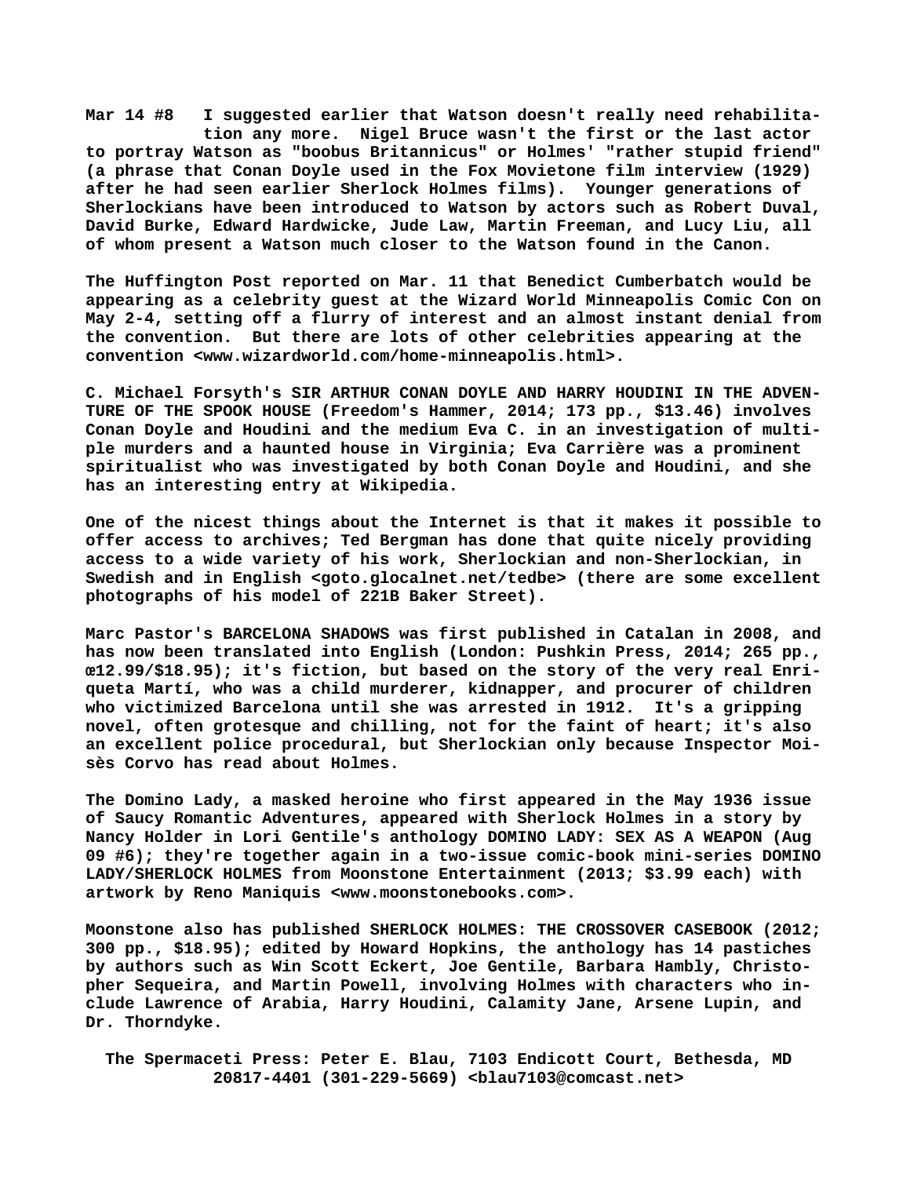**Mar 14 #8** I suggested earlier that Watson doesn't really need rehabilitation any more. Nigel Bruce wasn't the first or the last actor to portray Watson as "boobus Britannicus" or Holmes' "rather stupid friend" (a phrase that Conan Doyle used in the Fox Movietone film interview (1929) after he had seen earlier Sherlock Holmes films). Younger generations of Sherlockians have been introduced to Watson by actors such as Robert Duval, David Burke, Edward Hardwicke, Jude Law, Martin Freeman, and Lucy Liu, all of whom present a Watson much closer to the Watson found in the Canon.

The Huffington Post reported on Mar. 11 that Benedict Cumberbatch would be appearing as a celebrity guest at the Wizard World Minneapolis Comic Con on May 2-4, setting off a flurry of interest and an almost instant denial from the convention. But there are lots of other celebrities appearing at the convention <www.wizardworld.com/home-minneapolis.html>.

C. Michael Forsyth's SIR ARTHUR CONAN DOYLE AND HARRY HOUDINI IN THE ADVENTURE OF THE SPOOK HOUSE (Freedom's Hammer, 2014; 173 pp., $13.46) involves Conan Doyle and Houdini and the medium Eva C. in an investigation of multiple murders and a haunted house in Virginia; Eva Carrière was a prominent spiritualist who was investigated by both Conan Doyle and Houdini, and she has an interesting entry at Wikipedia.

One of the nicest things about the Internet is that it makes it possible to offer access to archives; Ted Bergman has done that quite nicely providing access to a wide variety of his work, Sherlockian and non-Sherlockian, in Swedish and in English <goto.glocalnet.net/tedbe> (there are some excellent photographs of his model of 221B Baker Street).

Marc Pastor's BARCELONA SHADOWS was first published in Catalan in 2008, and has now been translated into English (London: Pushkin Press, 2014; 265 pp., œ12.99/$18.95); it's fiction, but based on the story of the very real Enriqueta Martí, who was a child murderer, kidnapper, and procurer of children who victimized Barcelona until she was arrested in 1912. It's a gripping novel, often grotesque and chilling, not for the faint of heart; it's also an excellent police procedural, but Sherlockian only because Inspector Moisès Corvo has read about Holmes.

The Domino Lady, a masked heroine who first appeared in the May 1936 issue of Saucy Romantic Adventures, appeared with Sherlock Holmes in a story by Nancy Holder in Lori Gentile's anthology DOMINO LADY: SEX AS A WEAPON (Aug 09 #6); they're together again in a two-issue comic-book mini-series DOMINO LADY/SHERLOCK HOLMES from Moonstone Entertainment (2013; $3.99 each) with artwork by Reno Maniquis <www.moonstonebooks.com>.

Moonstone also has published SHERLOCK HOLMES: THE CROSSOVER CASEBOOK (2012; 300 pp., $18.95); edited by Howard Hopkins, the anthology has 14 pastiches by authors such as Win Scott Eckert, Joe Gentile, Barbara Hambly, Christopher Sequeira, and Martin Powell, involving Holmes with characters who include Lawrence of Arabia, Harry Houdini, Calamity Jane, Arsene Lupin, and Dr. Thorndyke.

The Spermaceti Press: Peter E. Blau, 7103 Endicott Court, Bethesda, MD 20817-4401 (301-229-5669) <blau7103@comcast.net>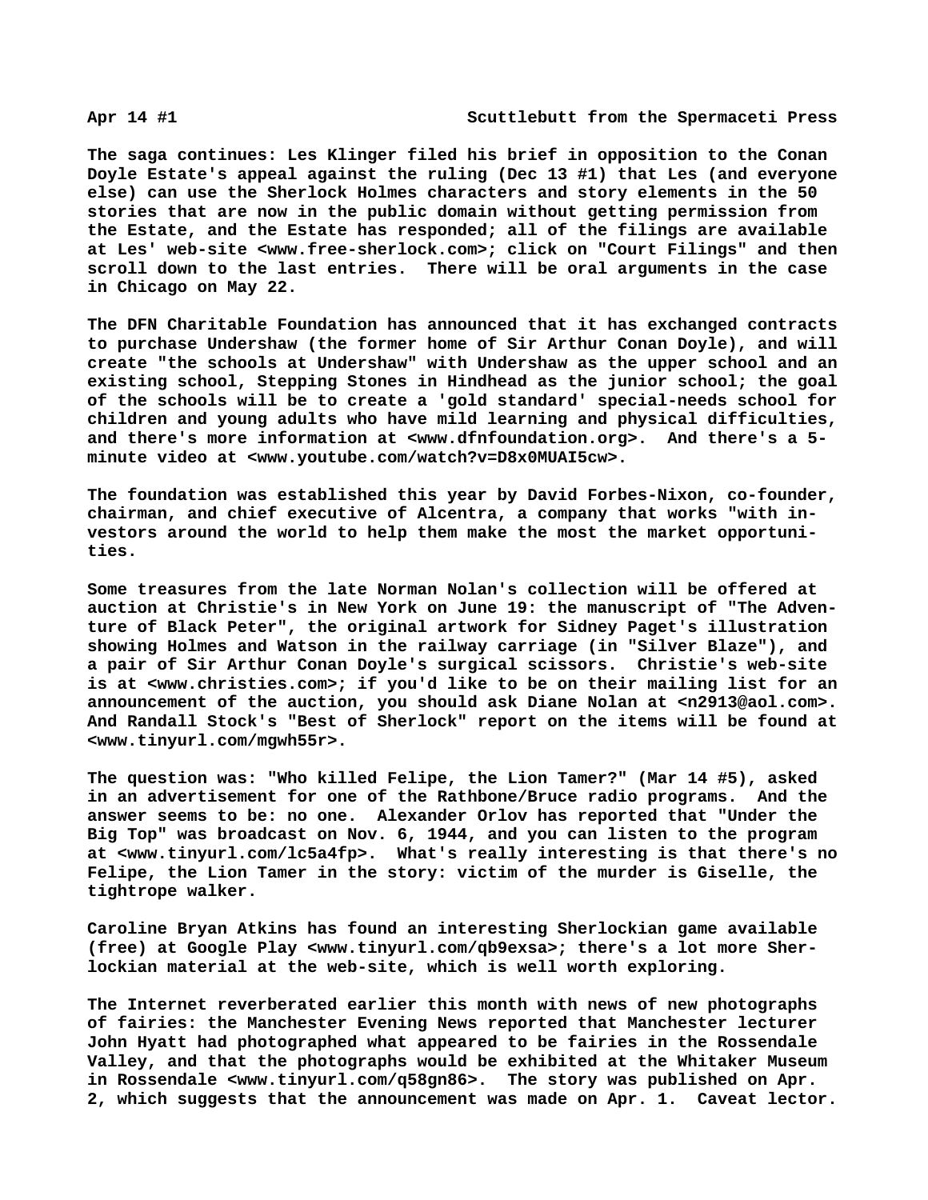The saga continues: Les Klinger filed his brief in opposition to the Conan Doyle Estate's appeal against the ruling (Dec 13 #1) that Les (and everyone else) can use the Sherlock Holmes characters and story elements in the 50 stories that are now in the public domain without getting permission from the Estate, and the Estate has responded; all of the filings are available at Les' web-site <www.free-sherlock.com>; click on "Court Filings" and then scroll down to the last entries. There will be oral arguments in the case in Chicago on May 22.

The DFN Charitable Foundation has announced that it has exchanged contracts to purchase Undershaw (the former home of Sir Arthur Conan Doyle), and will create "the schools at Undershaw" with Undershaw as the upper school and an existing school, Stepping Stones in Hindhead as the junior school; the goal of the schools will be to create a 'gold standard' special-needs school for children and young adults who have mild learning and physical difficulties, and there's more information at <www.dfnfoundation.org>. And there's a 5-minute video at <www.youtube.com/watch?v=D8x0MUAI5cw>.

The foundation was established this year by David Forbes-Nixon, co-founder, chairman, and chief executive of Alcentra, a company that works "with investors around the world to help them make the most the market opportunities.

Some treasures from the late Norman Nolan's collection will be offered at auction at Christie's in New York on June 19: the manuscript of "The Adventure of Black Peter", the original artwork for Sidney Paget's illustration showing Holmes and Watson in the railway carriage (in "Silver Blaze"), and a pair of Sir Arthur Conan Doyle's surgical scissors. Christie's web-site is at <www.christies.com>; if you'd like to be on their mailing list for an announcement of the auction, you should ask Diane Nolan at <n2913@aol.com>. And Randall Stock's "Best of Sherlock" report on the items will be found at <www.tinyurl.com/mgwh55r>.

The question was: "Who killed Felipe, the Lion Tamer?" (Mar 14 #5), asked in an advertisement for one of the Rathbone/Bruce radio programs. And the answer seems to be: no one. Alexander Orlov has reported that "Under the Big Top" was broadcast on Nov. 6, 1944, and you can listen to the program at <www.tinyurl.com/lc5a4fp>. What's really interesting is that there's no Felipe, the Lion Tamer in the story: victim of the murder is Giselle, the tightrope walker.

Caroline Bryan Atkins has found an interesting Sherlockian game available (free) at Google Play <www.tinyurl.com/qb9exsa>; there's a lot more Sherlockian material at the web-site, which is well worth exploring.

The Internet reverberated earlier this month with news of new photographs of fairies: the Manchester Evening News reported that Manchester lecturer John Hyatt had photographed what appeared to be fairies in the Rossendale Valley, and that the photographs would be exhibited at the Whitaker Museum in Rossendale <www.tinyurl.com/q58gn86>. The story was published on Apr. 2, which suggests that the announcement was made on Apr. 1. Caveat lector.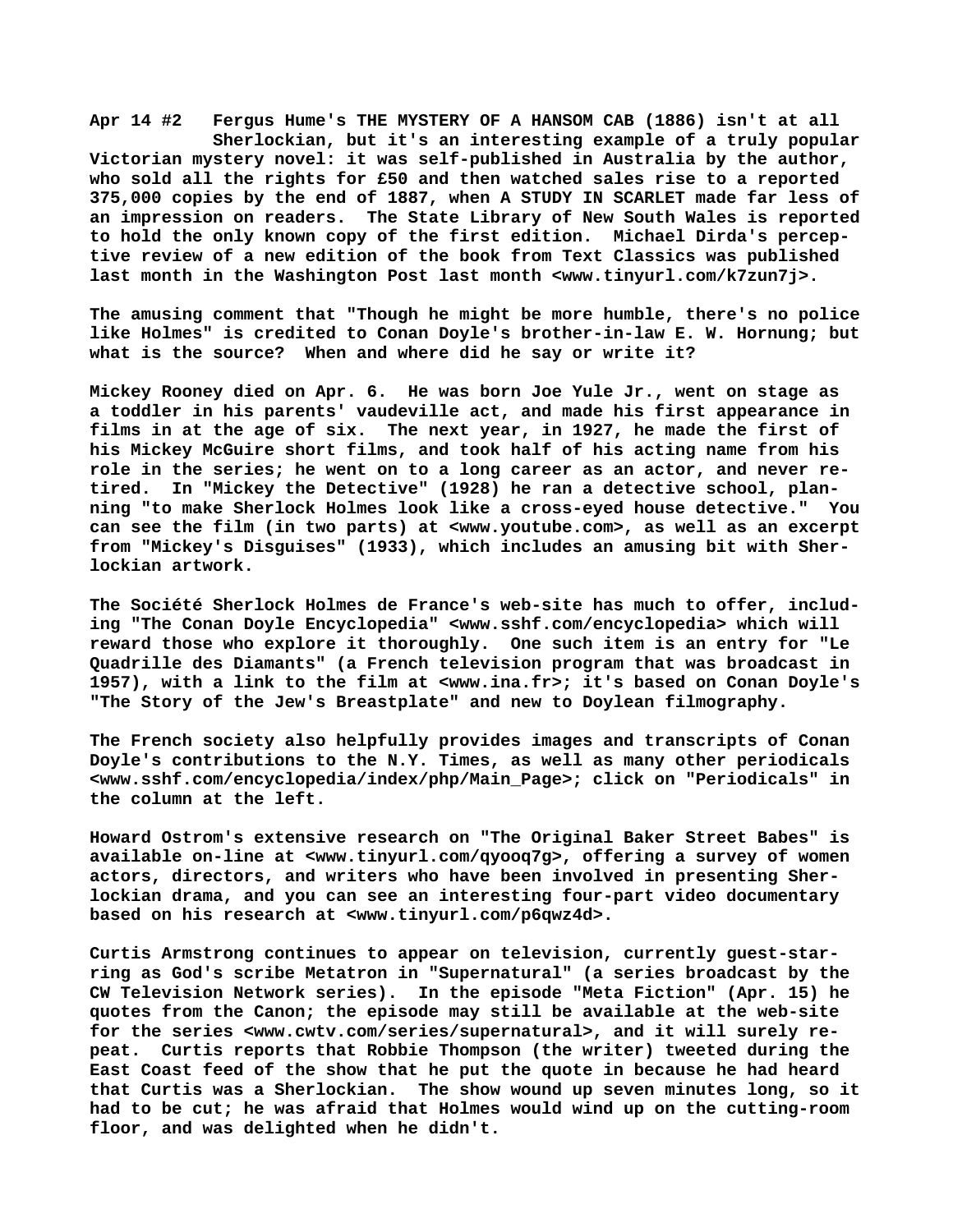**Apr 14 #2 Fergus Hume's THE MYSTERY OF A HANSOM CAB (1886) isn't at all Sherlockian, but it's an interesting example of a truly popular Victorian mystery novel: it was self-published in Australia by the author, who sold all the rights for £50 and then watched sales rise to a reported 375,000 copies by the end of 1887, when A STUDY IN SCARLET made far less of an impression on readers. The State Library of New South Wales is reported to hold the only known copy of the first edition. Michael Dirda's perceptive review of a new edition of the book from Text Classics was published last month in the Washington Post last month <www.tinyurl.com/k7zun7j>.**

**The amusing comment that "Though he might be more humble, there's no police like Holmes" is credited to Conan Doyle's brother-in-law E. W. Hornung; but what is the source? When and where did he say or write it?**

**Mickey Rooney died on Apr. 6. He was born Joe Yule Jr., went on stage as a toddler in his parents' vaudeville act, and made his first appearance in films in at the age of six. The next year, in 1927, he made the first of his Mickey McGuire short films, and took half of his acting name from his role in the series; he went on to a long career as an actor, and never retired. In "Mickey the Detective" (1928) he ran a detective school, planning "to make Sherlock Holmes look like a cross-eyed house detective." You can see the film (in two parts) at <www.youtube.com>, as well as an excerpt from "Mickey's Disguises" (1933), which includes an amusing bit with Sherlockian artwork.**

**The Société Sherlock Holmes de France's web-site has much to offer, including "The Conan Doyle Encyclopedia" <www.sshf.com/encyclopedia> which will reward those who explore it thoroughly. One such item is an entry for "Le Quadrille des Diamants" (a French television program that was broadcast in 1957), with a link to the film at <www.ina.fr>; it's based on Conan Doyle's "The Story of the Jew's Breastplate" and new to Doylean filmography.**

**The French society also helpfully provides images and transcripts of Conan Doyle's contributions to the N.Y. Times, as well as many other periodicals <www.sshf.com/encyclopedia/index/php/Main_Page>; click on "Periodicals" in the column at the left.**

**Howard Ostrom's extensive research on "The Original Baker Street Babes" is available on-line at <www.tinyurl.com/qyooq7g>, offering a survey of women actors, directors, and writers who have been involved in presenting Sherlockian drama, and you can see an interesting four-part video documentary based on his research at <www.tinyurl.com/p6qwz4d>.**

**Curtis Armstrong continues to appear on television, currently guest-starring as God's scribe Metatron in "Supernatural" (a series broadcast by the CW Television Network series). In the episode "Meta Fiction" (Apr. 15) he quotes from the Canon; the episode may still be available at the web-site for the series <www.cwtv.com/series/supernatural>, and it will surely repeat. Curtis reports that Robbie Thompson (the writer) tweeted during the East Coast feed of the show that he put the quote in because he had heard that Curtis was a Sherlockian. The show wound up seven minutes long, so it had to be cut; he was afraid that Holmes would wind up on the cutting-room floor, and was delighted when he didn't.**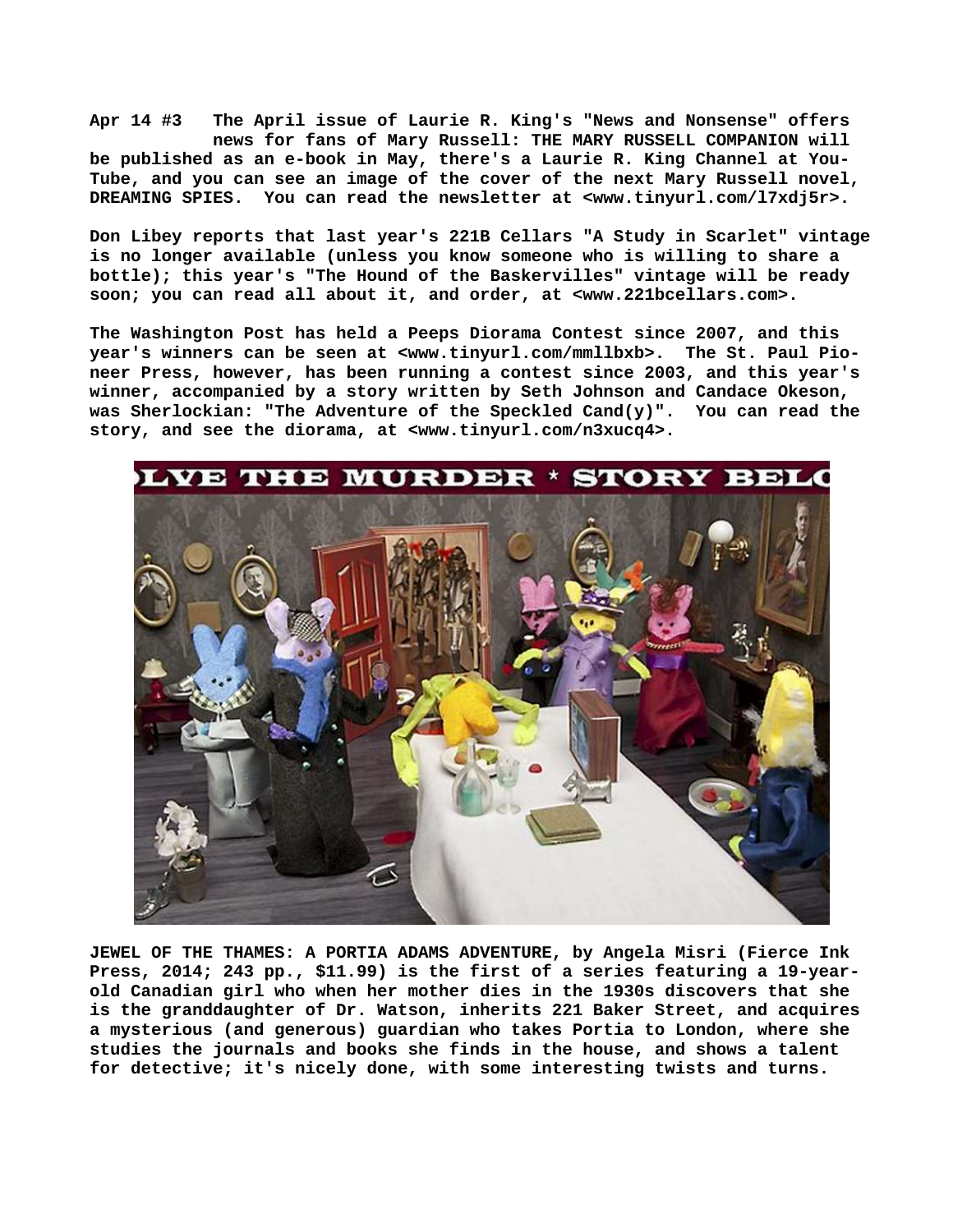Apr 14 #3   The April issue of Laurie R. King's "News and Nonsense" offers news for fans of Mary Russell: THE MARY RUSSELL COMPANION will be published as an e-book in May, there's a Laurie R. King Channel at You-Tube, and you can see an image of the cover of the next Mary Russell novel, DREAMING SPIES.  You can read the newsletter at <www.tinyurl.com/l7xdj5r>.

Don Libey reports that last year's 221B Cellars "A Study in Scarlet" vintage is no longer available (unless you know someone who is willing to share a bottle); this year's "The Hound of the Baskervilles" vintage will be ready soon; you can read all about it, and order, at <www.221bcellars.com>.

The Washington Post has held a Peeps Diorama Contest since 2007, and this year's winners can be seen at <www.tinyurl.com/mmllbxb>.  The St. Paul Pioneer Press, however, has been running a contest since 2003, and this year's winner, accompanied by a story written by Seth Johnson and Candace Okeson, was Sherlockian: "The Adventure of the Speckled Cand(y)".  You can read the story, and see the diorama, at <www.tinyurl.com/n3xucq4>.

JEWEL OF THE THAMES: A PORTIA ADAMS ADVENTURE, by Angela Misri (Fierce Ink Press, 2014; 243 pp., $11.99) is the first of a series featuring a 19-year-old Canadian girl who when her mother dies in the 1930s discovers that she is the granddaughter of Dr. Watson, inherits 221 Baker Street, and acquires a mysterious (and generous) guardian who takes Portia to London, where she studies the journals and books she finds in the house, and shows a talent for detective; it's nicely done, with some interesting twists and turns.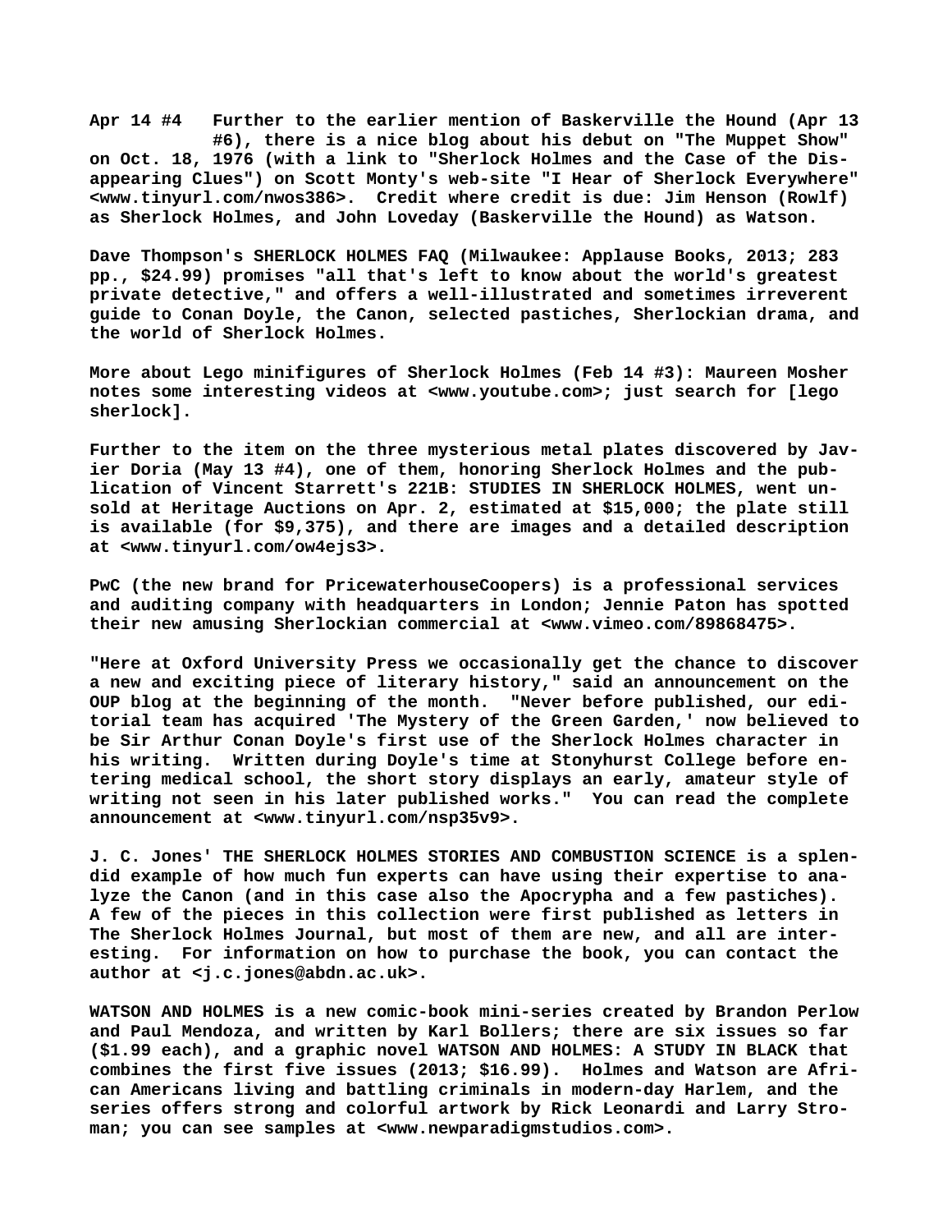Apr 14 #4 Further to the earlier mention of Baskerville the Hound (Apr 13 #6), there is a nice blog about his debut on "The Muppet Show" on Oct. 18, 1976 (with a link to "Sherlock Holmes and the Case of the Disappearing Clues") on Scott Monty's web-site "I Hear of Sherlock Everywhere" <www.tinyurl.com/nwos386>. Credit where credit is due: Jim Henson (Rowlf) as Sherlock Holmes, and John Loveday (Baskerville the Hound) as Watson.

Dave Thompson's SHERLOCK HOLMES FAQ (Milwaukee: Applause Books, 2013; 283 pp., $24.99) promises "all that's left to know about the world's greatest private detective," and offers a well-illustrated and sometimes irreverent guide to Conan Doyle, the Canon, selected pastiches, Sherlockian drama, and the world of Sherlock Holmes.

More about Lego minifigures of Sherlock Holmes (Feb 14 #3): Maureen Mosher notes some interesting videos at <www.youtube.com>; just search for [lego sherlock].

Further to the item on the three mysterious metal plates discovered by Javier Doria (May 13 #4), one of them, honoring Sherlock Holmes and the publication of Vincent Starrett's 221B: STUDIES IN SHERLOCK HOLMES, went unsold at Heritage Auctions on Apr. 2, estimated at $15,000; the plate still is available (for $9,375), and there are images and a detailed description at <www.tinyurl.com/ow4ejs3>.

PwC (the new brand for PricewaterhouseCoopers) is a professional services and auditing company with headquarters in London; Jennie Paton has spotted their new amusing Sherlockian commercial at <www.vimeo.com/89868475>.

"Here at Oxford University Press we occasionally get the chance to discover a new and exciting piece of literary history," said an announcement on the OUP blog at the beginning of the month. "Never before published, our editorial team has acquired 'The Mystery of the Green Garden,' now believed to be Sir Arthur Conan Doyle's first use of the Sherlock Holmes character in his writing. Written during Doyle's time at Stonyhurst College before entering medical school, the short story displays an early, amateur style of writing not seen in his later published works." You can read the complete announcement at <www.tinyurl.com/nsp35v9>.

J. C. Jones' THE SHERLOCK HOLMES STORIES AND COMBUSTION SCIENCE is a splendid example of how much fun experts can have using their expertise to analyze the Canon (and in this case also the Apocrypha and a few pastiches). A few of the pieces in this collection were first published as letters in The Sherlock Holmes Journal, but most of them are new, and all are interesting. For information on how to purchase the book, you can contact the author at <j.c.jones@abdn.ac.uk>.

WATSON AND HOLMES is a new comic-book mini-series created by Brandon Perlow and Paul Mendoza, and written by Karl Bollers; there are six issues so far ($1.99 each), and a graphic novel WATSON AND HOLMES: A STUDY IN BLACK that combines the first five issues (2013; $16.99). Holmes and Watson are African Americans living and battling criminals in modern-day Harlem, and the series offers strong and colorful artwork by Rick Leonardi and Larry Stroman; you can see samples at <www.newparadigmstudios.com>.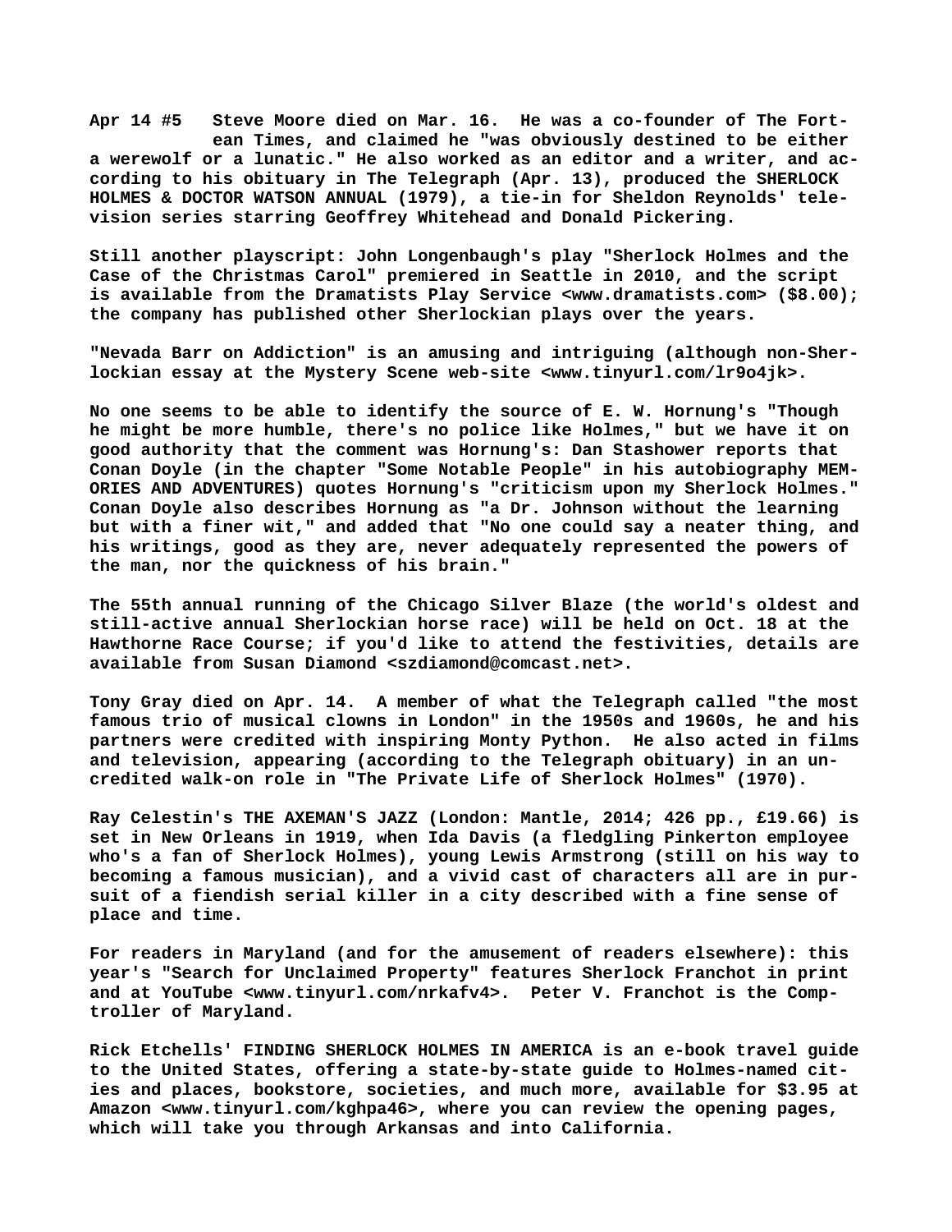**Apr 14 #5 Steve Moore died on Mar. 16. He was a co-founder of The Fortean Times, and claimed he "was obviously destined to be either a werewolf or a lunatic." He also worked as an editor and a writer, and according to his obituary in The Telegraph (Apr. 13), produced the SHERLOCK HOLMES & DOCTOR WATSON ANNUAL (1979), a tie-in for Sheldon Reynolds' television series starring Geoffrey Whitehead and Donald Pickering.**

**Still another playscript: John Longenbaugh's play "Sherlock Holmes and the Case of the Christmas Carol" premiered in Seattle in 2010, and the script is available from the Dramatists Play Service <www.dramatists.com> ($8.00); the company has published other Sherlockian plays over the years.**

**"Nevada Barr on Addiction" is an amusing and intriguing (although non-Sherlockian essay at the Mystery Scene web-site <www.tinyurl.com/lr9o4jk>.**

**No one seems to be able to identify the source of E. W. Hornung's "Though he might be more humble, there's no police like Holmes," but we have it on good authority that the comment was Hornung's: Dan Stashower reports that Conan Doyle (in the chapter "Some Notable People" in his autobiography MEMORIES AND ADVENTURES) quotes Hornung's "criticism upon my Sherlock Holmes." Conan Doyle also describes Hornung as "a Dr. Johnson without the learning but with a finer wit," and added that "No one could say a neater thing, and his writings, good as they are, never adequately represented the powers of the man, nor the quickness of his brain."**

**The 55th annual running of the Chicago Silver Blaze (the world's oldest and still-active annual Sherlockian horse race) will be held on Oct. 18 at the Hawthorne Race Course; if you'd like to attend the festivities, details are available from Susan Diamond <szdiamond@comcast.net>.**

**Tony Gray died on Apr. 14. A member of what the Telegraph called "the most famous trio of musical clowns in London" in the 1950s and 1960s, he and his partners were credited with inspiring Monty Python. He also acted in films and television, appearing (according to the Telegraph obituary) in an uncredited walk-on role in "The Private Life of Sherlock Holmes" (1970).**

**Ray Celestin's THE AXEMAN'S JAZZ (London: Mantle, 2014; 426 pp., £19.66) is set in New Orleans in 1919, when Ida Davis (a fledgling Pinkerton employee who's a fan of Sherlock Holmes), young Lewis Armstrong (still on his way to becoming a famous musician), and a vivid cast of characters all are in pursuit of a fiendish serial killer in a city described with a fine sense of place and time.**

**For readers in Maryland (and for the amusement of readers elsewhere): this year's "Search for Unclaimed Property" features Sherlock Franchot in print and at YouTube <www.tinyurl.com/nrkafv4>. Peter V. Franchot is the Comptroller of Maryland.**

**Rick Etchells' FINDING SHERLOCK HOLMES IN AMERICA is an e-book travel guide to the United States, offering a state-by-state guide to Holmes-named cities and places, bookstore, societies, and much more, available for $3.95 at Amazon <www.tinyurl.com/kghpa46>, where you can review the opening pages, which will take you through Arkansas and into California.**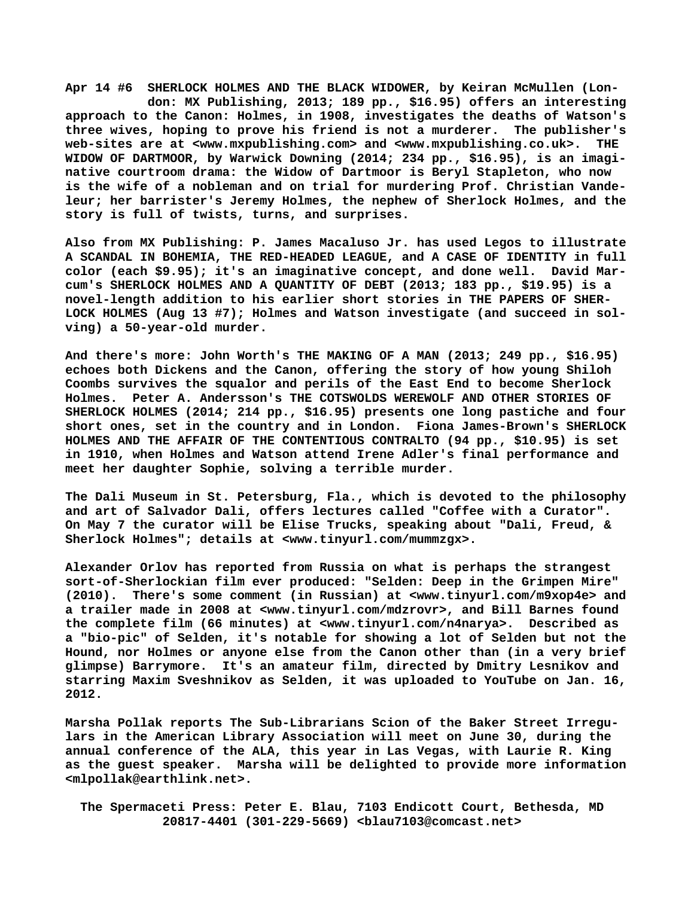**Apr 14 #6 SHERLOCK HOLMES AND THE BLACK WIDOWER, by Keiran McMullen (London: MX Publishing, 2013; 189 pp., $16.95) offers an interesting approach to the Canon: Holmes, in 1908, investigates the deaths of Watson's three wives, hoping to prove his friend is not a murderer. The publisher's web-sites are at <www.mxpublishing.com> and <www.mxpublishing.co.uk>. THE WIDOW OF DARTMOOR, by Warwick Downing (2014; 234 pp., $16.95), is an imaginative courtroom drama: the Widow of Dartmoor is Beryl Stapleton, who now is the wife of a nobleman and on trial for murdering Prof. Christian Vandeleur; her barrister's Jeremy Holmes, the nephew of Sherlock Holmes, and the story is full of twists, turns, and surprises.**

**Also from MX Publishing: P. James Macaluso Jr. has used Legos to illustrate A SCANDAL IN BOHEMIA, THE RED-HEADED LEAGUE, and A CASE OF IDENTITY in full color (each $9.95); it's an imaginative concept, and done well. David Marcum's SHERLOCK HOLMES AND A QUANTITY OF DEBT (2013; 183 pp., $19.95) is a novel-length addition to his earlier short stories in THE PAPERS OF SHERLOCK HOLMES (Aug 13 #7); Holmes and Watson investigate (and succeed in solving) a 50-year-old murder.**

**And there's more: John Worth's THE MAKING OF A MAN (2013; 249 pp., $16.95) echoes both Dickens and the Canon, offering the story of how young Shiloh Coombs survives the squalor and perils of the East End to become Sherlock Holmes. Peter A. Andersson's THE COTSWOLDS WEREWOLF AND OTHER STORIES OF SHERLOCK HOLMES (2014; 214 pp., $16.95) presents one long pastiche and four short ones, set in the country and in London. Fiona James-Brown's SHERLOCK HOLMES AND THE AFFAIR OF THE CONTENTIOUS CONTRALTO (94 pp., $10.95) is set in 1910, when Holmes and Watson attend Irene Adler's final performance and meet her daughter Sophie, solving a terrible murder.**

**The Dali Museum in St. Petersburg, Fla., which is devoted to the philosophy and art of Salvador Dali, offers lectures called "Coffee with a Curator". On May 7 the curator will be Elise Trucks, speaking about "Dali, Freud, & Sherlock Holmes"; details at <www.tinyurl.com/mummzgx>.**

**Alexander Orlov has reported from Russia on what is perhaps the strangest sort-of-Sherlockian film ever produced: "Selden: Deep in the Grimpen Mire" (2010). There's some comment (in Russian) at <www.tinyurl.com/m9xop4e> and a trailer made in 2008 at <www.tinyurl.com/mdzrovr>, and Bill Barnes found the complete film (66 minutes) at <www.tinyurl.com/n4narya>. Described as a "bio-pic" of Selden, it's notable for showing a lot of Selden but not the Hound, nor Holmes or anyone else from the Canon other than (in a very brief glimpse) Barrymore. It's an amateur film, directed by Dmitry Lesnikov and starring Maxim Sveshnikov as Selden, it was uploaded to YouTube on Jan. 16, 2012.**

**Marsha Pollak reports The Sub-Librarians Scion of the Baker Street Irregulars in the American Library Association will meet on June 30, during the annual conference of the ALA, this year in Las Vegas, with Laurie R. King as the guest speaker. Marsha will be delighted to provide more information <mlpollak@earthlink.net>.**

**The Spermaceti Press: Peter E. Blau, 7103 Endicott Court, Bethesda, MD 20817-4401 (301-229-5669) <blau7103@comcast.net>**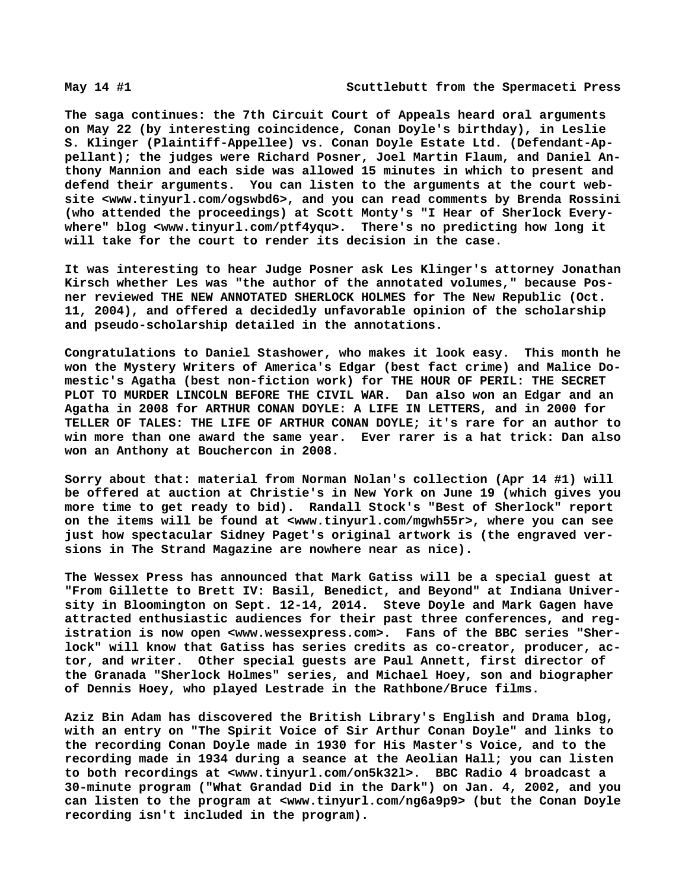The saga continues: the 7th Circuit Court of Appeals heard oral arguments on May 22 (by interesting coincidence, Conan Doyle's birthday), in Leslie S. Klinger (Plaintiff-Appellee) vs. Conan Doyle Estate Ltd. (Defendant-Appellant); the judges were Richard Posner, Joel Martin Flaum, and Daniel Anthony Mannion and each side was allowed 15 minutes in which to present and defend their arguments. You can listen to the arguments at the court website <www.tinyurl.com/ogswbd6>, and you can read comments by Brenda Rossini (who attended the proceedings) at Scott Monty's "I Hear of Sherlock Everywhere" blog <www.tinyurl.com/ptf4yqu>. There's no predicting how long it will take for the court to render its decision in the case.

It was interesting to hear Judge Posner ask Les Klinger's attorney Jonathan Kirsch whether Les was "the author of the annotated volumes," because Posner reviewed THE NEW ANNOTATED SHERLOCK HOLMES for The New Republic (Oct. 11, 2004), and offered a decidedly unfavorable opinion of the scholarship and pseudo-scholarship detailed in the annotations.

Congratulations to Daniel Stashower, who makes it look easy. This month he won the Mystery Writers of America's Edgar (best fact crime) and Malice Domestic's Agatha (best non-fiction work) for THE HOUR OF PERIL: THE SECRET PLOT TO MURDER LINCOLN BEFORE THE CIVIL WAR. Dan also won an Edgar and an Agatha in 2008 for ARTHUR CONAN DOYLE: A LIFE IN LETTERS, and in 2000 for TELLER OF TALES: THE LIFE OF ARTHUR CONAN DOYLE; it's rare for an author to win more than one award the same year. Ever rarer is a hat trick: Dan also won an Anthony at Bouchercon in 2008.

Sorry about that: material from Norman Nolan's collection (Apr 14 #1) will be offered at auction at Christie's in New York on June 19 (which gives you more time to get ready to bid). Randall Stock's "Best of Sherlock" report on the items will be found at <www.tinyurl.com/mgwh55r>, where you can see just how spectacular Sidney Paget's original artwork is (the engraved versions in The Strand Magazine are nowhere near as nice).

The Wessex Press has announced that Mark Gatiss will be a special guest at "From Gillette to Brett IV: Basil, Benedict, and Beyond" at Indiana University in Bloomington on Sept. 12-14, 2014. Steve Doyle and Mark Gagen have attracted enthusiastic audiences for their past three conferences, and registration is now open <www.wessexpress.com>. Fans of the BBC series "Sherlock" will know that Gatiss has series credits as co-creator, producer, actor, and writer. Other special guests are Paul Annett, first director of the Granada "Sherlock Holmes" series, and Michael Hoey, son and biographer of Dennis Hoey, who played Lestrade in the Rathbone/Bruce films.

Aziz Bin Adam has discovered the British Library's English and Drama blog, with an entry on "The Spirit Voice of Sir Arthur Conan Doyle" and links to the recording Conan Doyle made in 1930 for His Master's Voice, and to the recording made in 1934 during a seance at the Aeolian Hall; you can listen to both recordings at <www.tinyurl.com/on5k32l>. BBC Radio 4 broadcast a 30-minute program ("What Grandad Did in the Dark") on Jan. 4, 2002, and you can listen to the program at <www.tinyurl.com/ng6a9p9> (but the Conan Doyle recording isn't included in the program).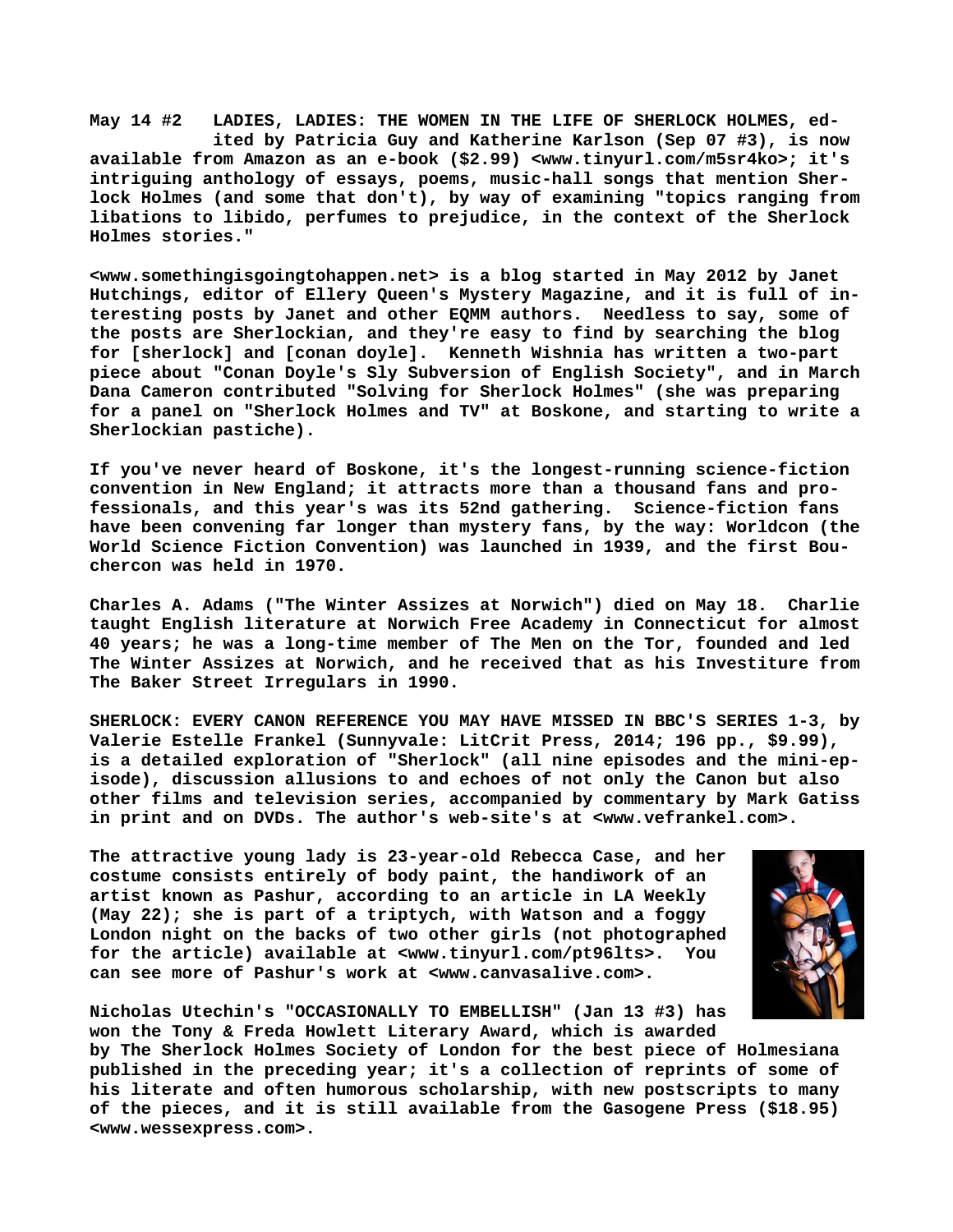**May 14 #2 LADIES, LADIES: THE WOMEN IN THE LIFE OF SHERLOCK HOLMES, edited by Patricia Guy and Katherine Karlson (Sep 07 #3), is now available from Amazon as an e-book ($2.99) <www.tinyurl.com/m5sr4ko>; it's intriguing anthology of essays, poems, music-hall songs that mention Sherlock Holmes (and some that don't), by way of examining "topics ranging from libations to libido, perfumes to prejudice, in the context of the Sherlock Holmes stories."**

**<www.somethingisgoingtohappen.net> is a blog started in May 2012 by Janet Hutchings, editor of Ellery Queen's Mystery Magazine, and it is full of interesting posts by Janet and other EQMM authors. Needless to say, some of the posts are Sherlockian, and they're easy to find by searching the blog for [sherlock] and [conan doyle]. Kenneth Wishnia has written a two-part piece about "Conan Doyle's Sly Subversion of English Society", and in March Dana Cameron contributed "Solving for Sherlock Holmes" (she was preparing for a panel on "Sherlock Holmes and TV" at Boskone, and starting to write a Sherlockian pastiche).**

**If you've never heard of Boskone, it's the longest-running science-fiction convention in New England; it attracts more than a thousand fans and professionals, and this year's was its 52nd gathering. Science-fiction fans have been convening far longer than mystery fans, by the way: Worldcon (the World Science Fiction Convention) was launched in 1939, and the first Bouchercon was held in 1970.**

**Charles A. Adams ("The Winter Assizes at Norwich") died on May 18. Charlie taught English literature at Norwich Free Academy in Connecticut for almost 40 years; he was a long-time member of The Men on the Tor, founded and led The Winter Assizes at Norwich, and he received that as his Investiture from The Baker Street Irregulars in 1990.**

**SHERLOCK: EVERY CANON REFERENCE YOU MAY HAVE MISSED IN BBC'S SERIES 1-3, by Valerie Estelle Frankel (Sunnyvale: LitCrit Press, 2014; 196 pp., $9.99), is a detailed exploration of "Sherlock" (all nine episodes and the mini-episode), discussion allusions to and echoes of not only the Canon but also other films and television series, accompanied by commentary by Mark Gatiss in print and on DVDs. The author's web-site's at <www.vefrankel.com>.**

**The attractive young lady is 23-year-old Rebecca Case, and her costume consists entirely of body paint, the handiwork of an artist known as Pashur, according to an article in LA Weekly (May 22); she is part of a triptych, with Watson and a foggy London night on the backs of two other girls (not photographed for the article) available at <www.tinyurl.com/pt96lts>. You can see more of Pashur's work at <www.canvasalive.com>.**

**Nicholas Utechin's "OCCASIONALLY TO EMBELLISH" (Jan 13 #3) has won the Tony & Freda Howlett Literary Award, which is awarded by The Sherlock Holmes Society of London for the best piece of Holmesiana published in the preceding year; it's a collection of reprints of some of his literate and often humorous scholarship, with new postscripts to many of the pieces, and it is still available from the Gasogene Press ($18.95) <www.wessexpress.com>.**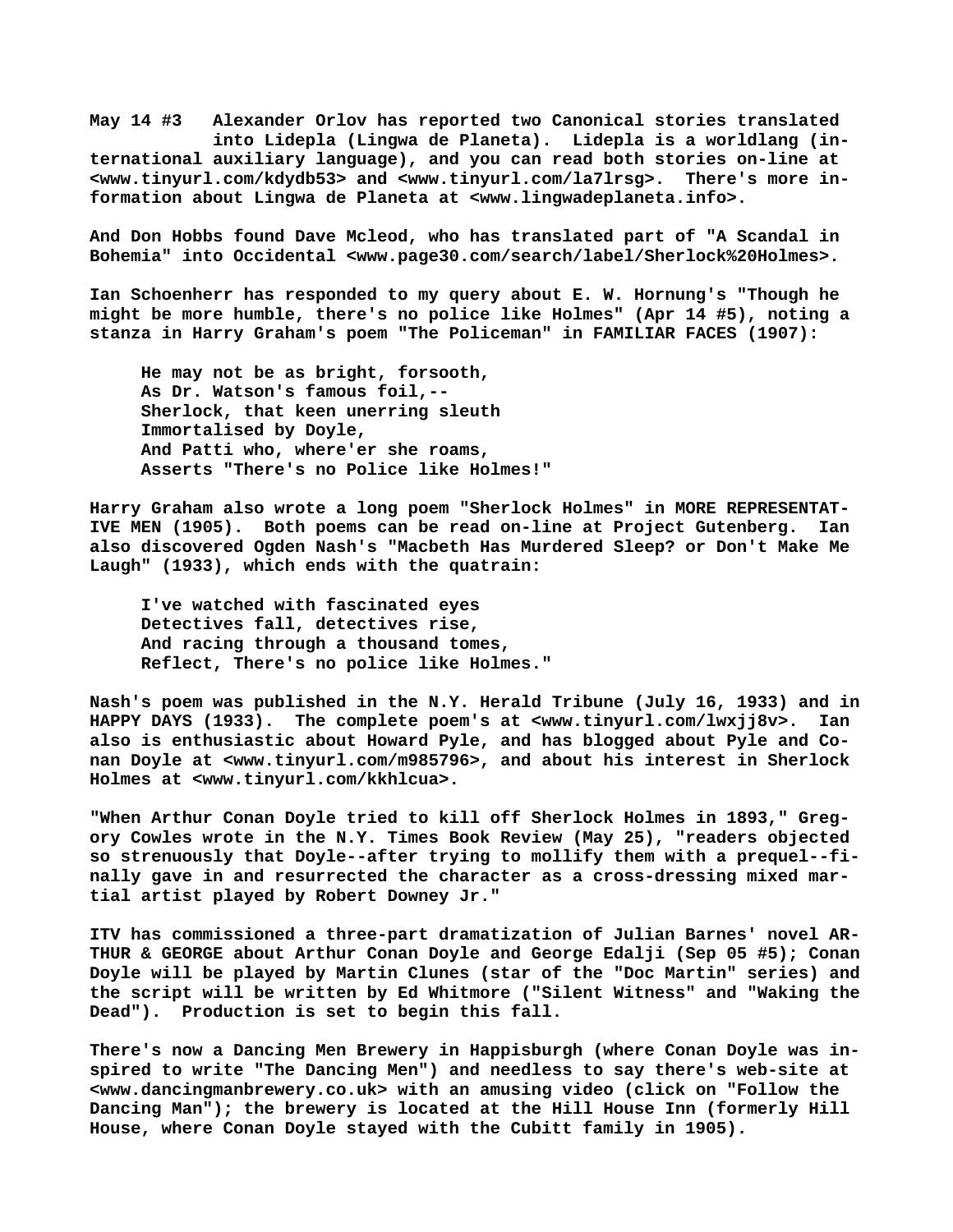**May 14 #3** Alexander Orlov has reported two Canonical stories translated into Lidepla (Lingwa de Planeta). Lidepla is a worldlang (international auxiliary language), and you can read both stories on-line at <www.tinyurl.com/kdydb53> and <www.tinyurl.com/la7lrsg>. There's more information about Lingwa de Planeta at <www.lingwadeplaneta.info>.

And Don Hobbs found Dave Mcleod, who has translated part of "A Scandal in Bohemia" into Occidental <www.page30.com/search/label/Sherlock%20Holmes>.

Ian Schoenherr has responded to my query about E. W. Hornung's "Though he might be more humble, there's no police like Holmes" (Apr 14 #5), noting a stanza in Harry Graham's poem "The Policeman" in FAMILIAR FACES (1907):

> He may not be as bright, forsooth,
> As Dr. Watson's famous foil,--
> Sherlock, that keen unerring sleuth
> Immortalised by Doyle,
> And Patti who, where'er she roams,
> Asserts "There's no Police like Holmes!"

Harry Graham also wrote a long poem "Sherlock Holmes" in MORE REPRESENTATIVE MEN (1905). Both poems can be read on-line at Project Gutenberg. Ian also discovered Ogden Nash's "Macbeth Has Murdered Sleep? or Don't Make Me Laugh" (1933), which ends with the quatrain:

> I've watched with fascinated eyes
> Detectives fall, detectives rise,
> And racing through a thousand tomes,
> Reflect, There's no police like Holmes."

Nash's poem was published in the N.Y. Herald Tribune (July 16, 1933) and in HAPPY DAYS (1933). The complete poem's at <www.tinyurl.com/lwxjj8v>. Ian also is enthusiastic about Howard Pyle, and has blogged about Pyle and Conan Doyle at <www.tinyurl.com/m985796>, and about his interest in Sherlock Holmes at <www.tinyurl.com/kkhlcua>.

"When Arthur Conan Doyle tried to kill off Sherlock Holmes in 1893," Gregory Cowles wrote in the N.Y. Times Book Review (May 25), "readers objected so strenuously that Doyle--after trying to mollify them with a prequel--finally gave in and resurrected the character as a cross-dressing mixed martial artist played by Robert Downey Jr."

ITV has commissioned a three-part dramatization of Julian Barnes' novel ARTHUR & GEORGE about Arthur Conan Doyle and George Edalji (Sep 05 #5); Conan Doyle will be played by Martin Clunes (star of the "Doc Martin" series) and the script will be written by Ed Whitmore ("Silent Witness" and "Waking the Dead"). Production is set to begin this fall.

There's now a Dancing Men Brewery in Happisburgh (where Conan Doyle was inspired to write "The Dancing Men") and needless to say there's web-site at <www.dancingmanbrewery.co.uk> with an amusing video (click on "Follow the Dancing Man"); the brewery is located at the Hill House Inn (formerly Hill House, where Conan Doyle stayed with the Cubitt family in 1905).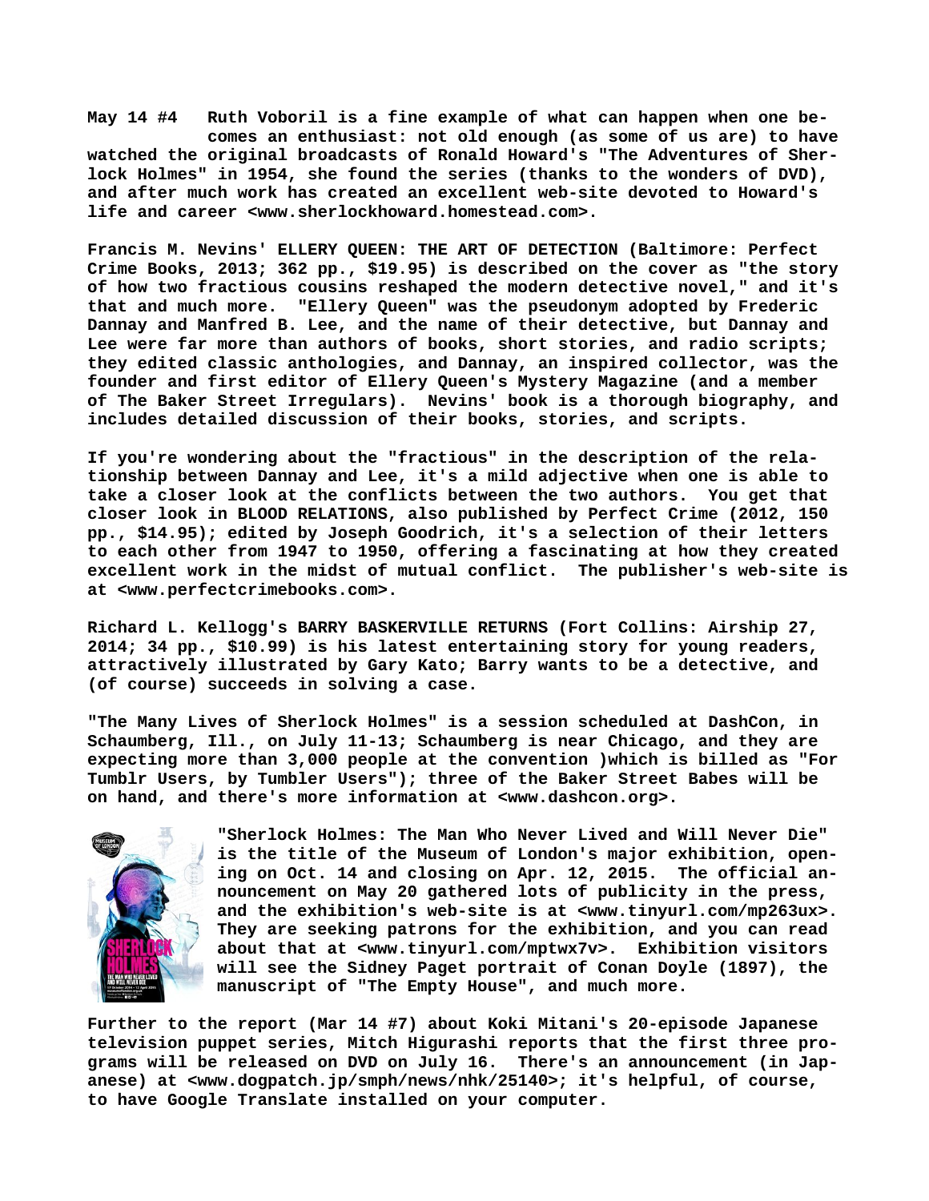**May 14 #4 Ruth Voboril is a fine example of what can happen when one becomes an enthusiast: not old enough (as some of us are) to have watched the original broadcasts of Ronald Howard's "The Adventures of Sherlock Holmes" in 1954, she found the series (thanks to the wonders of DVD), and after much work has created an excellent web-site devoted to Howard's life and career <www.sherlockhoward.homestead.com>.**

**Francis M. Nevins' ELLERY QUEEN: THE ART OF DETECTION (Baltimore: Perfect Crime Books, 2013; 362 pp., $19.95) is described on the cover as "the story of how two fractious cousins reshaped the modern detective novel," and it's that and much more. "Ellery Queen" was the pseudonym adopted by Frederic Dannay and Manfred B. Lee, and the name of their detective, but Dannay and Lee were far more than authors of books, short stories, and radio scripts; they edited classic anthologies, and Dannay, an inspired collector, was the founder and first editor of Ellery Queen's Mystery Magazine (and a member of The Baker Street Irregulars). Nevins' book is a thorough biography, and includes detailed discussion of their books, stories, and scripts.**

**If you're wondering about the "fractious" in the description of the relationship between Dannay and Lee, it's a mild adjective when one is able to take a closer look at the conflicts between the two authors. You get that closer look in BLOOD RELATIONS, also published by Perfect Crime (2012, 150 pp., $14.95); edited by Joseph Goodrich, it's a selection of their letters to each other from 1947 to 1950, offering a fascinating at how they created excellent work in the midst of mutual conflict. The publisher's web-site is at <www.perfectcrimebooks.com>.**

**Richard L. Kellogg's BARRY BASKERVILLE RETURNS (Fort Collins: Airship 27, 2014; 34 pp., $10.99) is his latest entertaining story for young readers, attractively illustrated by Gary Kato; Barry wants to be a detective, and (of course) succeeds in solving a case.**

**"The Many Lives of Sherlock Holmes" is a session scheduled at DashCon, in Schaumberg, Ill., on July 11-13; Schaumberg is near Chicago, and they are expecting more than 3,000 people at the convention )which is billed as "For Tumblr Users, by Tumbler Users"); three of the Baker Street Babes will be on hand, and there's more information at <www.dashcon.org>.**

**"Sherlock Holmes: The Man Who Never Lived and Will Never Die" is the title of the Museum of London's major exhibition, opening on Oct. 14 and closing on Apr. 12, 2015. The official announcement on May 20 gathered lots of publicity in the press, and the exhibition's web-site is at <www.tinyurl.com/mp263ux>. They are seeking patrons for the exhibition, and you can read about that at <www.tinyurl.com/mptwx7v>. Exhibition visitors will see the Sidney Paget portrait of Conan Doyle (1897), the manuscript of "The Empty House", and much more.**

**Further to the report (Mar 14 #7) about Koki Mitani's 20-episode Japanese television puppet series, Mitch Higurashi reports that the first three programs will be released on DVD on July 16. There's an announcement (in Japanese) at <www.dogpatch.jp/smph/news/nhk/25140>; it's helpful, of course, to have Google Translate installed on your computer.**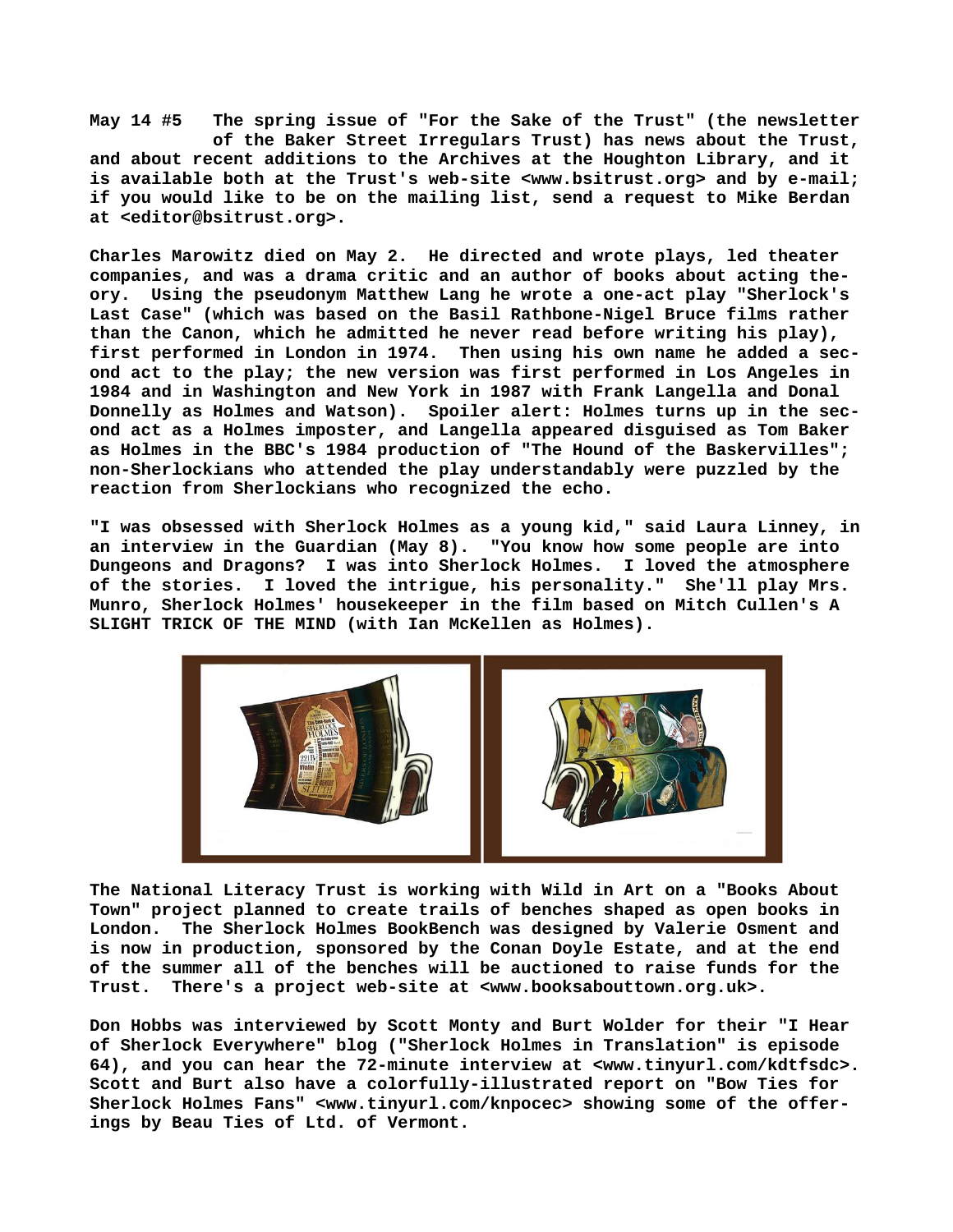**May 14 #5** The spring issue of "For the Sake of the Trust" (the newsletter of the Baker Street Irregulars Trust) has news about the Trust, and about recent additions to the Archives at the Houghton Library, and it is available both at the Trust's web-site <www.bsitrust.org> and by e-mail; if you would like to be on the mailing list, send a request to Mike Berdan at <editor@bsitrust.org>.

Charles Marowitz died on May 2. He directed and wrote plays, led theater companies, and was a drama critic and an author of books about acting theory. Using the pseudonym Matthew Lang he wrote a one-act play "Sherlock's Last Case" (which was based on the Basil Rathbone-Nigel Bruce films rather than the Canon, which he admitted he never read before writing his play), first performed in London in 1974. Then using his own name he added a second act to the play; the new version was first performed in Los Angeles in 1984 and in Washington and New York in 1987 with Frank Langella and Donal Donnelly as Holmes and Watson). Spoiler alert: Holmes turns up in the second act as a Holmes imposter, and Langella appeared disguised as Tom Baker as Holmes in the BBC's 1984 production of "The Hound of the Baskervilles"; non-Sherlockians who attended the play understandably were puzzled by the reaction from Sherlockians who recognized the echo.

"I was obsessed with Sherlock Holmes as a young kid," said Laura Linney, in an interview in the Guardian (May 8). "You know how some people are into Dungeons and Dragons? I was into Sherlock Holmes. I loved the atmosphere of the stories. I loved the intrigue, his personality." She'll play Mrs. Munro, Sherlock Holmes' housekeeper in the film based on Mitch Cullen's A SLIGHT TRICK OF THE MIND (with Ian McKellen as Holmes).

The National Literacy Trust is working with Wild in Art on a "Books About Town" project planned to create trails of benches shaped as open books in London. The Sherlock Holmes BookBench was designed by Valerie Osment and is now in production, sponsored by the Conan Doyle Estate, and at the end of the summer all of the benches will be auctioned to raise funds for the Trust. There's a project web-site at <www.booksabouttown.org.uk>.

Don Hobbs was interviewed by Scott Monty and Burt Wolder for their "I Hear of Sherlock Everywhere" blog ("Sherlock Holmes in Translation" is episode 64), and you can hear the 72-minute interview at <www.tinyurl.com/kdtfsdc>. Scott and Burt also have a colorfully-illustrated report on "Bow Ties for Sherlock Holmes Fans" <www.tinyurl.com/knpocec> showing some of the offerings by Beau Ties of Ltd. of Vermont.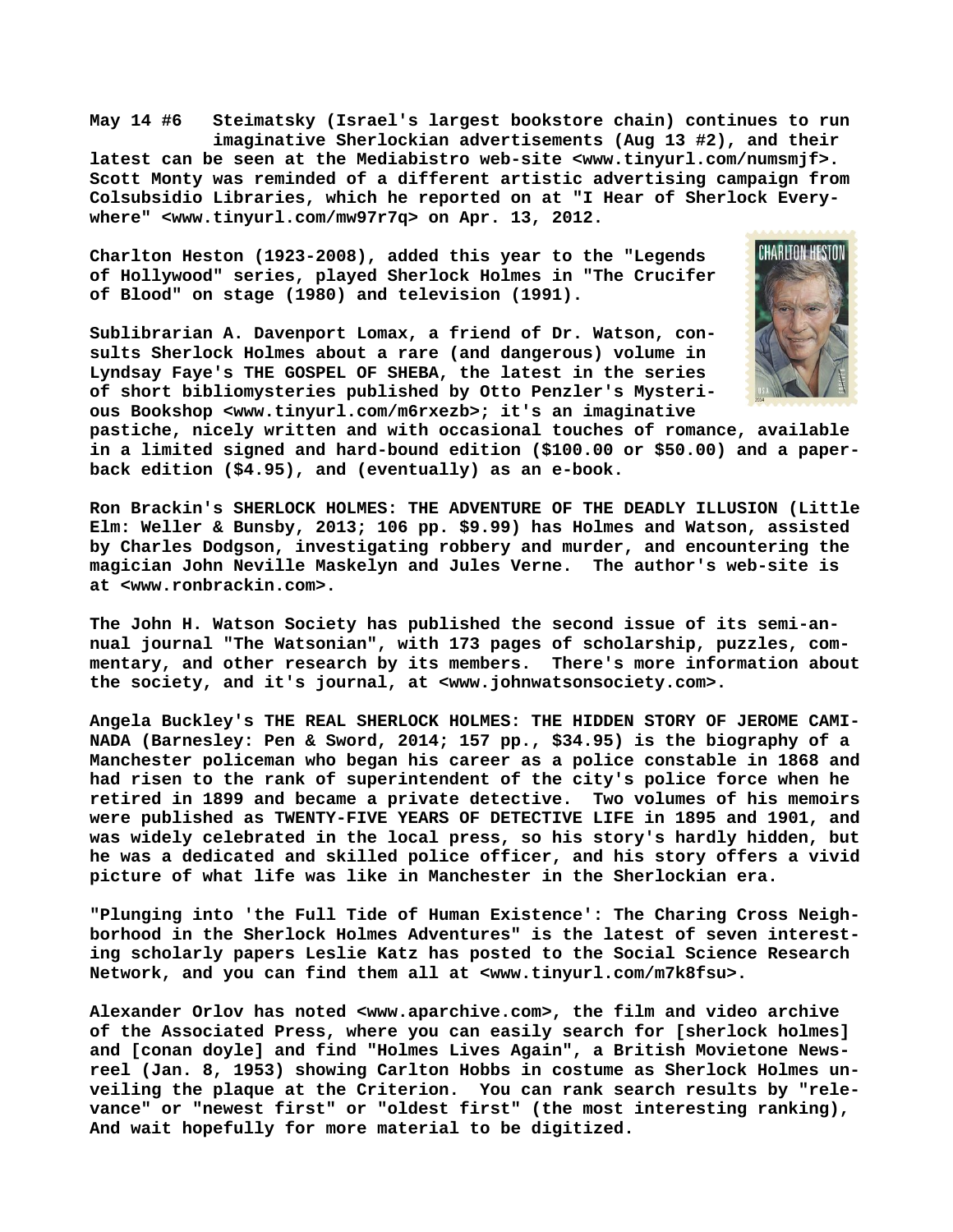**May 14 #6 Steimatsky (Israel's largest bookstore chain) continues to run imaginative Sherlockian advertisements (Aug 13 #2), and their latest can be seen at the Mediabistro web-site <www.tinyurl.com/numsmjf>. Scott Monty was reminded of a different artistic advertising campaign from Colsubsidio Libraries, which he reported on at "I Hear of Sherlock Everywhere" <www.tinyurl.com/mw97r7q> on Apr. 13, 2012.**

**Charlton Heston (1923-2008), added this year to the "Legends of Hollywood" series, played Sherlock Holmes in "The Crucifer of Blood" on stage (1980) and television (1991).**

**Sublibrarian A. Davenport Lomax, a friend of Dr. Watson, consults Sherlock Holmes about a rare (and dangerous) volume in Lyndsay Faye's THE GOSPEL OF SHEBA, the latest in the series of short bibliomysteries published by Otto Penzler's Mysterious Bookshop <www.tinyurl.com/m6rxezb>; it's an imaginative pastiche, nicely written and with occasional touches of romance, available in a limited signed and hard-bound edition ($100.00 or $50.00) and a paperback edition ($4.95), and (eventually) as an e-book.**

**Ron Brackin's SHERLOCK HOLMES: THE ADVENTURE OF THE DEADLY ILLUSION (Little Elm: Weller & Bunsby, 2013; 106 pp. $9.99) has Holmes and Watson, assisted by Charles Dodgson, investigating robbery and murder, and encountering the magician John Neville Maskelyn and Jules Verne. The author's web-site is at <www.ronbrackin.com>.**

**The John H. Watson Society has published the second issue of its semi-annual journal "The Watsonian", with 173 pages of scholarship, puzzles, commentary, and other research by its members. There's more information about the society, and it's journal, at <www.johnwatsonsociety.com>.**

**Angela Buckley's THE REAL SHERLOCK HOLMES: THE HIDDEN STORY OF JEROME CAMINADA (Barnesley: Pen & Sword, 2014; 157 pp., $34.95) is the biography of a Manchester policeman who began his career as a police constable in 1868 and had risen to the rank of superintendent of the city's police force when he retired in 1899 and became a private detective. Two volumes of his memoirs were published as TWENTY-FIVE YEARS OF DETECTIVE LIFE in 1895 and 1901, and was widely celebrated in the local press, so his story's hardly hidden, but he was a dedicated and skilled police officer, and his story offers a vivid picture of what life was like in Manchester in the Sherlockian era.**

**"Plunging into 'the Full Tide of Human Existence': The Charing Cross Neighborhood in the Sherlock Holmes Adventures" is the latest of seven interesting scholarly papers Leslie Katz has posted to the Social Science Research Network, and you can find them all at <www.tinyurl.com/m7k8fsu>.**

**Alexander Orlov has noted <www.aparchive.com>, the film and video archive of the Associated Press, where you can easily search for [sherlock holmes] and [conan doyle] and find "Holmes Lives Again", a British Movietone Newsreel (Jan. 8, 1953) showing Carlton Hobbs in costume as Sherlock Holmes unveiling the plaque at the Criterion. You can rank search results by "relevance" or "newest first" or "oldest first" (the most interesting ranking), And wait hopefully for more material to be digitized.**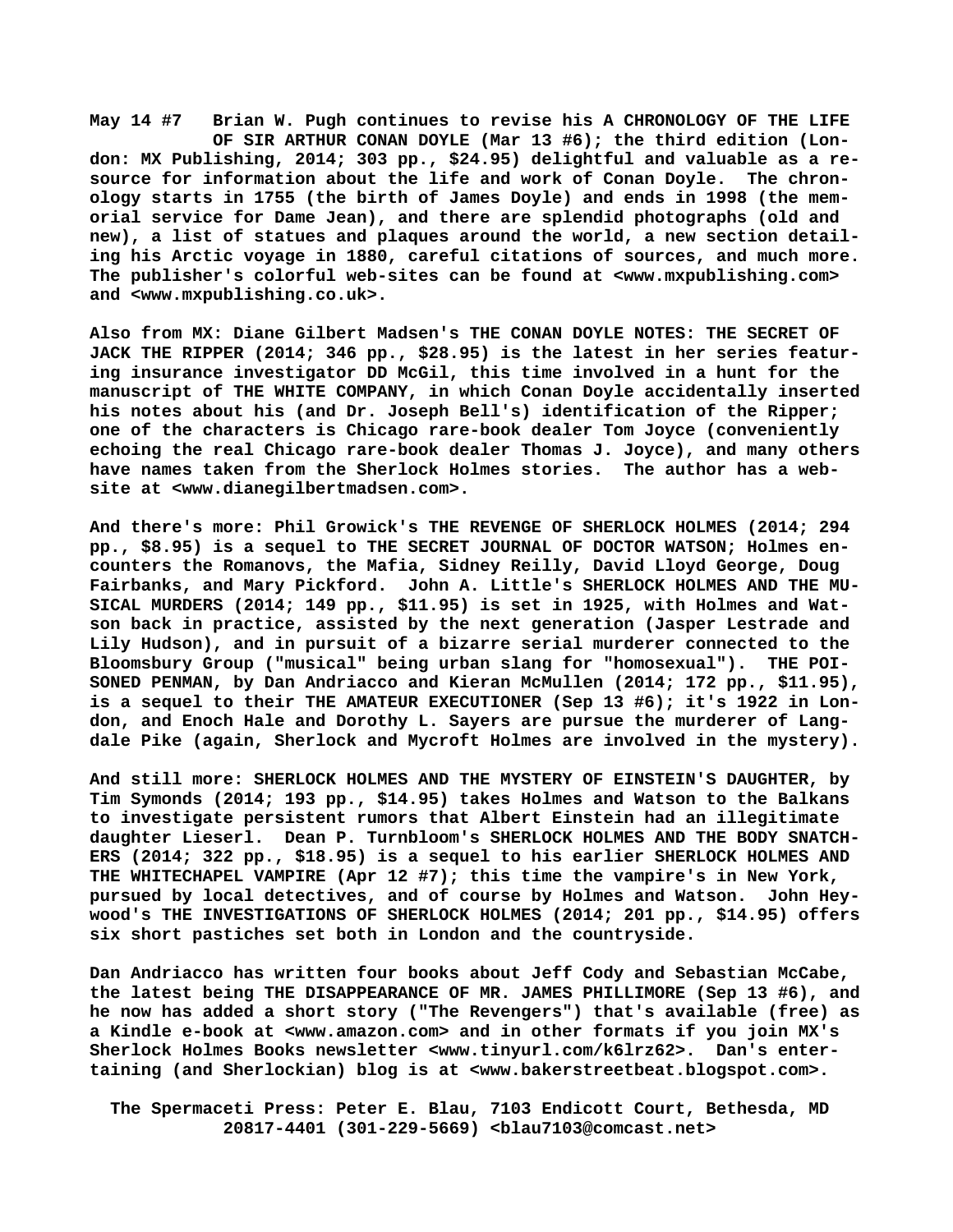**May 14 #7 Brian W. Pugh continues to revise his A CHRONOLOGY OF THE LIFE OF SIR ARTHUR CONAN DOYLE (Mar 13 #6); the third edition (London: MX Publishing, 2014; 303 pp., $24.95) delightful and valuable as a resource for information about the life and work of Conan Doyle. The chronology starts in 1755 (the birth of James Doyle) and ends in 1998 (the memorial service for Dame Jean), and there are splendid photographs (old and new), a list of statues and plaques around the world, a new section detailing his Arctic voyage in 1880, careful citations of sources, and much more. The publisher's colorful web-sites can be found at <www.mxpublishing.com> and <www.mxpublishing.co.uk>.**

**Also from MX: Diane Gilbert Madsen's THE CONAN DOYLE NOTES: THE SECRET OF JACK THE RIPPER (2014; 346 pp., $28.95) is the latest in her series featuring insurance investigator DD McGil, this time involved in a hunt for the manuscript of THE WHITE COMPANY, in which Conan Doyle accidentally inserted his notes about his (and Dr. Joseph Bell's) identification of the Ripper; one of the characters is Chicago rare-book dealer Tom Joyce (conveniently echoing the real Chicago rare-book dealer Thomas J. Joyce), and many others have names taken from the Sherlock Holmes stories. The author has a website at <www.dianegilbertmadsen.com>.**

**And there's more: Phil Growick's THE REVENGE OF SHERLOCK HOLMES (2014; 294 pp., $8.95) is a sequel to THE SECRET JOURNAL OF DOCTOR WATSON; Holmes encounters the Romanovs, the Mafia, Sidney Reilly, David Lloyd George, Doug Fairbanks, and Mary Pickford. John A. Little's SHERLOCK HOLMES AND THE MUSICAL MURDERS (2014; 149 pp., $11.95) is set in 1925, with Holmes and Watson back in practice, assisted by the next generation (Jasper Lestrade and Lily Hudson), and in pursuit of a bizarre serial murderer connected to the Bloomsbury Group ("musical" being urban slang for "homosexual"). THE POISONED PENMAN, by Dan Andriacco and Kieran McMullen (2014; 172 pp., $11.95), is a sequel to their THE AMATEUR EXECUTIONER (Sep 13 #6); it's 1922 in London, and Enoch Hale and Dorothy L. Sayers are pursue the murderer of Langdale Pike (again, Sherlock and Mycroft Holmes are involved in the mystery).**

**And still more: SHERLOCK HOLMES AND THE MYSTERY OF EINSTEIN'S DAUGHTER, by Tim Symonds (2014; 193 pp., $14.95) takes Holmes and Watson to the Balkans to investigate persistent rumors that Albert Einstein had an illegitimate daughter Lieserl. Dean P. Turnbloom's SHERLOCK HOLMES AND THE BODY SNATCHERS (2014; 322 pp., $18.95) is a sequel to his earlier SHERLOCK HOLMES AND THE WHITECHAPEL VAMPIRE (Apr 12 #7); this time the vampire's in New York, pursued by local detectives, and of course by Holmes and Watson. John Heywood's THE INVESTIGATIONS OF SHERLOCK HOLMES (2014; 201 pp., $14.95) offers six short pastiches set both in London and the countryside.**

**Dan Andriacco has written four books about Jeff Cody and Sebastian McCabe, the latest being THE DISAPPEARANCE OF MR. JAMES PHILLIMORE (Sep 13 #6), and he now has added a short story ("The Revengers") that's available (free) as a Kindle e-book at <www.amazon.com> and in other formats if you join MX's Sherlock Holmes Books newsletter <www.tinyurl.com/k6lrz62>. Dan's entertaining (and Sherlockian) blog is at <www.bakerstreetbeat.blogspot.com>.**

**The Spermaceti Press: Peter E. Blau, 7103 Endicott Court, Bethesda, MD 20817-4401 (301-229-5669) <blau7103@comcast.net>**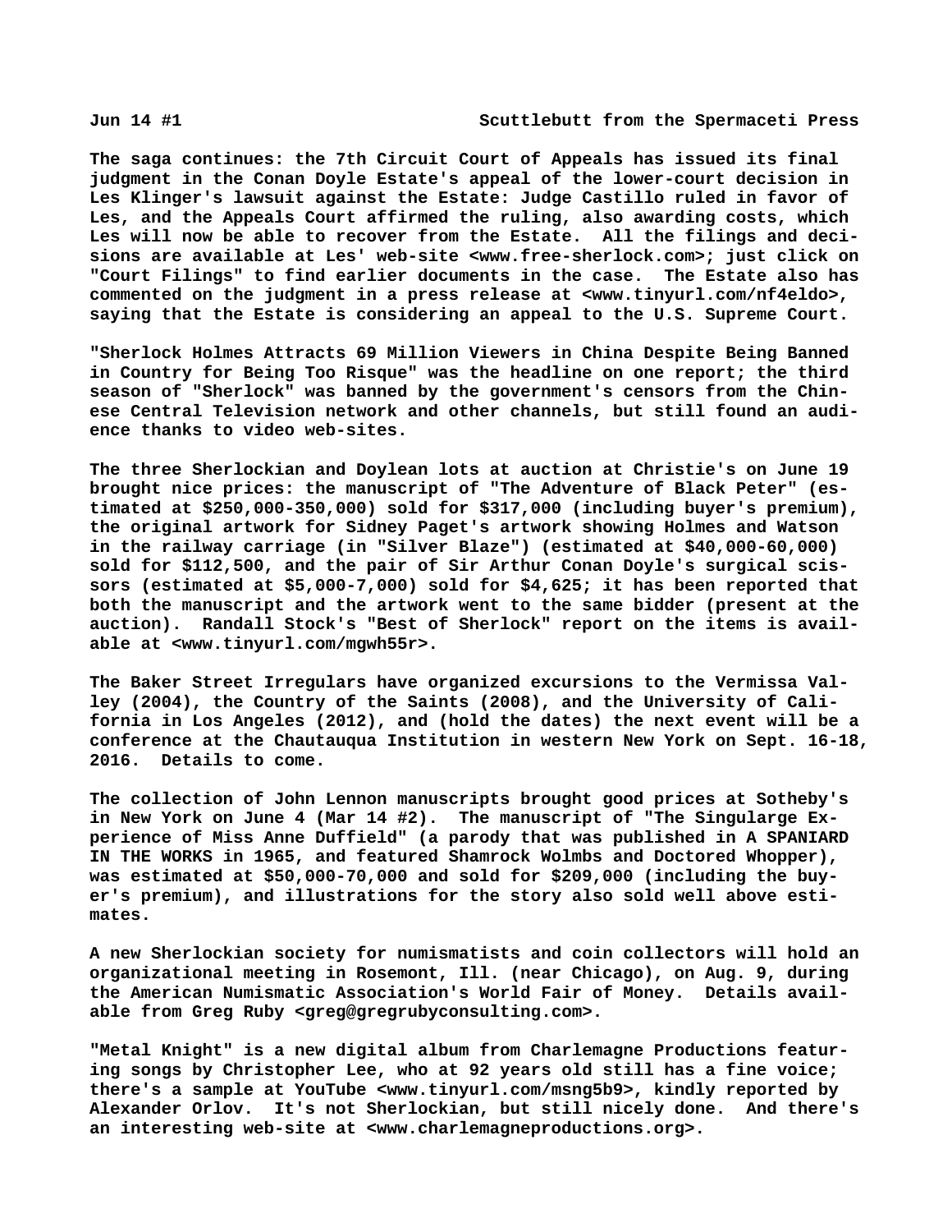**Jun 14 #1 Scuttlebutt from the Spermaceti Press**

**The saga continues: the 7th Circuit Court of Appeals has issued its final judgment in the Conan Doyle Estate's appeal of the lower-court decision in Les Klinger's lawsuit against the Estate: Judge Castillo ruled in favor of Les, and the Appeals Court affirmed the ruling, also awarding costs, which Les will now be able to recover from the Estate. All the filings and decisions are available at Les' web-site <www.free-sherlock.com>; just click on "Court Filings" to find earlier documents in the case. The Estate also has commented on the judgment in a press release at <www.tinyurl.com/nf4eldo>, saying that the Estate is considering an appeal to the U.S. Supreme Court.**

**"Sherlock Holmes Attracts 69 Million Viewers in China Despite Being Banned in Country for Being Too Risque" was the headline on one report; the third season of "Sherlock" was banned by the government's censors from the Chinese Central Television network and other channels, but still found an audience thanks to video web-sites.**

**The three Sherlockian and Doylean lots at auction at Christie's on June 19 brought nice prices: the manuscript of "The Adventure of Black Peter" (estimated at $250,000-350,000) sold for $317,000 (including buyer's premium), the original artwork for Sidney Paget's artwork showing Holmes and Watson in the railway carriage (in "Silver Blaze") (estimated at $40,000-60,000) sold for $112,500, and the pair of Sir Arthur Conan Doyle's surgical scissors (estimated at $5,000-7,000) sold for $4,625; it has been reported that both the manuscript and the artwork went to the same bidder (present at the auction). Randall Stock's "Best of Sherlock" report on the items is available at <www.tinyurl.com/mgwh55r>.**

**The Baker Street Irregulars have organized excursions to the Vermissa Valley (2004), the Country of the Saints (2008), and the University of California in Los Angeles (2012), and (hold the dates) the next event will be a conference at the Chautauqua Institution in western New York on Sept. 16-18, 2016. Details to come.**

**The collection of John Lennon manuscripts brought good prices at Sotheby's in New York on June 4 (Mar 14 #2). The manuscript of "The Singularge Experience of Miss Anne Duffield" (a parody that was published in A SPANIARD IN THE WORKS in 1965, and featured Shamrock Wolmbs and Doctored Whopper), was estimated at $50,000-70,000 and sold for $209,000 (including the buyer's premium), and illustrations for the story also sold well above estimates.**

**A new Sherlockian society for numismatists and coin collectors will hold an organizational meeting in Rosemont, Ill. (near Chicago), on Aug. 9, during the American Numismatic Association's World Fair of Money. Details available from Greg Ruby <greg@gregrubyconsulting.com>.**

**"Metal Knight" is a new digital album from Charlemagne Productions featuring songs by Christopher Lee, who at 92 years old still has a fine voice; there's a sample at YouTube <www.tinyurl.com/msng5b9>, kindly reported by Alexander Orlov. It's not Sherlockian, but still nicely done. And there's an interesting web-site at <www.charlemagneproductions.org>.**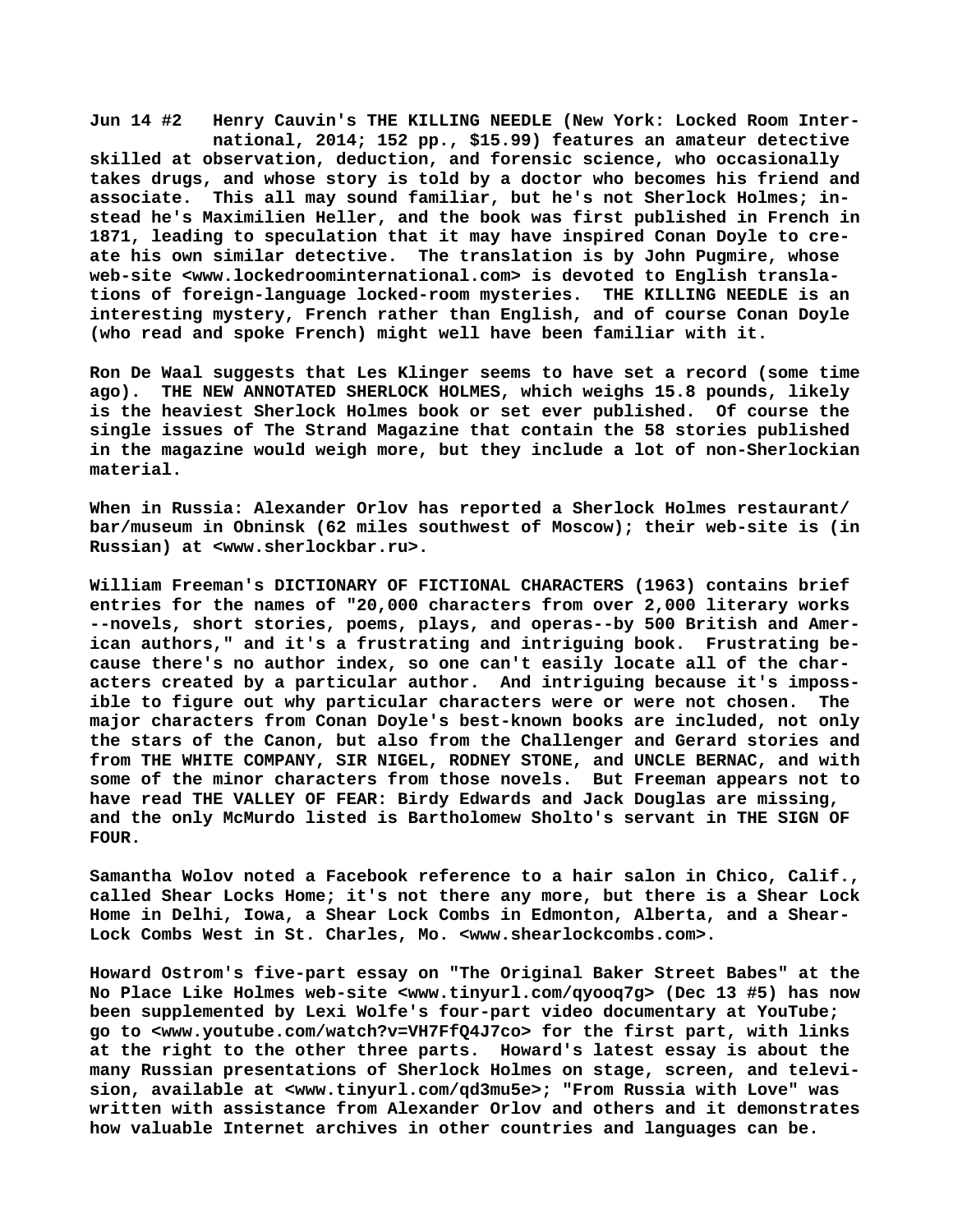**Jun 14 #2** Henry Cauvin's THE KILLING NEEDLE (New York: Locked Room International, 2014; 152 pp., $15.99) features an amateur detective skilled at observation, deduction, and forensic science, who occasionally takes drugs, and whose story is told by a doctor who becomes his friend and associate. This all may sound familiar, but he's not Sherlock Holmes; instead he's Maximilien Heller, and the book was first published in French in 1871, leading to speculation that it may have inspired Conan Doyle to create his own similar detective. The translation is by John Pugmire, whose web-site <www.lockedroominternational.com> is devoted to English translations of foreign-language locked-room mysteries. THE KILLING NEEDLE is an interesting mystery, French rather than English, and of course Conan Doyle (who read and spoke French) might well have been familiar with it.

Ron De Waal suggests that Les Klinger seems to have set a record (some time ago). THE NEW ANNOTATED SHERLOCK HOLMES, which weighs 15.8 pounds, likely is the heaviest Sherlock Holmes book or set ever published. Of course the single issues of The Strand Magazine that contain the 58 stories published in the magazine would weigh more, but they include a lot of non-Sherlockian material.

When in Russia: Alexander Orlov has reported a Sherlock Holmes restaurant/bar/museum in Obninsk (62 miles southwest of Moscow); their web-site is (in Russian) at <www.sherlockbar.ru>.

William Freeman's DICTIONARY OF FICTIONAL CHARACTERS (1963) contains brief entries for the names of "20,000 characters from over 2,000 literary works --novels, short stories, poems, plays, and operas--by 500 British and American authors," and it's a frustrating and intriguing book. Frustrating because there's no author index, so one can't easily locate all of the characters created by a particular author. And intriguing because it's impossible to figure out why particular characters were or were not chosen. The major characters from Conan Doyle's best-known books are included, not only the stars of the Canon, but also from the Challenger and Gerard stories and from THE WHITE COMPANY, SIR NIGEL, RODNEY STONE, and UNCLE BERNAC, and with some of the minor characters from those novels. But Freeman appears not to have read THE VALLEY OF FEAR: Birdy Edwards and Jack Douglas are missing, and the only McMurdo listed is Bartholomew Sholto's servant in THE SIGN OF FOUR.

Samantha Wolov noted a Facebook reference to a hair salon in Chico, Calif., called Shear Locks Home; it's not there any more, but there is a Shear Lock Home in Delhi, Iowa, a Shear Lock Combs in Edmonton, Alberta, and a Shear-Lock Combs West in St. Charles, Mo. <www.shearlockcombs.com>.

Howard Ostrom's five-part essay on "The Original Baker Street Babes" at the No Place Like Holmes web-site <www.tinyurl.com/qyooq7g> (Dec 13 #5) has now been supplemented by Lexi Wolfe's four-part video documentary at YouTube; go to <www.youtube.com/watch?v=VH7FfQ4J7co> for the first part, with links at the right to the other three parts. Howard's latest essay is about the many Russian presentations of Sherlock Holmes on stage, screen, and television, available at <www.tinyurl.com/qd3mu5e>; "From Russia with Love" was written with assistance from Alexander Orlov and others and it demonstrates how valuable Internet archives in other countries and languages can be.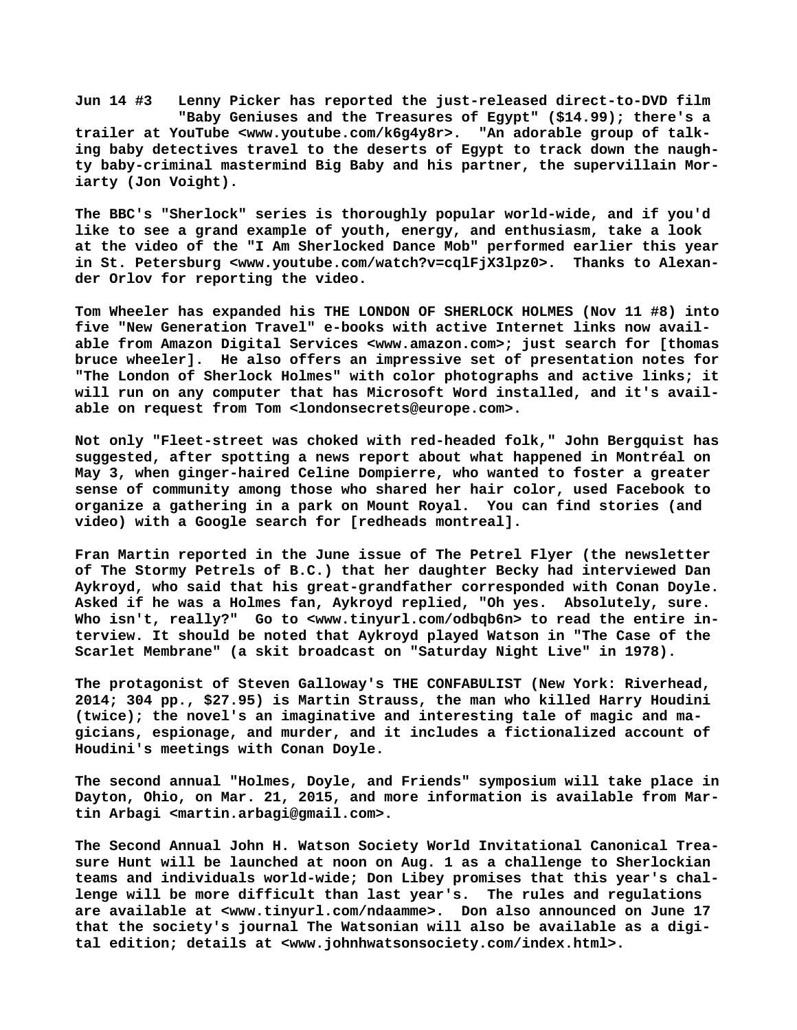**Jun 14 #3** Lenny Picker has reported the just-released direct-to-DVD film "Baby Geniuses and the Treasures of Egypt" ($14.99); there's a trailer at YouTube <www.youtube.com/k6g4y8r>. "An adorable group of talking baby detectives travel to the deserts of Egypt to track down the naughty baby-criminal mastermind Big Baby and his partner, the supervillain Moriarty (Jon Voight).

The BBC's "Sherlock" series is thoroughly popular world-wide, and if you'd like to see a grand example of youth, energy, and enthusiasm, take a look at the video of the "I Am Sherlocked Dance Mob" performed earlier this year in St. Petersburg <www.youtube.com/watch?v=cqlFjX3lpz0>. Thanks to Alexander Orlov for reporting the video.

Tom Wheeler has expanded his THE LONDON OF SHERLOCK HOLMES (Nov 11 #8) into five "New Generation Travel" e-books with active Internet links now available from Amazon Digital Services <www.amazon.com>; just search for [thomas bruce wheeler]. He also offers an impressive set of presentation notes for "The London of Sherlock Holmes" with color photographs and active links; it will run on any computer that has Microsoft Word installed, and it's available on request from Tom <londonsecrets@europe.com>.

Not only "Fleet-street was choked with red-headed folk," John Bergquist has suggested, after spotting a news report about what happened in Montréal on May 3, when ginger-haired Celine Dompierre, who wanted to foster a greater sense of community among those who shared her hair color, used Facebook to organize a gathering in a park on Mount Royal. You can find stories (and video) with a Google search for [redheads montreal].

Fran Martin reported in the June issue of The Petrel Flyer (the newsletter of The Stormy Petrels of B.C.) that her daughter Becky had interviewed Dan Aykroyd, who said that his great-grandfather corresponded with Conan Doyle. Asked if he was a Holmes fan, Aykroyd replied, "Oh yes. Absolutely, sure. Who isn't, really?" Go to <www.tinyurl.com/odbqb6n> to read the entire interview. It should be noted that Aykroyd played Watson in "The Case of the Scarlet Membrane" (a skit broadcast on "Saturday Night Live" in 1978).

The protagonist of Steven Galloway's THE CONFABULIST (New York: Riverhead, 2014; 304 pp., $27.95) is Martin Strauss, the man who killed Harry Houdini (twice); the novel's an imaginative and interesting tale of magic and magicians, espionage, and murder, and it includes a fictionalized account of Houdini's meetings with Conan Doyle.

The second annual "Holmes, Doyle, and Friends" symposium will take place in Dayton, Ohio, on Mar. 21, 2015, and more information is available from Martin Arbagi <martin.arbagi@gmail.com>.

The Second Annual John H. Watson Society World Invitational Canonical Treasure Hunt will be launched at noon on Aug. 1 as a challenge to Sherlockian teams and individuals world-wide; Don Libey promises that this year's challenge will be more difficult than last year's. The rules and regulations are available at <www.tinyurl.com/ndaamme>. Don also announced on June 17 that the society's journal The Watsonian will also be available as a digital edition; details at <www.johnhwatsonsociety.com/index.html>.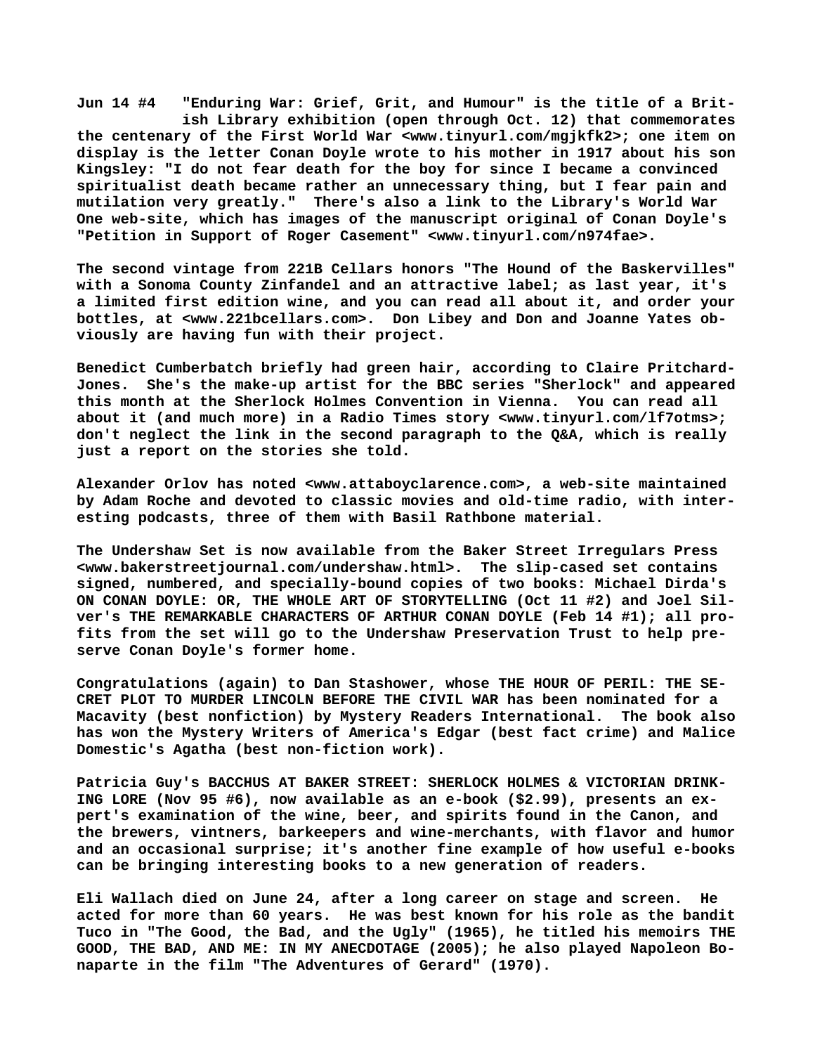**Jun 14 #4 "Enduring War: Grief, Grit, and Humour" is the title of a British Library exhibition (open through Oct. 12) that commemorates the centenary of the First World War <www.tinyurl.com/mgjkfk2>; one item on display is the letter Conan Doyle wrote to his mother in 1917 about his son Kingsley: "I do not fear death for the boy for since I became a convinced spiritualist death became rather an unnecessary thing, but I fear pain and mutilation very greatly." There's also a link to the Library's World War One web-site, which has images of the manuscript original of Conan Doyle's "Petition in Support of Roger Casement" <www.tinyurl.com/n974fae>.**

**The second vintage from 221B Cellars honors "The Hound of the Baskervilles" with a Sonoma County Zinfandel and an attractive label; as last year, it's a limited first edition wine, and you can read all about it, and order your bottles, at <www.221bcellars.com>. Don Libey and Don and Joanne Yates obviously are having fun with their project.**

**Benedict Cumberbatch briefly had green hair, according to Claire Pritchard-Jones. She's the make-up artist for the BBC series "Sherlock" and appeared this month at the Sherlock Holmes Convention in Vienna. You can read all about it (and much more) in a Radio Times story <www.tinyurl.com/lf7otms>; don't neglect the link in the second paragraph to the Q&A, which is really just a report on the stories she told.**

**Alexander Orlov has noted <www.attaboyclarence.com>, a web-site maintained by Adam Roche and devoted to classic movies and old-time radio, with interesting podcasts, three of them with Basil Rathbone material.**

**The Undershaw Set is now available from the Baker Street Irregulars Press <www.bakerstreetjournal.com/undershaw.html>. The slip-cased set contains signed, numbered, and specially-bound copies of two books: Michael Dirda's ON CONAN DOYLE: OR, THE WHOLE ART OF STORYTELLING (Oct 11 #2) and Joel Silver's THE REMARKABLE CHARACTERS OF ARTHUR CONAN DOYLE (Feb 14 #1); all profits from the set will go to the Undershaw Preservation Trust to help preserve Conan Doyle's former home.**

**Congratulations (again) to Dan Stashower, whose THE HOUR OF PERIL: THE SECRET PLOT TO MURDER LINCOLN BEFORE THE CIVIL WAR has been nominated for a Macavity (best nonfiction) by Mystery Readers International. The book also has won the Mystery Writers of America's Edgar (best fact crime) and Malice Domestic's Agatha (best non-fiction work).**

**Patricia Guy's BACCHUS AT BAKER STREET: SHERLOCK HOLMES & VICTORIAN DRINKING LORE (Nov 95 #6), now available as an e-book ($2.99), presents an expert's examination of the wine, beer, and spirits found in the Canon, and the brewers, vintners, barkeepers and wine-merchants, with flavor and humor and an occasional surprise; it's another fine example of how useful e-books can be bringing interesting books to a new generation of readers.**

**Eli Wallach died on June 24, after a long career on stage and screen. He acted for more than 60 years. He was best known for his role as the bandit Tuco in "The Good, the Bad, and the Ugly" (1965), he titled his memoirs THE GOOD, THE BAD, AND ME: IN MY ANECDOTAGE (2005); he also played Napoleon Bonaparte in the film "The Adventures of Gerard" (1970).**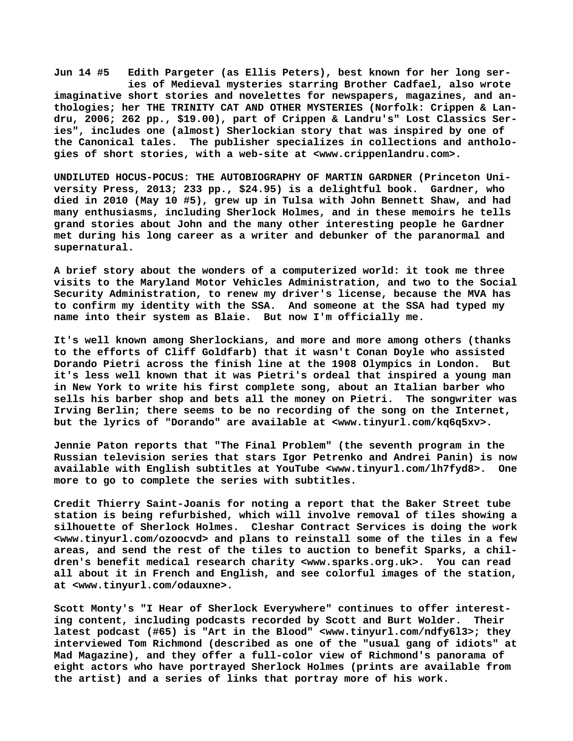**Jun 14 #5** Edith Pargeter (as Ellis Peters), best known for her long series of Medieval mysteries starring Brother Cadfael, also wrote imaginative short stories and novelettes for newspapers, magazines, and anthologies; her THE TRINITY CAT AND OTHER MYSTERIES (Norfolk: Crippen & Landru, 2006; 262 pp., $19.00), part of Crippen & Landru's" Lost Classics Series", includes one (almost) Sherlockian story that was inspired by one of the Canonical tales. The publisher specializes in collections and anthologies of short stories, with a web-site at <www.crippenlandru.com>.

UNDILUTED HOCUS-POCUS: THE AUTOBIOGRAPHY OF MARTIN GARDNER (Princeton University Press, 2013; 233 pp., $24.95) is a delightful book. Gardner, who died in 2010 (May 10 #5), grew up in Tulsa with John Bennett Shaw, and had many enthusiasms, including Sherlock Holmes, and in these memoirs he tells grand stories about John and the many other interesting people he Gardner met during his long career as a writer and debunker of the paranormal and supernatural.

A brief story about the wonders of a computerized world: it took me three visits to the Maryland Motor Vehicles Administration, and two to the Social Security Administration, to renew my driver's license, because the MVA has to confirm my identity with the SSA. And someone at the SSA had typed my name into their system as Blaie. But now I'm officially me.

It's well known among Sherlockians, and more and more among others (thanks to the efforts of Cliff Goldfarb) that it wasn't Conan Doyle who assisted Dorando Pietri across the finish line at the 1908 Olympics in London. But it's less well known that it was Pietri's ordeal that inspired a young man in New York to write his first complete song, about an Italian barber who sells his barber shop and bets all the money on Pietri. The songwriter was Irving Berlin; there seems to be no recording of the song on the Internet, but the lyrics of "Dorando" are available at <www.tinyurl.com/kq6q5xv>.

Jennie Paton reports that "The Final Problem" (the seventh program in the Russian television series that stars Igor Petrenko and Andrei Panin) is now available with English subtitles at YouTube <www.tinyurl.com/lh7fyd8>. One more to go to complete the series with subtitles.

Credit Thierry Saint-Joanis for noting a report that the Baker Street tube station is being refurbished, which will involve removal of tiles showing a silhouette of Sherlock Holmes. Cleshar Contract Services is doing the work <www.tinyurl.com/ozoocvd> and plans to reinstall some of the tiles in a few areas, and send the rest of the tiles to auction to benefit Sparks, a children's benefit medical research charity <www.sparks.org.uk>. You can read all about it in French and English, and see colorful images of the station, at <www.tinyurl.com/odauxne>.

Scott Monty's "I Hear of Sherlock Everywhere" continues to offer interesting content, including podcasts recorded by Scott and Burt Wolder. Their latest podcast (#65) is "Art in the Blood" <www.tinyurl.com/ndfy6l3>; they interviewed Tom Richmond (described as one of the "usual gang of idiots" at Mad Magazine), and they offer a full-color view of Richmond's panorama of eight actors who have portrayed Sherlock Holmes (prints are available from the artist) and a series of links that portray more of his work.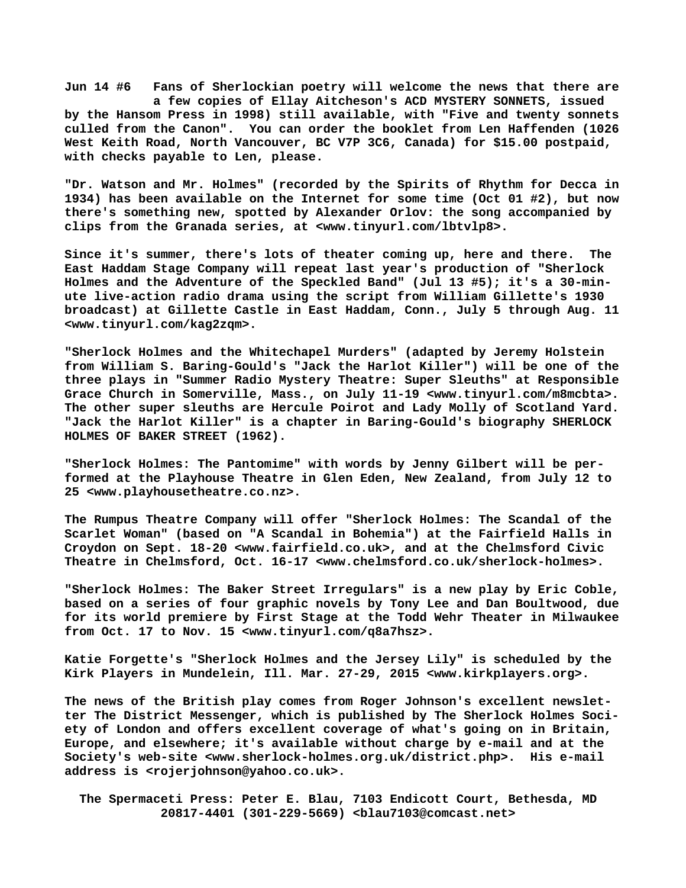**Jun 14 #6** Fans of Sherlockian poetry will welcome the news that there are a few copies of Ellay Aitcheson's ACD MYSTERY SONNETS, issued by the Hansom Press in 1998) still available, with "Five and twenty sonnets culled from the Canon". You can order the booklet from Len Haffenden (1026 West Keith Road, North Vancouver, BC V7P 3C6, Canada) for $15.00 postpaid, with checks payable to Len, please.

"Dr. Watson and Mr. Holmes" (recorded by the Spirits of Rhythm for Decca in 1934) has been available on the Internet for some time (Oct 01 #2), but now there's something new, spotted by Alexander Orlov: the song accompanied by clips from the Granada series, at <www.tinyurl.com/lbtvlp8>.

Since it's summer, there's lots of theater coming up, here and there. The East Haddam Stage Company will repeat last year's production of "Sherlock Holmes and the Adventure of the Speckled Band" (Jul 13 #5); it's a 30-minute live-action radio drama using the script from William Gillette's 1930 broadcast) at Gillette Castle in East Haddam, Conn., July 5 through Aug. 11 <www.tinyurl.com/kag2zqm>.

"Sherlock Holmes and the Whitechapel Murders" (adapted by Jeremy Holstein from William S. Baring-Gould's "Jack the Harlot Killer") will be one of the three plays in "Summer Radio Mystery Theatre: Super Sleuths" at Responsible Grace Church in Somerville, Mass., on July 11-19 <www.tinyurl.com/m8mcbta>. The other super sleuths are Hercule Poirot and Lady Molly of Scotland Yard. "Jack the Harlot Killer" is a chapter in Baring-Gould's biography SHERLOCK HOLMES OF BAKER STREET (1962).

"Sherlock Holmes: The Pantomime" with words by Jenny Gilbert will be performed at the Playhouse Theatre in Glen Eden, New Zealand, from July 12 to 25 <www.playhousetheatre.co.nz>.

The Rumpus Theatre Company will offer "Sherlock Holmes: The Scandal of the Scarlet Woman" (based on "A Scandal in Bohemia") at the Fairfield Halls in Croydon on Sept. 18-20 <www.fairfield.co.uk>, and at the Chelmsford Civic Theatre in Chelmsford, Oct. 16-17 <www.chelmsford.co.uk/sherlock-holmes>.

"Sherlock Holmes: The Baker Street Irregulars" is a new play by Eric Coble, based on a series of four graphic novels by Tony Lee and Dan Boultwood, due for its world premiere by First Stage at the Todd Wehr Theater in Milwaukee from Oct. 17 to Nov. 15 <www.tinyurl.com/q8a7hsz>.

Katie Forgette's "Sherlock Holmes and the Jersey Lily" is scheduled by the Kirk Players in Mundelein, Ill. Mar. 27-29, 2015 <www.kirkplayers.org>.

The news of the British play comes from Roger Johnson's excellent newsletter The District Messenger, which is published by The Sherlock Holmes Society of London and offers excellent coverage of what's going on in Britain, Europe, and elsewhere; it's available without charge by e-mail and at the Society's web-site <www.sherlock-holmes.org.uk/district.php>. His e-mail address is <rojerjohnson@yahoo.co.uk>.

The Spermaceti Press: Peter E. Blau, 7103 Endicott Court, Bethesda, MD 20817-4401 (301-229-5669) <blau7103@comcast.net>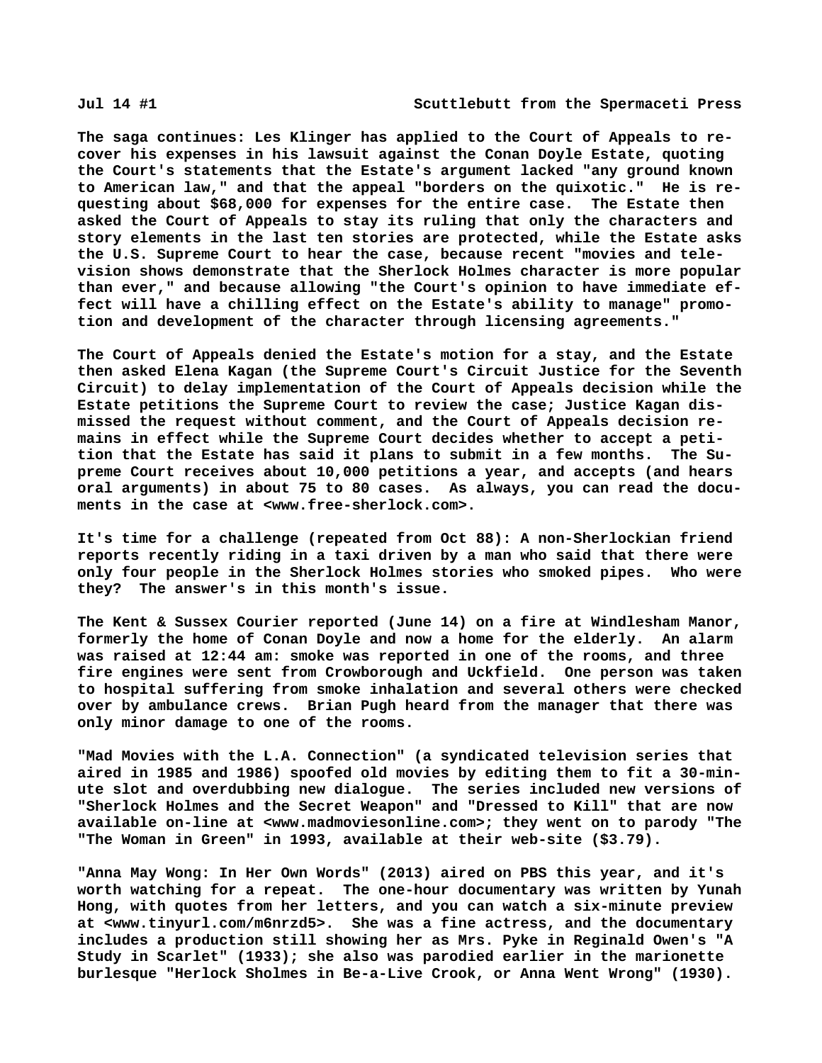The saga continues: Les Klinger has applied to the Court of Appeals to recover his expenses in his lawsuit against the Conan Doyle Estate, quoting the Court's statements that the Estate's argument lacked "any ground known to American law," and that the appeal "borders on the quixotic." He is requesting about $68,000 for expenses for the entire case. The Estate then asked the Court of Appeals to stay its ruling that only the characters and story elements in the last ten stories are protected, while the Estate asks the U.S. Supreme Court to hear the case, because recent "movies and television shows demonstrate that the Sherlock Holmes character is more popular than ever," and because allowing "the Court's opinion to have immediate effect will have a chilling effect on the Estate's ability to manage" promotion and development of the character through licensing agreements."

The Court of Appeals denied the Estate's motion for a stay, and the Estate then asked Elena Kagan (the Supreme Court's Circuit Justice for the Seventh Circuit) to delay implementation of the Court of Appeals decision while the Estate petitions the Supreme Court to review the case; Justice Kagan dismissed the request without comment, and the Court of Appeals decision remains in effect while the Supreme Court decides whether to accept a petition that the Estate has said it plans to submit in a few months. The Supreme Court receives about 10,000 petitions a year, and accepts (and hears oral arguments) in about 75 to 80 cases. As always, you can read the documents in the case at <www.free-sherlock.com>.

It's time for a challenge (repeated from Oct 88): A non-Sherlockian friend reports recently riding in a taxi driven by a man who said that there were only four people in the Sherlock Holmes stories who smoked pipes. Who were they? The answer's in this month's issue.

The Kent & Sussex Courier reported (June 14) on a fire at Windlesham Manor, formerly the home of Conan Doyle and now a home for the elderly. An alarm was raised at 12:44 am: smoke was reported in one of the rooms, and three fire engines were sent from Crowborough and Uckfield. One person was taken to hospital suffering from smoke inhalation and several others were checked over by ambulance crews. Brian Pugh heard from the manager that there was only minor damage to one of the rooms.

"Mad Movies with the L.A. Connection" (a syndicated television series that aired in 1985 and 1986) spoofed old movies by editing them to fit a 30-minute slot and overdubbing new dialogue. The series included new versions of "Sherlock Holmes and the Secret Weapon" and "Dressed to Kill" that are now available on-line at <www.madmoviesonline.com>; they went on to parody "The "The Woman in Green" in 1993, available at their web-site ($3.79).

"Anna May Wong: In Her Own Words" (2013) aired on PBS this year, and it's worth watching for a repeat. The one-hour documentary was written by Yunah Hong, with quotes from her letters, and you can watch a six-minute preview at <www.tinyurl.com/m6nrzd5>. She was a fine actress, and the documentary includes a production still showing her as Mrs. Pyke in Reginald Owen's "A Study in Scarlet" (1933); she also was parodied earlier in the marionette burlesque "Herlock Sholmes in Be-a-Live Crook, or Anna Went Wrong" (1930).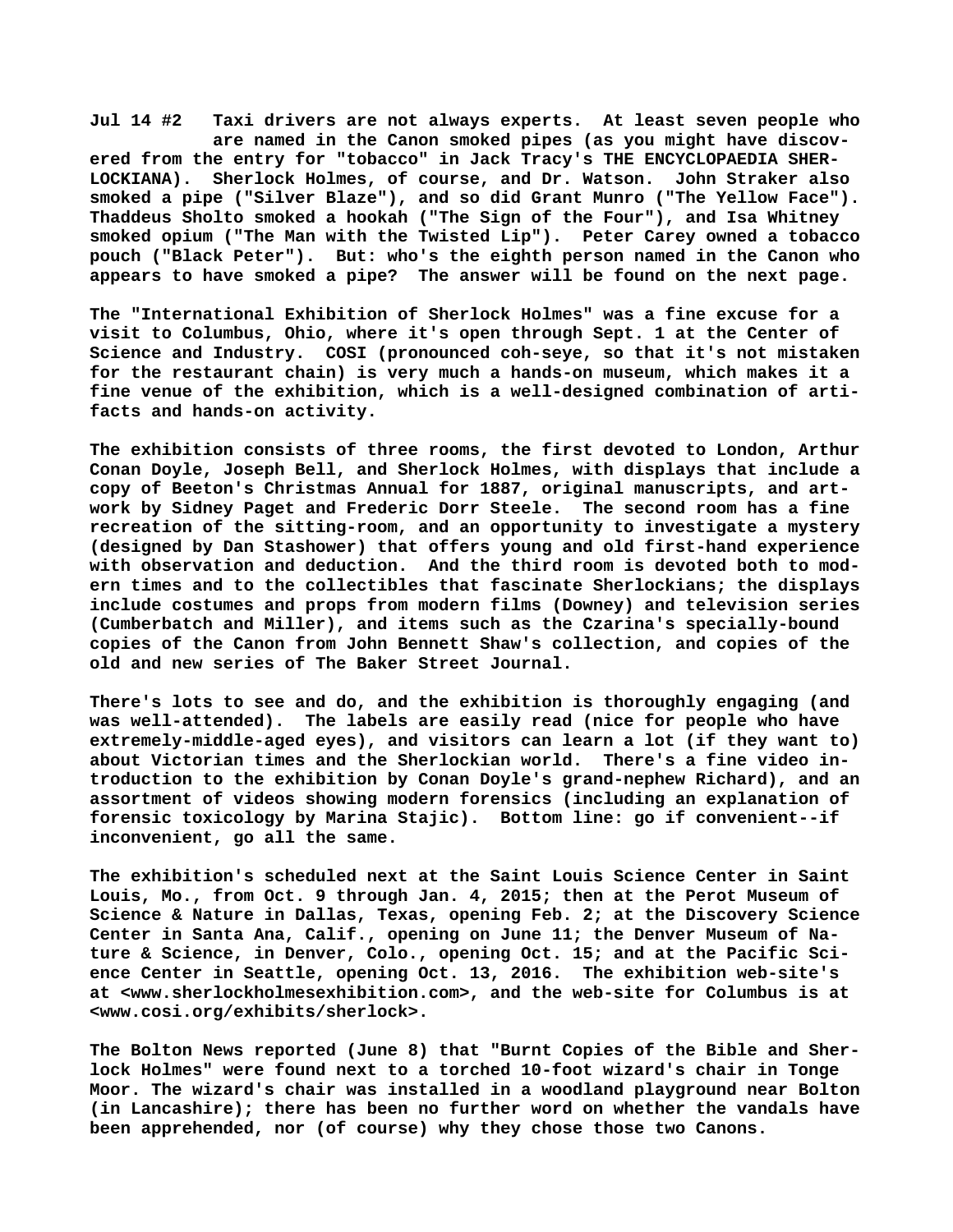Jul 14 #2 Taxi drivers are not always experts. At least seven people who are named in the Canon smoked pipes (as you might have discovered from the entry for "tobacco" in Jack Tracy's THE ENCYCLOPAEDIA SHERLOCKIANA). Sherlock Holmes, of course, and Dr. Watson. John Straker also smoked a pipe ("Silver Blaze"), and so did Grant Munro ("The Yellow Face"). Thaddeus Sholto smoked a hookah ("The Sign of the Four"), and Isa Whitney smoked opium ("The Man with the Twisted Lip"). Peter Carey owned a tobacco pouch ("Black Peter"). But: who's the eighth person named in the Canon who appears to have smoked a pipe? The answer will be found on the next page.

The "International Exhibition of Sherlock Holmes" was a fine excuse for a visit to Columbus, Ohio, where it's open through Sept. 1 at the Center of Science and Industry. COSI (pronounced coh-seye, so that it's not mistaken for the restaurant chain) is very much a hands-on museum, which makes it a fine venue of the exhibition, which is a well-designed combination of artifacts and hands-on activity.

The exhibition consists of three rooms, the first devoted to London, Arthur Conan Doyle, Joseph Bell, and Sherlock Holmes, with displays that include a copy of Beeton's Christmas Annual for 1887, original manuscripts, and artwork by Sidney Paget and Frederic Dorr Steele. The second room has a fine recreation of the sitting-room, and an opportunity to investigate a mystery (designed by Dan Stashower) that offers young and old first-hand experience with observation and deduction. And the third room is devoted both to modern times and to the collectibles that fascinate Sherlockians; the displays include costumes and props from modern films (Downey) and television series (Cumberbatch and Miller), and items such as the Czarina's specially-bound copies of the Canon from John Bennett Shaw's collection, and copies of the old and new series of The Baker Street Journal.

There's lots to see and do, and the exhibition is thoroughly engaging (and was well-attended). The labels are easily read (nice for people who have extremely-middle-aged eyes), and visitors can learn a lot (if they want to) about Victorian times and the Sherlockian world. There's a fine video introduction to the exhibition by Conan Doyle's grand-nephew Richard), and an assortment of videos showing modern forensics (including an explanation of forensic toxicology by Marina Stajic). Bottom line: go if convenient--if inconvenient, go all the same.

The exhibition's scheduled next at the Saint Louis Science Center in Saint Louis, Mo., from Oct. 9 through Jan. 4, 2015; then at the Perot Museum of Science & Nature in Dallas, Texas, opening Feb. 2; at the Discovery Science Center in Santa Ana, Calif., opening on June 11; the Denver Museum of Nature & Science, in Denver, Colo., opening Oct. 15; and at the Pacific Science Center in Seattle, opening Oct. 13, 2016. The exhibition web-site's at <www.sherlockholmesexhibition.com>, and the web-site for Columbus is at <www.cosi.org/exhibits/sherlock>.

The Bolton News reported (June 8) that "Burnt Copies of the Bible and Sherlock Holmes" were found next to a torched 10-foot wizard's chair in Tonge Moor. The wizard's chair was installed in a woodland playground near Bolton (in Lancashire); there has been no further word on whether the vandals have been apprehended, nor (of course) why they chose those two Canons.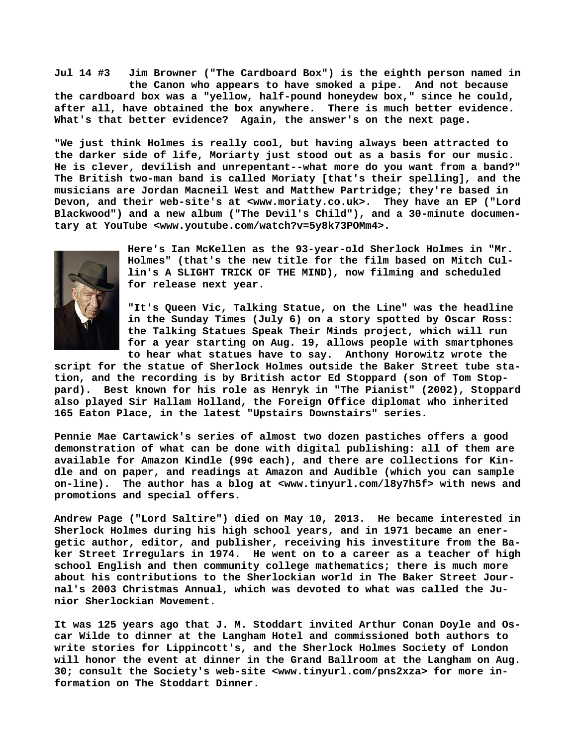**Jul 14 #3 Jim Browner ("The Cardboard Box") is the eighth person named in the Canon who appears to have smoked a pipe. And not because the cardboard box was a "yellow, half-pound honeydew box," since he could, after all, have obtained the box anywhere. There is much better evidence. What's that better evidence? Again, the answer's on the next page.**

**"We just think Holmes is really cool, but having always been attracted to the darker side of life, Moriarty just stood out as a basis for our music. He is clever, devilish and unrepentant--what more do you want from a band?" The British two-man band is called Moriaty [that's their spelling], and the musicians are Jordan Macneil West and Matthew Partridge; they're based in Devon, and their web-site's at <www.moriaty.co.uk>. They have an EP ("Lord Blackwood") and a new album ("The Devil's Child"), and a 30-minute documentary at YouTube <www.youtube.com/watch?v=5y8k73POMm4>.**

**Here's Ian McKellen as the 93-year-old Sherlock Holmes in "Mr. Holmes" (that's the new title for the film based on Mitch Cullin's A SLIGHT TRICK OF THE MIND), now filming and scheduled for release next year.**

**"It's Queen Vic, Talking Statue, on the Line" was the headline in the Sunday Times (July 6) on a story spotted by Oscar Ross: the Talking Statues Speak Their Minds project, which will run for a year starting on Aug. 19, allows people with smartphones to hear what statues have to say. Anthony Horowitz wrote the script for the statue of Sherlock Holmes outside the Baker Street tube station, and the recording is by British actor Ed Stoppard (son of Tom Stoppard). Best known for his role as Henryk in "The Pianist" (2002), Stoppard also played Sir Hallam Holland, the Foreign Office diplomat who inherited 165 Eaton Place, in the latest "Upstairs Downstairs" series.**

**Pennie Mae Cartawick's series of almost two dozen pastiches offers a good demonstration of what can be done with digital publishing: all of them are available for Amazon Kindle (99¢ each), and there are collections for Kindle and on paper, and readings at Amazon and Audible (which you can sample on-line). The author has a blog at <www.tinyurl.com/l8y7h5f> with news and promotions and special offers.**

**Andrew Page ("Lord Saltire") died on May 10, 2013. He became interested in Sherlock Holmes during his high school years, and in 1971 became an energetic author, editor, and publisher, receiving his investiture from the Baker Street Irregulars in 1974. He went on to a career as a teacher of high school English and then community college mathematics; there is much more about his contributions to the Sherlockian world in The Baker Street Journal's 2003 Christmas Annual, which was devoted to what was called the Junior Sherlockian Movement.**

**It was 125 years ago that J. M. Stoddart invited Arthur Conan Doyle and Oscar Wilde to dinner at the Langham Hotel and commissioned both authors to write stories for Lippincott's, and the Sherlock Holmes Society of London will honor the event at dinner in the Grand Ballroom at the Langham on Aug. 30; consult the Society's web-site <www.tinyurl.com/pns2xza> for more information on The Stoddart Dinner.**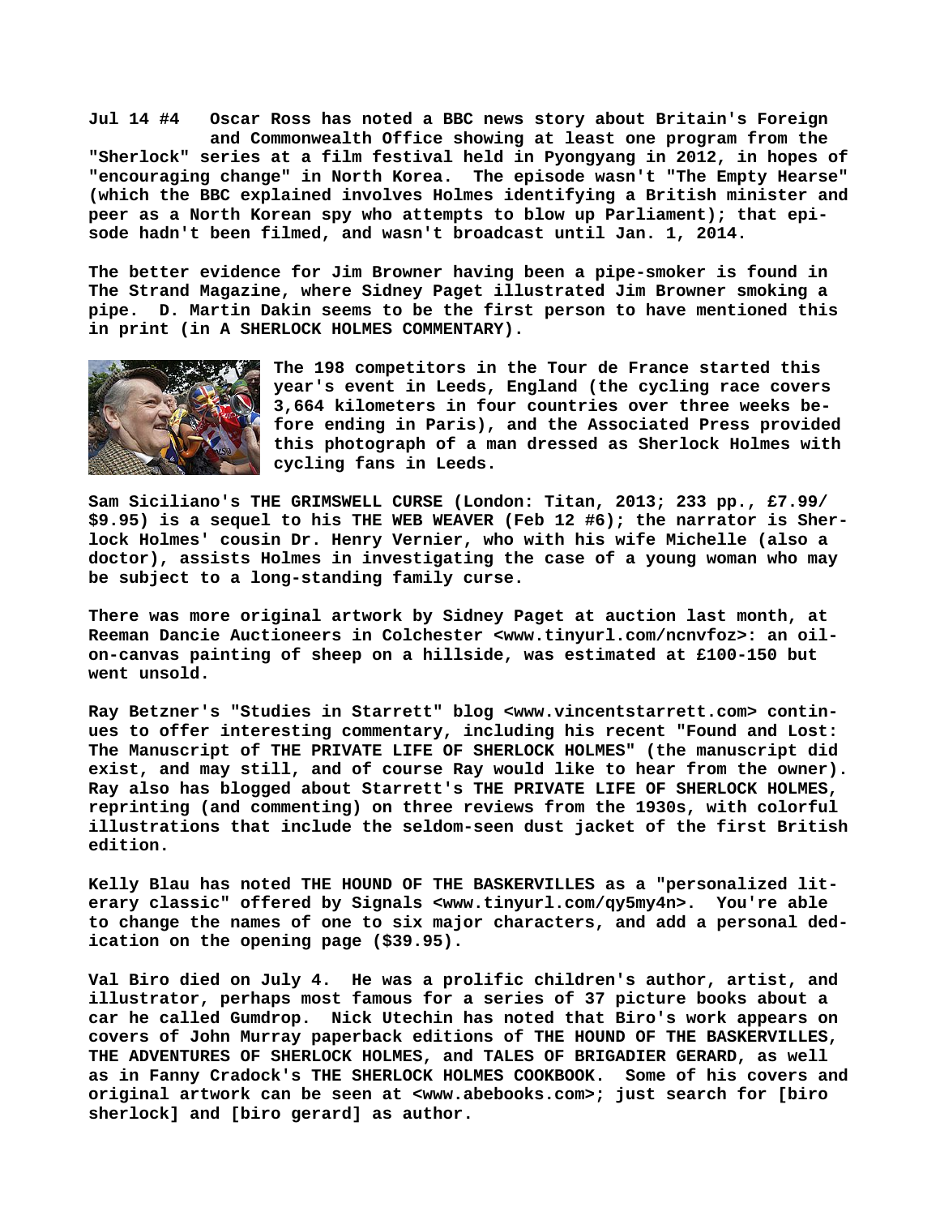**Jul 14 #4 Oscar Ross has noted a BBC news story about Britain's Foreign and Commonwealth Office showing at least one program from the "Sherlock" series at a film festival held in Pyongyang in 2012, in hopes of "encouraging change" in North Korea. The episode wasn't "The Empty Hearse" (which the BBC explained involves Holmes identifying a British minister and peer as a North Korean spy who attempts to blow up Parliament); that episode hadn't been filmed, and wasn't broadcast until Jan. 1, 2014.**

**The better evidence for Jim Browner having been a pipe-smoker is found in The Strand Magazine, where Sidney Paget illustrated Jim Browner smoking a pipe. D. Martin Dakin seems to be the first person to have mentioned this in print (in A SHERLOCK HOLMES COMMENTARY).**

**The 198 competitors in the Tour de France started this year's event in Leeds, England (the cycling race covers 3,664 kilometers in four countries over three weeks before ending in Paris), and the Associated Press provided this photograph of a man dressed as Sherlock Holmes with cycling fans in Leeds.**

**Sam Siciliano's THE GRIMSWELL CURSE (London: Titan, 2013; 233 pp., £7.99/ $9.95) is a sequel to his THE WEB WEAVER (Feb 12 #6); the narrator is Sherlock Holmes' cousin Dr. Henry Vernier, who with his wife Michelle (also a doctor), assists Holmes in investigating the case of a young woman who may be subject to a long-standing family curse.**

**There was more original artwork by Sidney Paget at auction last month, at Reeman Dancie Auctioneers in Colchester <www.tinyurl.com/ncnvfoz>: an oil-on-canvas painting of sheep on a hillside, was estimated at £100-150 but went unsold.**

**Ray Betzner's "Studies in Starrett" blog <www.vincentstarrett.com> continues to offer interesting commentary, including his recent "Found and Lost: The Manuscript of THE PRIVATE LIFE OF SHERLOCK HOLMES" (the manuscript did exist, and may still, and of course Ray would like to hear from the owner). Ray also has blogged about Starrett's THE PRIVATE LIFE OF SHERLOCK HOLMES, reprinting (and commenting) on three reviews from the 1930s, with colorful illustrations that include the seldom-seen dust jacket of the first British edition.**

**Kelly Blau has noted THE HOUND OF THE BASKERVILLES as a "personalized literary classic" offered by Signals <www.tinyurl.com/qy5my4n>. You're able to change the names of one to six major characters, and add a personal dedication on the opening page ($39.95).**

**Val Biro died on July 4. He was a prolific children's author, artist, and illustrator, perhaps most famous for a series of 37 picture books about a car he called Gumdrop. Nick Utechin has noted that Biro's work appears on covers of John Murray paperback editions of THE HOUND OF THE BASKERVILLES, THE ADVENTURES OF SHERLOCK HOLMES, and TALES OF BRIGADIER GERARD, as well as in Fanny Cradock's THE SHERLOCK HOLMES COOKBOOK. Some of his covers and original artwork can be seen at <www.abebooks.com>; just search for [biro sherlock] and [biro gerard] as author.**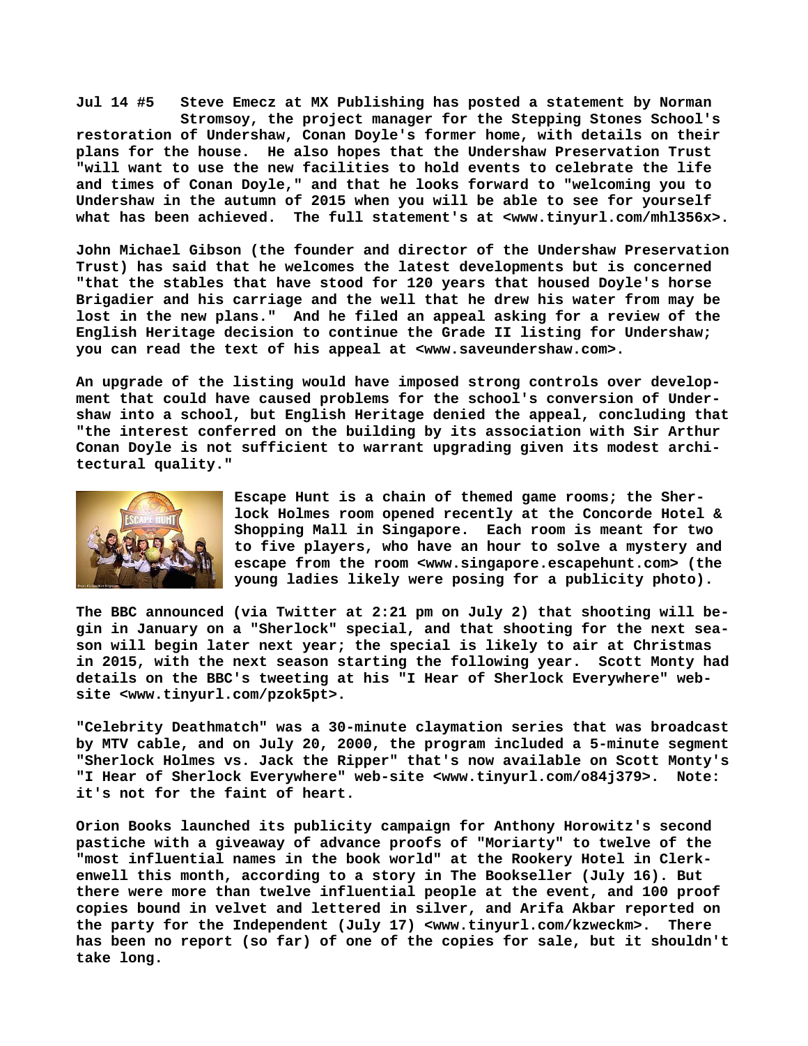**Jul 14 #5 Steve Emecz at MX Publishing has posted a statement by Norman Stromsoy, the project manager for the Stepping Stones School's restoration of Undershaw, Conan Doyle's former home, with details on their plans for the house. He also hopes that the Undershaw Preservation Trust "will want to use the new facilities to hold events to celebrate the life and times of Conan Doyle," and that he looks forward to "welcoming you to Undershaw in the autumn of 2015 when you will be able to see for yourself what has been achieved. The full statement's at <www.tinyurl.com/mhl356x>.**

**John Michael Gibson (the founder and director of the Undershaw Preservation Trust) has said that he welcomes the latest developments but is concerned "that the stables that have stood for 120 years that housed Doyle's horse Brigadier and his carriage and the well that he drew his water from may be lost in the new plans." And he filed an appeal asking for a review of the English Heritage decision to continue the Grade II listing for Undershaw; you can read the text of his appeal at <www.saveundershaw.com>.**

**An upgrade of the listing would have imposed strong controls over development that could have caused problems for the school's conversion of Undershaw into a school, but English Heritage denied the appeal, concluding that "the interest conferred on the building by its association with Sir Arthur Conan Doyle is not sufficient to warrant upgrading given its modest architectural quality."**

**Escape Hunt is a chain of themed game rooms; the Sherlock Holmes room opened recently at the Concorde Hotel & Shopping Mall in Singapore. Each room is meant for two to five players, who have an hour to solve a mystery and escape from the room <www.singapore.escapehunt.com> (the young ladies likely were posing for a publicity photo).**

**The BBC announced (via Twitter at 2:21 pm on July 2) that shooting will begin in January on a "Sherlock" special, and that shooting for the next season will begin later next year; the special is likely to air at Christmas in 2015, with the next season starting the following year. Scott Monty had details on the BBC's tweeting at his "I Hear of Sherlock Everywhere" website <www.tinyurl.com/pzok5pt>.**

**"Celebrity Deathmatch" was a 30-minute claymation series that was broadcast by MTV cable, and on July 20, 2000, the program included a 5-minute segment "Sherlock Holmes vs. Jack the Ripper" that's now available on Scott Monty's "I Hear of Sherlock Everywhere" web-site <www.tinyurl.com/o84j379>. Note: it's not for the faint of heart.**

**Orion Books launched its publicity campaign for Anthony Horowitz's second pastiche with a giveaway of advance proofs of "Moriarty" to twelve of the "most influential names in the book world" at the Rookery Hotel in Clerkenwell this month, according to a story in The Bookseller (July 16). But there were more than twelve influential people at the event, and 100 proof copies bound in velvet and lettered in silver, and Arifa Akbar reported on the party for the Independent (July 17) <www.tinyurl.com/kzweckm>. There has been no report (so far) of one of the copies for sale, but it shouldn't take long.**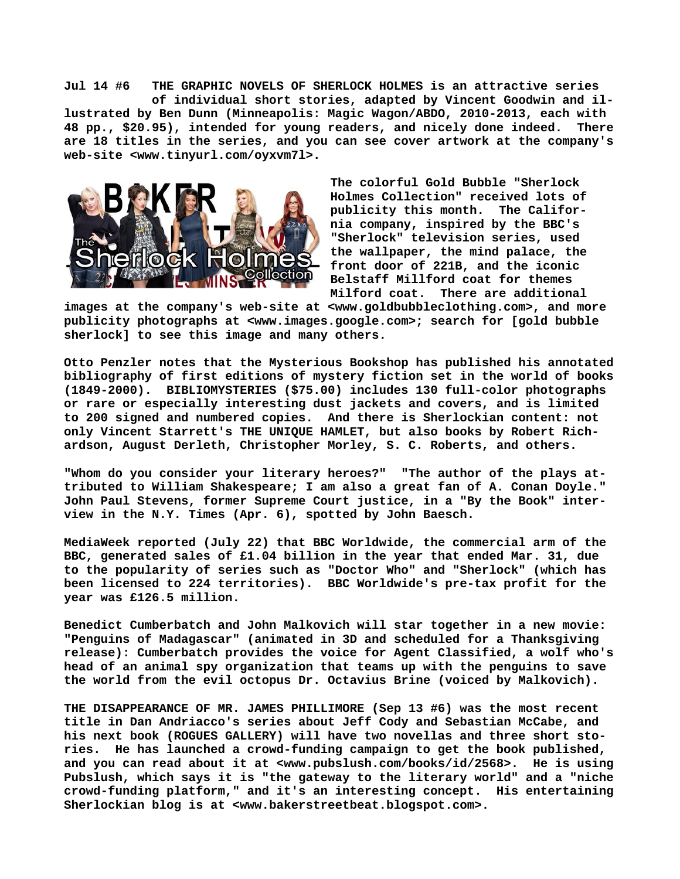**Jul 14 #6 THE GRAPHIC NOVELS OF SHERLOCK HOLMES is an attractive series of individual short stories, adapted by Vincent Goodwin and illustrated by Ben Dunn (Minneapolis: Magic Wagon/ABDO, 2010-2013, each with 48 pp., $20.95), intended for young readers, and nicely done indeed. There are 18 titles in the series, and you can see cover artwork at the company's web-site <www.tinyurl.com/oyxvm7l>.**

**The colorful Gold Bubble "Sherlock Holmes Collection" received lots of publicity this month. The California company, inspired by the BBC's "Sherlock" television series, used the wallpaper, the mind palace, the front door of 221B, and the iconic Belstaff Millford coat for themes Milford coat. There are additional images at the company's web-site at <www.goldbubbleclothing.com>, and more publicity photographs at <www.images.google.com>; search for [gold bubble sherlock] to see this image and many others.**

**Otto Penzler notes that the Mysterious Bookshop has published his annotated bibliography of first editions of mystery fiction set in the world of books (1849-2000). BIBLIOMYSTERIES ($75.00) includes 130 full-color photographs or rare or especially interesting dust jackets and covers, and is limited to 200 signed and numbered copies. And there is Sherlockian content: not only Vincent Starrett's THE UNIQUE HAMLET, but also books by Robert Richardson, August Derleth, Christopher Morley, S. C. Roberts, and others.**

**"Whom do you consider your literary heroes?" "The author of the plays attributed to William Shakespeare; I am also a great fan of A. Conan Doyle." John Paul Stevens, former Supreme Court justice, in a "By the Book" interview in the N.Y. Times (Apr. 6), spotted by John Baesch.**

**MediaWeek reported (July 22) that BBC Worldwide, the commercial arm of the BBC, generated sales of £1.04 billion in the year that ended Mar. 31, due to the popularity of series such as "Doctor Who" and "Sherlock" (which has been licensed to 224 territories). BBC Worldwide's pre-tax profit for the year was £126.5 million.**

**Benedict Cumberbatch and John Malkovich will star together in a new movie: "Penguins of Madagascar" (animated in 3D and scheduled for a Thanksgiving release): Cumberbatch provides the voice for Agent Classified, a wolf who's head of an animal spy organization that teams up with the penguins to save the world from the evil octopus Dr. Octavius Brine (voiced by Malkovich).**

**THE DISAPPEARANCE OF MR. JAMES PHILLIMORE (Sep 13 #6) was the most recent title in Dan Andriacco's series about Jeff Cody and Sebastian McCabe, and his next book (ROGUES GALLERY) will have two novellas and three short stories. He has launched a crowd-funding campaign to get the book published, and you can read about it at <www.pubslush.com/books/id/2568>. He is using Pubslush, which says it is "the gateway to the literary world" and a "niche crowd-funding platform," and it's an interesting concept. His entertaining Sherlockian blog is at <www.bakerstreetbeat.blogspot.com>.**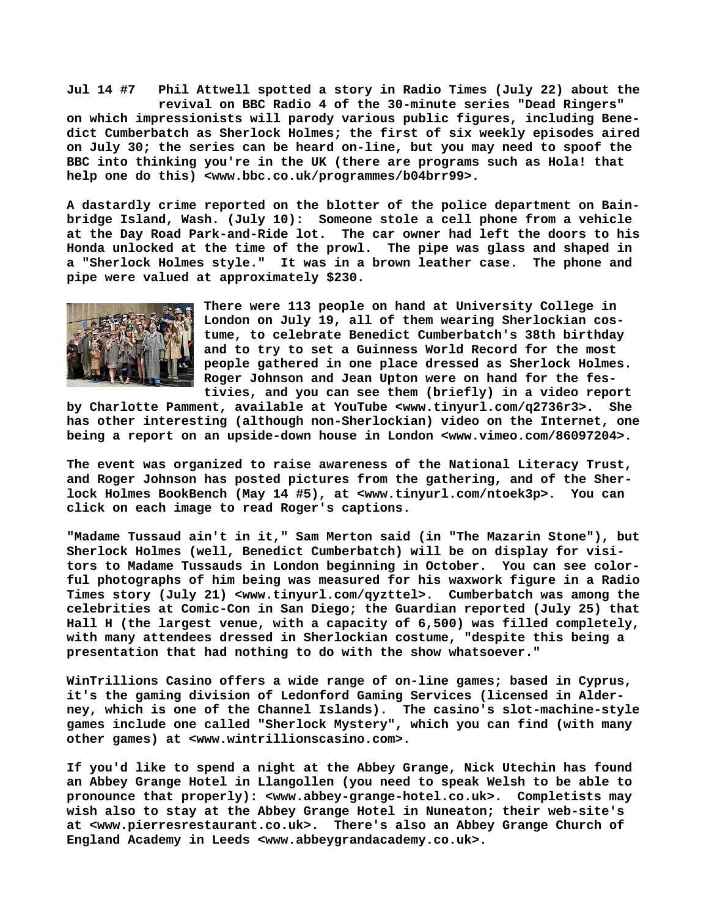**Jul 14 #7 Phil Attwell spotted a story in Radio Times (July 22) about the revival on BBC Radio 4 of the 30-minute series "Dead Ringers" on which impressionists will parody various public figures, including Benedict Cumberbatch as Sherlock Holmes; the first of six weekly episodes aired on July 30; the series can be heard on-line, but you may need to spoof the BBC into thinking you're in the UK (there are programs such as Hola! that help one do this) <www.bbc.co.uk/programmes/b04brr99>.**

**A dastardly crime reported on the blotter of the police department on Bainbridge Island, Wash. (July 10): Someone stole a cell phone from a vehicle at the Day Road Park-and-Ride lot. The car owner had left the doors to his Honda unlocked at the time of the prowl. The pipe was glass and shaped in a "Sherlock Holmes style." It was in a brown leather case. The phone and pipe were valued at approximately $230.**

**There were 113 people on hand at University College in London on July 19, all of them wearing Sherlockian costume, to celebrate Benedict Cumberbatch's 38th birthday and to try to set a Guinness World Record for the most people gathered in one place dressed as Sherlock Holmes. Roger Johnson and Jean Upton were on hand for the festivities, and you can see them (briefly) in a video report by Charlotte Pamment, available at YouTube <www.tinyurl.com/q2736r3>. She has other interesting (although non-Sherlockian) video on the Internet, one being a report on an upside-down house in London <www.vimeo.com/86097204>.**

**The event was organized to raise awareness of the National Literacy Trust, and Roger Johnson has posted pictures from the gathering, and of the Sherlock Holmes BookBench (May 14 #5), at <www.tinyurl.com/ntoek3p>. You can click on each image to read Roger's captions.**

**"Madame Tussaud ain't in it," Sam Merton said (in "The Mazarin Stone"), but Sherlock Holmes (well, Benedict Cumberbatch) will be on display for visitors to Madame Tussauds in London beginning in October. You can see colorful photographs of him being was measured for his waxwork figure in a Radio Times story (July 21) <www.tinyurl.com/qyzttel>. Cumberbatch was among the celebrities at Comic-Con in San Diego; the Guardian reported (July 25) that Hall H (the largest venue, with a capacity of 6,500) was filled completely, with many attendees dressed in Sherlockian costume, "despite this being a presentation that had nothing to do with the show whatsoever."**

**WinTrillions Casino offers a wide range of on-line games; based in Cyprus, it's the gaming division of Ledonford Gaming Services (licensed in Alderney, which is one of the Channel Islands). The casino's slot-machine-style games include one called "Sherlock Mystery", which you can find (with many other games) at <www.wintrillionscasino.com>.**

**If you'd like to spend a night at the Abbey Grange, Nick Utechin has found an Abbey Grange Hotel in Llangollen (you need to speak Welsh to be able to pronounce that properly): <www.abbey-grange-hotel.co.uk>. Completists may wish also to stay at the Abbey Grange Hotel in Nuneaton; their web-site's at <www.pierresrestaurant.co.uk>. There's also an Abbey Grange Church of England Academy in Leeds <www.abbeygrandacademy.co.uk>.**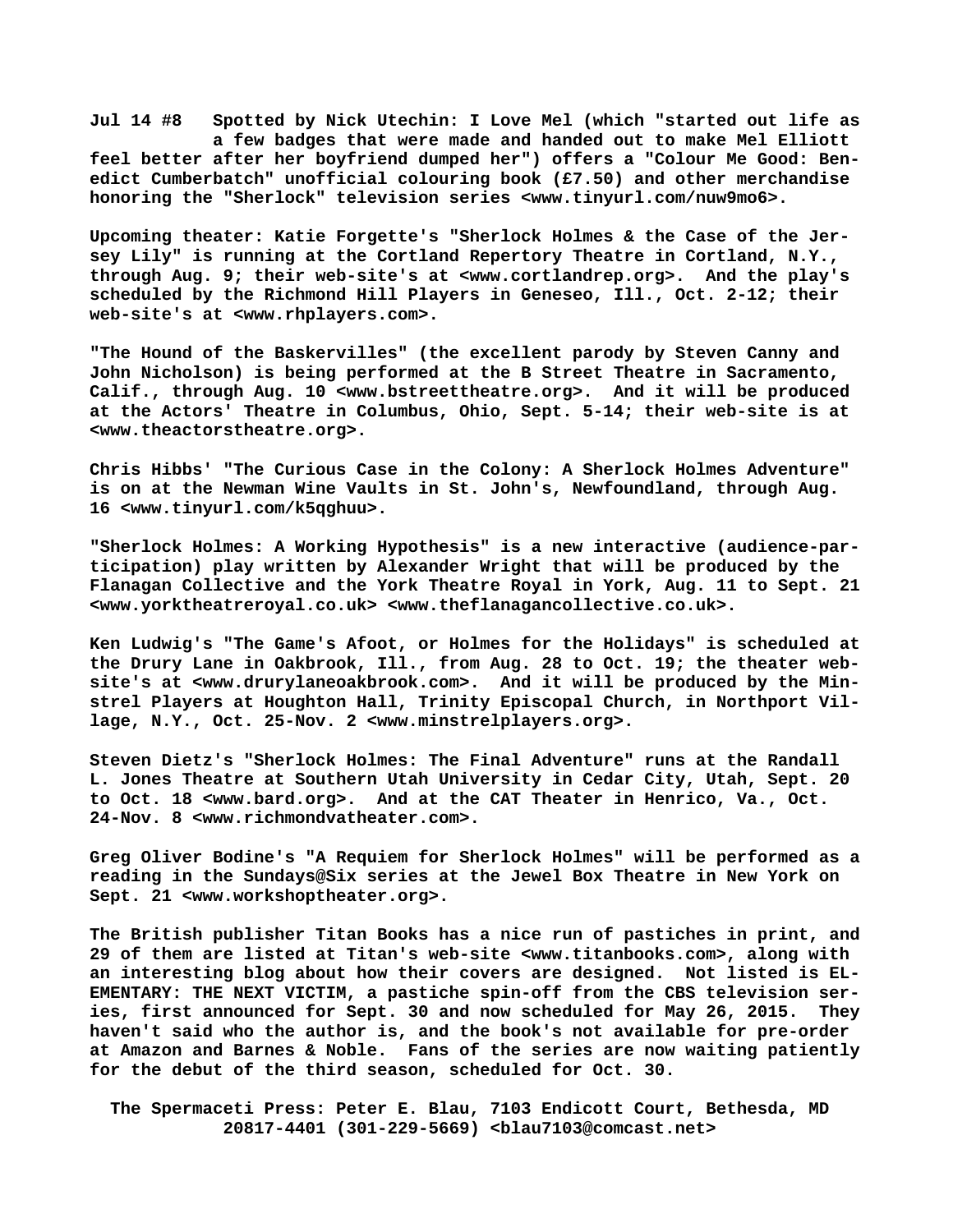**Jul 14 #8 Spotted by Nick Utechin: I Love Mel (which "started out life as a few badges that were made and handed out to make Mel Elliott feel better after her boyfriend dumped her") offers a "Colour Me Good: Benedict Cumberbatch" unofficial colouring book (£7.50) and other merchandise honoring the "Sherlock" television series <www.tinyurl.com/nuw9mo6>.**

**Upcoming theater: Katie Forgette's "Sherlock Holmes & the Case of the Jersey Lily" is running at the Cortland Repertory Theatre in Cortland, N.Y., through Aug. 9; their web-site's at <www.cortlandrep.org>. And the play's scheduled by the Richmond Hill Players in Geneseo, Ill., Oct. 2-12; their web-site's at <www.rhplayers.com>.**

**"The Hound of the Baskervilles" (the excellent parody by Steven Canny and John Nicholson) is being performed at the B Street Theatre in Sacramento, Calif., through Aug. 10 <www.bstreettheatre.org>. And it will be produced at the Actors' Theatre in Columbus, Ohio, Sept. 5-14; their web-site is at <www.theactorstheatre.org>.**

**Chris Hibbs' "The Curious Case in the Colony: A Sherlock Holmes Adventure" is on at the Newman Wine Vaults in St. John's, Newfoundland, through Aug. 16 <www.tinyurl.com/k5qghuu>.**

**"Sherlock Holmes: A Working Hypothesis" is a new interactive (audience-participation) play written by Alexander Wright that will be produced by the Flanagan Collective and the York Theatre Royal in York, Aug. 11 to Sept. 21 <www.yorktheatreroyal.co.uk> <www.theflanagancollective.co.uk>.**

**Ken Ludwig's "The Game's Afoot, or Holmes for the Holidays" is scheduled at the Drury Lane in Oakbrook, Ill., from Aug. 28 to Oct. 19; the theater web-site's at <www.drurylaneoakbrook.com>. And it will be produced by the Minstrel Players at Houghton Hall, Trinity Episcopal Church, in Northport Village, N.Y., Oct. 25-Nov. 2 <www.minstrelplayers.org>.**

**Steven Dietz's "Sherlock Holmes: The Final Adventure" runs at the Randall L. Jones Theatre at Southern Utah University in Cedar City, Utah, Sept. 20 to Oct. 18 <www.bard.org>. And at the CAT Theater in Henrico, Va., Oct. 24-Nov. 8 <www.richmondvatheater.com>.**

**Greg Oliver Bodine's "A Requiem for Sherlock Holmes" will be performed as a reading in the Sundays@Six series at the Jewel Box Theatre in New York on Sept. 21 <www.workshoptheater.org>.**

**The British publisher Titan Books has a nice run of pastiches in print, and 29 of them are listed at Titan's web-site <www.titanbooks.com>, along with an interesting blog about how their covers are designed. Not listed is ELEMENTARY: THE NEXT VICTIM, a pastiche spin-off from the CBS television series, first announced for Sept. 30 and now scheduled for May 26, 2015. They haven't said who the author is, and the book's not available for pre-order at Amazon and Barnes & Noble. Fans of the series are now waiting patiently for the debut of the third season, scheduled for Oct. 30.**

**The Spermaceti Press: Peter E. Blau, 7103 Endicott Court, Bethesda, MD 20817-4401 (301-229-5669) <blau7103@comcast.net>**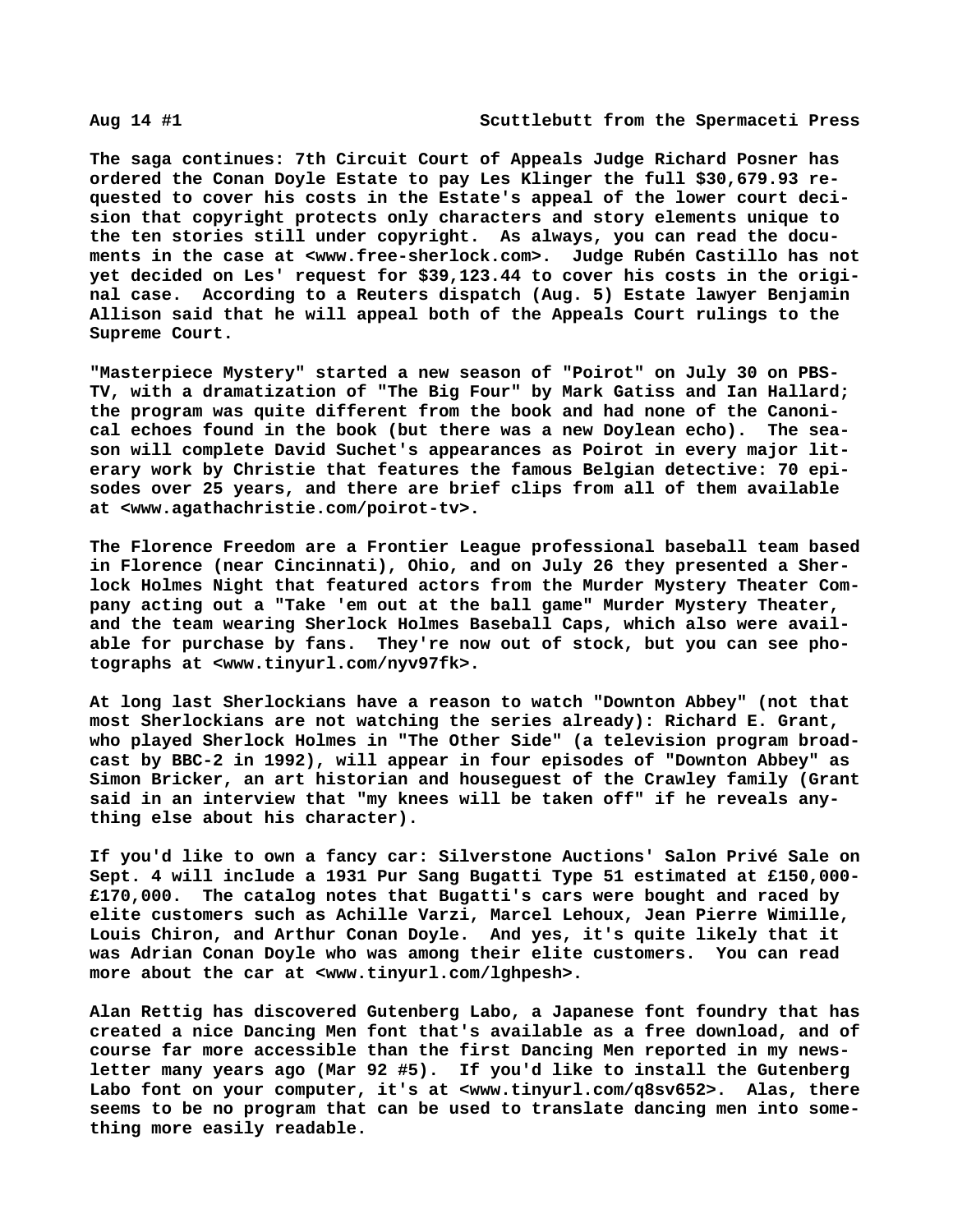**Aug 14 #1 Scuttlebutt from the Spermaceti Press**

**The saga continues: 7th Circuit Court of Appeals Judge Richard Posner has ordered the Conan Doyle Estate to pay Les Klinger the full $30,679.93 requested to cover his costs in the Estate's appeal of the lower court decision that copyright protects only characters and story elements unique to the ten stories still under copyright. As always, you can read the documents in the case at <www.free-sherlock.com>. Judge Rubén Castillo has not yet decided on Les' request for $39,123.44 to cover his costs in the original case. According to a Reuters dispatch (Aug. 5) Estate lawyer Benjamin Allison said that he will appeal both of the Appeals Court rulings to the Supreme Court.**

**"Masterpiece Mystery" started a new season of "Poirot" on July 30 on PBS-TV, with a dramatization of "The Big Four" by Mark Gatiss and Ian Hallard; the program was quite different from the book and had none of the Canonical echoes found in the book (but there was a new Doylean echo). The season will complete David Suchet's appearances as Poirot in every major literary work by Christie that features the famous Belgian detective: 70 episodes over 25 years, and there are brief clips from all of them available at <www.agathachristie.com/poirot-tv>.**

**The Florence Freedom are a Frontier League professional baseball team based in Florence (near Cincinnati), Ohio, and on July 26 they presented a Sherlock Holmes Night that featured actors from the Murder Mystery Theater Company acting out a "Take 'em out at the ball game" Murder Mystery Theater, and the team wearing Sherlock Holmes Baseball Caps, which also were available for purchase by fans. They're now out of stock, but you can see photographs at <www.tinyurl.com/nyv97fk>.**

**At long last Sherlockians have a reason to watch "Downton Abbey" (not that most Sherlockians are not watching the series already): Richard E. Grant, who played Sherlock Holmes in "The Other Side" (a television program broadcast by BBC-2 in 1992), will appear in four episodes of "Downton Abbey" as Simon Bricker, an art historian and houseguest of the Crawley family (Grant said in an interview that "my knees will be taken off" if he reveals anything else about his character).**

**If you'd like to own a fancy car: Silverstone Auctions' Salon Privé Sale on Sept. 4 will include a 1931 Pur Sang Bugatti Type 51 estimated at £150,000-£170,000. The catalog notes that Bugatti's cars were bought and raced by elite customers such as Achille Varzi, Marcel Lehoux, Jean Pierre Wimille, Louis Chiron, and Arthur Conan Doyle. And yes, it's quite likely that it was Adrian Conan Doyle who was among their elite customers. You can read more about the car at <www.tinyurl.com/lghpesh>.**

**Alan Rettig has discovered Gutenberg Labo, a Japanese font foundry that has created a nice Dancing Men font that's available as a free download, and of course far more accessible than the first Dancing Men reported in my newsletter many years ago (Mar 92 #5). If you'd like to install the Gutenberg Labo font on your computer, it's at <www.tinyurl.com/q8sv652>. Alas, there seems to be no program that can be used to translate dancing men into something more easily readable.**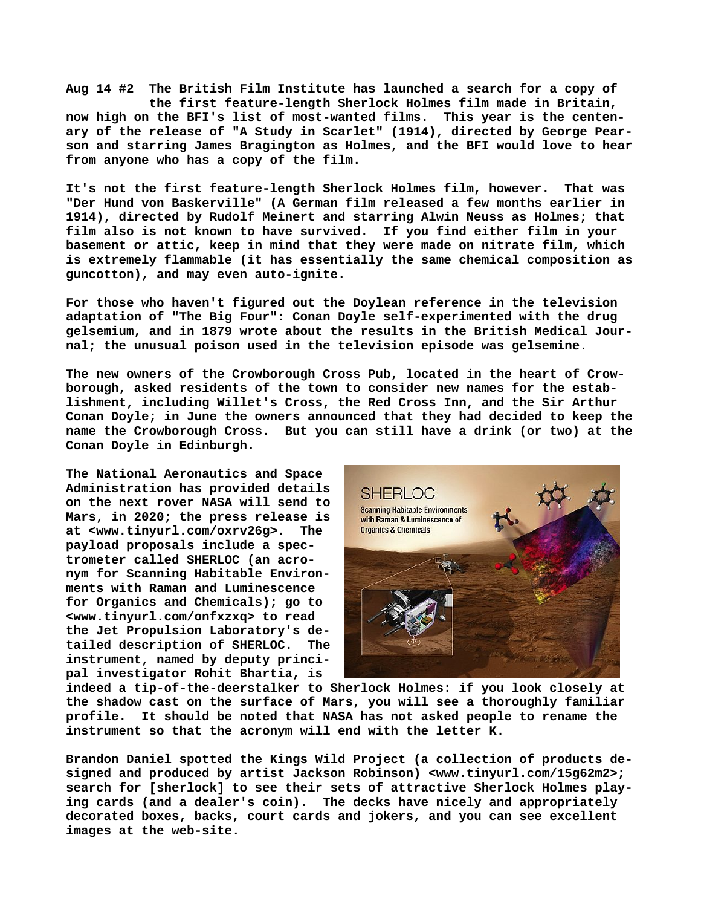**Aug 14 #2 The British Film Institute has launched a search for a copy of the first feature-length Sherlock Holmes film made in Britain, now high on the BFI's list of most-wanted films. This year is the centenary of the release of "A Study in Scarlet" (1914), directed by George Pearson and starring James Bragington as Holmes, and the BFI would love to hear from anyone who has a copy of the film.**

**It's not the first feature-length Sherlock Holmes film, however. That was "Der Hund von Baskerville" (A German film released a few months earlier in 1914), directed by Rudolf Meinert and starring Alwin Neuss as Holmes; that film also is not known to have survived. If you find either film in your basement or attic, keep in mind that they were made on nitrate film, which is extremely flammable (it has essentially the same chemical composition as guncotton), and may even auto-ignite.**

**For those who haven't figured out the Doylean reference in the television adaptation of "The Big Four": Conan Doyle self-experimented with the drug gelsemium, and in 1879 wrote about the results in the British Medical Journal; the unusual poison used in the television episode was gelsemine.**

**The new owners of the Crowborough Cross Pub, located in the heart of Crowborough, asked residents of the town to consider new names for the establishment, including Willet's Cross, the Red Cross Inn, and the Sir Arthur Conan Doyle; in June the owners announced that they had decided to keep the name the Crowborough Cross. But you can still have a drink (or two) at the Conan Doyle in Edinburgh.**

**The National Aeronautics and Space Administration has provided details on the next rover NASA will send to Mars, in 2020; the press release is at <www.tinyurl.com/oxrv26g>. The payload proposals include a spectrometer called SHERLOC (an acronym for Scanning Habitable Environments with Raman and Luminescence for Organics and Chemicals); go to <www.tinyurl.com/onfxzxq> to read the Jet Propulsion Laboratory's detailed description of SHERLOC. The instrument, named by deputy principal investigator Rohit Bhartia, is indeed a tip-of-the-deerstalker to Sherlock Holmes: if you look closely at the shadow cast on the surface of Mars, you will see a thoroughly familiar profile. It should be noted that NASA has not asked people to rename the instrument so that the acronym will end with the letter K.**

**Brandon Daniel spotted the Kings Wild Project (a collection of products designed and produced by artist Jackson Robinson) <www.tinyurl.com/15g62m2>; search for [sherlock] to see their sets of attractive Sherlock Holmes playing cards (and a dealer's coin). The decks have nicely and appropriately decorated boxes, backs, court cards and jokers, and you can see excellent images at the web-site.**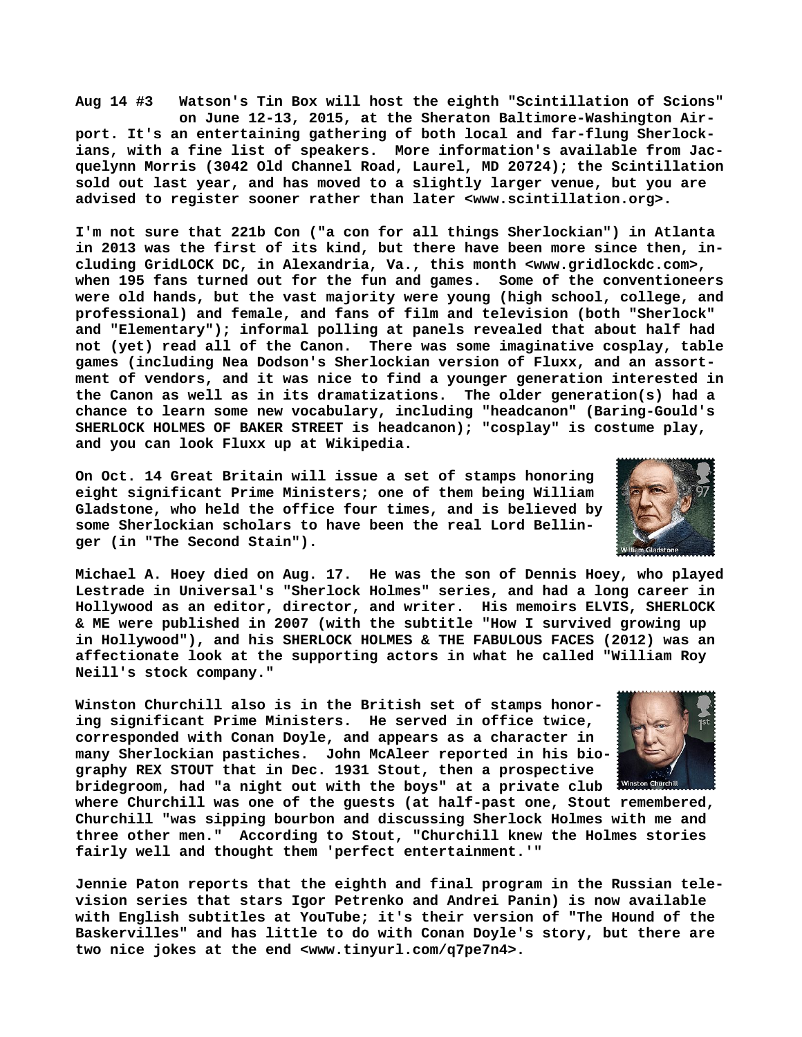**Aug 14 #3   Watson's Tin Box will host the eighth "Scintillation of Scions" on June 12-13, 2015, at the Sheraton Baltimore-Washington Airport. It's an entertaining gathering of both local and far-flung Sherlockians, with a fine list of speakers. More information's available from Jacquelynn Morris (3042 Old Channel Road, Laurel, MD 20724); the Scintillation sold out last year, and has moved to a slightly larger venue, but you are advised to register sooner rather than later <www.scintillation.org>.**

**I'm not sure that 221b Con ("a con for all things Sherlockian") in Atlanta in 2013 was the first of its kind, but there have been more since then, including GridLOCK DC, in Alexandria, Va., this month <www.gridlockdc.com>, when 195 fans turned out for the fun and games. Some of the conventioneers were old hands, but the vast majority were young (high school, college, and professional) and female, and fans of film and television (both "Sherlock" and "Elementary"); informal polling at panels revealed that about half had not (yet) read all of the Canon. There was some imaginative cosplay, table games (including Nea Dodson's Sherlockian version of Fluxx, and an assortment of vendors, and it was nice to find a younger generation interested in the Canon as well as in its dramatizations. The older generation(s) had a chance to learn some new vocabulary, including "headcanon" (Baring-Gould's SHERLOCK HOLMES OF BAKER STREET is headcanon); "cosplay" is costume play, and you can look Fluxx up at Wikipedia.**

**On Oct. 14 Great Britain will issue a set of stamps honoring eight significant Prime Ministers; one of them being William Gladstone, who held the office four times, and is believed by some Sherlockian scholars to have been the real Lord Bellinger (in "The Second Stain").**

**Michael A. Hoey died on Aug. 17. He was the son of Dennis Hoey, who played Lestrade in Universal's "Sherlock Holmes" series, and had a long career in Hollywood as an editor, director, and writer. His memoirs ELVIS, SHERLOCK & ME were published in 2007 (with the subtitle "How I survived growing up in Hollywood"), and his SHERLOCK HOLMES & THE FABULOUS FACES (2012) was an affectionate look at the supporting actors in what he called "William Roy Neill's stock company."**

**Winston Churchill also is in the British set of stamps honoring significant Prime Ministers. He served in office twice, corresponded with Conan Doyle, and appears as a character in many Sherlockian pastiches. John McAleer reported in his biography REX STOUT that in Dec. 1931 Stout, then a prospective bridegroom, had "a night out with the boys" at a private club where Churchill was one of the guests (at half-past one, Stout remembered, Churchill "was sipping bourbon and discussing Sherlock Holmes with me and three other men." According to Stout, "Churchill knew the Holmes stories fairly well and thought them 'perfect entertainment.'"**

**Jennie Paton reports that the eighth and final program in the Russian television series that stars Igor Petrenko and Andrei Panin) is now available with English subtitles at YouTube; it's their version of "The Hound of the Baskervilles" and has little to do with Conan Doyle's story, but there are two nice jokes at the end <www.tinyurl.com/q7pe7n4>.**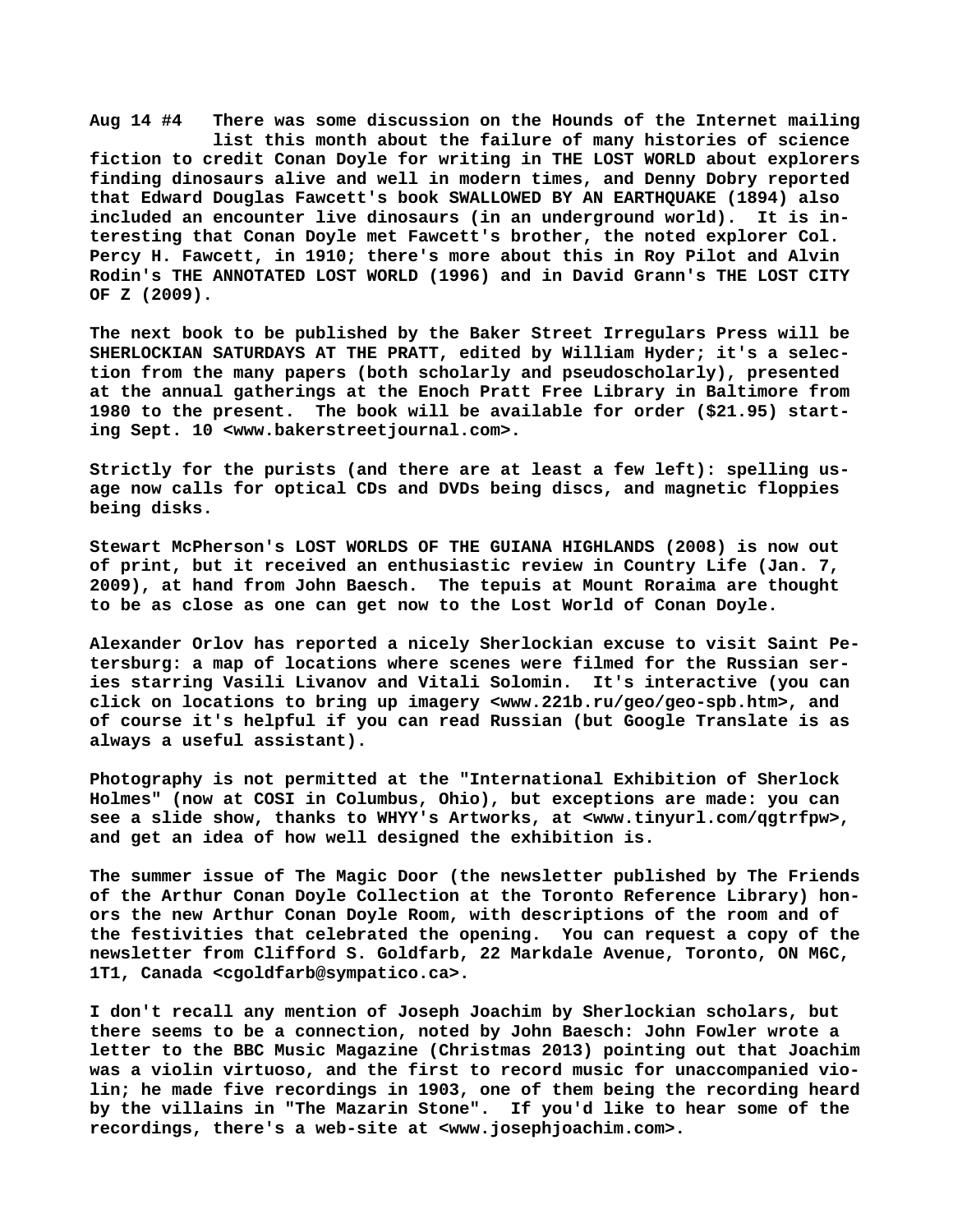**Aug 14 #4 There was some discussion on the Hounds of the Internet mailing list this month about the failure of many histories of science fiction to credit Conan Doyle for writing in THE LOST WORLD about explorers finding dinosaurs alive and well in modern times, and Denny Dobry reported that Edward Douglas Fawcett's book SWALLOWED BY AN EARTHQUAKE (1894) also included an encounter live dinosaurs (in an underground world). It is interesting that Conan Doyle met Fawcett's brother, the noted explorer Col. Percy H. Fawcett, in 1910; there's more about this in Roy Pilot and Alvin Rodin's THE ANNOTATED LOST WORLD (1996) and in David Grann's THE LOST CITY OF Z (2009).**

**The next book to be published by the Baker Street Irregulars Press will be SHERLOCKIAN SATURDAYS AT THE PRATT, edited by William Hyder; it's a selection from the many papers (both scholarly and pseudoscholarly), presented at the annual gatherings at the Enoch Pratt Free Library in Baltimore from 1980 to the present. The book will be available for order ($21.95) starting Sept. 10 <www.bakerstreetjournal.com>.**

**Strictly for the purists (and there are at least a few left): spelling usage now calls for optical CDs and DVDs being discs, and magnetic floppies being disks.**

**Stewart McPherson's LOST WORLDS OF THE GUIANA HIGHLANDS (2008) is now out of print, but it received an enthusiastic review in Country Life (Jan. 7, 2009), at hand from John Baesch. The tepuis at Mount Roraima are thought to be as close as one can get now to the Lost World of Conan Doyle.**

**Alexander Orlov has reported a nicely Sherlockian excuse to visit Saint Petersburg: a map of locations where scenes were filmed for the Russian series starring Vasili Livanov and Vitali Solomin. It's interactive (you can click on locations to bring up imagery <www.221b.ru/geo/geo-spb.htm>, and of course it's helpful if you can read Russian (but Google Translate is as always a useful assistant).**

**Photography is not permitted at the "International Exhibition of Sherlock Holmes" (now at COSI in Columbus, Ohio), but exceptions are made: you can see a slide show, thanks to WHYY's Artworks, at <www.tinyurl.com/qgtrfpw>, and get an idea of how well designed the exhibition is.**

**The summer issue of The Magic Door (the newsletter published by The Friends of the Arthur Conan Doyle Collection at the Toronto Reference Library) honors the new Arthur Conan Doyle Room, with descriptions of the room and of the festivities that celebrated the opening. You can request a copy of the newsletter from Clifford S. Goldfarb, 22 Markdale Avenue, Toronto, ON M6C, 1T1, Canada <cgoldfarb@sympatico.ca>.**

**I don't recall any mention of Joseph Joachim by Sherlockian scholars, but there seems to be a connection, noted by John Baesch: John Fowler wrote a letter to the BBC Music Magazine (Christmas 2013) pointing out that Joachim was a violin virtuoso, and the first to record music for unaccompanied violin; he made five recordings in 1903, one of them being the recording heard by the villains in "The Mazarin Stone". If you'd like to hear some of the recordings, there's a web-site at <www.josephjoachim.com>.**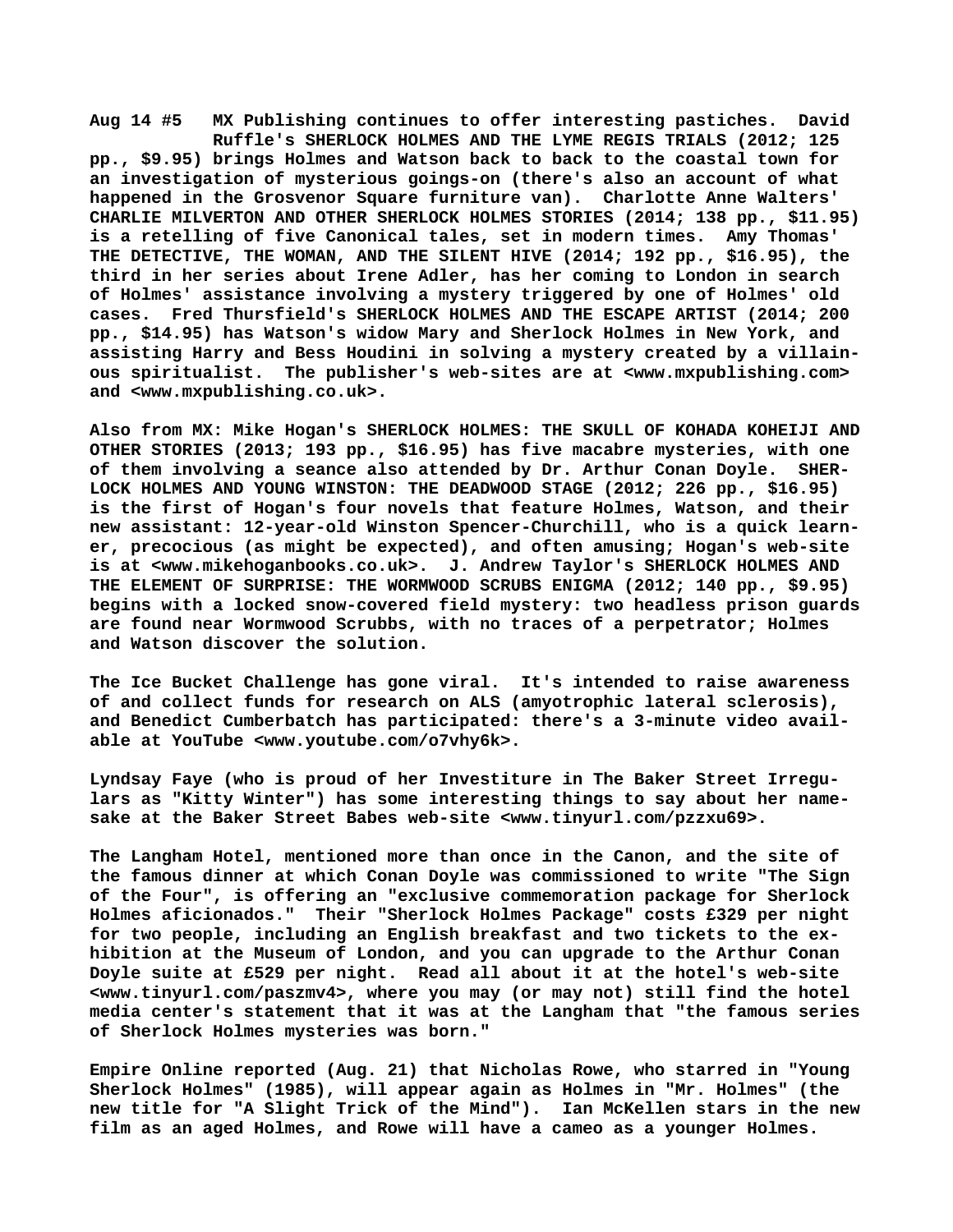**Aug 14 #5 MX Publishing continues to offer interesting pastiches. David Ruffle's SHERLOCK HOLMES AND THE LYME REGIS TRIALS (2012; 125 pp., $9.95) brings Holmes and Watson back to back to the coastal town for an investigation of mysterious goings-on (there's also an account of what happened in the Grosvenor Square furniture van). Charlotte Anne Walters' CHARLIE MILVERTON AND OTHER SHERLOCK HOLMES STORIES (2014; 138 pp., $11.95) is a retelling of five Canonical tales, set in modern times. Amy Thomas' THE DETECTIVE, THE WOMAN, AND THE SILENT HIVE (2014; 192 pp., $16.95), the third in her series about Irene Adler, has her coming to London in search of Holmes' assistance involving a mystery triggered by one of Holmes' old cases. Fred Thursfield's SHERLOCK HOLMES AND THE ESCAPE ARTIST (2014; 200 pp., $14.95) has Watson's widow Mary and Sherlock Holmes in New York, and assisting Harry and Bess Houdini in solving a mystery created by a villainous spiritualist. The publisher's web-sites are at <www.mxpublishing.com> and <www.mxpublishing.co.uk>.**

**Also from MX: Mike Hogan's SHERLOCK HOLMES: THE SKULL OF KOHADA KOHEIJI AND OTHER STORIES (2013; 193 pp., $16.95) has five macabre mysteries, with one of them involving a seance also attended by Dr. Arthur Conan Doyle. SHERLOCK HOLMES AND YOUNG WINSTON: THE DEADWOOD STAGE (2012; 226 pp., $16.95) is the first of Hogan's four novels that feature Holmes, Watson, and their new assistant: 12-year-old Winston Spencer-Churchill, who is a quick learner, precocious (as might be expected), and often amusing; Hogan's web-site is at <www.mikehoganbooks.co.uk>. J. Andrew Taylor's SHERLOCK HOLMES AND THE ELEMENT OF SURPRISE: THE WORMWOOD SCRUBBS ENIGMA (2012; 140 pp., $9.95) begins with a locked snow-covered field mystery: two headless prison guards are found near Wormwood Scrubbs, with no traces of a perpetrator; Holmes and Watson discover the solution.**

**The Ice Bucket Challenge has gone viral. It's intended to raise awareness of and collect funds for research on ALS (amyotrophic lateral sclerosis), and Benedict Cumberbatch has participated: there's a 3-minute video available at YouTube <www.youtube.com/o7vhy6k>.**

**Lyndsay Faye (who is proud of her Investiture in The Baker Street Irregulars as "Kitty Winter") has some interesting things to say about her namesake at the Baker Street Babes web-site <www.tinyurl.com/pzzxu69>.**

**The Langham Hotel, mentioned more than once in the Canon, and the site of the famous dinner at which Conan Doyle was commissioned to write "The Sign of the Four", is offering an "exclusive commemoration package for Sherlock Holmes aficionados." Their "Sherlock Holmes Package" costs £329 per night for two people, including an English breakfast and two tickets to the exhibition at the Museum of London, and you can upgrade to the Arthur Conan Doyle suite at £529 per night. Read all about it at the hotel's web-site <www.tinyurl.com/paszmv4>, where you may (or may not) still find the hotel media center's statement that it was at the Langham that "the famous series of Sherlock Holmes mysteries was born."**

**Empire Online reported (Aug. 21) that Nicholas Rowe, who starred in "Young Sherlock Holmes" (1985), will appear again as Holmes in "Mr. Holmes" (the new title for "A Slight Trick of the Mind"). Ian McKellen stars in the new film as an aged Holmes, and Rowe will have a cameo as a younger Holmes.**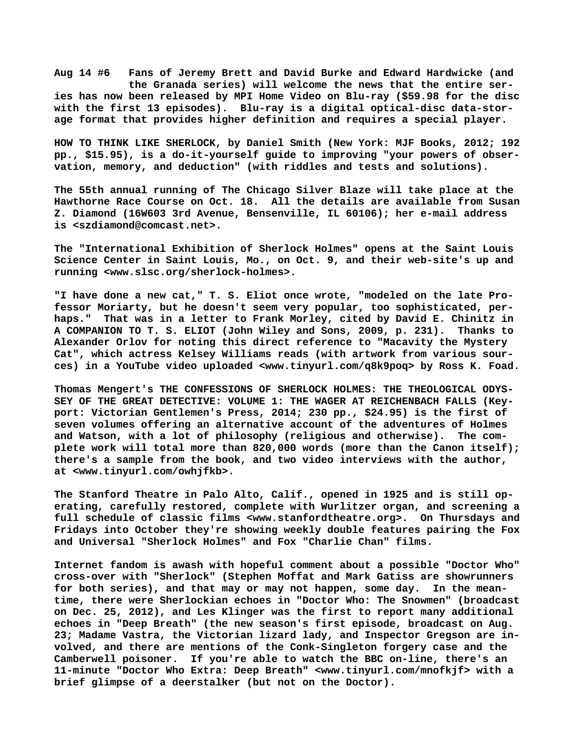**Aug 14 #6 Fans of Jeremy Brett and David Burke and Edward Hardwicke (and the Granada series) will welcome the news that the entire series has now been released by MPI Home Video on Blu-ray ($59.98 for the disc with the first 13 episodes). Blu-ray is a digital optical-disc data-storage format that provides higher definition and requires a special player.**

**HOW TO THINK LIKE SHERLOCK, by Daniel Smith (New York: MJF Books, 2012; 192 pp., $15.95), is a do-it-yourself guide to improving "your powers of observation, memory, and deduction" (with riddles and tests and solutions).**

**The 55th annual running of The Chicago Silver Blaze will take place at the Hawthorne Race Course on Oct. 18. All the details are available from Susan Z. Diamond (16W603 3rd Avenue, Bensenville, IL 60106); her e-mail address is <szdiamond@comcast.net>.**

**The "International Exhibition of Sherlock Holmes" opens at the Saint Louis Science Center in Saint Louis, Mo., on Oct. 9, and their web-site's up and running <www.slsc.org/sherlock-holmes>.**

**"I have done a new cat," T. S. Eliot once wrote, "modeled on the late Professor Moriarty, but he doesn't seem very popular, too sophisticated, perhaps." That was in a letter to Frank Morley, cited by David E. Chinitz in A COMPANION TO T. S. ELIOT (John Wiley and Sons, 2009, p. 231). Thanks to Alexander Orlov for noting this direct reference to "Macavity the Mystery Cat", which actress Kelsey Williams reads (with artwork from various sources) in a YouTube video uploaded <www.tinyurl.com/q8k9poq> by Ross K. Foad.**

**Thomas Mengert's THE CONFESSIONS OF SHERLOCK HOLMES: THE THEOLOGICAL ODYSSEY OF THE GREAT DETECTIVE: VOLUME 1: THE WAGER AT REICHENBACH FALLS (Keyport: Victorian Gentlemen's Press, 2014; 230 pp., $24.95) is the first of seven volumes offering an alternative account of the adventures of Holmes and Watson, with a lot of philosophy (religious and otherwise). The complete work will total more than 820,000 words (more than the Canon itself); there's a sample from the book, and two video interviews with the author, at <www.tinyurl.com/owhjfkb>.**

**The Stanford Theatre in Palo Alto, Calif., opened in 1925 and is still operating, carefully restored, complete with Wurlitzer organ, and screening a full schedule of classic films <www.stanfordtheatre.org>. On Thursdays and Fridays into October they're showing weekly double features pairing the Fox and Universal "Sherlock Holmes" and Fox "Charlie Chan" films.**

**Internet fandom is awash with hopeful comment about a possible "Doctor Who" cross-over with "Sherlock" (Stephen Moffat and Mark Gatiss are showrunners for both series), and that may or may not happen, some day. In the meantime, there were Sherlockian echoes in "Doctor Who: The Snowmen" (broadcast on Dec. 25, 2012), and Les Klinger was the first to report many additional echoes in "Deep Breath" (the new season's first episode, broadcast on Aug. 23; Madame Vastra, the Victorian lizard lady, and Inspector Gregson are involved, and there are mentions of the Conk-Singleton forgery case and the Camberwell poisoner. If you're able to watch the BBC on-line, there's an 11-minute "Doctor Who Extra: Deep Breath" <www.tinyurl.com/mnofkjf> with a brief glimpse of a deerstalker (but not on the Doctor).**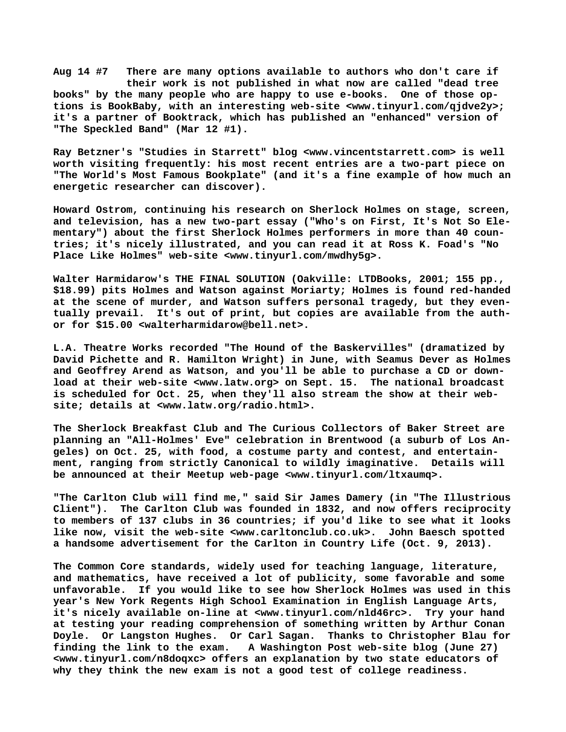**Aug 14 #7 There are many options available to authors who don't care if their work is not published in what now are called "dead tree books" by the many people who are happy to use e-books. One of those options is BookBaby, with an interesting web-site <www.tinyurl.com/qjdve2y>; it's a partner of Booktrack, which has published an "enhanced" version of "The Speckled Band" (Mar 12 #1).**

**Ray Betzner's "Studies in Starrett" blog <www.vincentstarrett.com> is well worth visiting frequently: his most recent entries are a two-part piece on "The World's Most Famous Bookplate" (and it's a fine example of how much an energetic researcher can discover).**

**Howard Ostrom, continuing his research on Sherlock Holmes on stage, screen, and television, has a new two-part essay ("Who's on First, It's Not So Elementary") about the first Sherlock Holmes performers in more than 40 countries; it's nicely illustrated, and you can read it at Ross K. Foad's "No Place Like Holmes" web-site <www.tinyurl.com/mwdhy5g>.**

**Walter Harmidarow's THE FINAL SOLUTION (Oakville: LTDBooks, 2001; 155 pp., $18.99) pits Holmes and Watson against Moriarty; Holmes is found red-handed at the scene of murder, and Watson suffers personal tragedy, but they eventually prevail. It's out of print, but copies are available from the author for $15.00 <walterharmidarow@bell.net>.**

**L.A. Theatre Works recorded "The Hound of the Baskervilles" (dramatized by David Pichette and R. Hamilton Wright) in June, with Seamus Dever as Holmes and Geoffrey Arend as Watson, and you'll be able to purchase a CD or download at their web-site <www.latw.org> on Sept. 15. The national broadcast is scheduled for Oct. 25, when they'll also stream the show at their web-site; details at <www.latw.org/radio.html>.**

**The Sherlock Breakfast Club and The Curious Collectors of Baker Street are planning an "All-Holmes' Eve" celebration in Brentwood (a suburb of Los Angeles) on Oct. 25, with food, a costume party and contest, and entertainment, ranging from strictly Canonical to wildly imaginative. Details will be announced at their Meetup web-page <www.tinyurl.com/ltxaumq>.**

**"The Carlton Club will find me," said Sir James Damery (in "The Illustrious Client"). The Carlton Club was founded in 1832, and now offers reciprocity to members of 137 clubs in 36 countries; if you'd like to see what it looks like now, visit the web-site <www.carltonclub.co.uk>. John Baesch spotted a handsome advertisement for the Carlton in Country Life (Oct. 9, 2013).**

**The Common Core standards, widely used for teaching language, literature, and mathematics, have received a lot of publicity, some favorable and some unfavorable. If you would like to see how Sherlock Holmes was used in this year's New York Regents High School Examination in English Language Arts, it's nicely available on-line at <www.tinyurl.com/nld46rc>. Try your hand at testing your reading comprehension of something written by Arthur Conan Doyle. Or Langston Hughes. Or Carl Sagan. Thanks to Christopher Blau for finding the link to the exam. A Washington Post web-site blog (June 27) <www.tinyurl.com/n8doqxc> offers an explanation by two state educators of why they think the new exam is not a good test of college readiness.**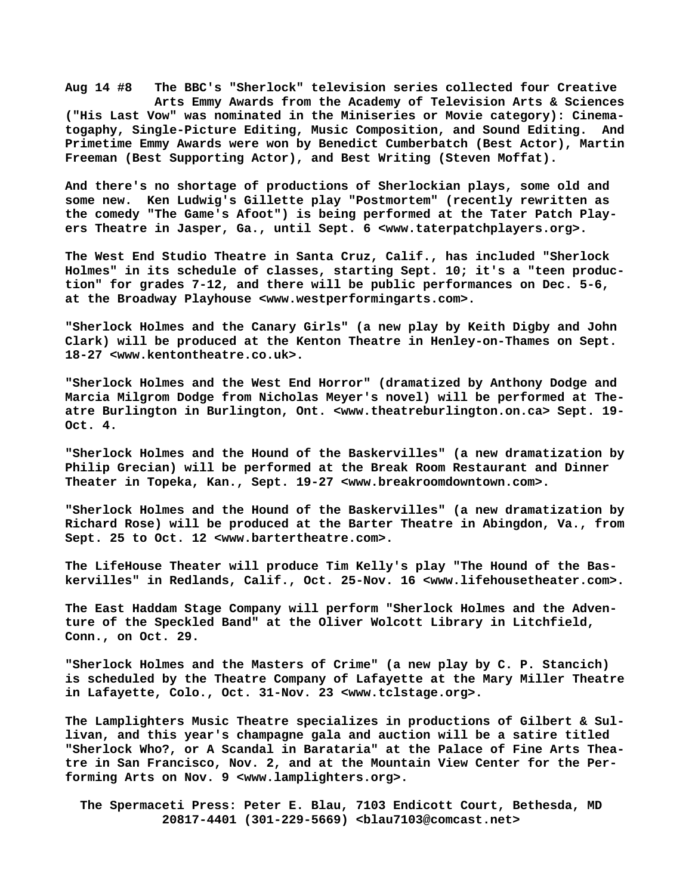**Aug 14 #8 The BBC's "Sherlock" television series collected four Creative Arts Emmy Awards from the Academy of Television Arts & Sciences ("His Last Vow" was nominated in the Miniseries or Movie category): Cinematography, Single-Picture Editing, Music Composition, and Sound Editing. And Primetime Emmy Awards were won by Benedict Cumberbatch (Best Actor), Martin Freeman (Best Supporting Actor), and Best Writing (Steven Moffat).**

**And there's no shortage of productions of Sherlockian plays, some old and some new. Ken Ludwig's Gillette play "Postmortem" (recently rewritten as the comedy "The Game's Afoot") is being performed at the Tater Patch Players Theatre in Jasper, Ga., until Sept. 6 <www.taterpatchplayers.org>.**

**The West End Studio Theatre in Santa Cruz, Calif., has included "Sherlock Holmes" in its schedule of classes, starting Sept. 10; it's a "teen production" for grades 7-12, and there will be public performances on Dec. 5-6, at the Broadway Playhouse <www.westperformingarts.com>.**

**"Sherlock Holmes and the Canary Girls" (a new play by Keith Digby and John Clark) will be produced at the Kenton Theatre in Henley-on-Thames on Sept. 18-27 <www.kentontheatre.co.uk>.**

**"Sherlock Holmes and the West End Horror" (dramatized by Anthony Dodge and Marcia Milgrom Dodge from Nicholas Meyer's novel) will be performed at Theatre Burlington in Burlington, Ont. <www.theatreburlington.on.ca> Sept. 19-Oct. 4.**

**"Sherlock Holmes and the Hound of the Baskervilles" (a new dramatization by Philip Grecian) will be performed at the Break Room Restaurant and Dinner Theater in Topeka, Kan., Sept. 19-27 <www.breakroomdowntown.com>.**

**"Sherlock Holmes and the Hound of the Baskervilles" (a new dramatization by Richard Rose) will be produced at the Barter Theatre in Abingdon, Va., from Sept. 25 to Oct. 12 <www.bartertheatre.com>.**

**The LifeHouse Theater will produce Tim Kelly's play "The Hound of the Baskervilles" in Redlands, Calif., Oct. 25-Nov. 16 <www.lifehousetheater.com>.**

**The East Haddam Stage Company will perform "Sherlock Holmes and the Adventure of the Speckled Band" at the Oliver Wolcott Library in Litchfield, Conn., on Oct. 29.**

**"Sherlock Holmes and the Masters of Crime" (a new play by C. P. Stancich) is scheduled by the Theatre Company of Lafayette at the Mary Miller Theatre in Lafayette, Colo., Oct. 31-Nov. 23 <www.tclstage.org>.**

**The Lamplighters Music Theatre specializes in productions of Gilbert & Sullivan, and this year's champagne gala and auction will be a satire titled "Sherlock Who?, or A Scandal in Barataria" at the Palace of Fine Arts Theatre in San Francisco, Nov. 2, and at the Mountain View Center for the Performing Arts on Nov. 9 <www.lamplighters.org>.**

**The Spermaceti Press: Peter E. Blau, 7103 Endicott Court, Bethesda, MD 20817-4401 (301-229-5669) <blau7103@comcast.net>**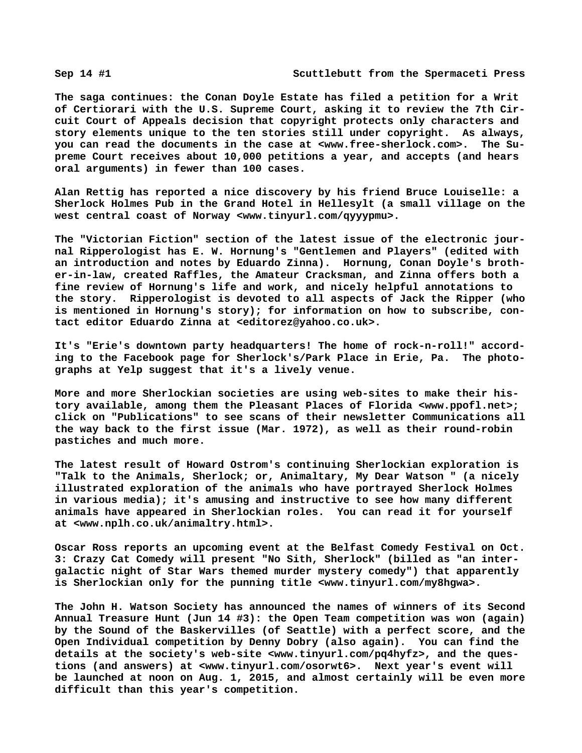**The saga continues: the Conan Doyle Estate has filed a petition for a Writ of Certiorari with the U.S. Supreme Court, asking it to review the 7th Circuit Court of Appeals decision that copyright protects only characters and story elements unique to the ten stories still under copyright. As always, you can read the documents in the case at <www.free-sherlock.com>. The Supreme Court receives about 10,000 petitions a year, and accepts (and hears oral arguments) in fewer than 100 cases.**

**Alan Rettig has reported a nice discovery by his friend Bruce Louiselle: a Sherlock Holmes Pub in the Grand Hotel in Hellesylt (a small village on the west central coast of Norway <www.tinyurl.com/qyyypmu>.**

**The "Victorian Fiction" section of the latest issue of the electronic journal Ripperologist has E. W. Hornung's "Gentlemen and Players" (edited with an introduction and notes by Eduardo Zinna). Hornung, Conan Doyle's brother-in-law, created Raffles, the Amateur Cracksman, and Zinna offers both a fine review of Hornung's life and work, and nicely helpful annotations to the story. Ripperologist is devoted to all aspects of Jack the Ripper (who is mentioned in Hornung's story); for information on how to subscribe, contact editor Eduardo Zinna at <editorez@yahoo.co.uk>.**

**It's "Erie's downtown party headquarters! The home of rock-n-roll!" according to the Facebook page for Sherlock's/Park Place in Erie, Pa. The photographs at Yelp suggest that it's a lively venue.**

**More and more Sherlockian societies are using web-sites to make their history available, among them the Pleasant Places of Florida <www.ppofl.net>; click on "Publications" to see scans of their newsletter Communications all the way back to the first issue (Mar. 1972), as well as their round-robin pastiches and much more.**

**The latest result of Howard Ostrom's continuing Sherlockian exploration is "Talk to the Animals, Sherlock; or, Animaltary, My Dear Watson " (a nicely illustrated exploration of the animals who have portrayed Sherlock Holmes in various media); it's amusing and instructive to see how many different animals have appeared in Sherlockian roles. You can read it for yourself at <www.nplh.co.uk/animaltry.html>.**

**Oscar Ross reports an upcoming event at the Belfast Comedy Festival on Oct. 3: Crazy Cat Comedy will present "No Sith, Sherlock" (billed as "an intergalactic night of Star Wars themed murder mystery comedy") that apparently is Sherlockian only for the punning title <www.tinyurl.com/my8hgwa>.**

**The John H. Watson Society has announced the names of winners of its Second Annual Treasure Hunt (Jun 14 #3): the Open Team competition was won (again) by the Sound of the Baskervilles (of Seattle) with a perfect score, and the Open Individual competition by Denny Dobry (also again). You can find the details at the society's web-site <www.tinyurl.com/pq4hyfz>, and the questions (and answers) at <www.tinyurl.com/osorwt6>. Next year's event will be launched at noon on Aug. 1, 2015, and almost certainly will be even more difficult than this year's competition.**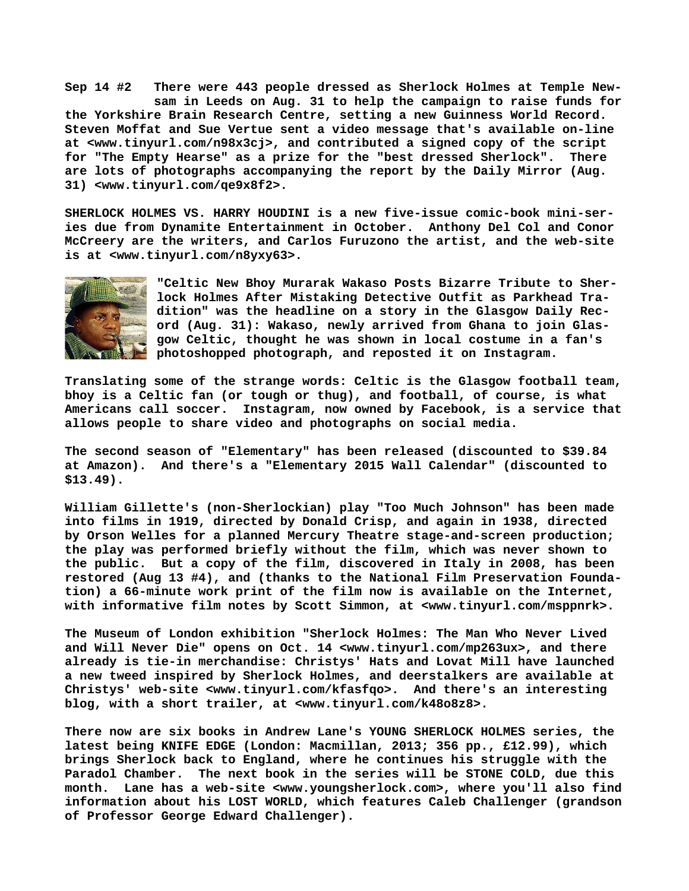**Sep 14 #2 There were 443 people dressed as Sherlock Holmes at Temple Newsam in Leeds on Aug. 31 to help the campaign to raise funds for the Yorkshire Brain Research Centre, setting a new Guinness World Record. Steven Moffat and Sue Vertue sent a video message that's available on-line at <www.tinyurl.com/n98x3cj>, and contributed a signed copy of the script for "The Empty Hearse" as a prize for the "best dressed Sherlock". There are lots of photographs accompanying the report by the Daily Mirror (Aug. 31) <www.tinyurl.com/qe9x8f2>.**

**SHERLOCK HOLMES VS. HARRY HOUDINI is a new five-issue comic-book mini-series due from Dynamite Entertainment in October. Anthony Del Col and Conor McCreery are the writers, and Carlos Furuzono the artist, and the web-site is at <www.tinyurl.com/n8yxy63>.**

**"Celtic New Bhoy Murarak Wakaso Posts Bizarre Tribute to Sherlock Holmes After Mistaking Detective Outfit as Parkhead Tradition" was the headline on a story in the Glasgow Daily Record (Aug. 31): Wakaso, newly arrived from Ghana to join Glasgow Celtic, thought he was shown in local costume in a fan's photoshopped photograph, and reposted it on Instagram.**

**Translating some of the strange words: Celtic is the Glasgow football team, bhoy is a Celtic fan (or tough or thug), and football, of course, is what Americans call soccer. Instagram, now owned by Facebook, is a service that allows people to share video and photographs on social media.**

**The second season of "Elementary" has been released (discounted to $39.84 at Amazon). And there's a "Elementary 2015 Wall Calendar" (discounted to $13.49).**

**William Gillette's (non-Sherlockian) play "Too Much Johnson" has been made into films in 1919, directed by Donald Crisp, and again in 1938, directed by Orson Welles for a planned Mercury Theatre stage-and-screen production; the play was performed briefly without the film, which was never shown to the public. But a copy of the film, discovered in Italy in 2008, has been restored (Aug 13 #4), and (thanks to the National Film Preservation Foundation) a 66-minute work print of the film now is available on the Internet, with informative film notes by Scott Simmon, at <www.tinyurl.com/msppnrk>.**

**The Museum of London exhibition "Sherlock Holmes: The Man Who Never Lived and Will Never Die" opens on Oct. 14 <www.tinyurl.com/mp263ux>, and there already is tie-in merchandise: Christys' Hats and Lovat Mill have launched a new tweed inspired by Sherlock Holmes, and deerstalkers are available at Christys' web-site <www.tinyurl.com/kfasfqo>. And there's an interesting blog, with a short trailer, at <www.tinyurl.com/k48o8z8>.**

**There now are six books in Andrew Lane's YOUNG SHERLOCK HOLMES series, the latest being KNIFE EDGE (London: Macmillan, 2013; 356 pp., £12.99), which brings Sherlock back to England, where he continues his struggle with the Paradol Chamber. The next book in the series will be STONE COLD, due this month. Lane has a web-site <www.youngsherlock.com>, where you'll also find information about his LOST WORLD, which features Caleb Challenger (grandson of Professor George Edward Challenger).**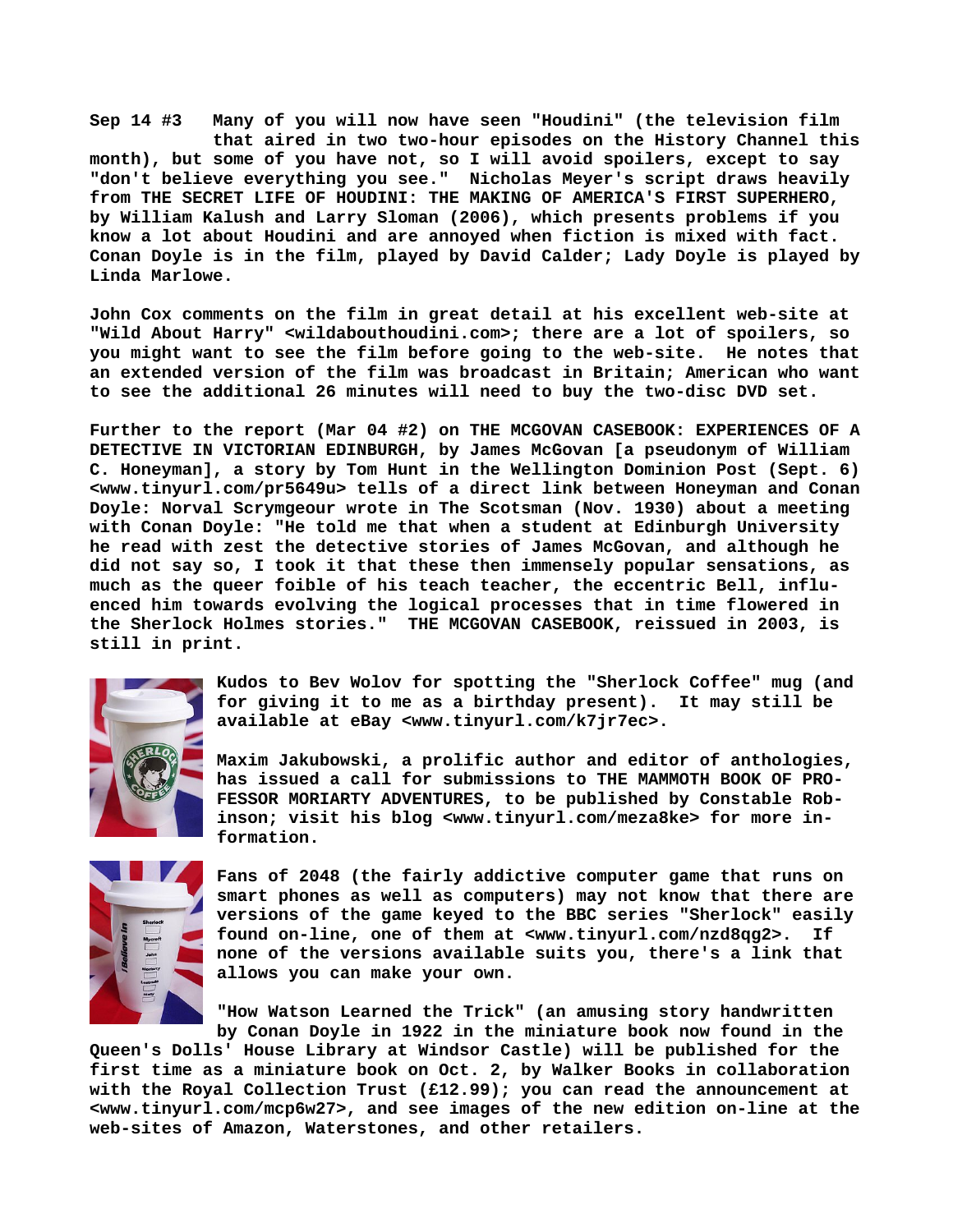**Sep 14 #3** Many of you will now have seen "Houdini" (the television film that aired in two two-hour episodes on the History Channel this month), but some of you have not, so I will avoid spoilers, except to say "don't believe everything you see." Nicholas Meyer's script draws heavily from THE SECRET LIFE OF HOUDINI: THE MAKING OF AMERICA'S FIRST SUPERHERO, by William Kalush and Larry Sloman (2006), which presents problems if you know a lot about Houdini and are annoyed when fiction is mixed with fact. Conan Doyle is in the film, played by David Calder; Lady Doyle is played by Linda Marlowe.

John Cox comments on the film in great detail at his excellent web-site at "Wild About Harry" <wildabouthoudini.com>; there are a lot of spoilers, so you might want to see the film before going to the web-site. He notes that an extended version of the film was broadcast in Britain; American who want to see the additional 26 minutes will need to buy the two-disc DVD set.

Further to the report (Mar 04 #2) on THE MCGOVAN CASEBOOK: EXPERIENCES OF A DETECTIVE IN VICTORIAN EDINBURGH, by James McGovan [a pseudonym of William C. Honeyman], a story by Tom Hunt in the Wellington Dominion Post (Sept. 6) <www.tinyurl.com/pr5649u> tells of a direct link between Honeyman and Conan Doyle: Norval Scrymgeour wrote in The Scotsman (Nov. 1930) about a meeting with Conan Doyle: "He told me that when a student at Edinburgh University he read with zest the detective stories of James McGovan, and although he did not say so, I took it that these then immensely popular sensations, as much as the queer foible of his teach teacher, the eccentric Bell, influenced him towards evolving the logical processes that in time flowered in the Sherlock Holmes stories." THE MCGOVAN CASEBOOK, reissued in 2003, is still in print.

Kudos to Bev Wolov for spotting the "Sherlock Coffee" mug (and for giving it to me as a birthday present). It may still be available at eBay <www.tinyurl.com/k7jr7ec>.

Maxim Jakubowski, a prolific author and editor of anthologies, has issued a call for submissions to THE MAMMOTH BOOK OF PROFESSOR MORIARTY ADVENTURES, to be published by Constable Robinson; visit his blog <www.tinyurl.com/meza8ke> for more information.

Fans of 2048 (the fairly addictive computer game that runs on smart phones as well as computers) may not know that there are versions of the game keyed to the BBC series "Sherlock" easily found on-line, one of them at <www.tinyurl.com/nzd8qg2>. If none of the versions available suits you, there's a link that allows you can make your own.

"How Watson Learned the Trick" (an amusing story handwritten by Conan Doyle in 1922 in the miniature book now found in the Queen's Dolls' House Library at Windsor Castle) will be published for the first time as a miniature book on Oct. 2, by Walker Books in collaboration with the Royal Collection Trust (£12.99); you can read the announcement at <www.tinyurl.com/mcp6w27>, and see images of the new edition on-line at the web-sites of Amazon, Waterstones, and other retailers.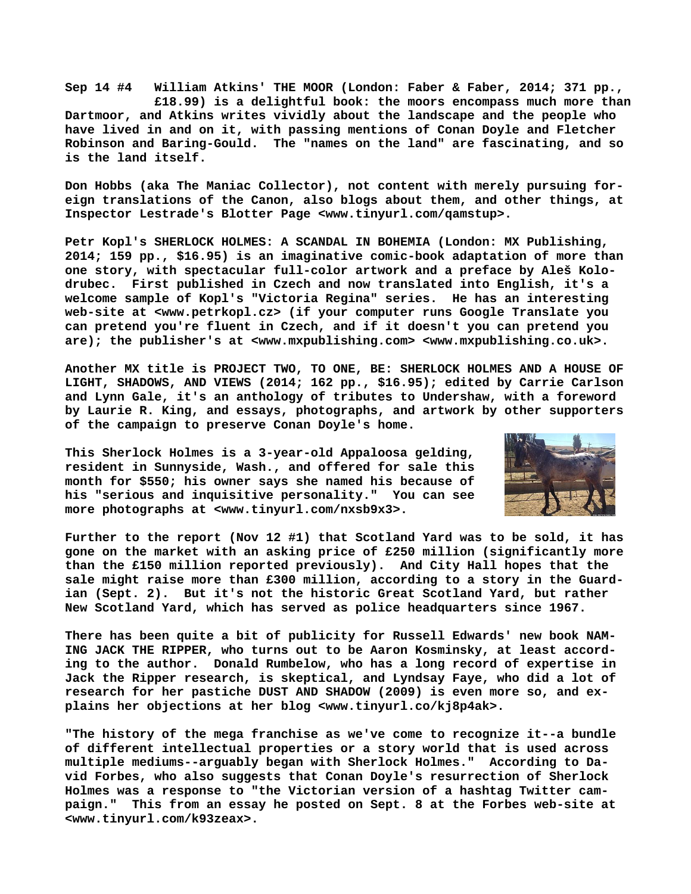**Sep 14 #4 William Atkins' THE MOOR (London: Faber & Faber, 2014; 371 pp., £18.99) is a delightful book: the moors encompass much more than Dartmoor, and Atkins writes vividly about the landscape and the people who have lived in and on it, with passing mentions of Conan Doyle and Fletcher Robinson and Baring-Gould. The "names on the land" are fascinating, and so is the land itself.**

**Don Hobbs (aka The Maniac Collector), not content with merely pursuing foreign translations of the Canon, also blogs about them, and other things, at Inspector Lestrade's Blotter Page <www.tinyurl.com/qamstup>.**

**Petr Kopl's SHERLOCK HOLMES: A SCANDAL IN BOHEMIA (London: MX Publishing, 2014; 159 pp., $16.95) is an imaginative comic-book adaptation of more than one story, with spectacular full-color artwork and a preface by Aleš Kolodrubec. First published in Czech and now translated into English, it's a welcome sample of Kopl's "Victoria Regina" series. He has an interesting web-site at <www.petrkopl.cz> (if your computer runs Google Translate you can pretend you're fluent in Czech, and if it doesn't you can pretend you are); the publisher's at <www.mxpublishing.com> <www.mxpublishing.co.uk>.**

**Another MX title is PROJECT TWO, TO ONE, BE: SHERLOCK HOLMES AND A HOUSE OF LIGHT, SHADOWS, AND VIEWS (2014; 162 pp., $16.95); edited by Carrie Carlson and Lynn Gale, it's an anthology of tributes to Undershaw, with a foreword by Laurie R. King, and essays, photographs, and artwork by other supporters of the campaign to preserve Conan Doyle's home.**

**This Sherlock Holmes is a 3-year-old Appaloosa gelding, resident in Sunnyside, Wash., and offered for sale this month for $550; his owner says she named his because of his "serious and inquisitive personality." You can see more photographs at <www.tinyurl.com/nxsb9x3>.**

**Further to the report (Nov 12 #1) that Scotland Yard was to be sold, it has gone on the market with an asking price of £250 million (significantly more than the £150 million reported previously). And City Hall hopes that the sale might raise more than £300 million, according to a story in the Guardian (Sept. 2). But it's not the historic Great Scotland Yard, but rather New Scotland Yard, which has served as police headquarters since 1967.**

**There has been quite a bit of publicity for Russell Edwards' new book NAMING JACK THE RIPPER, who turns out to be Aaron Kosminsky, at least according to the author. Donald Rumbelow, who has a long record of expertise in Jack the Ripper research, is skeptical, and Lyndsay Faye, who did a lot of research for her pastiche DUST AND SHADOW (2009) is even more so, and explains her objections at her blog <www.tinyurl.co/kj8p4ak>.**

**"The history of the mega franchise as we've come to recognize it--a bundle of different intellectual properties or a story world that is used across multiple mediums--arguably began with Sherlock Holmes." According to David Forbes, who also suggests that Conan Doyle's resurrection of Sherlock Holmes was a response to "the Victorian version of a hashtag Twitter campaign." This from an essay he posted on Sept. 8 at the Forbes web-site at <www.tinyurl.com/k93zeax>.**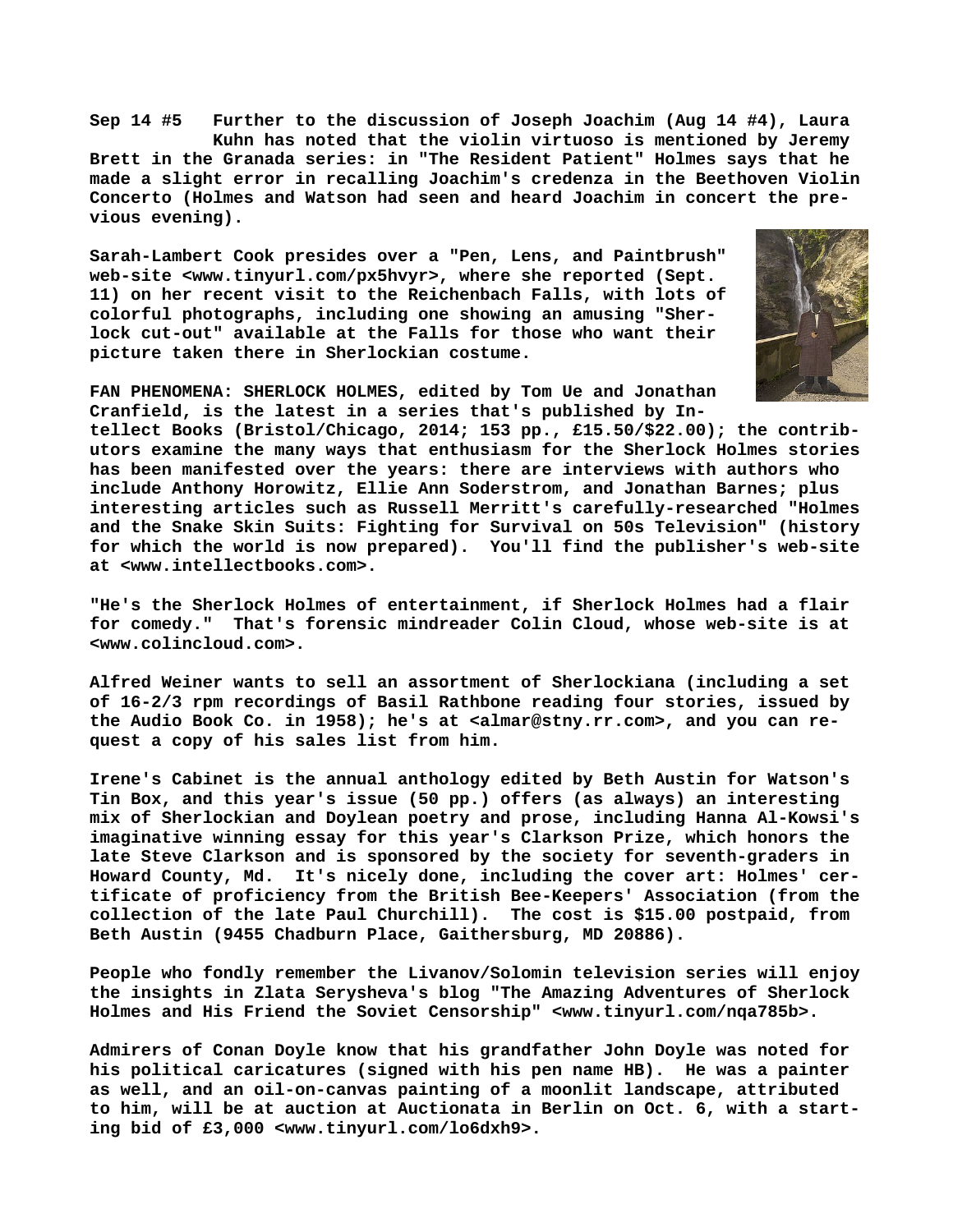**Sep 14 #5 Further to the discussion of Joseph Joachim (Aug 14 #4), Laura Kuhn has noted that the violin virtuoso is mentioned by Jeremy Brett in the Granada series: in "The Resident Patient" Holmes says that he made a slight error in recalling Joachim's credenza in the Beethoven Violin Concerto (Holmes and Watson had seen and heard Joachim in concert the previous evening).**

**Sarah-Lambert Cook presides over a "Pen, Lens, and Paintbrush" web-site <www.tinyurl.com/px5hvyr>, where she reported (Sept. 11) on her recent visit to the Reichenbach Falls, with lots of colorful photographs, including one showing an amusing "Sherlock cut-out" available at the Falls for those who want their picture taken there in Sherlockian costume.**

**FAN PHENOMENA: SHERLOCK HOLMES, edited by Tom Ue and Jonathan Cranfield, is the latest in a series that's published by Intellect Books (Bristol/Chicago, 2014; 153 pp., £15.50/$22.00); the contributors examine the many ways that enthusiasm for the Sherlock Holmes stories has been manifested over the years: there are interviews with authors who include Anthony Horowitz, Ellie Ann Soderstrom, and Jonathan Barnes; plus interesting articles such as Russell Merritt's carefully-researched "Holmes and the Snake Skin Suits: Fighting for Survival on 50s Television" (history for which the world is now prepared). You'll find the publisher's web-site at <www.intellectbooks.com>.**

**"He's the Sherlock Holmes of entertainment, if Sherlock Holmes had a flair for comedy." That's forensic mindreader Colin Cloud, whose web-site is at <www.colincloud.com>.**

**Alfred Weiner wants to sell an assortment of Sherlockiana (including a set of 16-2/3 rpm recordings of Basil Rathbone reading four stories, issued by the Audio Book Co. in 1958); he's at <almar@stny.rr.com>, and you can request a copy of his sales list from him.**

**Irene's Cabinet is the annual anthology edited by Beth Austin for Watson's Tin Box, and this year's issue (50 pp.) offers (as always) an interesting mix of Sherlockian and Doylean poetry and prose, including Hanna Al-Kowsi's imaginative winning essay for this year's Clarkson Prize, which honors the late Steve Clarkson and is sponsored by the society for seventh-graders in Howard County, Md. It's nicely done, including the cover art: Holmes' certificate of proficiency from the British Bee-Keepers' Association (from the collection of the late Paul Churchill). The cost is $15.00 postpaid, from Beth Austin (9455 Chadburn Place, Gaithersburg, MD 20886).**

**People who fondly remember the Livanov/Solomin television series will enjoy the insights in Zlata Serysheva's blog "The Amazing Adventures of Sherlock Holmes and His Friend the Soviet Censorship" <www.tinyurl.com/nqa785b>.**

**Admirers of Conan Doyle know that his grandfather John Doyle was noted for his political caricatures (signed with his pen name HB). He was a painter as well, and an oil-on-canvas painting of a moonlit landscape, attributed to him, will be at auction at Auctionata in Berlin on Oct. 6, with a starting bid of £3,000 <www.tinyurl.com/lo6dxh9>.**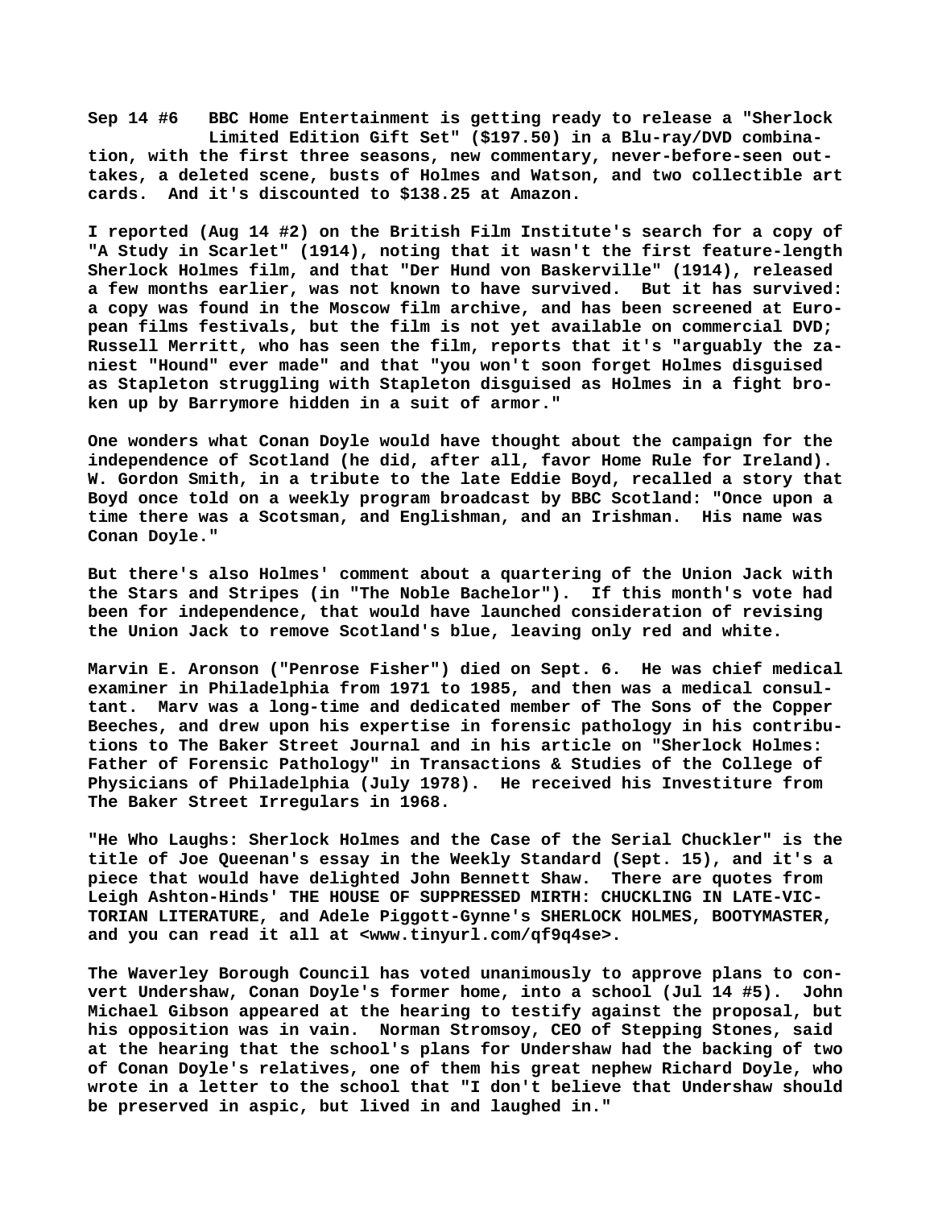**Sep 14 #6 BBC Home Entertainment is getting ready to release a "Sherlock Limited Edition Gift Set" ($197.50) in a Blu-ray/DVD combination, with the first three seasons, new commentary, never-before-seen outtakes, a deleted scene, busts of Holmes and Watson, and two collectible art cards. And it's discounted to $138.25 at Amazon.**

**I reported (Aug 14 #2) on the British Film Institute's search for a copy of "A Study in Scarlet" (1914), noting that it wasn't the first feature-length Sherlock Holmes film, and that "Der Hund von Baskerville" (1914), released a few months earlier, was not known to have survived. But it has survived: a copy was found in the Moscow film archive, and has been screened at European films festivals, but the film is not yet available on commercial DVD; Russell Merritt, who has seen the film, reports that it's "arguably the zaniest "Hound" ever made" and that "you won't soon forget Holmes disguised as Stapleton struggling with Stapleton disguised as Holmes in a fight broken up by Barrymore hidden in a suit of armor."**

**One wonders what Conan Doyle would have thought about the campaign for the independence of Scotland (he did, after all, favor Home Rule for Ireland). W. Gordon Smith, in a tribute to the late Eddie Boyd, recalled a story that Boyd once told on a weekly program broadcast by BBC Scotland: "Once upon a time there was a Scotsman, and Englishman, and an Irishman. His name was Conan Doyle."**

**But there's also Holmes' comment about a quartering of the Union Jack with the Stars and Stripes (in "The Noble Bachelor"). If this month's vote had been for independence, that would have launched consideration of revising the Union Jack to remove Scotland's blue, leaving only red and white.**

**Marvin E. Aronson ("Penrose Fisher") died on Sept. 6. He was chief medical examiner in Philadelphia from 1971 to 1985, and then was a medical consultant. Marv was a long-time and dedicated member of The Sons of the Copper Beeches, and drew upon his expertise in forensic pathology in his contributions to The Baker Street Journal and in his article on "Sherlock Holmes: Father of Forensic Pathology" in Transactions & Studies of the College of Physicians of Philadelphia (July 1978). He received his Investiture from The Baker Street Irregulars in 1968.**

**"He Who Laughs: Sherlock Holmes and the Case of the Serial Chuckler" is the title of Joe Queenan's essay in the Weekly Standard (Sept. 15), and it's a piece that would have delighted John Bennett Shaw. There are quotes from Leigh Ashton-Hinds' THE HOUSE OF SUPPRESSED MIRTH: CHUCKLING IN LATE-VICTORIAN LITERATURE, and Adele Piggott-Gynne's SHERLOCK HOLMES, BOOTYMASTER, and you can read it all at <www.tinyurl.com/qf9q4se>.**

**The Waverley Borough Council has voted unanimously to approve plans to convert Undershaw, Conan Doyle's former home, into a school (Jul 14 #5). John Michael Gibson appeared at the hearing to testify against the proposal, but his opposition was in vain. Norman Stromsoy, CEO of Stepping Stones, said at the hearing that the school's plans for Undershaw had the backing of two of Conan Doyle's relatives, one of them his great nephew Richard Doyle, who wrote in a letter to the school that "I don't believe that Undershaw should be preserved in aspic, but lived in and laughed in."**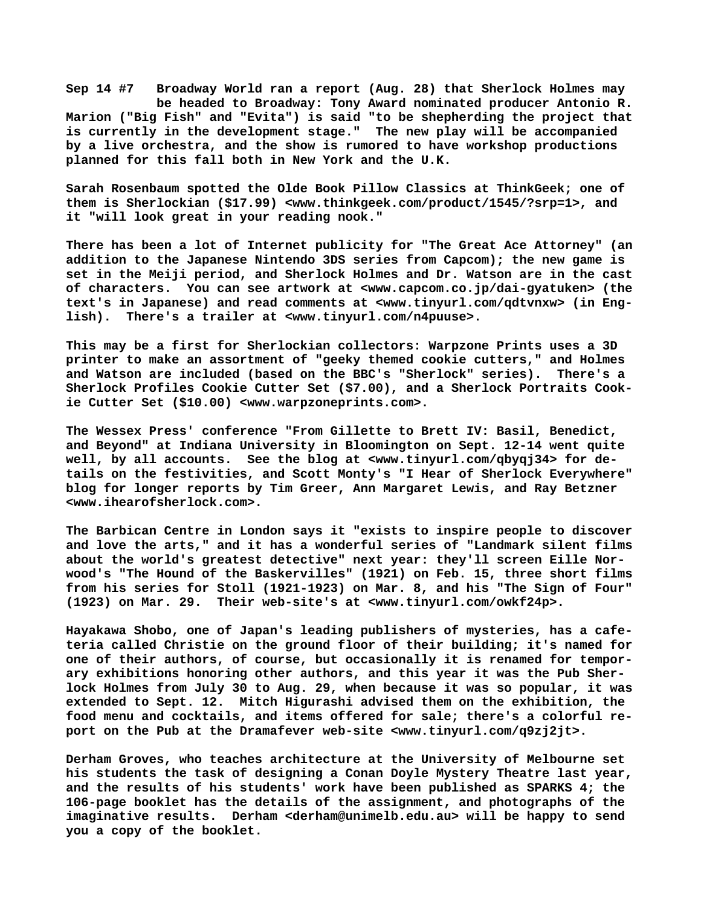**Sep 14 #7 Broadway World ran a report (Aug. 28) that Sherlock Holmes may be headed to Broadway: Tony Award nominated producer Antonio R. Marion ("Big Fish" and "Evita") is said "to be shepherding the project that is currently in the development stage." The new play will be accompanied by a live orchestra, and the show is rumored to have workshop productions planned for this fall both in New York and the U.K.**

**Sarah Rosenbaum spotted the Olde Book Pillow Classics at ThinkGeek; one of them is Sherlockian ($17.99) <www.thinkgeek.com/product/1545/?srp=1>, and it "will look great in your reading nook."**

**There has been a lot of Internet publicity for "The Great Ace Attorney" (an addition to the Japanese Nintendo 3DS series from Capcom); the new game is set in the Meiji period, and Sherlock Holmes and Dr. Watson are in the cast of characters. You can see artwork at <www.capcom.co.jp/dai-gyatuken> (the text's in Japanese) and read comments at <www.tinyurl.com/qdtvnxw> (in English). There's a trailer at <www.tinyurl.com/n4puuse>.**

**This may be a first for Sherlockian collectors: Warpzone Prints uses a 3D printer to make an assortment of "geeky themed cookie cutters," and Holmes and Watson are included (based on the BBC's "Sherlock" series). There's a Sherlock Profiles Cookie Cutter Set ($7.00), and a Sherlock Portraits Cookie Cutter Set ($10.00) <www.warpzoneprints.com>.**

**The Wessex Press' conference "From Gillette to Brett IV: Basil, Benedict, and Beyond" at Indiana University in Bloomington on Sept. 12-14 went quite well, by all accounts. See the blog at <www.tinyurl.com/qbyqj34> for details on the festivities, and Scott Monty's "I Hear of Sherlock Everywhere" blog for longer reports by Tim Greer, Ann Margaret Lewis, and Ray Betzner <www.ihearofsherlock.com>.**

**The Barbican Centre in London says it "exists to inspire people to discover and love the arts," and it has a wonderful series of "Landmark silent films about the world's greatest detective" next year: they'll screen Eille Norwood's "The Hound of the Baskervilles" (1921) on Feb. 15, three short films from his series for Stoll (1921-1923) on Mar. 8, and his "The Sign of Four" (1923) on Mar. 29. Their web-site's at <www.tinyurl.com/owkf24p>.**

**Hayakawa Shobo, one of Japan's leading publishers of mysteries, has a cafeteria called Christie on the ground floor of their building; it's named for one of their authors, of course, but occasionally it is renamed for temporary exhibitions honoring other authors, and this year it was the Pub Sherlock Holmes from July 30 to Aug. 29, when because it was so popular, it was extended to Sept. 12. Mitch Higurashi advised them on the exhibition, the food menu and cocktails, and items offered for sale; there's a colorful report on the Pub at the Dramafever web-site <www.tinyurl.com/q9zj2jt>.**

**Derham Groves, who teaches architecture at the University of Melbourne set his students the task of designing a Conan Doyle Mystery Theatre last year, and the results of his students' work have been published as SPARKS 4; the 106-page booklet has the details of the assignment, and photographs of the imaginative results. Derham <derham@unimelb.edu.au> will be happy to send you a copy of the booklet.**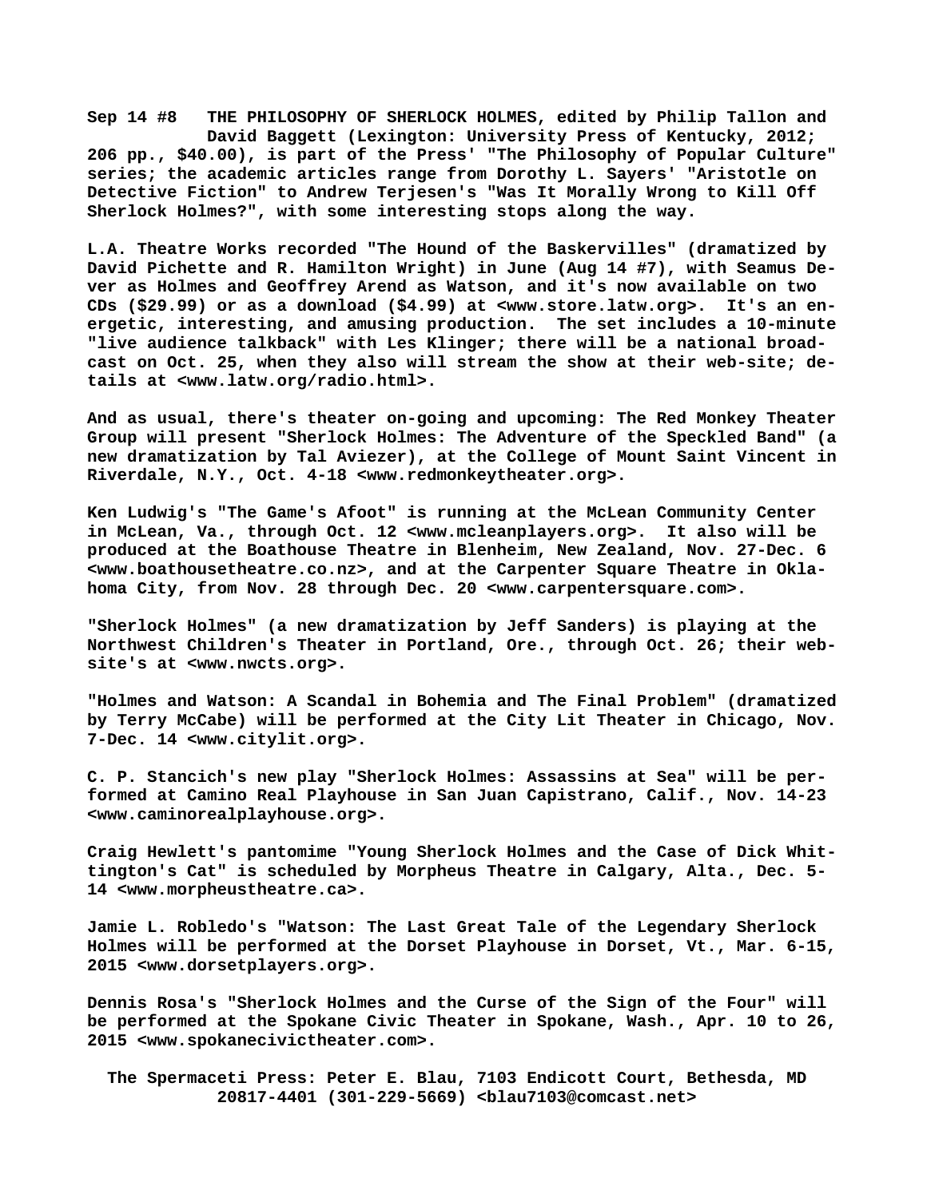**Sep 14 #8 THE PHILOSOPHY OF SHERLOCK HOLMES, edited by Philip Tallon and David Baggett (Lexington: University Press of Kentucky, 2012; 206 pp., $40.00), is part of the Press' "The Philosophy of Popular Culture" series; the academic articles range from Dorothy L. Sayers' "Aristotle on Detective Fiction" to Andrew Terjesen's "Was It Morally Wrong to Kill Off Sherlock Holmes?", with some interesting stops along the way.**

**L.A. Theatre Works recorded "The Hound of the Baskervilles" (dramatized by David Pichette and R. Hamilton Wright) in June (Aug 14 #7), with Seamus Dever as Holmes and Geoffrey Arend as Watson, and it's now available on two CDs ($29.99) or as a download ($4.99) at <www.store.latw.org>. It's an energetic, interesting, and amusing production. The set includes a 10-minute "live audience talkback" with Les Klinger; there will be a national broadcast on Oct. 25, when they also will stream the show at their web-site; details at <www.latw.org/radio.html>.**

**And as usual, there's theater on-going and upcoming: The Red Monkey Theater Group will present "Sherlock Holmes: The Adventure of the Speckled Band" (a new dramatization by Tal Aviezer), at the College of Mount Saint Vincent in Riverdale, N.Y., Oct. 4-18 <www.redmonkeytheater.org>.**

**Ken Ludwig's "The Game's Afoot" is running at the McLean Community Center in McLean, Va., through Oct. 12 <www.mcleanplayers.org>. It also will be produced at the Boathouse Theatre in Blenheim, New Zealand, Nov. 27-Dec. 6 <www.boathousetheatre.co.nz>, and at the Carpenter Square Theatre in Oklahoma City, from Nov. 28 through Dec. 20 <www.carpentersquare.com>.**

**"Sherlock Holmes" (a new dramatization by Jeff Sanders) is playing at the Northwest Children's Theater in Portland, Ore., through Oct. 26; their website's at <www.nwcts.org>.**

**"Holmes and Watson: A Scandal in Bohemia and The Final Problem" (dramatized by Terry McCabe) will be performed at the City Lit Theater in Chicago, Nov. 7-Dec. 14 <www.citylit.org>.**

**C. P. Stancich's new play "Sherlock Holmes: Assassins at Sea" will be performed at Camino Real Playhouse in San Juan Capistrano, Calif., Nov. 14-23 <www.caminorealplayhouse.org>.**

**Craig Hewlett's pantomime "Young Sherlock Holmes and the Case of Dick Whittington's Cat" is scheduled by Morpheus Theatre in Calgary, Alta., Dec. 5-14 <www.morpheustheatre.ca>.**

**Jamie L. Robledo's "Watson: The Last Great Tale of the Legendary Sherlock Holmes will be performed at the Dorset Playhouse in Dorset, Vt., Mar. 6-15, 2015 <www.dorsetplayers.org>.**

**Dennis Rosa's "Sherlock Holmes and the Curse of the Sign of the Four" will be performed at the Spokane Civic Theater in Spokane, Wash., Apr. 10 to 26, 2015 <www.spokanecivictheater.com>.**

**The Spermaceti Press: Peter E. Blau, 7103 Endicott Court, Bethesda, MD 20817-4401 (301-229-5669) <blau7103@comcast.net>**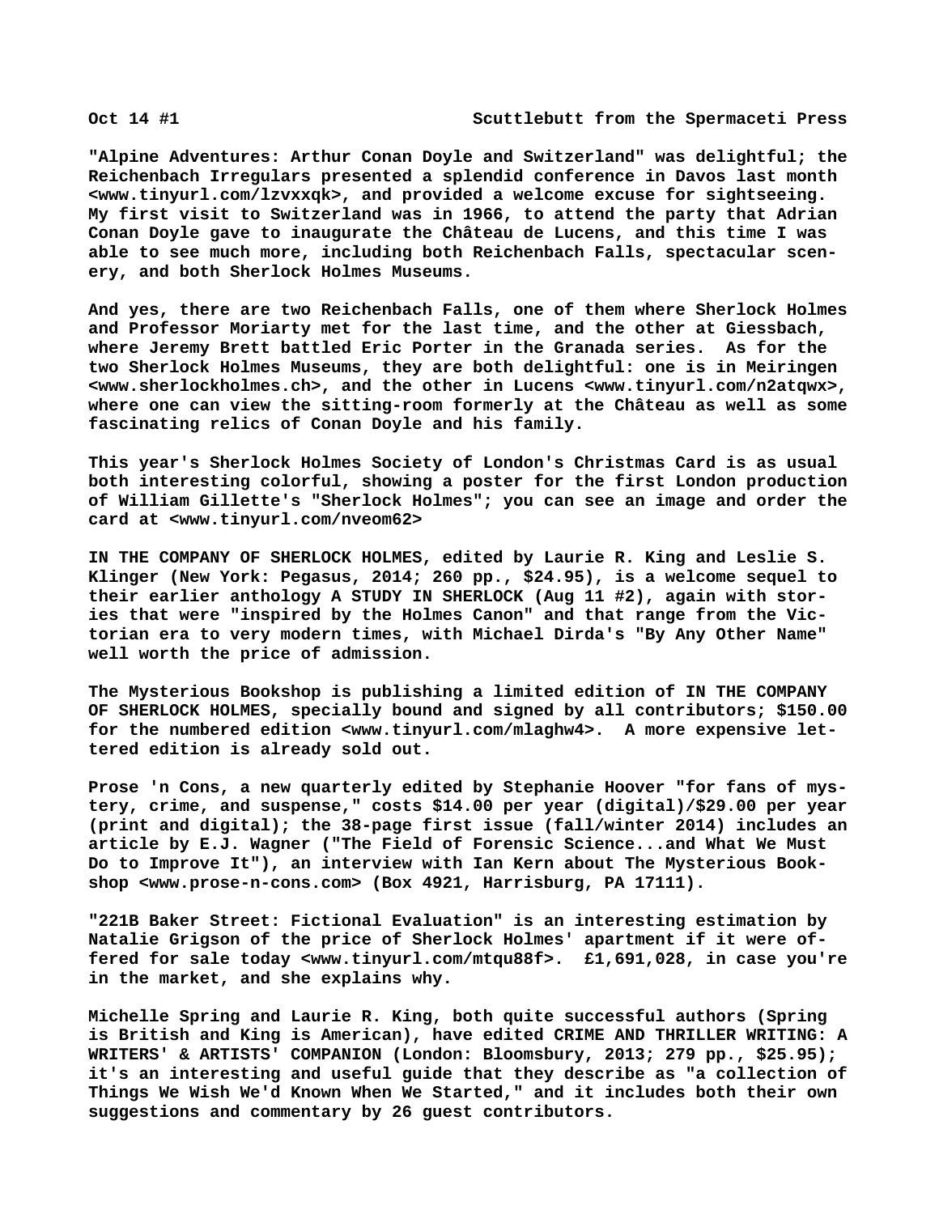**"Alpine Adventures: Arthur Conan Doyle and Switzerland" was delightful; the Reichenbach Irregulars presented a splendid conference in Davos last month <www.tinyurl.com/lzvxxqk>, and provided a welcome excuse for sightseeing. My first visit to Switzerland was in 1966, to attend the party that Adrian Conan Doyle gave to inaugurate the Château de Lucens, and this time I was able to see much more, including both Reichenbach Falls, spectacular scenery, and both Sherlock Holmes Museums.**

**And yes, there are two Reichenbach Falls, one of them where Sherlock Holmes and Professor Moriarty met for the last time, and the other at Giessbach, where Jeremy Brett battled Eric Porter in the Granada series. As for the two Sherlock Holmes Museums, they are both delightful: one is in Meiringen <www.sherlockholmes.ch>, and the other in Lucens <www.tinyurl.com/n2atqwx>, where one can view the sitting-room formerly at the Château as well as some fascinating relics of Conan Doyle and his family.**

**This year's Sherlock Holmes Society of London's Christmas Card is as usual both interesting colorful, showing a poster for the first London production of William Gillette's "Sherlock Holmes"; you can see an image and order the card at <www.tinyurl.com/nveom62>**

**IN THE COMPANY OF SHERLOCK HOLMES, edited by Laurie R. King and Leslie S. Klinger (New York: Pegasus, 2014; 260 pp., $24.95), is a welcome sequel to their earlier anthology A STUDY IN SHERLOCK (Aug 11 #2), again with stories that were "inspired by the Holmes Canon" and that range from the Victorian era to very modern times, with Michael Dirda's "By Any Other Name" well worth the price of admission.**

**The Mysterious Bookshop is publishing a limited edition of IN THE COMPANY OF SHERLOCK HOLMES, specially bound and signed by all contributors; $150.00 for the numbered edition <www.tinyurl.com/mlaghw4>. A more expensive lettered edition is already sold out.**

**Prose 'n Cons, a new quarterly edited by Stephanie Hoover "for fans of mystery, crime, and suspense," costs $14.00 per year (digital)/$29.00 per year (print and digital); the 38-page first issue (fall/winter 2014) includes an article by E.J. Wagner ("The Field of Forensic Science...and What We Must Do to Improve It"), an interview with Ian Kern about The Mysterious Bookshop <www.prose-n-cons.com> (Box 4921, Harrisburg, PA 17111).**

**"221B Baker Street: Fictional Evaluation" is an interesting estimation by Natalie Grigson of the price of Sherlock Holmes' apartment if it were offered for sale today <www.tinyurl.com/mtqu88f>. £1,691,028, in case you're in the market, and she explains why.**

**Michelle Spring and Laurie R. King, both quite successful authors (Spring is British and King is American), have edited CRIME AND THRILLER WRITING: A WRITERS' & ARTISTS' COMPANION (London: Bloomsbury, 2013; 279 pp., $25.95); it's an interesting and useful guide that they describe as "a collection of Things We Wish We'd Known When We Started," and it includes both their own suggestions and commentary by 26 guest contributors.**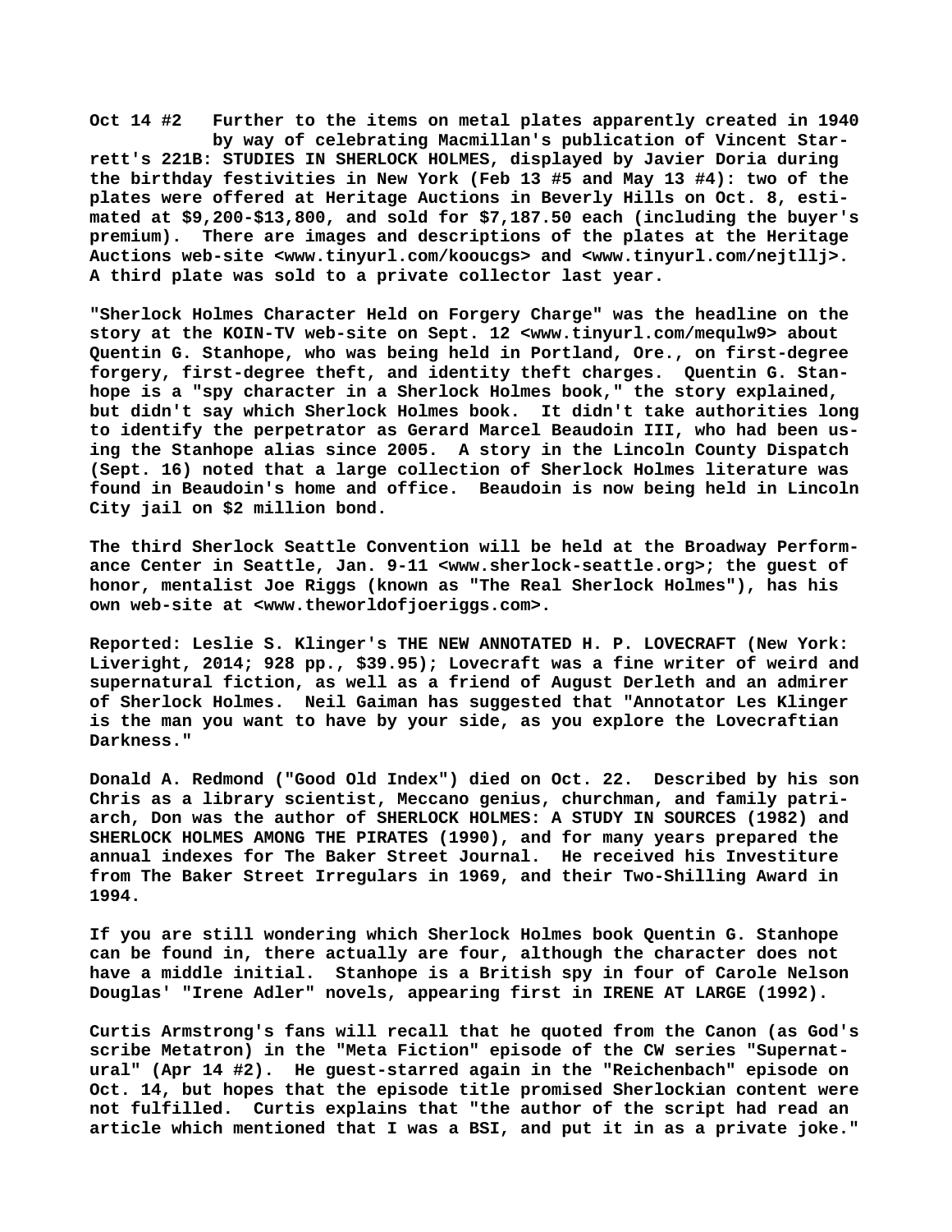**Oct 14 #2 Further to the items on metal plates apparently created in 1940 by way of celebrating Macmillan's publication of Vincent Starrett's 221B: STUDIES IN SHERLOCK HOLMES, displayed by Javier Doria during the birthday festivities in New York (Feb 13 #5 and May 13 #4): two of the plates were offered at Heritage Auctions in Beverly Hills on Oct. 8, estimated at $9,200-$13,800, and sold for $7,187.50 each (including the buyer's premium). There are images and descriptions of the plates at the Heritage Auctions web-site <www.tinyurl.com/kooucgs> and <www.tinyurl.com/nejtllj>. A third plate was sold to a private collector last year.**

**"Sherlock Holmes Character Held on Forgery Charge" was the headline on the story at the KOIN-TV web-site on Sept. 12 <www.tinyurl.com/mequlw9> about Quentin G. Stanhope, who was being held in Portland, Ore., on first-degree forgery, first-degree theft, and identity theft charges. Quentin G. Stanhope is a "spy character in a Sherlock Holmes book," the story explained, but didn't say which Sherlock Holmes book. It didn't take authorities long to identify the perpetrator as Gerard Marcel Beaudoin III, who had been using the Stanhope alias since 2005. A story in the Lincoln County Dispatch (Sept. 16) noted that a large collection of Sherlock Holmes literature was found in Beaudoin's home and office. Beaudoin is now being held in Lincoln City jail on $2 million bond.**

**The third Sherlock Seattle Convention will be held at the Broadway Performance Center in Seattle, Jan. 9-11 <www.sherlock-seattle.org>; the guest of honor, mentalist Joe Riggs (known as "The Real Sherlock Holmes"), has his own web-site at <www.theworldofjoeriggs.com>.**

**Reported: Leslie S. Klinger's THE NEW ANNOTATED H. P. LOVECRAFT (New York: Liveright, 2014; 928 pp., $39.95); Lovecraft was a fine writer of weird and supernatural fiction, as well as a friend of August Derleth and an admirer of Sherlock Holmes. Neil Gaiman has suggested that "Annotator Les Klinger is the man you want to have by your side, as you explore the Lovecraftian Darkness."**

**Donald A. Redmond ("Good Old Index") died on Oct. 22. Described by his son Chris as a library scientist, Meccano genius, churchman, and family patriarch, Don was the author of SHERLOCK HOLMES: A STUDY IN SOURCES (1982) and SHERLOCK HOLMES AMONG THE PIRATES (1990), and for many years prepared the annual indexes for The Baker Street Journal. He received his Investiture from The Baker Street Irregulars in 1969, and their Two-Shilling Award in 1994.**

**If you are still wondering which Sherlock Holmes book Quentin G. Stanhope can be found in, there actually are four, although the character does not have a middle initial. Stanhope is a British spy in four of Carole Nelson Douglas' "Irene Adler" novels, appearing first in IRENE AT LARGE (1992).**

**Curtis Armstrong's fans will recall that he quoted from the Canon (as God's scribe Metatron) in the "Meta Fiction" episode of the CW series "Supernatural" (Apr 14 #2). He guest-starred again in the "Reichenbach" episode on Oct. 14, but hopes that the episode title promised Sherlockian content were not fulfilled. Curtis explains that "the author of the script had read an article which mentioned that I was a BSI, and put it in as a private joke."**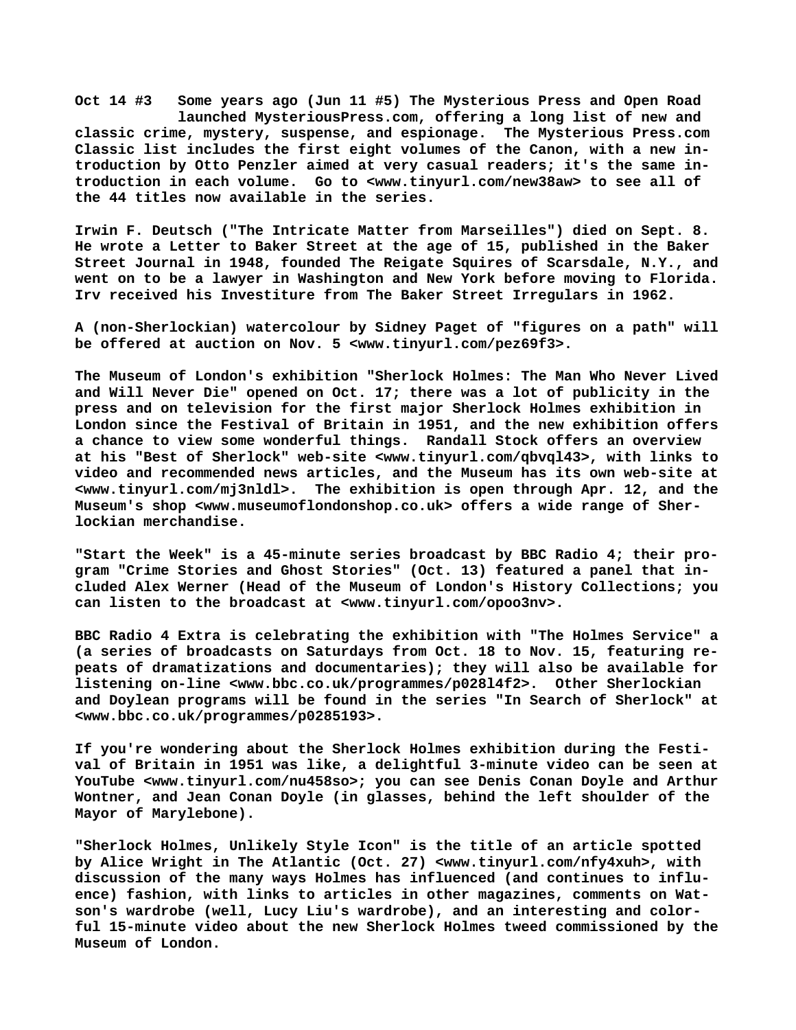**Oct 14 #3 Some years ago (Jun 11 #5) The Mysterious Press and Open Road launched MysteriousPress.com, offering a long list of new and classic crime, mystery, suspense, and espionage. The Mysterious Press.com Classic list includes the first eight volumes of the Canon, with a new introduction by Otto Penzler aimed at very casual readers; it's the same introduction in each volume. Go to <www.tinyurl.com/new38aw> to see all of the 44 titles now available in the series.**

**Irwin F. Deutsch ("The Intricate Matter from Marseilles") died on Sept. 8. He wrote a Letter to Baker Street at the age of 15, published in the Baker Street Journal in 1948, founded The Reigate Squires of Scarsdale, N.Y., and went on to be a lawyer in Washington and New York before moving to Florida. Irv received his Investiture from The Baker Street Irregulars in 1962.**

**A (non-Sherlockian) watercolour by Sidney Paget of "figures on a path" will be offered at auction on Nov. 5 <www.tinyurl.com/pez69f3>.**

**The Museum of London's exhibition "Sherlock Holmes: The Man Who Never Lived and Will Never Die" opened on Oct. 17; there was a lot of publicity in the press and on television for the first major Sherlock Holmes exhibition in London since the Festival of Britain in 1951, and the new exhibition offers a chance to view some wonderful things. Randall Stock offers an overview at his "Best of Sherlock" web-site <www.tinyurl.com/qbvql43>, with links to video and recommended news articles, and the Museum has its own web-site at <www.tinyurl.com/mj3nldl>. The exhibition is open through Apr. 12, and the Museum's shop <www.museumoflondonshop.co.uk> offers a wide range of Sherlockian merchandise.**

**"Start the Week" is a 45-minute series broadcast by BBC Radio 4; their program "Crime Stories and Ghost Stories" (Oct. 13) featured a panel that included Alex Werner (Head of the Museum of London's History Collections; you can listen to the broadcast at <www.tinyurl.com/opoo3nv>.**

**BBC Radio 4 Extra is celebrating the exhibition with "The Holmes Service" a (a series of broadcasts on Saturdays from Oct. 18 to Nov. 15, featuring repeats of dramatizations and documentaries); they will also be available for listening on-line <www.bbc.co.uk/programmes/p028l4f2>. Other Sherlockian and Doylean programs will be found in the series "In Search of Sherlock" at <www.bbc.co.uk/programmes/p0285193>.**

**If you're wondering about the Sherlock Holmes exhibition during the Festival of Britain in 1951 was like, a delightful 3-minute video can be seen at YouTube <www.tinyurl.com/nu458so>; you can see Denis Conan Doyle and Arthur Wontner, and Jean Conan Doyle (in glasses, behind the left shoulder of the Mayor of Marylebone).**

**"Sherlock Holmes, Unlikely Style Icon" is the title of an article spotted by Alice Wright in The Atlantic (Oct. 27) <www.tinyurl.com/nfy4xuh>, with discussion of the many ways Holmes has influenced (and continues to influence) fashion, with links to articles in other magazines, comments on Watson's wardrobe (well, Lucy Liu's wardrobe), and an interesting and colorful 15-minute video about the new Sherlock Holmes tweed commissioned by the Museum of London.**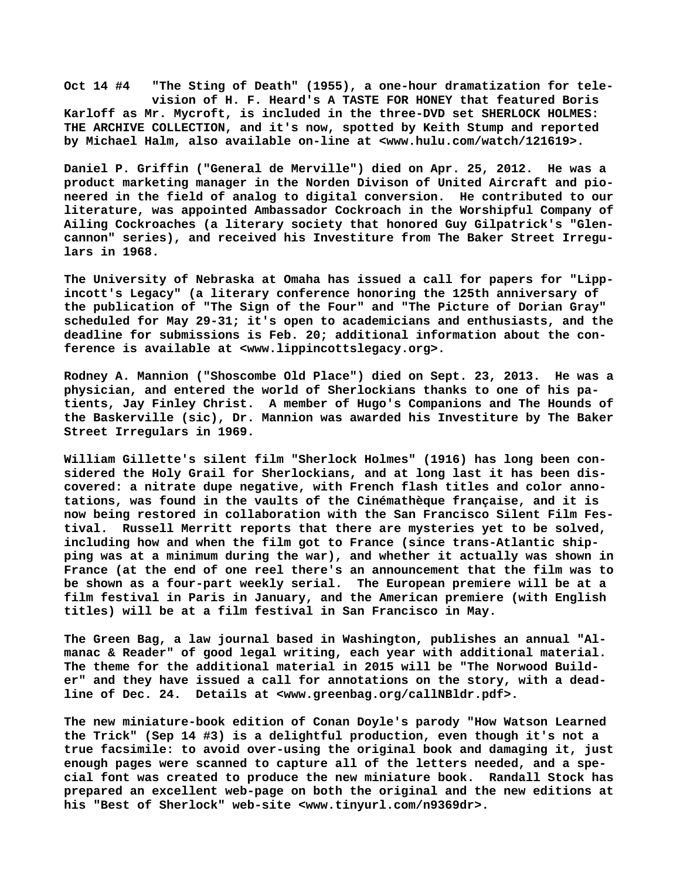**Oct 14 #4 "The Sting of Death" (1955), a one-hour dramatization for television of H. F. Heard's A TASTE FOR HONEY that featured Boris Karloff as Mr. Mycroft, is included in the three-DVD set SHERLOCK HOLMES: THE ARCHIVE COLLECTION, and it's now, spotted by Keith Stump and reported by Michael Halm, also available on-line at <www.hulu.com/watch/121619>.**

**Daniel P. Griffin ("General de Merville") died on Apr. 25, 2012. He was a product marketing manager in the Norden Divison of United Aircraft and pioneered in the field of analog to digital conversion. He contributed to our literature, was appointed Ambassador Cockroach in the Worshipful Company of Ailing Cockroaches (a literary society that honored Guy Gilpatrick's "Glencannon" series), and received his Investiture from The Baker Street Irregulars in 1968.**

**The University of Nebraska at Omaha has issued a call for papers for "Lippincott's Legacy" (a literary conference honoring the 125th anniversary of the publication of "The Sign of the Four" and "The Picture of Dorian Gray" scheduled for May 29-31; it's open to academicians and enthusiasts, and the deadline for submissions is Feb. 20; additional information about the conference is available at <www.lippincottslegacy.org>.**

**Rodney A. Mannion ("Shoscombe Old Place") died on Sept. 23, 2013. He was a physician, and entered the world of Sherlockians thanks to one of his patients, Jay Finley Christ. A member of Hugo's Companions and The Hounds of the Baskerville (sic), Dr. Mannion was awarded his Investiture by The Baker Street Irregulars in 1969.**

**William Gillette's silent film "Sherlock Holmes" (1916) has long been considered the Holy Grail for Sherlockians, and at long last it has been discovered: a nitrate dupe negative, with French flash titles and color annotations, was found in the vaults of the Cinémathèque française, and it is now being restored in collaboration with the San Francisco Silent Film Festival. Russell Merritt reports that there are mysteries yet to be solved, including how and when the film got to France (since trans-Atlantic shipping was at a minimum during the war), and whether it actually was shown in France (at the end of one reel there's an announcement that the film was to be shown as a four-part weekly serial. The European premiere will be at a film festival in Paris in January, and the American premiere (with English titles) will be at a film festival in San Francisco in May.**

**The Green Bag, a law journal based in Washington, publishes an annual "Almanac & Reader" of good legal writing, each year with additional material. The theme for the additional material in 2015 will be "The Norwood Builder" and they have issued a call for annotations on the story, with a deadline of Dec. 24. Details at <www.greenbag.org/callNBldr.pdf>.**

**The new miniature-book edition of Conan Doyle's parody "How Watson Learned the Trick" (Sep 14 #3) is a delightful production, even though it's not a true facsimile: to avoid over-using the original book and damaging it, just enough pages were scanned to capture all of the letters needed, and a special font was created to produce the new miniature book. Randall Stock has prepared an excellent web-page on both the original and the new editions at his "Best of Sherlock" web-site <www.tinyurl.com/n9369dr>.**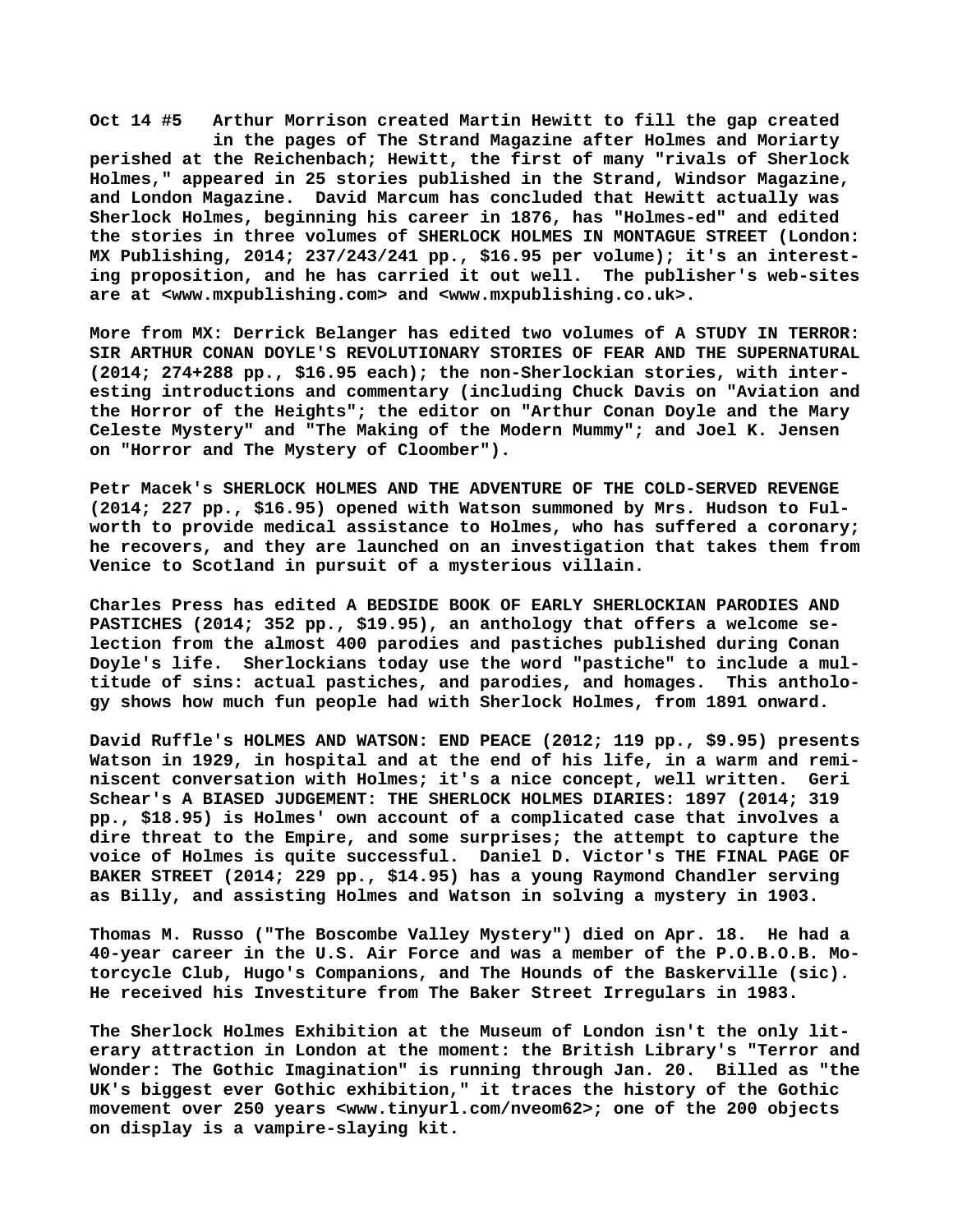Oct 14 #5 Arthur Morrison created Martin Hewitt to fill the gap created in the pages of The Strand Magazine after Holmes and Moriarty perished at the Reichenbach; Hewitt, the first of many "rivals of Sherlock Holmes," appeared in 25 stories published in the Strand, Windsor Magazine, and London Magazine. David Marcum has concluded that Hewitt actually was Sherlock Holmes, beginning his career in 1876, has "Holmes-ed" and edited the stories in three volumes of SHERLOCK HOLMES IN MONTAGUE STREET (London: MX Publishing, 2014; 237/243/241 pp., $16.95 per volume); it's an interesting proposition, and he has carried it out well. The publisher's web-sites are at <www.mxpublishing.com> and <www.mxpublishing.co.uk>.

More from MX: Derrick Belanger has edited two volumes of A STUDY IN TERROR: SIR ARTHUR CONAN DOYLE'S REVOLUTIONARY STORIES OF FEAR AND THE SUPERNATURAL (2014; 274+288 pp., $16.95 each); the non-Sherlockian stories, with interesting introductions and commentary (including Chuck Davis on "Aviation and the Horror of the Heights"; the editor on "Arthur Conan Doyle and the Mary Celeste Mystery" and "The Making of the Modern Mummy"; and Joel K. Jensen on "Horror and The Mystery of Cloomber").

Petr Macek's SHERLOCK HOLMES AND THE ADVENTURE OF THE COLD-SERVED REVENGE (2014; 227 pp., $16.95) opened with Watson summoned by Mrs. Hudson to Fulworth to provide medical assistance to Holmes, who has suffered a coronary; he recovers, and they are launched on an investigation that takes them from Venice to Scotland in pursuit of a mysterious villain.

Charles Press has edited A BEDSIDE BOOK OF EARLY SHERLOCKIAN PARODIES AND PASTICHES (2014; 352 pp., $19.95), an anthology that offers a welcome selection from the almost 400 parodies and pastiches published during Conan Doyle's life. Sherlockians today use the word "pastiche" to include a multitude of sins: actual pastiches, and parodies, and homages. This anthology shows how much fun people had with Sherlock Holmes, from 1891 onward.

David Ruffle's HOLMES AND WATSON: END PEACE (2012; 119 pp., $9.95) presents Watson in 1929, in hospital and at the end of his life, in a warm and reminiscent conversation with Holmes; it's a nice concept, well written. Geri Schear's A BIASED JUDGEMENT: THE SHERLOCK HOLMES DIARIES: 1897 (2014; 319 pp., $18.95) is Holmes' own account of a complicated case that involves a dire threat to the Empire, and some surprises; the attempt to capture the voice of Holmes is quite successful. Daniel D. Victor's THE FINAL PAGE OF BAKER STREET (2014; 229 pp., $14.95) has a young Raymond Chandler serving as Billy, and assisting Holmes and Watson in solving a mystery in 1903.

Thomas M. Russo ("The Boscombe Valley Mystery") died on Apr. 18. He had a 40-year career in the U.S. Air Force and was a member of the P.O.B.O.B. Motorcycle Club, Hugo's Companions, and The Hounds of the Baskerville (sic). He received his Investiture from The Baker Street Irregulars in 1983.

The Sherlock Holmes Exhibition at the Museum of London isn't the only literary attraction in London at the moment: the British Library's "Terror and Wonder: The Gothic Imagination" is running through Jan. 20. Billed as "the UK's biggest ever Gothic exhibition," it traces the history of the Gothic movement over 250 years <www.tinyurl.com/nveom62>; one of the 200 objects on display is a vampire-slaying kit.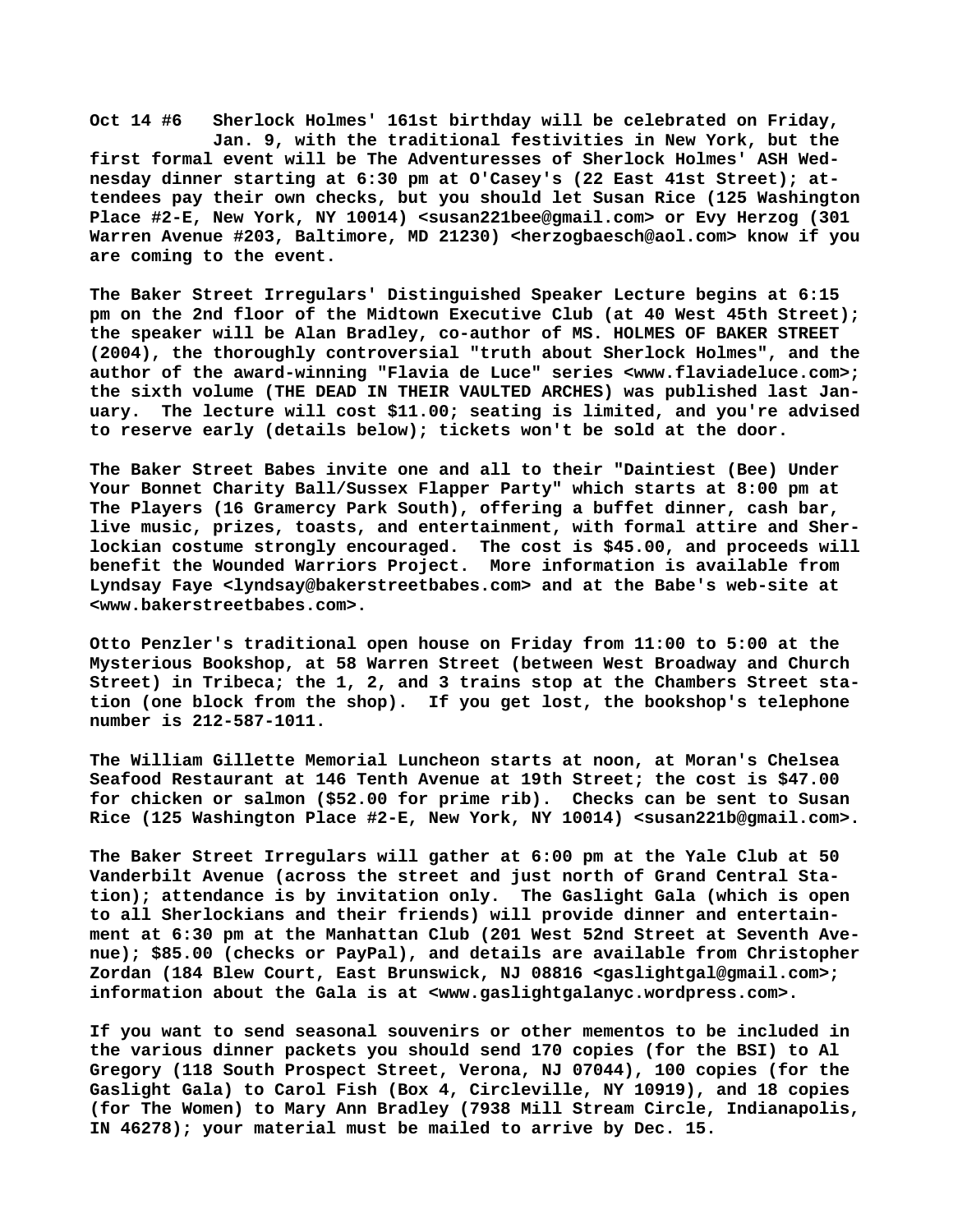Oct 14 #6   Sherlock Holmes' 161st birthday will be celebrated on Friday, Jan. 9, with the traditional festivities in New York, but the first formal event will be The Adventuresses of Sherlock Holmes' ASH Wednesday dinner starting at 6:30 pm at O'Casey's (22 East 41st Street); attendees pay their own checks, but you should let Susan Rice (125 Washington Place #2-E, New York, NY 10014) <susan221bee@gmail.com> or Evy Herzog (301 Warren Avenue #203, Baltimore, MD 21230) <herzogbaesch@aol.com> know if you are coming to the event.

The Baker Street Irregulars' Distinguished Speaker Lecture begins at 6:15 pm on the 2nd floor of the Midtown Executive Club (at 40 West 45th Street); the speaker will be Alan Bradley, co-author of MS. HOLMES OF BAKER STREET (2004), the thoroughly controversial "truth about Sherlock Holmes", and the author of the award-winning "Flavia de Luce" series <www.flaviadeluce.com>; the sixth volume (THE DEAD IN THEIR VAULTED ARCHES) was published last January. The lecture will cost $11.00; seating is limited, and you're advised to reserve early (details below); tickets won't be sold at the door.

The Baker Street Babes invite one and all to their "Daintiest (Bee) Under Your Bonnet Charity Ball/Sussex Flapper Party" which starts at 8:00 pm at The Players (16 Gramercy Park South), offering a buffet dinner, cash bar, live music, prizes, toasts, and entertainment, with formal attire and Sherlockian costume strongly encouraged. The cost is $45.00, and proceeds will benefit the Wounded Warriors Project. More information is available from Lyndsay Faye <lyndsay@bakerstreetbabes.com> and at the Babe's web-site at <www.bakerstreetbabes.com>.

Otto Penzler's traditional open house on Friday from 11:00 to 5:00 at the Mysterious Bookshop, at 58 Warren Street (between West Broadway and Church Street) in Tribeca; the 1, 2, and 3 trains stop at the Chambers Street station (one block from the shop). If you get lost, the bookshop's telephone number is 212-587-1011.

The William Gillette Memorial Luncheon starts at noon, at Moran's Chelsea Seafood Restaurant at 146 Tenth Avenue at 19th Street; the cost is $47.00 for chicken or salmon ($52.00 for prime rib). Checks can be sent to Susan Rice (125 Washington Place #2-E, New York, NY 10014) <susan221b@gmail.com>.

The Baker Street Irregulars will gather at 6:00 pm at the Yale Club at 50 Vanderbilt Avenue (across the street and just north of Grand Central Station); attendance is by invitation only. The Gaslight Gala (which is open to all Sherlockians and their friends) will provide dinner and entertainment at 6:30 pm at the Manhattan Club (201 West 52nd Street at Seventh Avenue); $85.00 (checks or PayPal), and details are available from Christopher Zordan (184 Blew Court, East Brunswick, NJ 08816 <gaslightgal@gmail.com>; information about the Gala is at <www.gaslightgalanyc.wordpress.com>.

If you want to send seasonal souvenirs or other mementos to be included in the various dinner packets you should send 170 copies (for the BSI) to Al Gregory (118 South Prospect Street, Verona, NJ 07044), 100 copies (for the Gaslight Gala) to Carol Fish (Box 4, Circleville, NY 10919), and 18 copies (for The Women) to Mary Ann Bradley (7938 Mill Stream Circle, Indianapolis, IN 46278); your material must be mailed to arrive by Dec. 15.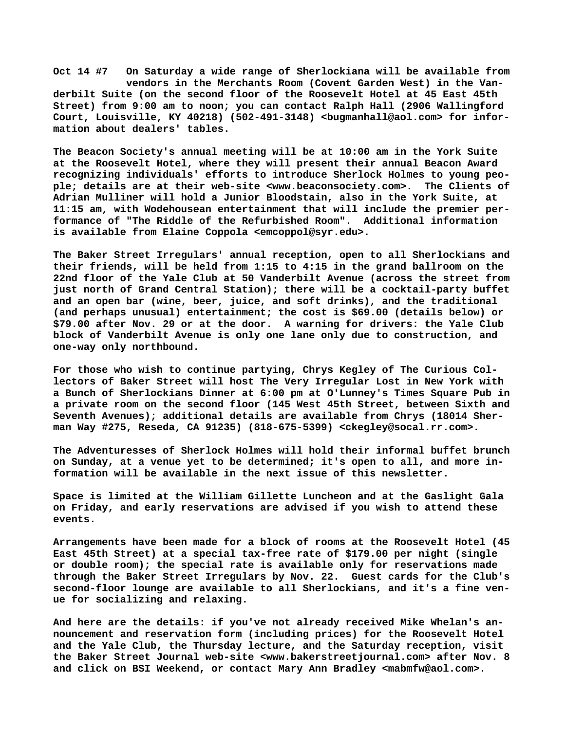**Oct 14 #7** On Saturday a wide range of Sherlockiana will be available from vendors in the Merchants Room (Covent Garden West) in the Vanderbilt Suite (on the second floor of the Roosevelt Hotel at 45 East 45th Street) from 9:00 am to noon; you can contact Ralph Hall (2906 Wallingford Court, Louisville, KY 40218) (502-491-3148) <bugmanhall@aol.com> for information about dealers' tables.

The Beacon Society's annual meeting will be at 10:00 am in the York Suite at the Roosevelt Hotel, where they will present their annual Beacon Award recognizing individuals' efforts to introduce Sherlock Holmes to young people; details are at their web-site <www.beaconsociety.com>. The Clients of Adrian Mulliner will hold a Junior Bloodstain, also in the York Suite, at 11:15 am, with Wodehousean entertainment that will include the premier performance of "The Riddle of the Refurbished Room". Additional information is available from Elaine Coppola <emcoppol@syr.edu>.

The Baker Street Irregulars' annual reception, open to all Sherlockians and their friends, will be held from 1:15 to 4:15 in the grand ballroom on the 22nd floor of the Yale Club at 50 Vanderbilt Avenue (across the street from just north of Grand Central Station); there will be a cocktail-party buffet and an open bar (wine, beer, juice, and soft drinks), and the traditional (and perhaps unusual) entertainment; the cost is $69.00 (details below) or $79.00 after Nov. 29 or at the door. A warning for drivers: the Yale Club block of Vanderbilt Avenue is only one lane only due to construction, and one-way only northbound.

For those who wish to continue partying, Chrys Kegley of The Curious Collectors of Baker Street will host The Very Irregular Lost in New York with a Bunch of Sherlockians Dinner at 6:00 pm at O'Lunney's Times Square Pub in a private room on the second floor (145 West 45th Street, between Sixth and Seventh Avenues); additional details are available from Chrys (18014 Sherman Way #275, Reseda, CA 91235) (818-675-5399) <ckegley@socal.rr.com>.

The Adventuresses of Sherlock Holmes will hold their informal buffet brunch on Sunday, at a venue yet to be determined; it's open to all, and more information will be available in the next issue of this newsletter.

Space is limited at the William Gillette Luncheon and at the Gaslight Gala on Friday, and early reservations are advised if you wish to attend these events.

Arrangements have been made for a block of rooms at the Roosevelt Hotel (45 East 45th Street) at a special tax-free rate of $179.00 per night (single or double room); the special rate is available only for reservations made through the Baker Street Irregulars by Nov. 22. Guest cards for the Club's second-floor lounge are available to all Sherlockians, and it's a fine venue for socializing and relaxing.

And here are the details: if you've not already received Mike Whelan's announcement and reservation form (including prices) for the Roosevelt Hotel and the Yale Club, the Thursday lecture, and the Saturday reception, visit the Baker Street Journal web-site <www.bakerstreetjournal.com> after Nov. 8 and click on BSI Weekend, or contact Mary Ann Bradley <mabmfw@aol.com>.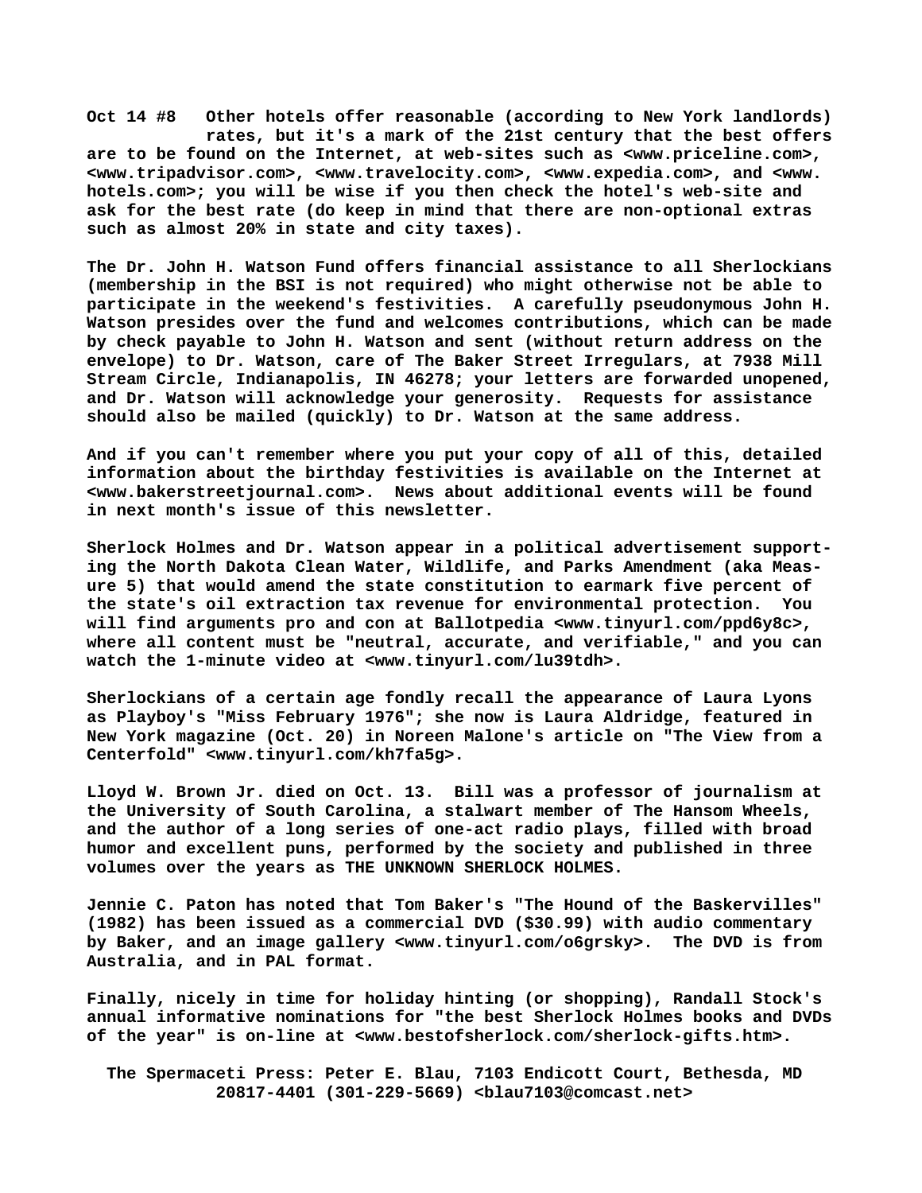**Oct 14 #8 Other hotels offer reasonable (according to New York landlords) rates, but it's a mark of the 21st century that the best offers are to be found on the Internet, at web-sites such as <www.priceline.com>, <www.tripadvisor.com>, <www.travelocity.com>, <www.expedia.com>, and <www.hotels.com>; you will be wise if you then check the hotel's web-site and ask for the best rate (do keep in mind that there are non-optional extras such as almost 20% in state and city taxes).**

**The Dr. John H. Watson Fund offers financial assistance to all Sherlockians (membership in the BSI is not required) who might otherwise not be able to participate in the weekend's festivities. A carefully pseudonymous John H. Watson presides over the fund and welcomes contributions, which can be made by check payable to John H. Watson and sent (without return address on the envelope) to Dr. Watson, care of The Baker Street Irregulars, at 7938 Mill Stream Circle, Indianapolis, IN 46278; your letters are forwarded unopened, and Dr. Watson will acknowledge your generosity. Requests for assistance should also be mailed (quickly) to Dr. Watson at the same address.**

**And if you can't remember where you put your copy of all of this, detailed information about the birthday festivities is available on the Internet at <www.bakerstreetjournal.com>. News about additional events will be found in next month's issue of this newsletter.**

**Sherlock Holmes and Dr. Watson appear in a political advertisement supporting the North Dakota Clean Water, Wildlife, and Parks Amendment (aka Measure 5) that would amend the state constitution to earmark five percent of the state's oil extraction tax revenue for environmental protection. You will find arguments pro and con at Ballotpedia <www.tinyurl.com/ppd6y8c>, where all content must be "neutral, accurate, and verifiable," and you can watch the 1-minute video at <www.tinyurl.com/lu39tdh>.**

**Sherlockians of a certain age fondly recall the appearance of Laura Lyons as Playboy's "Miss February 1976"; she now is Laura Aldridge, featured in New York magazine (Oct. 20) in Noreen Malone's article on "The View from a Centerfold" <www.tinyurl.com/kh7fa5g>.**

**Lloyd W. Brown Jr. died on Oct. 13. Bill was a professor of journalism at the University of South Carolina, a stalwart member of The Hansom Wheels, and the author of a long series of one-act radio plays, filled with broad humor and excellent puns, performed by the society and published in three volumes over the years as THE UNKNOWN SHERLOCK HOLMES.**

**Jennie C. Paton has noted that Tom Baker's "The Hound of the Baskervilles" (1982) has been issued as a commercial DVD ($30.99) with audio commentary by Baker, and an image gallery <www.tinyurl.com/o6grsky>. The DVD is from Australia, and in PAL format.**

**Finally, nicely in time for holiday hinting (or shopping), Randall Stock's annual informative nominations for "the best Sherlock Holmes books and DVDs of the year" is on-line at <www.bestofsherlock.com/sherlock-gifts.htm>.**

**The Spermaceti Press: Peter E. Blau, 7103 Endicott Court, Bethesda, MD 20817-4401 (301-229-5669) <blau7103@comcast.net>**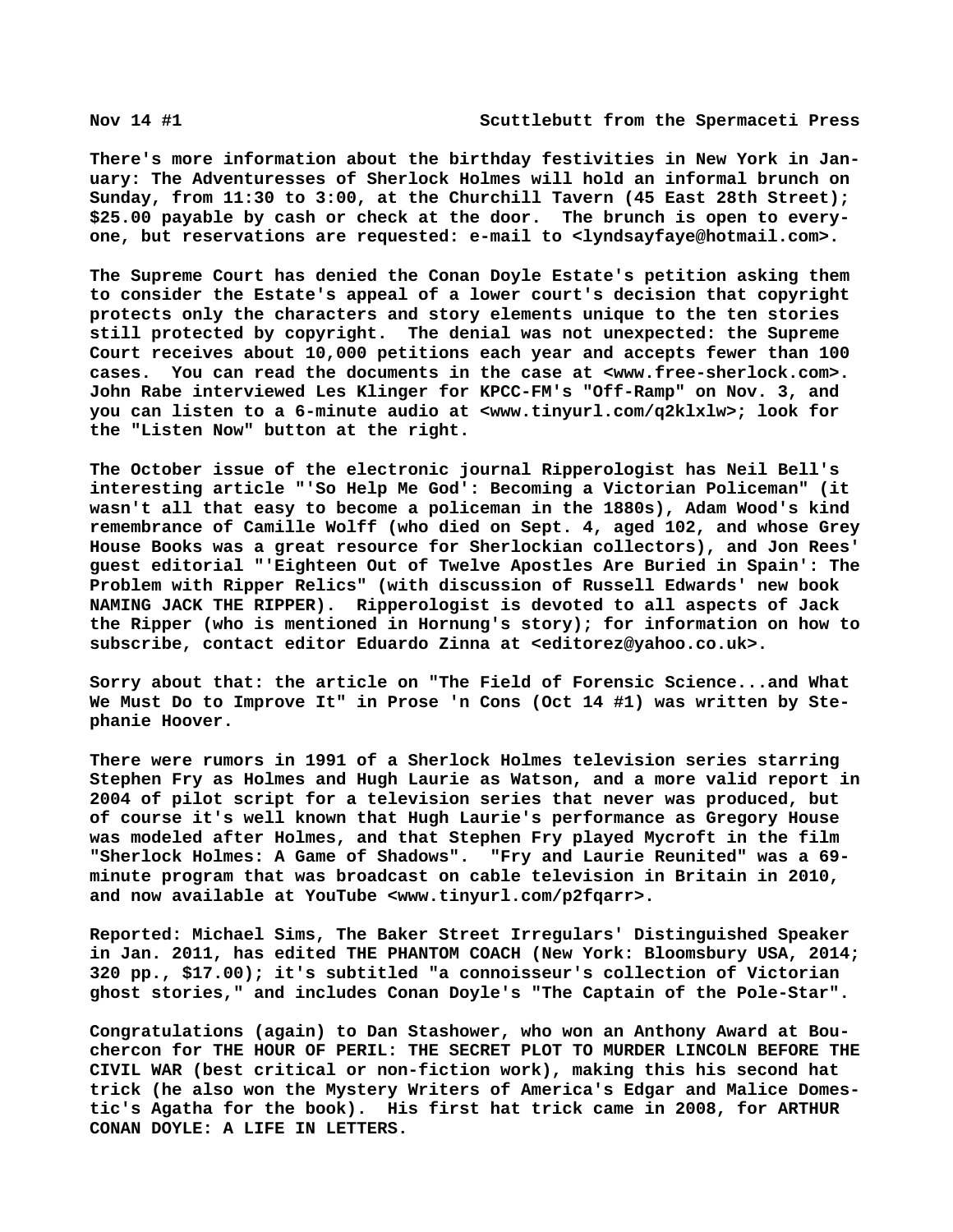There's more information about the birthday festivities in New York in January: The Adventuresses of Sherlock Holmes will hold an informal brunch on Sunday, from 11:30 to 3:00, at the Churchill Tavern (45 East 28th Street); $25.00 payable by cash or check at the door. The brunch is open to everyone, but reservations are requested: e-mail to <lyndsayfaye@hotmail.com>.

The Supreme Court has denied the Conan Doyle Estate's petition asking them to consider the Estate's appeal of a lower court's decision that copyright protects only the characters and story elements unique to the ten stories still protected by copyright. The denial was not unexpected: the Supreme Court receives about 10,000 petitions each year and accepts fewer than 100 cases. You can read the documents in the case at <www.free-sherlock.com>. John Rabe interviewed Les Klinger for KPCC-FM's "Off-Ramp" on Nov. 3, and you can listen to a 6-minute audio at <www.tinyurl.com/q2klxlw>; look for the "Listen Now" button at the right.

The October issue of the electronic journal Ripperologist has Neil Bell's interesting article "'So Help Me God': Becoming a Victorian Policeman" (it wasn't all that easy to become a policeman in the 1880s), Adam Wood's kind remembrance of Camille Wolff (who died on Sept. 4, aged 102, and whose Grey House Books was a great resource for Sherlockian collectors), and Jon Rees' guest editorial "'Eighteen Out of Twelve Apostles Are Buried in Spain': The Problem with Ripper Relics" (with discussion of Russell Edwards' new book NAMING JACK THE RIPPER). Ripperologist is devoted to all aspects of Jack the Ripper (who is mentioned in Hornung's story); for information on how to subscribe, contact editor Eduardo Zinna at <editorez@yahoo.co.uk>.

Sorry about that: the article on "The Field of Forensic Science...and What We Must Do to Improve It" in Prose 'n Cons (Oct 14 #1) was written by Stephanie Hoover.

There were rumors in 1991 of a Sherlock Holmes television series starring Stephen Fry as Holmes and Hugh Laurie as Watson, and a more valid report in 2004 of pilot script for a television series that never was produced, but of course it's well known that Hugh Laurie's performance as Gregory House was modeled after Holmes, and that Stephen Fry played Mycroft in the film "Sherlock Holmes: A Game of Shadows". "Fry and Laurie Reunited" was a 69-minute program that was broadcast on cable television in Britain in 2010, and now available at YouTube <www.tinyurl.com/p2fqarr>.

Reported: Michael Sims, The Baker Street Irregulars' Distinguished Speaker in Jan. 2011, has edited THE PHANTOM COACH (New York: Bloomsbury USA, 2014; 320 pp., $17.00); it's subtitled "a connoisseur's collection of Victorian ghost stories," and includes Conan Doyle's "The Captain of the Pole-Star".

Congratulations (again) to Dan Stashower, who won an Anthony Award at Bouchercon for THE HOUR OF PERIL: THE SECRET PLOT TO MURDER LINCOLN BEFORE THE CIVIL WAR (best critical or non-fiction work), making this his second hat trick (he also won the Mystery Writers of America's Edgar and Malice Domestic's Agatha for the book). His first hat trick came in 2008, for ARTHUR CONAN DOYLE: A LIFE IN LETTERS.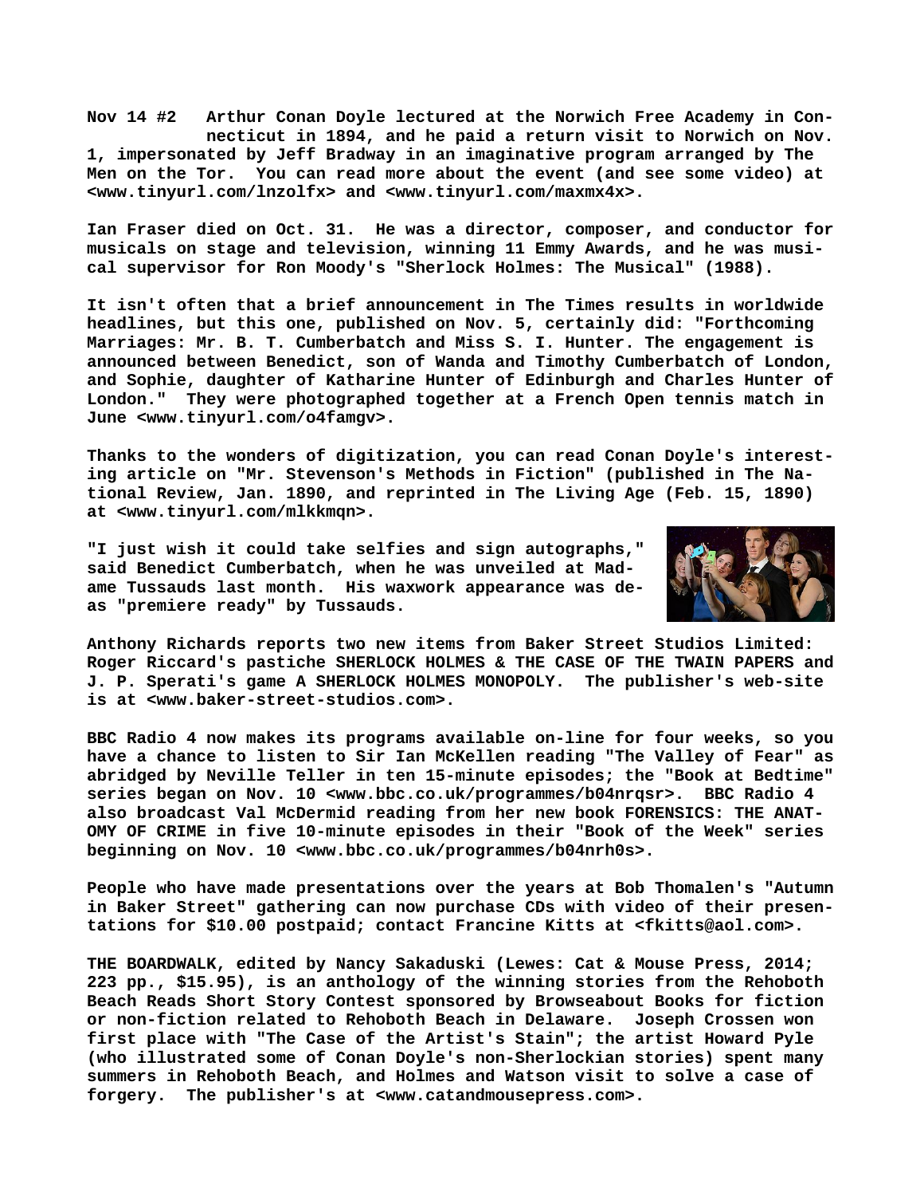**Nov 14 #2** Arthur Conan Doyle lectured at the Norwich Free Academy in Connecticut in 1894, and he paid a return visit to Norwich on Nov. 1, impersonated by Jeff Bradway in an imaginative program arranged by The Men on the Tor. You can read more about the event (and see some video) at <www.tinyurl.com/lnzolfx> and <www.tinyurl.com/maxmx4x>.

Ian Fraser died on Oct. 31. He was a director, composer, and conductor for musicals on stage and television, winning 11 Emmy Awards, and he was musical supervisor for Ron Moody's "Sherlock Holmes: The Musical" (1988).

It isn't often that a brief announcement in The Times results in worldwide headlines, but this one, published on Nov. 5, certainly did: "Forthcoming Marriages: Mr. B. T. Cumberbatch and Miss S. I. Hunter. The engagement is announced between Benedict, son of Wanda and Timothy Cumberbatch of London, and Sophie, daughter of Katharine Hunter of Edinburgh and Charles Hunter of London." They were photographed together at a French Open tennis match in June <www.tinyurl.com/o4famgv>.

Thanks to the wonders of digitization, you can read Conan Doyle's interesting article on "Mr. Stevenson's Methods in Fiction" (published in The National Review, Jan. 1890, and reprinted in The Living Age (Feb. 15, 1890) at <www.tinyurl.com/mlkkmqn>.

"I just wish it could take selfies and sign autographs," said Benedict Cumberbatch, when he was unveiled at Madame Tussauds last month. His waxwork appearance was deas "premiere ready" by Tussauds.

Anthony Richards reports two new items from Baker Street Studios Limited: Roger Riccard's pastiche SHERLOCK HOLMES & THE CASE OF THE TWAIN PAPERS and J. P. Sperati's game A SHERLOCK HOLMES MONOPOLY. The publisher's web-site is at <www.baker-street-studios.com>.

BBC Radio 4 now makes its programs available on-line for four weeks, so you have a chance to listen to Sir Ian McKellen reading "The Valley of Fear" as abridged by Neville Teller in ten 15-minute episodes; the "Book at Bedtime" series began on Nov. 10 <www.bbc.co.uk/programmes/b04nrqsr>. BBC Radio 4 also broadcast Val McDermid reading from her new book FORENSICS: THE ANATOMY OF CRIME in five 10-minute episodes in their "Book of the Week" series beginning on Nov. 10 <www.bbc.co.uk/programmes/b04nrh0s>.

People who have made presentations over the years at Bob Thomalen's "Autumn in Baker Street" gathering can now purchase CDs with video of their presentations for $10.00 postpaid; contact Francine Kitts at <fkitts@aol.com>.

THE BOARDWALK, edited by Nancy Sakaduski (Lewes: Cat & Mouse Press, 2014; 223 pp., $15.95), is an anthology of the winning stories from the Rehoboth Beach Reads Short Story Contest sponsored by Browseabout Books for fiction or non-fiction related to Rehoboth Beach in Delaware. Joseph Crossen won first place with "The Case of the Artist's Stain"; the artist Howard Pyle (who illustrated some of Conan Doyle's non-Sherlockian stories) spent many summers in Rehoboth Beach, and Holmes and Watson visit to solve a case of forgery. The publisher's at <www.catandmousepress.com>.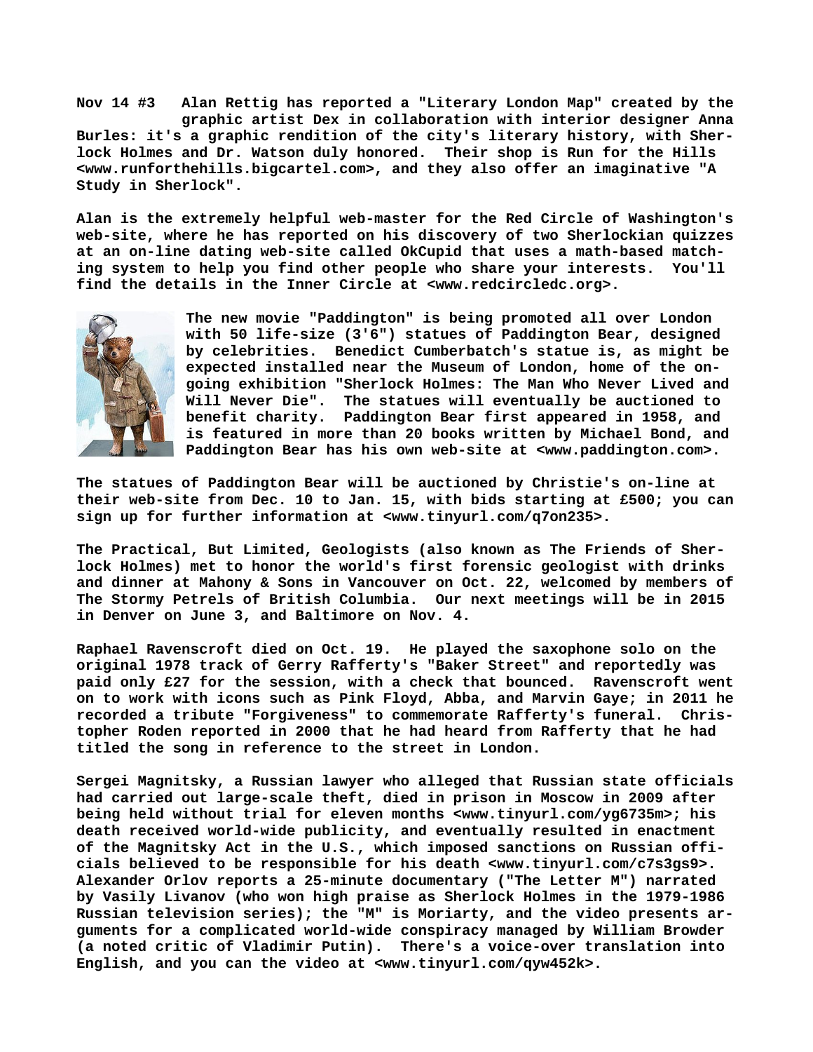**Nov 14 #3** Alan Rettig has reported a "Literary London Map" created by the graphic artist Dex in collaboration with interior designer Anna Burles: it's a graphic rendition of the city's literary history, with Sherlock Holmes and Dr. Watson duly honored. Their shop is Run for the Hills <www.runforthehills.bigcartel.com>, and they also offer an imaginative "A Study in Sherlock".

Alan is the extremely helpful web-master for the Red Circle of Washington's web-site, where he has reported on his discovery of two Sherlockian quizzes at an on-line dating web-site called OkCupid that uses a math-based matching system to help you find other people who share your interests. You'll find the details in the Inner Circle at <www.redcircledc.org>.

The new movie "Paddington" is being promoted all over London with 50 life-size (3'6") statues of Paddington Bear, designed by celebrities. Benedict Cumberbatch's statue is, as might be expected installed near the Museum of London, home of the ongoing exhibition "Sherlock Holmes: The Man Who Never Lived and Will Never Die". The statues will eventually be auctioned to benefit charity. Paddington Bear first appeared in 1958, and is featured in more than 20 books written by Michael Bond, and Paddington Bear has his own web-site at <www.paddington.com>.

The statues of Paddington Bear will be auctioned by Christie's on-line at their web-site from Dec. 10 to Jan. 15, with bids starting at £500; you can sign up for further information at <www.tinyurl.com/q7on235>.

The Practical, But Limited, Geologists (also known as The Friends of Sherlock Holmes) met to honor the world's first forensic geologist with drinks and dinner at Mahony & Sons in Vancouver on Oct. 22, welcomed by members of The Stormy Petrels of British Columbia. Our next meetings will be in 2015 in Denver on June 3, and Baltimore on Nov. 4.

Raphael Ravenscroft died on Oct. 19. He played the saxophone solo on the original 1978 track of Gerry Rafferty's "Baker Street" and reportedly was paid only £27 for the session, with a check that bounced. Ravenscroft went on to work with icons such as Pink Floyd, Abba, and Marvin Gaye; in 2011 he recorded a tribute "Forgiveness" to commemorate Rafferty's funeral. Christopher Roden reported in 2000 that he had heard from Rafferty that he had titled the song in reference to the street in London.

Sergei Magnitsky, a Russian lawyer who alleged that Russian state officials had carried out large-scale theft, died in prison in Moscow in 2009 after being held without trial for eleven months <www.tinyurl.com/yg6735m>; his death received world-wide publicity, and eventually resulted in enactment of the Magnitsky Act in the U.S., which imposed sanctions on Russian officials believed to be responsible for his death <www.tinyurl.com/c7s3gs9>. Alexander Orlov reports a 25-minute documentary ("The Letter M") narrated by Vasily Livanov (who won high praise as Sherlock Holmes in the 1979-1986 Russian television series); the "M" is Moriarty, and the video presents arguments for a complicated world-wide conspiracy managed by William Browder (a noted critic of Vladimir Putin). There's a voice-over translation into English, and you can the video at <www.tinyurl.com/qyw452k>.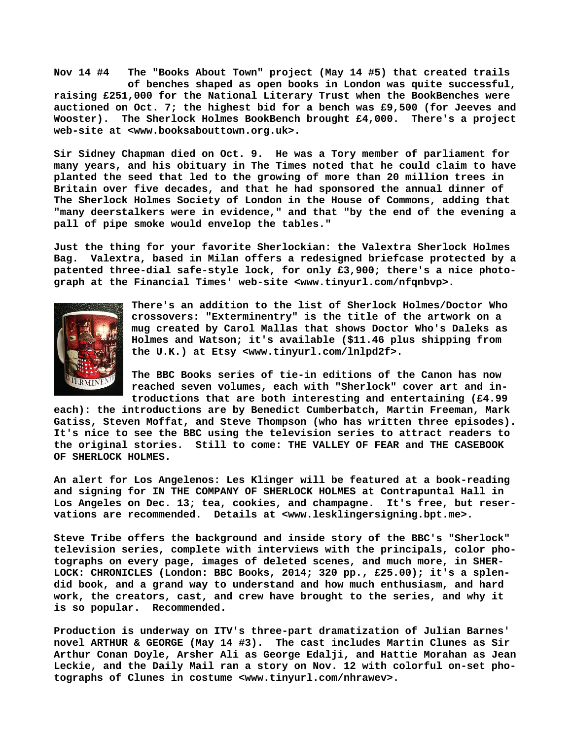**Nov 14 #4 The "Books About Town" project (May 14 #5) that created trails of benches shaped as open books in London was quite successful, raising £251,000 for the National Literary Trust when the BookBenches were auctioned on Oct. 7; the highest bid for a bench was £9,500 (for Jeeves and Wooster). The Sherlock Holmes BookBench brought £4,000. There's a project web-site at <www.booksabouttown.org.uk>.**

**Sir Sidney Chapman died on Oct. 9. He was a Tory member of parliament for many years, and his obituary in The Times noted that he could claim to have planted the seed that led to the growing of more than 20 million trees in Britain over five decades, and that he had sponsored the annual dinner of The Sherlock Holmes Society of London in the House of Commons, adding that "many deerstalkers were in evidence," and that "by the end of the evening a pall of pipe smoke would envelop the tables."**

**Just the thing for your favorite Sherlockian: the Valextra Sherlock Holmes Bag. Valextra, based in Milan offers a redesigned briefcase protected by a patented three-dial safe-style lock, for only £3,900; there's a nice photograph at the Financial Times' web-site <www.tinyurl.com/nfqnbvp>.**

**There's an addition to the list of Sherlock Holmes/Doctor Who crossovers: "Exterminentry" is the title of the artwork on a mug created by Carol Mallas that shows Doctor Who's Daleks as Holmes and Watson; it's available ($11.46 plus shipping from the U.K.) at Etsy <www.tinyurl.com/lnlpd2f>.**

**The BBC Books series of tie-in editions of the Canon has now reached seven volumes, each with "Sherlock" cover art and introductions that are both interesting and entertaining (£4.99 each): the introductions are by Benedict Cumberbatch, Martin Freeman, Mark Gatiss, Steven Moffat, and Steve Thompson (who has written three episodes). It's nice to see the BBC using the television series to attract readers to the original stories. Still to come: THE VALLEY OF FEAR and THE CASEBOOK OF SHERLOCK HOLMES.**

**An alert for Los Angelenos: Les Klinger will be featured at a book-reading and signing for IN THE COMPANY OF SHERLOCK HOLMES at Contrapuntal Hall in Los Angeles on Dec. 13; tea, cookies, and champagne. It's free, but reservations are recommended. Details at <www.lesklingersigning.bpt.me>.**

**Steve Tribe offers the background and inside story of the BBC's "Sherlock" television series, complete with interviews with the principals, color photographs on every page, images of deleted scenes, and much more, in SHERLOCK: CHRONICLES (London: BBC Books, 2014; 320 pp., £25.00); it's a splendid book, and a grand way to understand and how much enthusiasm, and hard work, the creators, cast, and crew have brought to the series, and why it is so popular. Recommended.**

**Production is underway on ITV's three-part dramatization of Julian Barnes' novel ARTHUR & GEORGE (May 14 #3). The cast includes Martin Clunes as Sir Arthur Conan Doyle, Arsher Ali as George Edalji, and Hattie Morahan as Jean Leckie, and the Daily Mail ran a story on Nov. 12 with colorful on-set photographs of Clunes in costume <www.tinyurl.com/nhrawev>.**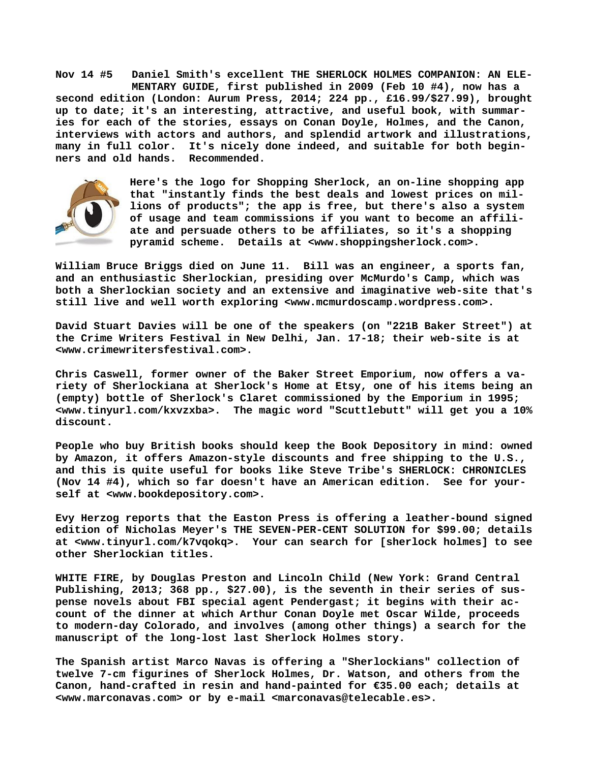**Nov 14 #5 Daniel Smith's excellent THE SHERLOCK HOLMES COMPANION: AN ELEMENTARY GUIDE, first published in 2009 (Feb 10 #4), now has a second edition (London: Aurum Press, 2014; 224 pp., £16.99/$27.99), brought up to date; it's an interesting, attractive, and useful book, with summaries for each of the stories, essays on Conan Doyle, Holmes, and the Canon, interviews with actors and authors, and splendid artwork and illustrations, many in full color. It's nicely done indeed, and suitable for both beginners and old hands. Recommended.**

**Here's the logo for Shopping Sherlock, an on-line shopping app that "instantly finds the best deals and lowest prices on millions of products"; the app is free, but there's also a system of usage and team commissions if you want to become an affiliate and persuade others to be affiliates, so it's a shopping pyramid scheme. Details at <www.shoppingsherlock.com>.**

**William Bruce Briggs died on June 11. Bill was an engineer, a sports fan, and an enthusiastic Sherlockian, presiding over McMurdo's Camp, which was both a Sherlockian society and an extensive and imaginative web-site that's still live and well worth exploring <www.mcmurdoscamp.wordpress.com>.**

**David Stuart Davies will be one of the speakers (on "221B Baker Street") at the Crime Writers Festival in New Delhi, Jan. 17-18; their web-site is at <www.crimewritersfestival.com>.**

**Chris Caswell, former owner of the Baker Street Emporium, now offers a variety of Sherlockiana at Sherlock's Home at Etsy, one of his items being an (empty) bottle of Sherlock's Claret commissioned by the Emporium in 1995; <www.tinyurl.com/kxvzxba>. The magic word "Scuttlebutt" will get you a 10% discount.**

**People who buy British books should keep the Book Depository in mind: owned by Amazon, it offers Amazon-style discounts and free shipping to the U.S., and this is quite useful for books like Steve Tribe's SHERLOCK: CHRONICLES (Nov 14 #4), which so far doesn't have an American edition. See for yourself at <www.bookdepository.com>.**

**Evy Herzog reports that the Easton Press is offering a leather-bound signed edition of Nicholas Meyer's THE SEVEN-PER-CENT SOLUTION for $99.00; details at <www.tinyurl.com/k7vqokq>. Your can search for [sherlock holmes] to see other Sherlockian titles.**

**WHITE FIRE, by Douglas Preston and Lincoln Child (New York: Grand Central Publishing, 2013; 368 pp., $27.00), is the seventh in their series of suspense novels about FBI special agent Pendergast; it begins with their account of the dinner at which Arthur Conan Doyle met Oscar Wilde, proceeds to modern-day Colorado, and involves (among other things) a search for the manuscript of the long-lost last Sherlock Holmes story.**

**The Spanish artist Marco Navas is offering a "Sherlockians" collection of twelve 7-cm figurines of Sherlock Holmes, Dr. Watson, and others from the Canon, hand-crafted in resin and hand-painted for €35.00 each; details at <www.marconavas.com> or by e-mail <marconavas@telecable.es>.**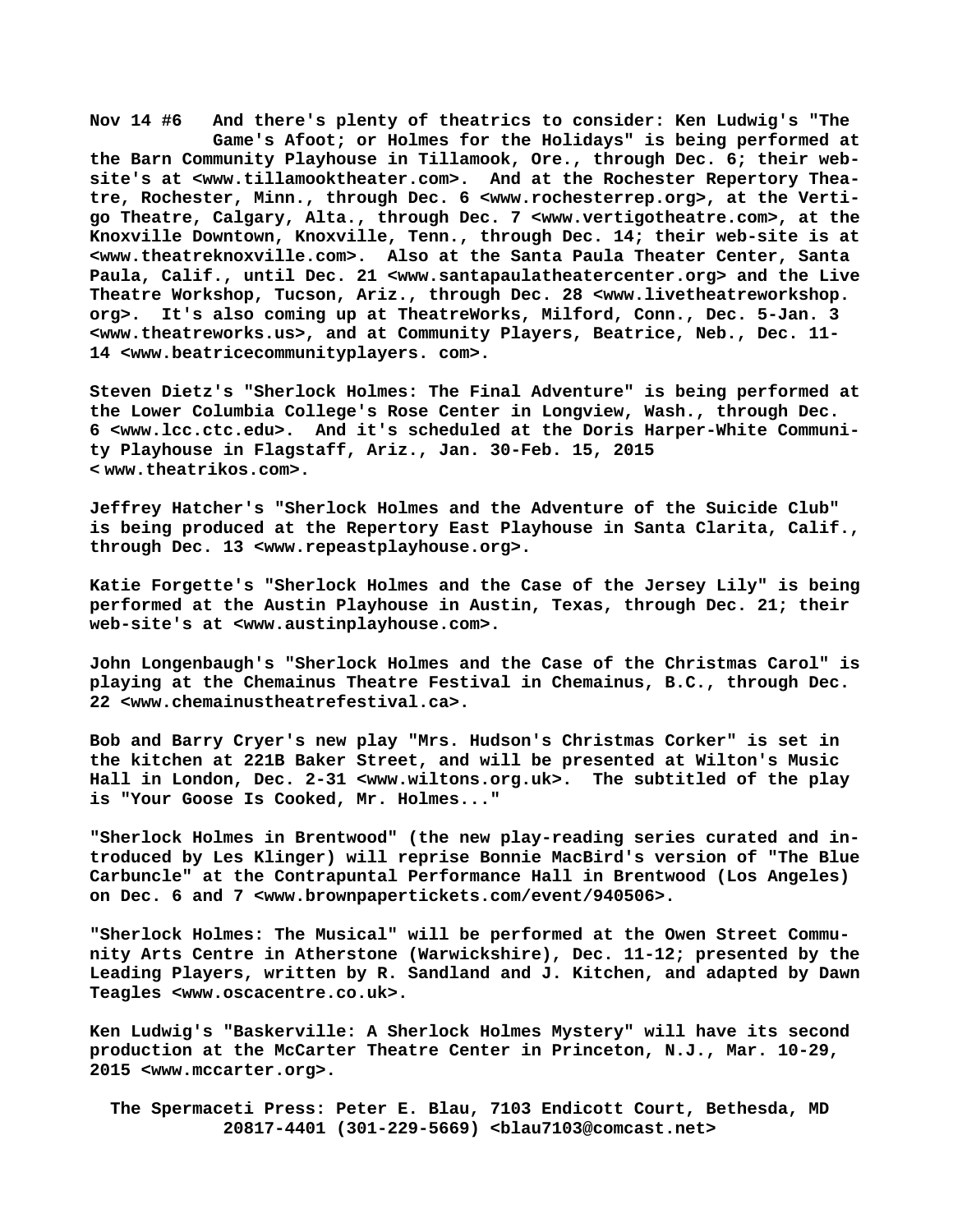Nov 14 #6 And there's plenty of theatrics to consider: Ken Ludwig's "The Game's Afoot; or Holmes for the Holidays" is being performed at the Barn Community Playhouse in Tillamook, Ore., through Dec. 6; their web-site's at <www.tillamooktheater.com>. And at the Rochester Repertory Theatre, Rochester, Minn., through Dec. 6 <www.rochesterrep.org>, at the Vertigo Theatre, Calgary, Alta., through Dec. 7 <www.vertigotheatre.com>, at the Knoxville Downtown, Knoxville, Tenn., through Dec. 14; their web-site is at <www.theatreknoxville.com>. Also at the Santa Paula Theater Center, Santa Paula, Calif., until Dec. 21 <www.santapaulatheatercenter.org> and the Live Theatre Workshop, Tucson, Ariz., through Dec. 28 <www.livetheatreworkshop.org>. It's also coming up at TheatreWorks, Milford, Conn., Dec. 5-Jan. 3 <www.theatreworks.us>, and at Community Players, Beatrice, Neb., Dec. 11-14 <www.beatricecommunityplayers. com>.

Steven Dietz's "Sherlock Holmes: The Final Adventure" is being performed at the Lower Columbia College's Rose Center in Longview, Wash., through Dec. 6 <www.lcc.ctc.edu>. And it's scheduled at the Doris Harper-White Community Playhouse in Flagstaff, Ariz., Jan. 30-Feb. 15, 2015 < www.theatrikos.com>.

Jeffrey Hatcher's "Sherlock Holmes and the Adventure of the Suicide Club" is being produced at the Repertory East Playhouse in Santa Clarita, Calif., through Dec. 13 <www.repeastplayhouse.org>.

Katie Forgette's "Sherlock Holmes and the Case of the Jersey Lily" is being performed at the Austin Playhouse in Austin, Texas, through Dec. 21; their web-site's at <www.austinplayhouse.com>.

John Longenbaugh's "Sherlock Holmes and the Case of the Christmas Carol" is playing at the Chemainus Theatre Festival in Chemainus, B.C., through Dec. 22 <www.chemainustheatrefestival.ca>.

Bob and Barry Cryer's new play "Mrs. Hudson's Christmas Corker" is set in the kitchen at 221B Baker Street, and will be presented at Wilton's Music Hall in London, Dec. 2-31 <www.wiltons.org.uk>. The subtitled of the play is "Your Goose Is Cooked, Mr. Holmes..."

"Sherlock Holmes in Brentwood" (the new play-reading series curated and introduced by Les Klinger) will reprise Bonnie MacBird's version of "The Blue Carbuncle" at the Contrapuntal Performance Hall in Brentwood (Los Angeles) on Dec. 6 and 7 <www.brownpapertickets.com/event/940506>.

"Sherlock Holmes: The Musical" will be performed at the Owen Street Community Arts Centre in Atherstone (Warwickshire), Dec. 11-12; presented by the Leading Players, written by R. Sandland and J. Kitchen, and adapted by Dawn Teagles <www.oscacentre.co.uk>.

Ken Ludwig's "Baskerville: A Sherlock Holmes Mystery" will have its second production at the McCarter Theatre Center in Princeton, N.J., Mar. 10-29, 2015 <www.mccarter.org>.

The Spermaceti Press: Peter E. Blau, 7103 Endicott Court, Bethesda, MD 20817-4401 (301-229-5669) <blau7103@comcast.net>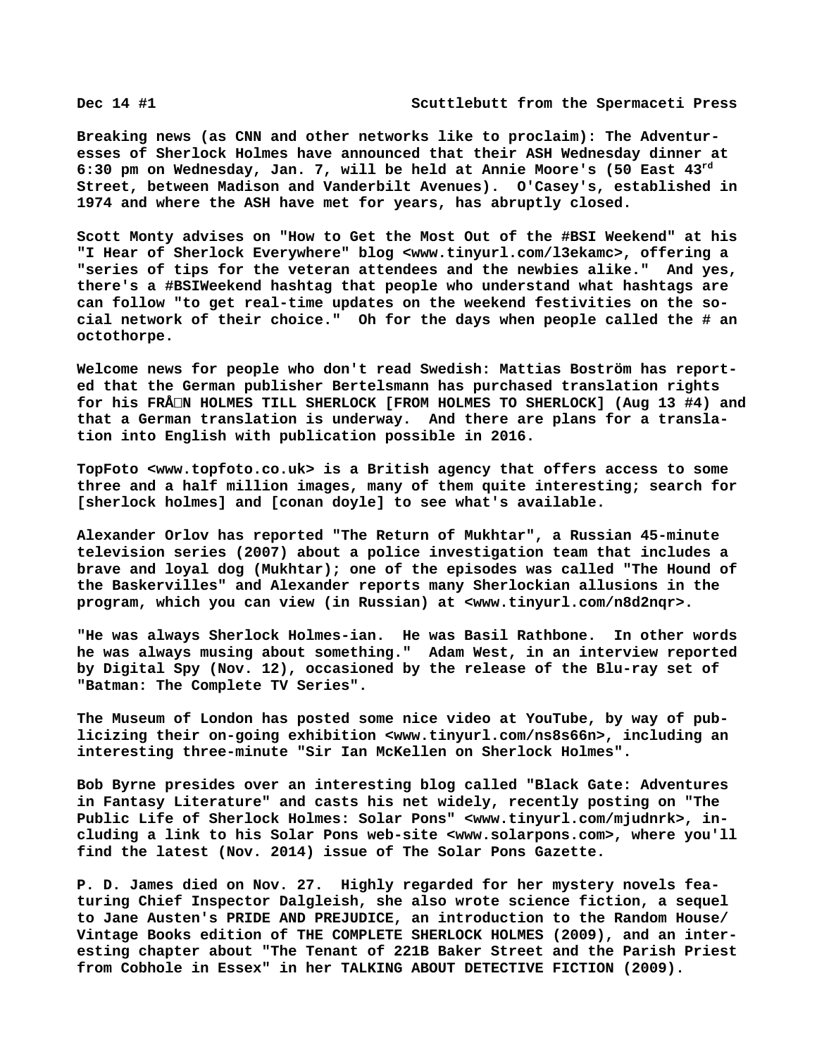**Dec 14 #1 Scuttlebutt from the Spermaceti Press**

**Breaking news (as CNN and other networks like to proclaim): The Adventuresses of Sherlock Holmes have announced that their ASH Wednesday dinner at 6:30 pm on Wednesday, Jan. 7, will be held at Annie Moore's (50 East 43rd Street, between Madison and Vanderbilt Avenues). O'Casey's, established in 1974 and where the ASH have met for years, has abruptly closed.**

**Scott Monty advises on "How to Get the Most Out of the #BSI Weekend" at his "I Hear of Sherlock Everywhere" blog <www.tinyurl.com/l3ekamc>, offering a "series of tips for the veteran attendees and the newbies alike." And yes, there's a #BSIWeekend hashtag that people who understand what hashtags are can follow "to get real-time updates on the weekend festivities on the social network of their choice." Oh for the days when people called the # an octothorpe.**

**Welcome news for people who don't read Swedish: Mattias Boström has reported that the German publisher Bertelsmann has purchased translation rights for his FRÅN HOLMES TILL SHERLOCK [FROM HOLMES TO SHERLOCK] (Aug 13 #4) and that a German translation is underway. And there are plans for a translation into English with publication possible in 2016.**

**TopFoto <www.topfoto.co.uk> is a British agency that offers access to some three and a half million images, many of them quite interesting; search for [sherlock holmes] and [conan doyle] to see what's available.**

**Alexander Orlov has reported "The Return of Mukhtar", a Russian 45-minute television series (2007) about a police investigation team that includes a brave and loyal dog (Mukhtar); one of the episodes was called "The Hound of the Baskervilles" and Alexander reports many Sherlockian allusions in the program, which you can view (in Russian) at <www.tinyurl.com/n8d2nqr>.**

**"He was always Sherlock Holmes-ian. He was Basil Rathbone. In other words he was always musing about something." Adam West, in an interview reported by Digital Spy (Nov. 12), occasioned by the release of the Blu-ray set of "Batman: The Complete TV Series".**

**The Museum of London has posted some nice video at YouTube, by way of publicizing their on-going exhibition <www.tinyurl.com/ns8s66n>, including an interesting three-minute "Sir Ian McKellen on Sherlock Holmes".**

**Bob Byrne presides over an interesting blog called "Black Gate: Adventures in Fantasy Literature" and casts his net widely, recently posting on "The Public Life of Sherlock Holmes: Solar Pons" <www.tinyurl.com/mjudnrk>, including a link to his Solar Pons web-site <www.solarpons.com>, where you'll find the latest (Nov. 2014) issue of The Solar Pons Gazette.**

**P. D. James died on Nov. 27. Highly regarded for her mystery novels featuring Chief Inspector Dalgleish, she also wrote science fiction, a sequel to Jane Austen's PRIDE AND PREJUDICE, an introduction to the Random House/ Vintage Books edition of THE COMPLETE SHERLOCK HOLMES (2009), and an interesting chapter about "The Tenant of 221B Baker Street and the Parish Priest from Cobhole in Essex" in her TALKING ABOUT DETECTIVE FICTION (2009).**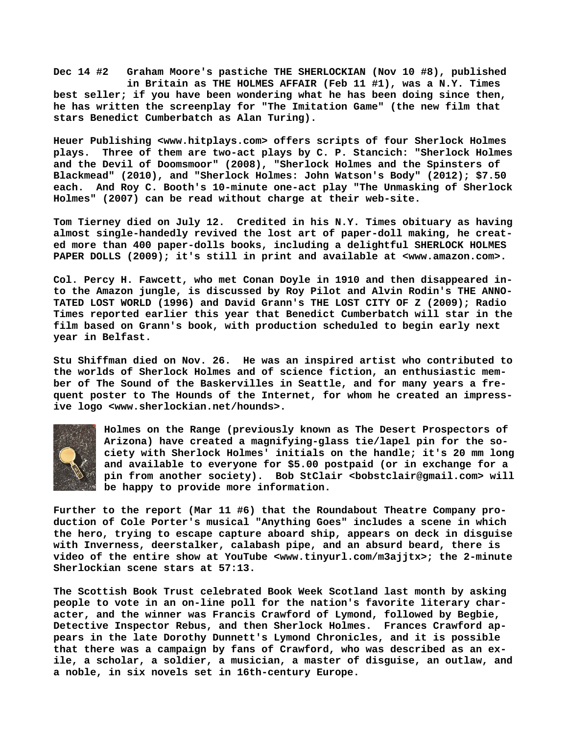**Dec 14 #2 Graham Moore's pastiche THE SHERLOCKIAN (Nov 10 #8), published in Britain as THE HOLMES AFFAIR (Feb 11 #1), was a N.Y. Times best seller; if you have been wondering what he has been doing since then, he has written the screenplay for "The Imitation Game" (the new film that stars Benedict Cumberbatch as Alan Turing).**

**Heuer Publishing <www.hitplays.com> offers scripts of four Sherlock Holmes plays. Three of them are two-act plays by C. P. Stancich: "Sherlock Holmes and the Devil of Doomsmoor" (2008), "Sherlock Holmes and the Spinsters of Blackmead" (2010), and "Sherlock Holmes: John Watson's Body" (2012); $7.50 each. And Roy C. Booth's 10-minute one-act play "The Unmasking of Sherlock Holmes" (2007) can be read without charge at their web-site.**

**Tom Tierney died on July 12. Credited in his N.Y. Times obituary as having almost single-handedly revived the lost art of paper-doll making, he created more than 400 paper-dolls books, including a delightful SHERLOCK HOLMES PAPER DOLLS (2009); it's still in print and available at <www.amazon.com>.**

**Col. Percy H. Fawcett, who met Conan Doyle in 1910 and then disappeared into the Amazon jungle, is discussed by Roy Pilot and Alvin Rodin's THE ANNOTATED LOST WORLD (1996) and David Grann's THE LOST CITY OF Z (2009); Radio Times reported earlier this year that Benedict Cumberbatch will star in the film based on Grann's book, with production scheduled to begin early next year in Belfast.**

**Stu Shiffman died on Nov. 26. He was an inspired artist who contributed to the worlds of Sherlock Holmes and of science fiction, an enthusiastic member of The Sound of the Baskervilles in Seattle, and for many years a frequent poster to The Hounds of the Internet, for whom he created an impressive logo <www.sherlockian.net/hounds>.**

**Holmes on the Range (previously known as The Desert Prospectors of Arizona) have created a magnifying-glass tie/lapel pin for the society with Sherlock Holmes' initials on the handle; it's 20 mm long and available to everyone for $5.00 postpaid (or in exchange for a pin from another society). Bob StClair <bobstclair@gmail.com> will be happy to provide more information.**

**Further to the report (Mar 11 #6) that the Roundabout Theatre Company production of Cole Porter's musical "Anything Goes" includes a scene in which the hero, trying to escape capture aboard ship, appears on deck in disguise with Inverness, deerstalker, calabash pipe, and an absurd beard, there is video of the entire show at YouTube <www.tinyurl.com/m3ajjtx>; the 2-minute Sherlockian scene stars at 57:13.**

**The Scottish Book Trust celebrated Book Week Scotland last month by asking people to vote in an on-line poll for the nation's favorite literary character, and the winner was Francis Crawford of Lymond, followed by Begbie, Detective Inspector Rebus, and then Sherlock Holmes. Frances Crawford appears in the late Dorothy Dunnett's Lymond Chronicles, and it is possible that there was a campaign by fans of Crawford, who was described as an exile, a scholar, a soldier, a musician, a master of disguise, an outlaw, and a noble, in six novels set in 16th-century Europe.**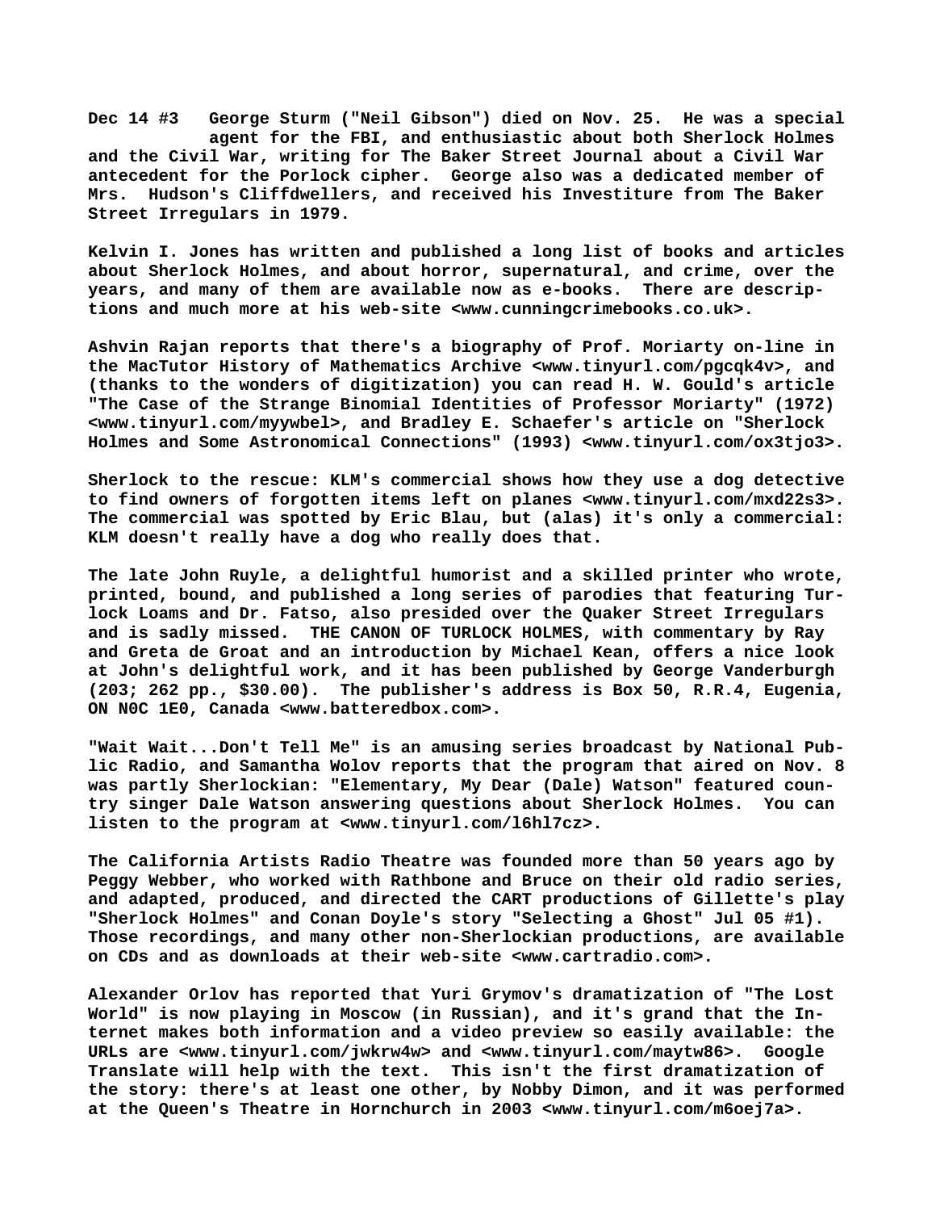**Dec 14 #3** George Sturm ("Neil Gibson") died on Nov. 25. He was a special agent for the FBI, and enthusiastic about both Sherlock Holmes and the Civil War, writing for The Baker Street Journal about a Civil War antecedent for the Porlock cipher. George also was a dedicated member of Mrs. Hudson's Cliffdwellers, and received his Investiture from The Baker Street Irregulars in 1979.

Kelvin I. Jones has written and published a long list of books and articles about Sherlock Holmes, and about horror, supernatural, and crime, over the years, and many of them are available now as e-books. There are descriptions and much more at his web-site <www.cunningcrimebooks.co.uk>.

Ashvin Rajan reports that there's a biography of Prof. Moriarty on-line in the MacTutor History of Mathematics Archive <www.tinyurl.com/pgcqk4v>, and (thanks to the wonders of digitization) you can read H. W. Gould's article "The Case of the Strange Binomial Identities of Professor Moriarty" (1972) <www.tinyurl.com/myywbel>, and Bradley E. Schaefer's article on "Sherlock Holmes and Some Astronomical Connections" (1993) <www.tinyurl.com/ox3tjo3>.

Sherlock to the rescue: KLM's commercial shows how they use a dog detective to find owners of forgotten items left on planes <www.tinyurl.com/mxd22s3>. The commercial was spotted by Eric Blau, but (alas) it's only a commercial: KLM doesn't really have a dog who really does that.

The late John Ruyle, a delightful humorist and a skilled printer who wrote, printed, bound, and published a long series of parodies that featuring Turlock Loams and Dr. Fatso, also presided over the Quaker Street Irregulars and is sadly missed. THE CANON OF TURLOCK HOLMES, with commentary by Ray and Greta de Groat and an introduction by Michael Kean, offers a nice look at John's delightful work, and it has been published by George Vanderburgh (203; 262 pp., $30.00). The publisher's address is Box 50, R.R.4, Eugenia, ON N0C 1E0, Canada <www.batteredbox.com>.

"Wait Wait...Don't Tell Me" is an amusing series broadcast by National Public Radio, and Samantha Wolov reports that the program that aired on Nov. 8 was partly Sherlockian: "Elementary, My Dear (Dale) Watson" featured country singer Dale Watson answering questions about Sherlock Holmes. You can listen to the program at <www.tinyurl.com/l6hl7cz>.

The California Artists Radio Theatre was founded more than 50 years ago by Peggy Webber, who worked with Rathbone and Bruce on their old radio series, and adapted, produced, and directed the CART productions of Gillette's play "Sherlock Holmes" and Conan Doyle's story "Selecting a Ghost" Jul 05 #1). Those recordings, and many other non-Sherlockian productions, are available on CDs and as downloads at their web-site <www.cartradio.com>.

Alexander Orlov has reported that Yuri Grymov's dramatization of "The Lost World" is now playing in Moscow (in Russian), and it's grand that the Internet makes both information and a video preview so easily available: the URLs are <www.tinyurl.com/jwkrw4w> and <www.tinyurl.com/maytw86>. Google Translate will help with the text. This isn't the first dramatization of the story: there's at least one other, by Nobby Dimon, and it was performed at the Queen's Theatre in Hornchurch in 2003 <www.tinyurl.com/m6oej7a>.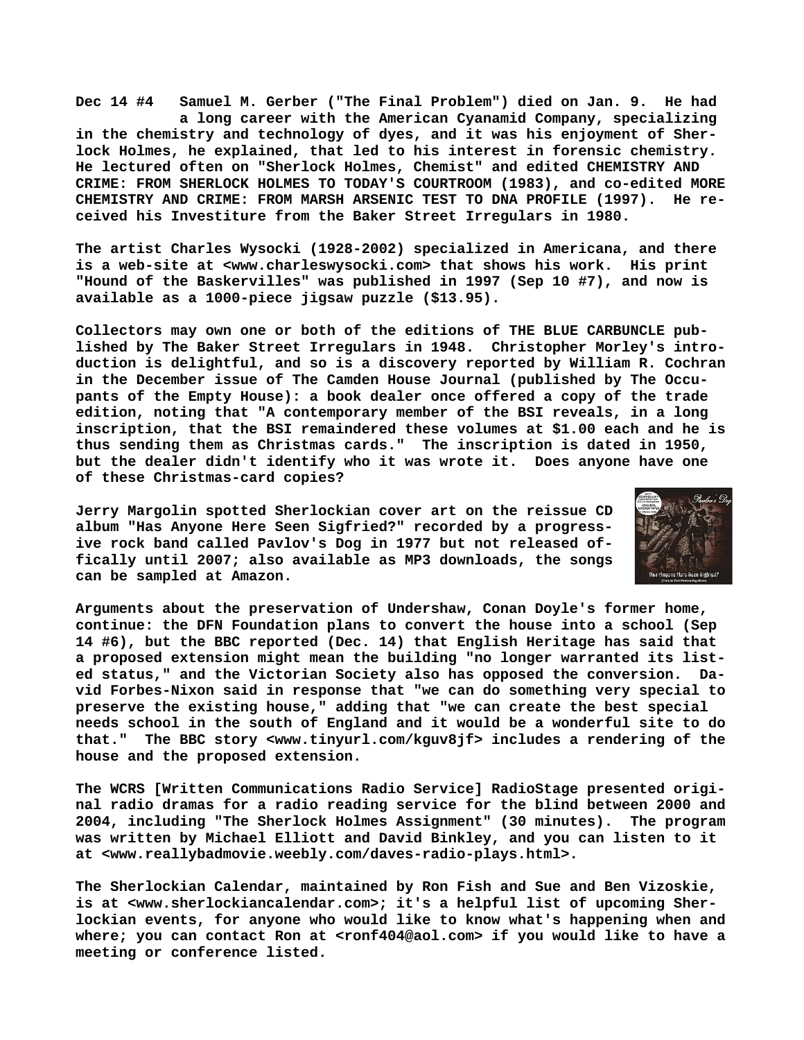**Dec 14 #4** Samuel M. Gerber ("The Final Problem") died on Jan. 9. He had a long career with the American Cyanamid Company, specializing in the chemistry and technology of dyes, and it was his enjoyment of Sherlock Holmes, he explained, that led to his interest in forensic chemistry. He lectured often on "Sherlock Holmes, Chemist" and edited CHEMISTRY AND CRIME: FROM SHERLOCK HOLMES TO TODAY'S COURTROOM (1983), and co-edited MORE CHEMISTRY AND CRIME: FROM MARSH ARSENIC TEST TO DNA PROFILE (1997). He received his Investiture from the Baker Street Irregulars in 1980.

The artist Charles Wysocki (1928-2002) specialized in Americana, and there is a web-site at <www.charleswysocki.com> that shows his work. His print "Hound of the Baskervilles" was published in 1997 (Sep 10 #7), and now is available as a 1000-piece jigsaw puzzle ($13.95).

Collectors may own one or both of the editions of THE BLUE CARBUNCLE published by The Baker Street Irregulars in 1948. Christopher Morley's introduction is delightful, and so is a discovery reported by William R. Cochran in the December issue of The Camden House Journal (published by The Occupants of the Empty House): a book dealer once offered a copy of the trade edition, noting that "A contemporary member of the BSI reveals, in a long inscription, that the BSI remaindered these volumes at $1.00 each and he is thus sending them as Christmas cards." The inscription is dated in 1950, but the dealer didn't identify who it was wrote it. Does anyone have one of these Christmas-card copies?

Jerry Margolin spotted Sherlockian cover art on the reissue CD album "Has Anyone Here Seen Sigfried?" recorded by a progressive rock band called Pavlov's Dog in 1977 but not released officially until 2007; also available as MP3 downloads, the songs can be sampled at Amazon.

Arguments about the preservation of Undershaw, Conan Doyle's former home, continue: the DFN Foundation plans to convert the house into a school (Sep 14 #6), but the BBC reported (Dec. 14) that English Heritage has said that a proposed extension might mean the building "no longer warranted its listed status," and the Victorian Society also has opposed the conversion. David Forbes-Nixon said in response that "we can do something very special to preserve the existing house," adding that "we can create the best special needs school in the south of England and it would be a wonderful site to do that." The BBC story <www.tinyurl.com/kguv8jf> includes a rendering of the house and the proposed extension.

The WCRS [Written Communications Radio Service] RadioStage presented original radio dramas for a radio reading service for the blind between 2000 and 2004, including "The Sherlock Holmes Assignment" (30 minutes). The program was written by Michael Elliott and David Binkley, and you can listen to it at <www.reallybadmovie.weebly.com/daves-radio-plays.html>.

The Sherlockian Calendar, maintained by Ron Fish and Sue and Ben Vizoskie, is at <www.sherlockiancalendar.com>; it's a helpful list of upcoming Sherlockian events, for anyone who would like to know what's happening when and where; you can contact Ron at <ronf404@aol.com> if you would like to have a meeting or conference listed.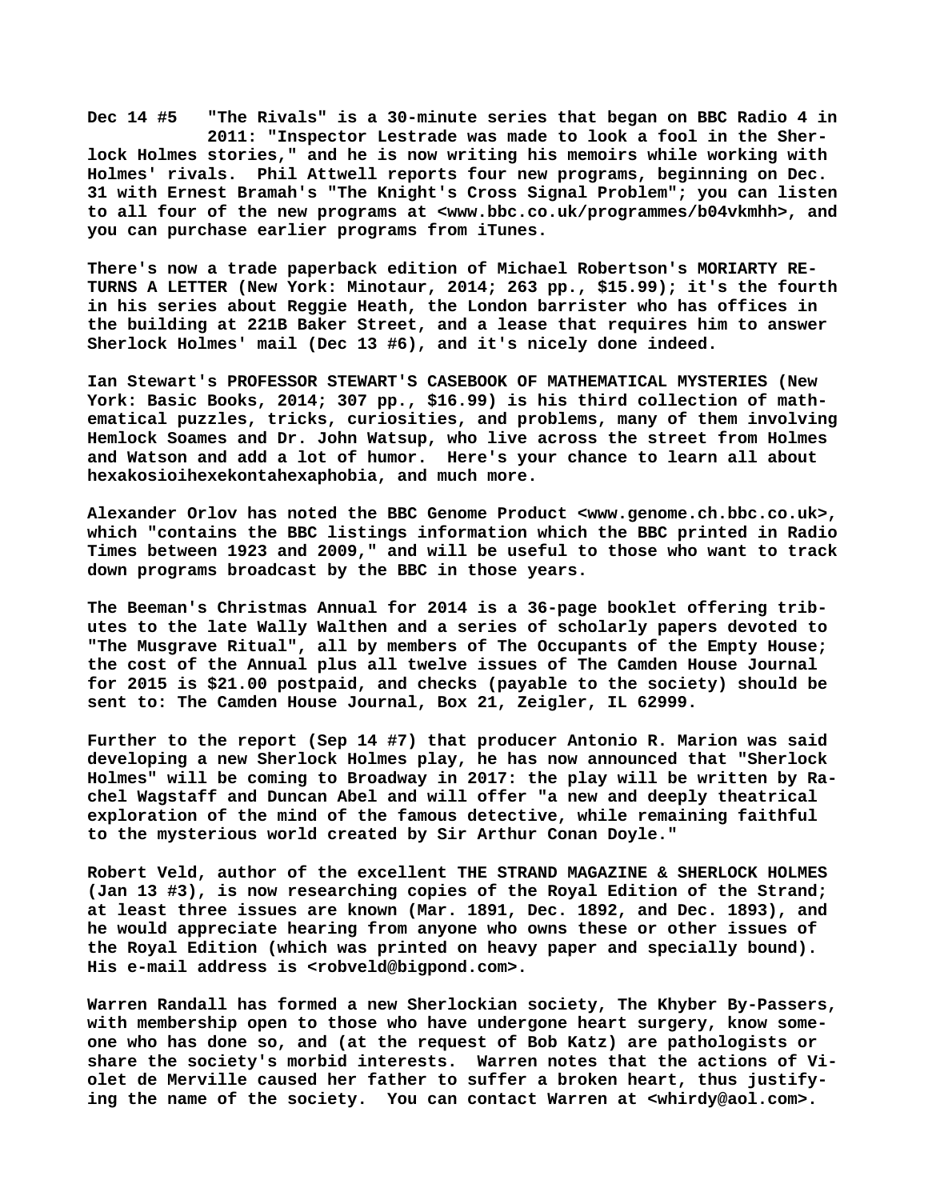**Dec 14 #5 "The Rivals" is a 30-minute series that began on BBC Radio 4 in 2011: "Inspector Lestrade was made to look a fool in the Sherlock Holmes stories," and he is now writing his memoirs while working with Holmes' rivals. Phil Attwell reports four new programs, beginning on Dec. 31 with Ernest Bramah's "The Knight's Cross Signal Problem"; you can listen to all four of the new programs at <www.bbc.co.uk/programmes/b04vkmhh>, and you can purchase earlier programs from iTunes.**

**There's now a trade paperback edition of Michael Robertson's MORIARTY RETURNS A LETTER (New York: Minotaur, 2014; 263 pp., $15.99); it's the fourth in his series about Reggie Heath, the London barrister who has offices in the building at 221B Baker Street, and a lease that requires him to answer Sherlock Holmes' mail (Dec 13 #6), and it's nicely done indeed.**

**Ian Stewart's PROFESSOR STEWART'S CASEBOOK OF MATHEMATICAL MYSTERIES (New York: Basic Books, 2014; 307 pp., $16.99) is his third collection of mathematical puzzles, tricks, curiosities, and problems, many of them involving Hemlock Soames and Dr. John Watsup, who live across the street from Holmes and Watson and add a lot of humor. Here's your chance to learn all about hexakosioihexekontahexaphobia, and much more.**

**Alexander Orlov has noted the BBC Genome Product <www.genome.ch.bbc.co.uk>, which "contains the BBC listings information which the BBC printed in Radio Times between 1923 and 2009," and will be useful to those who want to track down programs broadcast by the BBC in those years.**

**The Beeman's Christmas Annual for 2014 is a 36-page booklet offering tributes to the late Wally Walthen and a series of scholarly papers devoted to "The Musgrave Ritual", all by members of The Occupants of the Empty House; the cost of the Annual plus all twelve issues of The Camden House Journal for 2015 is $21.00 postpaid, and checks (payable to the society) should be sent to: The Camden House Journal, Box 21, Zeigler, IL 62999.**

**Further to the report (Sep 14 #7) that producer Antonio R. Marion was said developing a new Sherlock Holmes play, he has now announced that "Sherlock Holmes" will be coming to Broadway in 2017: the play will be written by Rachel Wagstaff and Duncan Abel and will offer "a new and deeply theatrical exploration of the mind of the famous detective, while remaining faithful to the mysterious world created by Sir Arthur Conan Doyle."**

**Robert Veld, author of the excellent THE STRAND MAGAZINE & SHERLOCK HOLMES (Jan 13 #3), is now researching copies of the Royal Edition of the Strand; at least three issues are known (Mar. 1891, Dec. 1892, and Dec. 1893), and he would appreciate hearing from anyone who owns these or other issues of the Royal Edition (which was printed on heavy paper and specially bound). His e-mail address is <robveld@bigpond.com>.**

**Warren Randall has formed a new Sherlockian society, The Khyber By-Passers, with membership open to those who have undergone heart surgery, know someone who has done so, and (at the request of Bob Katz) are pathologists or share the society's morbid interests. Warren notes that the actions of Violet de Merville caused her father to suffer a broken heart, thus justifying the name of the society. You can contact Warren at <whirdy@aol.com>.**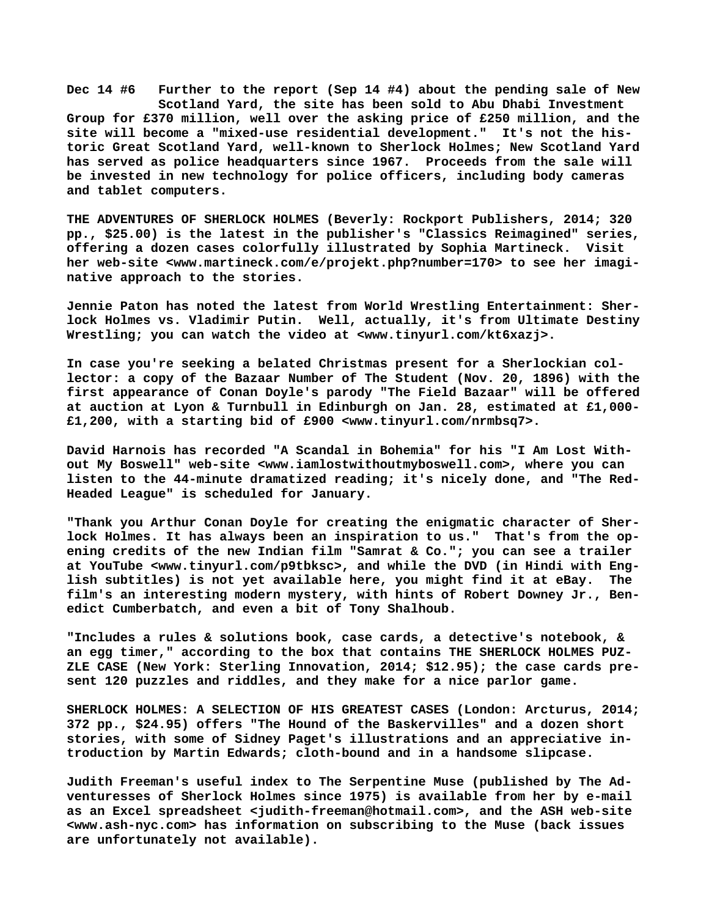**Dec 14 #6 Further to the report (Sep 14 #4) about the pending sale of New Scotland Yard, the site has been sold to Abu Dhabi Investment Group for £370 million, well over the asking price of £250 million, and the site will become a "mixed-use residential development." It's not the historic Great Scotland Yard, well-known to Sherlock Holmes; New Scotland Yard has served as police headquarters since 1967. Proceeds from the sale will be invested in new technology for police officers, including body cameras and tablet computers.**

**THE ADVENTURES OF SHERLOCK HOLMES (Beverly: Rockport Publishers, 2014; 320 pp., $25.00) is the latest in the publisher's "Classics Reimagined" series, offering a dozen cases colorfully illustrated by Sophia Martineck. Visit her web-site <www.martineck.com/e/projekt.php?number=170> to see her imaginative approach to the stories.**

**Jennie Paton has noted the latest from World Wrestling Entertainment: Sherlock Holmes vs. Vladimir Putin. Well, actually, it's from Ultimate Destiny Wrestling; you can watch the video at <www.tinyurl.com/kt6xazj>.**

**In case you're seeking a belated Christmas present for a Sherlockian collector: a copy of the Bazaar Number of The Student (Nov. 20, 1896) with the first appearance of Conan Doyle's parody "The Field Bazaar" will be offered at auction at Lyon & Turnbull in Edinburgh on Jan. 28, estimated at £1,000-£1,200, with a starting bid of £900 <www.tinyurl.com/nrmbsq7>.**

**David Harnois has recorded "A Scandal in Bohemia" for his "I Am Lost Without My Boswell" web-site <www.iamlostwithoutmyboswell.com>, where you can listen to the 44-minute dramatized reading; it's nicely done, and "The Red-Headed League" is scheduled for January.**

**"Thank you Arthur Conan Doyle for creating the enigmatic character of Sherlock Holmes. It has always been an inspiration to us." That's from the opening credits of the new Indian film "Samrat & Co."; you can see a trailer at YouTube <www.tinyurl.com/p9tbksc>, and while the DVD (in Hindi with English subtitles) is not yet available here, you might find it at eBay. The film's an interesting modern mystery, with hints of Robert Downey Jr., Benedict Cumberbatch, and even a bit of Tony Shalhoub.**

**"Includes a rules & solutions book, case cards, a detective's notebook, & an egg timer," according to the box that contains THE SHERLOCK HOLMES PUZZLE CASE (New York: Sterling Innovation, 2014; $12.95); the case cards present 120 puzzles and riddles, and they make for a nice parlor game.**

**SHERLOCK HOLMES: A SELECTION OF HIS GREATEST CASES (London: Arcturus, 2014; 372 pp., $24.95) offers "The Hound of the Baskervilles" and a dozen short stories, with some of Sidney Paget's illustrations and an appreciative introduction by Martin Edwards; cloth-bound and in a handsome slipcase.**

**Judith Freeman's useful index to The Serpentine Muse (published by The Adventuresses of Sherlock Holmes since 1975) is available from her by e-mail as an Excel spreadsheet <judith-freeman@hotmail.com>, and the ASH web-site <www.ash-nyc.com> has information on subscribing to the Muse (back issues are unfortunately not available).**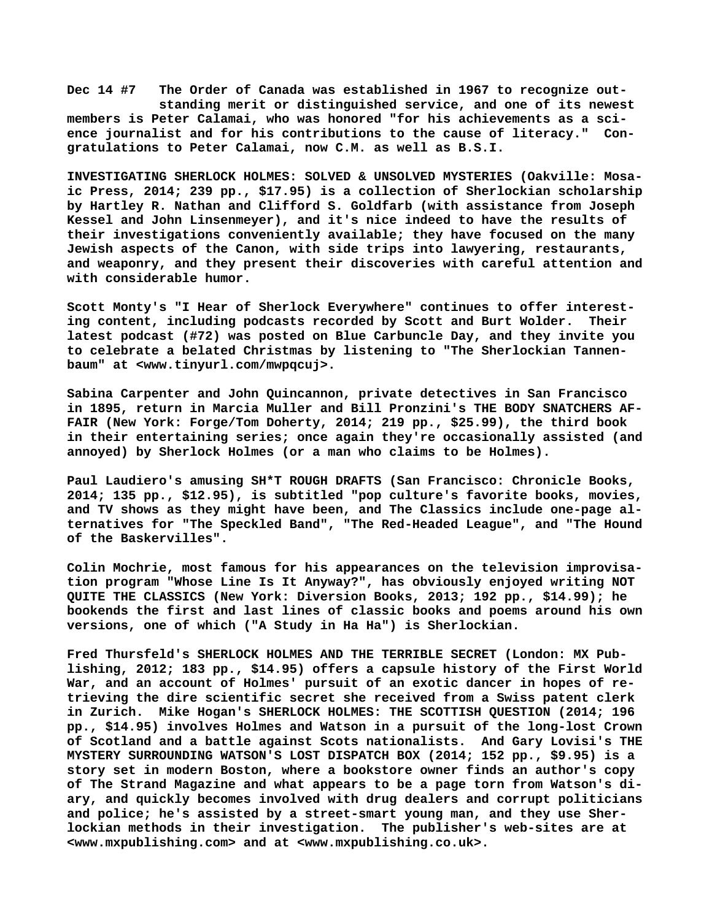**Dec 14 #7 The Order of Canada was established in 1967 to recognize outstanding merit or distinguished service, and one of its newest members is Peter Calamai, who was honored "for his achievements as a science journalist and for his contributions to the cause of literacy." Congratulations to Peter Calamai, now C.M. as well as B.S.I.**

**INVESTIGATING SHERLOCK HOLMES: SOLVED & UNSOLVED MYSTERIES (Oakville: Mosaic Press, 2014; 239 pp., $17.95) is a collection of Sherlockian scholarship by Hartley R. Nathan and Clifford S. Goldfarb (with assistance from Joseph Kessel and John Linsenmeyer), and it's nice indeed to have the results of their investigations conveniently available; they have focused on the many Jewish aspects of the Canon, with side trips into lawyering, restaurants, and weaponry, and they present their discoveries with careful attention and with considerable humor.**

**Scott Monty's "I Hear of Sherlock Everywhere" continues to offer interesting content, including podcasts recorded by Scott and Burt Wolder. Their latest podcast (#72) was posted on Blue Carbuncle Day, and they invite you to celebrate a belated Christmas by listening to "The Sherlockian Tannenbaum" at <www.tinyurl.com/mwpqcuj>.**

**Sabina Carpenter and John Quincannon, private detectives in San Francisco in 1895, return in Marcia Muller and Bill Pronzini's THE BODY SNATCHERS AFFAIR (New York: Forge/Tom Doherty, 2014; 219 pp., $25.99), the third book in their entertaining series; once again they're occasionally assisted (and annoyed) by Sherlock Holmes (or a man who claims to be Holmes).**

**Paul Laudiero's amusing SH*T ROUGH DRAFTS (San Francisco: Chronicle Books, 2014; 135 pp., $12.95), is subtitled "pop culture's favorite books, movies, and TV shows as they might have been, and The Classics include one-page alternatives for "The Speckled Band", "The Red-Headed League", and "The Hound of the Baskervilles".**

**Colin Mochrie, most famous for his appearances on the television improvisation program "Whose Line Is It Anyway?", has obviously enjoyed writing NOT QUITE THE CLASSICS (New York: Diversion Books, 2013; 192 pp., $14.99); he bookends the first and last lines of classic books and poems around his own versions, one of which ("A Study in Ha Ha") is Sherlockian.**

**Fred Thursfeld's SHERLOCK HOLMES AND THE TERRIBLE SECRET (London: MX Publishing, 2012; 183 pp., $14.95) offers a capsule history of the First World War, and an account of Holmes' pursuit of an exotic dancer in hopes of retrieving the dire scientific secret she received from a Swiss patent clerk in Zurich. Mike Hogan's SHERLOCK HOLMES: THE SCOTTISH QUESTION (2014; 196 pp., $14.95) involves Holmes and Watson in a pursuit of the long-lost Crown of Scotland and a battle against Scots nationalists. And Gary Lovisi's THE MYSTERY SURROUNDING WATSON'S LOST DISPATCH BOX (2014; 152 pp., $9.95) is a story set in modern Boston, where a bookstore owner finds an author's copy of The Strand Magazine and what appears to be a page torn from Watson's diary, and quickly becomes involved with drug dealers and corrupt politicians and police; he's assisted by a street-smart young man, and they use Sherlockian methods in their investigation. The publisher's web-sites are at <www.mxpublishing.com> and at <www.mxpublishing.co.uk>.**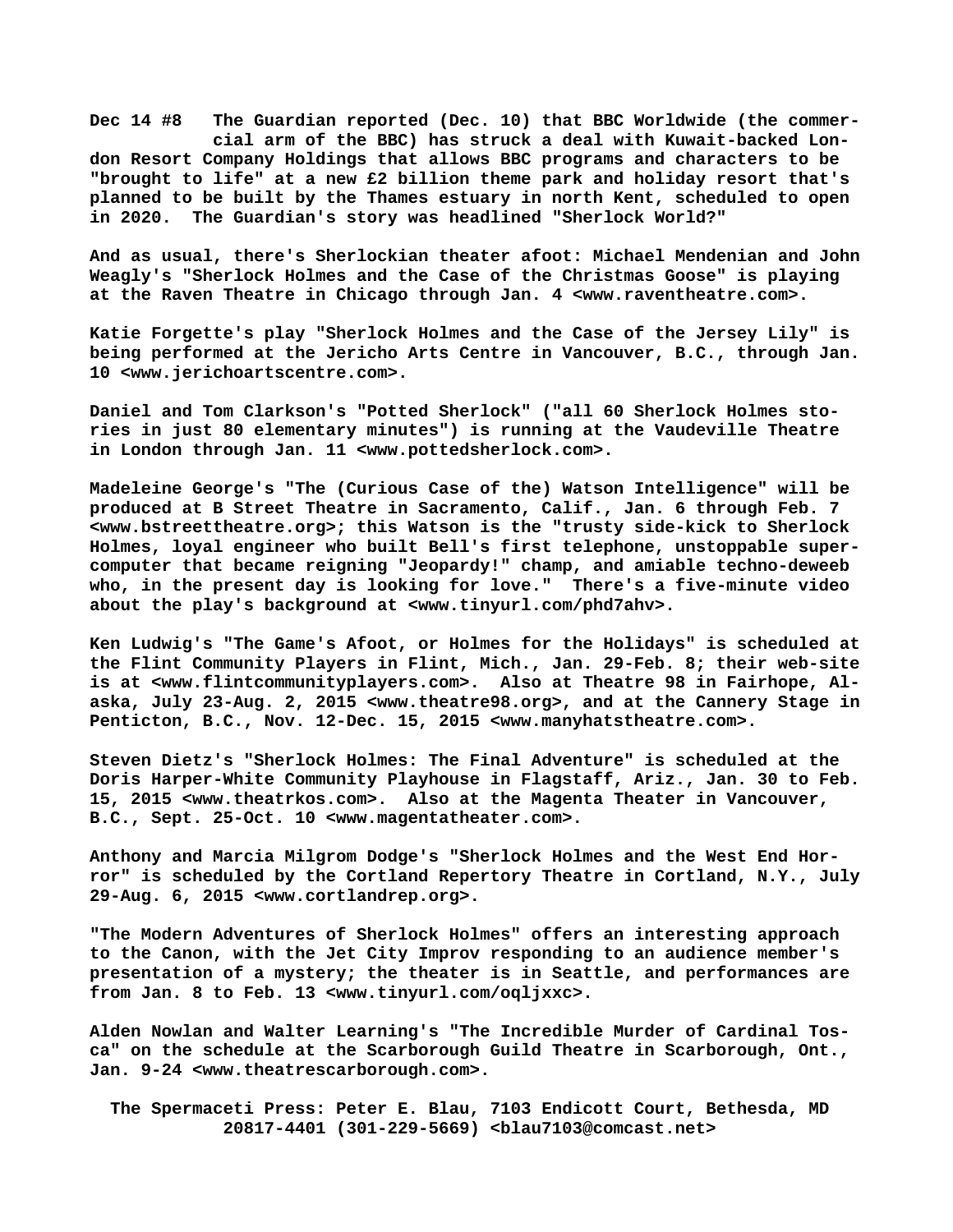**Dec 14 #8** The Guardian reported (Dec. 10) that BBC Worldwide (the commercial arm of the BBC) has struck a deal with Kuwait-backed London Resort Company Holdings that allows BBC programs and characters to be "brought to life" at a new £2 billion theme park and holiday resort that's planned to be built by the Thames estuary in north Kent, scheduled to open in 2020. The Guardian's story was headlined "Sherlock World?"

And as usual, there's Sherlockian theater afoot: Michael Mendenian and John Weagly's "Sherlock Holmes and the Case of the Christmas Goose" is playing at the Raven Theatre in Chicago through Jan. 4 <www.raventheatre.com>.

Katie Forgette's play "Sherlock Holmes and the Case of the Jersey Lily" is being performed at the Jericho Arts Centre in Vancouver, B.C., through Jan. 10 <www.jerichoartscentre.com>.

Daniel and Tom Clarkson's "Potted Sherlock" ("all 60 Sherlock Holmes stories in just 80 elementary minutes") is running at the Vaudeville Theatre in London through Jan. 11 <www.pottedsherlock.com>.

Madeleine George's "The (Curious Case of the) Watson Intelligence" will be produced at B Street Theatre in Sacramento, Calif., Jan. 6 through Feb. 7 <www.bstreettheatre.org>; this Watson is the "trusty side-kick to Sherlock Holmes, loyal engineer who built Bell's first telephone, unstoppable supercomputer that became reigning "Jeopardy!" champ, and amiable techno-deweeb who, in the present day is looking for love." There's a five-minute video about the play's background at <www.tinyurl.com/phd7ahv>.

Ken Ludwig's "The Game's Afoot, or Holmes for the Holidays" is scheduled at the Flint Community Players in Flint, Mich., Jan. 29-Feb. 8; their web-site is at <www.flintcommunityplayers.com>. Also at Theatre 98 in Fairhope, Alaska, July 23-Aug. 2, 2015 <www.theatre98.org>, and at the Cannery Stage in Penticton, B.C., Nov. 12-Dec. 15, 2015 <www.manyhatstheatre.com>.

Steven Dietz's "Sherlock Holmes: The Final Adventure" is scheduled at the Doris Harper-White Community Playhouse in Flagstaff, Ariz., Jan. 30 to Feb. 15, 2015 <www.theatrkos.com>. Also at the Magenta Theater in Vancouver, B.C., Sept. 25-Oct. 10 <www.magentatheater.com>.

Anthony and Marcia Milgrom Dodge's "Sherlock Holmes and the West End Horror" is scheduled by the Cortland Repertory Theatre in Cortland, N.Y., July 29-Aug. 6, 2015 <www.cortlandrep.org>.

"The Modern Adventures of Sherlock Holmes" offers an interesting approach to the Canon, with the Jet City Improv responding to an audience member's presentation of a mystery; the theater is in Seattle, and performances are from Jan. 8 to Feb. 13 <www.tinyurl.com/oqljxxc>.

Alden Nowlan and Walter Learning's "The Incredible Murder of Cardinal Tosca" on the schedule at the Scarborough Guild Theatre in Scarborough, Ont., Jan. 9-24 <www.theatrescarborough.com>.

The Spermaceti Press: Peter E. Blau, 7103 Endicott Court, Bethesda, MD 20817-4401 (301-229-5669) <blau7103@comcast.net>